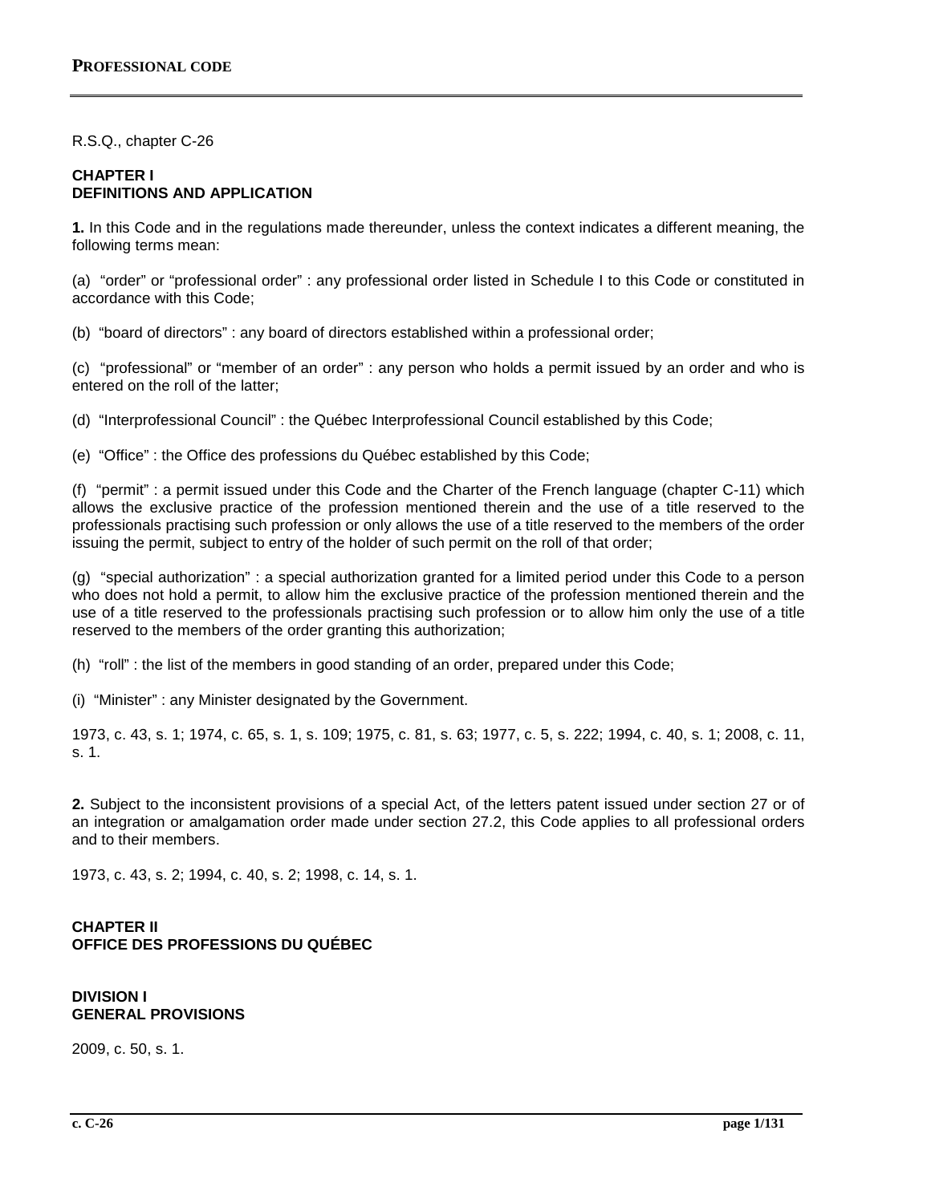# PROFESSIONAL CODE

R.S.Q., chapter C-26

## CHAPTER I
## DEFINITIONS AND APPLICATION

**1.** In this Code and in the regulations made thereunder, unless the context indicates a different meaning, the following terms mean:

(a) "order" or "professional order" : any professional order listed in Schedule I to this Code or constituted in accordance with this Code;

(b) "board of directors" : any board of directors established within a professional order;

(c) "professional" or "member of an order" : any person who holds a permit issued by an order and who is entered on the roll of the latter;

(d) "Interprofessional Council" : the Québec Interprofessional Council established by this Code;

(e) "Office" : the Office des professions du Québec established by this Code;

(f) "permit" : a permit issued under this Code and the Charter of the French language (chapter C-11) which allows the exclusive practice of the profession mentioned therein and the use of a title reserved to the professionals practising such profession or only allows the use of a title reserved to the members of the order issuing the permit, subject to entry of the holder of such permit on the roll of that order;

(g) "special authorization" : a special authorization granted for a limited period under this Code to a person who does not hold a permit, to allow him the exclusive practice of the profession mentioned therein and the use of a title reserved to the professionals practising such profession or to allow him only the use of a title reserved to the members of the order granting this authorization;

(h) "roll" : the list of the members in good standing of an order, prepared under this Code;

(i) "Minister" : any Minister designated by the Government.

1973, c. 43, s. 1; 1974, c. 65, s. 1, s. 109; 1975, c. 81, s. 63; 1977, c. 5, s. 222; 1994, c. 40, s. 1; 2008, c. 11, s. 1.

**2.** Subject to the inconsistent provisions of a special Act, of the letters patent issued under section 27 or of an integration or amalgamation order made under section 27.2, this Code applies to all professional orders and to their members.

1973, c. 43, s. 2; 1994, c. 40, s. 2; 1998, c. 14, s. 1.

## CHAPTER II
## OFFICE DES PROFESSIONS DU QUÉBEC

### DIVISION I
### GENERAL PROVISIONS

2009, c. 50, s. 1.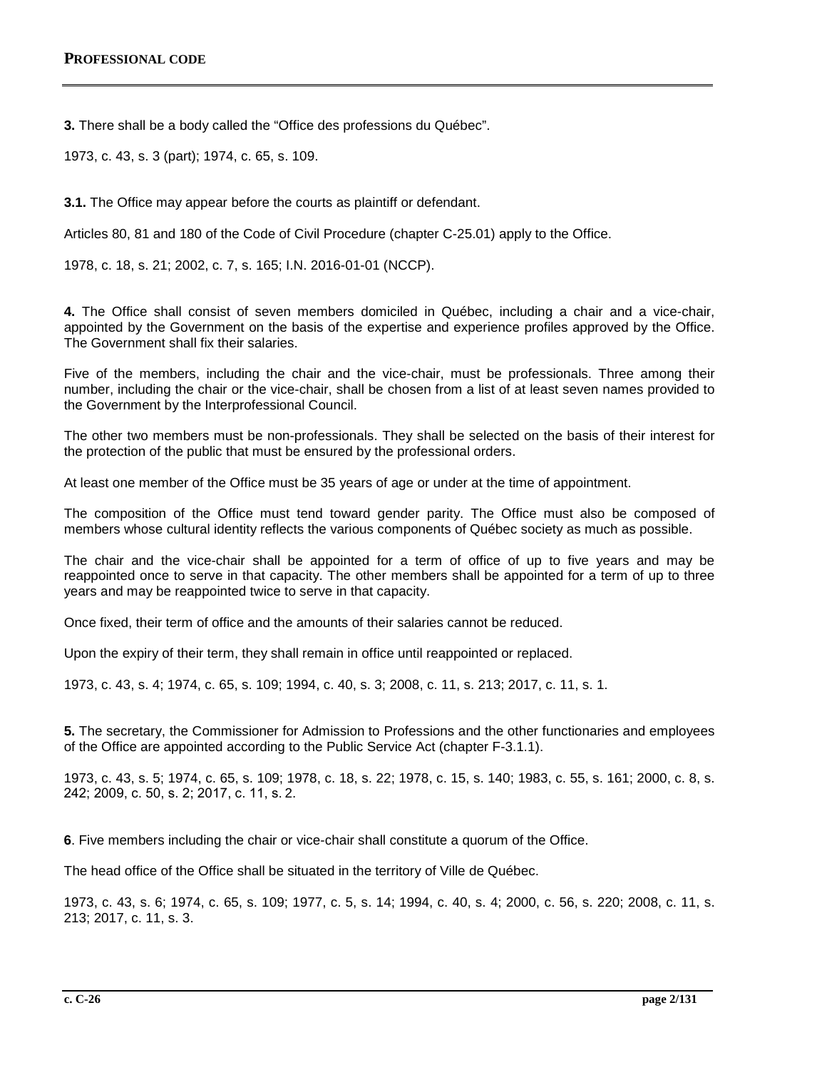**3.** There shall be a body called the "Office des professions du Québec".

1973, c. 43, s. 3 (part); 1974, c. 65, s. 109.

**3.1.** The Office may appear before the courts as plaintiff or defendant.

Articles 80, 81 and 180 of the Code of Civil Procedure (chapter C-25.01) apply to the Office.

1978, c. 18, s. 21; 2002, c. 7, s. 165; I.N. 2016-01-01 (NCCP).

**4.** The Office shall consist of seven members domiciled in Québec, including a chair and a vice-chair, appointed by the Government on the basis of the expertise and experience profiles approved by the Office. The Government shall fix their salaries.

Five of the members, including the chair and the vice-chair, must be professionals. Three among their number, including the chair or the vice-chair, shall be chosen from a list of at least seven names provided to the Government by the Interprofessional Council.

The other two members must be non-professionals. They shall be selected on the basis of their interest for the protection of the public that must be ensured by the professional orders.

At least one member of the Office must be 35 years of age or under at the time of appointment.

The composition of the Office must tend toward gender parity. The Office must also be composed of members whose cultural identity reflects the various components of Québec society as much as possible.

The chair and the vice-chair shall be appointed for a term of office of up to five years and may be reappointed once to serve in that capacity. The other members shall be appointed for a term of up to three years and may be reappointed twice to serve in that capacity.

Once fixed, their term of office and the amounts of their salaries cannot be reduced.

Upon the expiry of their term, they shall remain in office until reappointed or replaced.

1973, c. 43, s. 4; 1974, c. 65, s. 109; 1994, c. 40, s. 3; 2008, c. 11, s. 213; 2017, c. 11, s. 1.

**5.** The secretary, the Commissioner for Admission to Professions and the other functionaries and employees of the Office are appointed according to the Public Service Act (chapter F-3.1.1).

1973, c. 43, s. 5; 1974, c. 65, s. 109; 1978, c. 18, s. 22; 1978, c. 15, s. 140; 1983, c. 55, s. 161; 2000, c. 8, s. 242; 2009, c. 50, s. 2; 2017, c. 11, s. 2.

**6**. Five members including the chair or vice-chair shall constitute a quorum of the Office.

The head office of the Office shall be situated in the territory of Ville de Québec.

1973, c. 43, s. 6; 1974, c. 65, s. 109; 1977, c. 5, s. 14; 1994, c. 40, s. 4; 2000, c. 56, s. 220; 2008, c. 11, s. 213; 2017, c. 11, s. 3.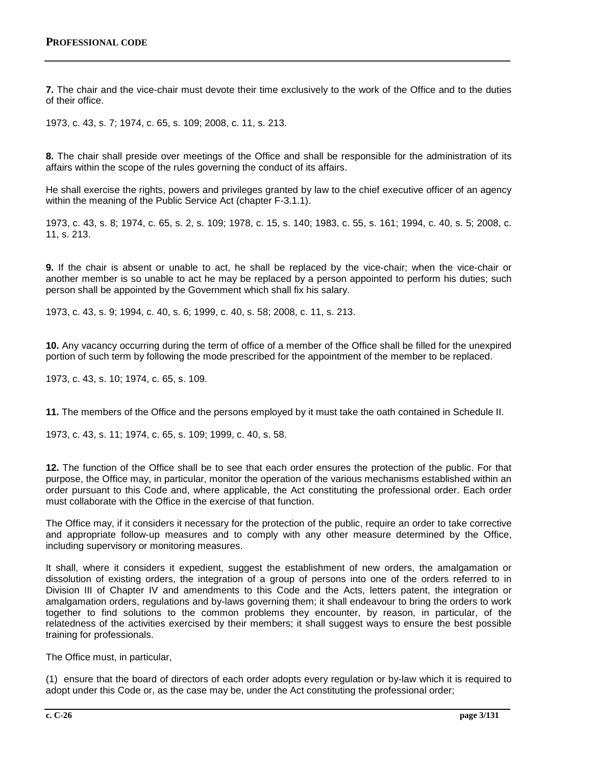**7.** The chair and the vice-chair must devote their time exclusively to the work of the Office and to the duties of their office.

1973, c. 43, s. 7; 1974, c. 65, s. 109; 2008, c. 11, s. 213.

**8.** The chair shall preside over meetings of the Office and shall be responsible for the administration of its affairs within the scope of the rules governing the conduct of its affairs.

He shall exercise the rights, powers and privileges granted by law to the chief executive officer of an agency within the meaning of the Public Service Act (chapter F-3.1.1).

1973, c. 43, s. 8; 1974, c. 65, s. 2, s. 109; 1978, c. 15, s. 140; 1983, c. 55, s. 161; 1994, c. 40, s. 5; 2008, c. 11, s. 213.

**9.** If the chair is absent or unable to act, he shall be replaced by the vice-chair; when the vice-chair or another member is so unable to act he may be replaced by a person appointed to perform his duties; such person shall be appointed by the Government which shall fix his salary.

1973, c. 43, s. 9; 1994, c. 40, s. 6; 1999, c. 40, s. 58; 2008, c. 11, s. 213.

**10.** Any vacancy occurring during the term of office of a member of the Office shall be filled for the unexpired portion of such term by following the mode prescribed for the appointment of the member to be replaced.

1973, c. 43, s. 10; 1974, c. 65, s. 109.

**11.** The members of the Office and the persons employed by it must take the oath contained in Schedule II.

1973, c. 43, s. 11; 1974, c. 65, s. 109; 1999, c. 40, s. 58.

**12.** The function of the Office shall be to see that each order ensures the protection of the public. For that purpose, the Office may, in particular, monitor the operation of the various mechanisms established within an order pursuant to this Code and, where applicable, the Act constituting the professional order. Each order must collaborate with the Office in the exercise of that function.

The Office may, if it considers it necessary for the protection of the public, require an order to take corrective and appropriate follow-up measures and to comply with any other measure determined by the Office, including supervisory or monitoring measures.

It shall, where it considers it expedient, suggest the establishment of new orders, the amalgamation or dissolution of existing orders, the integration of a group of persons into one of the orders referred to in Division III of Chapter IV and amendments to this Code and the Acts, letters patent, the integration or amalgamation orders, regulations and by-laws governing them; it shall endeavour to bring the orders to work together to find solutions to the common problems they encounter, by reason, in particular, of the relatedness of the activities exercised by their members; it shall suggest ways to ensure the best possible training for professionals.

The Office must, in particular,

(1) ensure that the board of directors of each order adopts every regulation or by-law which it is required to adopt under this Code or, as the case may be, under the Act constituting the professional order;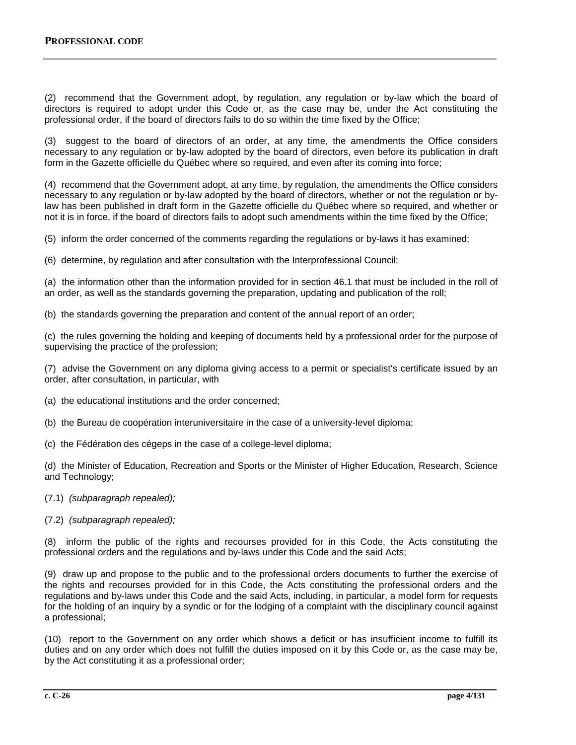(2) recommend that the Government adopt, by regulation, any regulation or by-law which the board of directors is required to adopt under this Code or, as the case may be, under the Act constituting the professional order, if the board of directors fails to do so within the time fixed by the Office;

(3) suggest to the board of directors of an order, at any time, the amendments the Office considers necessary to any regulation or by-law adopted by the board of directors, even before its publication in draft form in the Gazette officielle du Québec where so required, and even after its coming into force;

(4) recommend that the Government adopt, at any time, by regulation, the amendments the Office considers necessary to any regulation or by-law adopted by the board of directors, whether or not the regulation or by-law has been published in draft form in the Gazette officielle du Québec where so required, and whether or not it is in force, if the board of directors fails to adopt such amendments within the time fixed by the Office;

(5) inform the order concerned of the comments regarding the regulations or by-laws it has examined;

(6) determine, by regulation and after consultation with the Interprofessional Council:

(a) the information other than the information provided for in section 46.1 that must be included in the roll of an order, as well as the standards governing the preparation, updating and publication of the roll;

(b) the standards governing the preparation and content of the annual report of an order;

(c) the rules governing the holding and keeping of documents held by a professional order for the purpose of supervising the practice of the profession;

(7) advise the Government on any diploma giving access to a permit or specialist's certificate issued by an order, after consultation, in particular, with

(a) the educational institutions and the order concerned;

(b) the Bureau de coopération interuniversitaire in the case of a university-level diploma;

(c) the Fédération des cégeps in the case of a college-level diploma;

(d) the Minister of Education, Recreation and Sports or the Minister of Higher Education, Research, Science and Technology;

(7.1) *(subparagraph repealed);*

(7.2) *(subparagraph repealed);*

(8) inform the public of the rights and recourses provided for in this Code, the Acts constituting the professional orders and the regulations and by-laws under this Code and the said Acts;

(9) draw up and propose to the public and to the professional orders documents to further the exercise of the rights and recourses provided for in this Code, the Acts constituting the professional orders and the regulations and by-laws under this Code and the said Acts, including, in particular, a model form for requests for the holding of an inquiry by a syndic or for the lodging of a complaint with the disciplinary council against a professional;

(10) report to the Government on any order which shows a deficit or has insufficient income to fulfill its duties and on any order which does not fulfill the duties imposed on it by this Code or, as the case may be, by the Act constituting it as a professional order;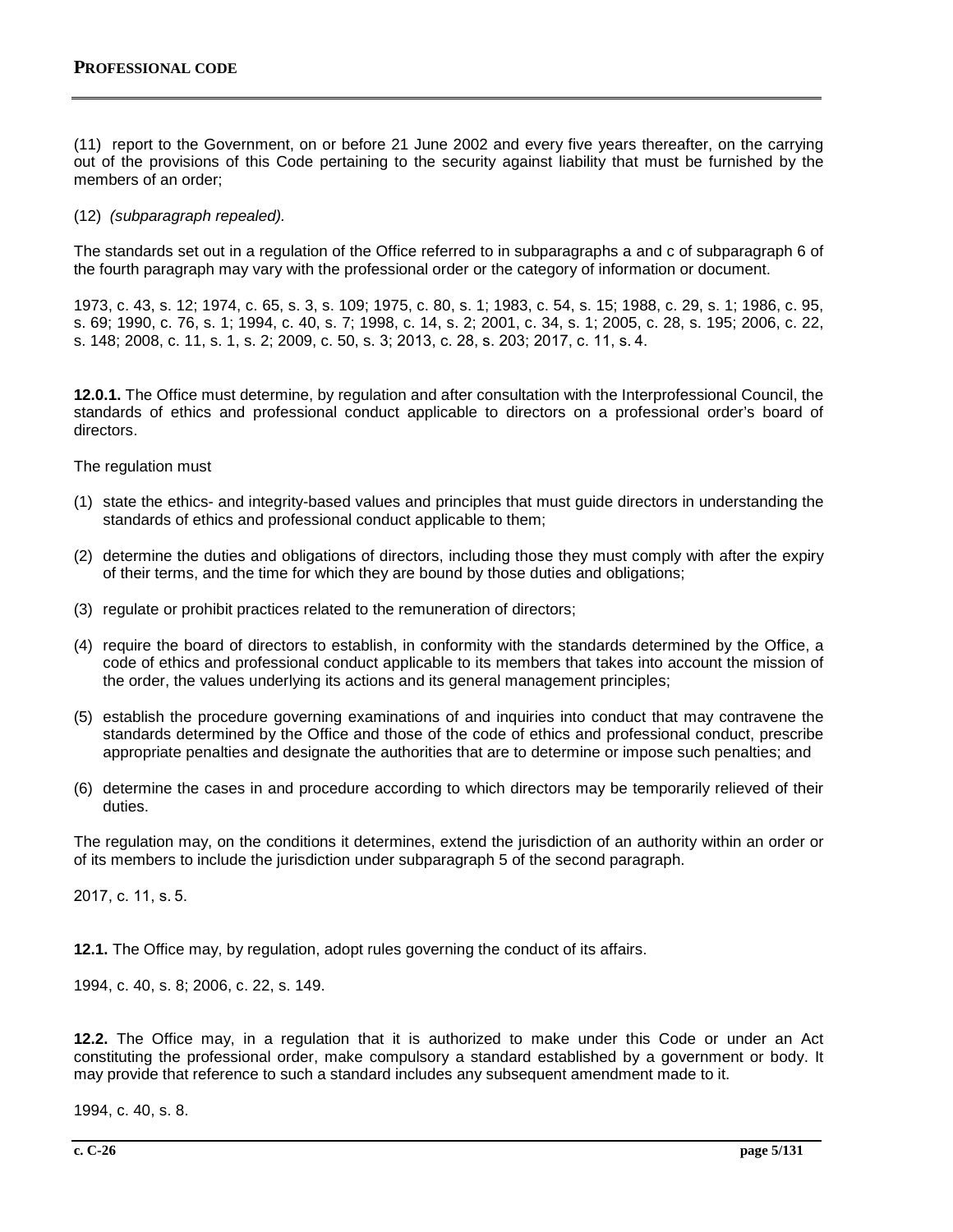(11) report to the Government, on or before 21 June 2002 and every five years thereafter, on the carrying out of the provisions of this Code pertaining to the security against liability that must be furnished by the members of an order;

(12) *(subparagraph repealed).*

The standards set out in a regulation of the Office referred to in subparagraphs a and c of subparagraph 6 of the fourth paragraph may vary with the professional order or the category of information or document.

1973, c. 43, s. 12; 1974, c. 65, s. 3, s. 109; 1975, c. 80, s. 1; 1983, c. 54, s. 15; 1988, c. 29, s. 1; 1986, c. 95, s. 69; 1990, c. 76, s. 1; 1994, c. 40, s. 7; 1998, c. 14, s. 2; 2001, c. 34, s. 1; 2005, c. 28, s. 195; 2006, c. 22, s. 148; 2008, c. 11, s. 1, s. 2; 2009, c. 50, s. 3; 2013, c. 28, s. 203; 2017, c. 11, s. 4.

**12.0.1.** The Office must determine, by regulation and after consultation with the Interprofessional Council, the standards of ethics and professional conduct applicable to directors on a professional order's board of directors.

The regulation must

(1) state the ethics- and integrity-based values and principles that must guide directors in understanding the standards of ethics and professional conduct applicable to them;

(2) determine the duties and obligations of directors, including those they must comply with after the expiry of their terms, and the time for which they are bound by those duties and obligations;

(3) regulate or prohibit practices related to the remuneration of directors;

(4) require the board of directors to establish, in conformity with the standards determined by the Office, a code of ethics and professional conduct applicable to its members that takes into account the mission of the order, the values underlying its actions and its general management principles;

(5) establish the procedure governing examinations of and inquiries into conduct that may contravene the standards determined by the Office and those of the code of ethics and professional conduct, prescribe appropriate penalties and designate the authorities that are to determine or impose such penalties; and

(6) determine the cases in and procedure according to which directors may be temporarily relieved of their duties.

The regulation may, on the conditions it determines, extend the jurisdiction of an authority within an order or of its members to include the jurisdiction under subparagraph 5 of the second paragraph.

2017, c. 11, s. 5.

**12.1.** The Office may, by regulation, adopt rules governing the conduct of its affairs.

1994, c. 40, s. 8; 2006, c. 22, s. 149.

**12.2.** The Office may, in a regulation that it is authorized to make under this Code or under an Act constituting the professional order, make compulsory a standard established by a government or body. It may provide that reference to such a standard includes any subsequent amendment made to it.

1994, c. 40, s. 8.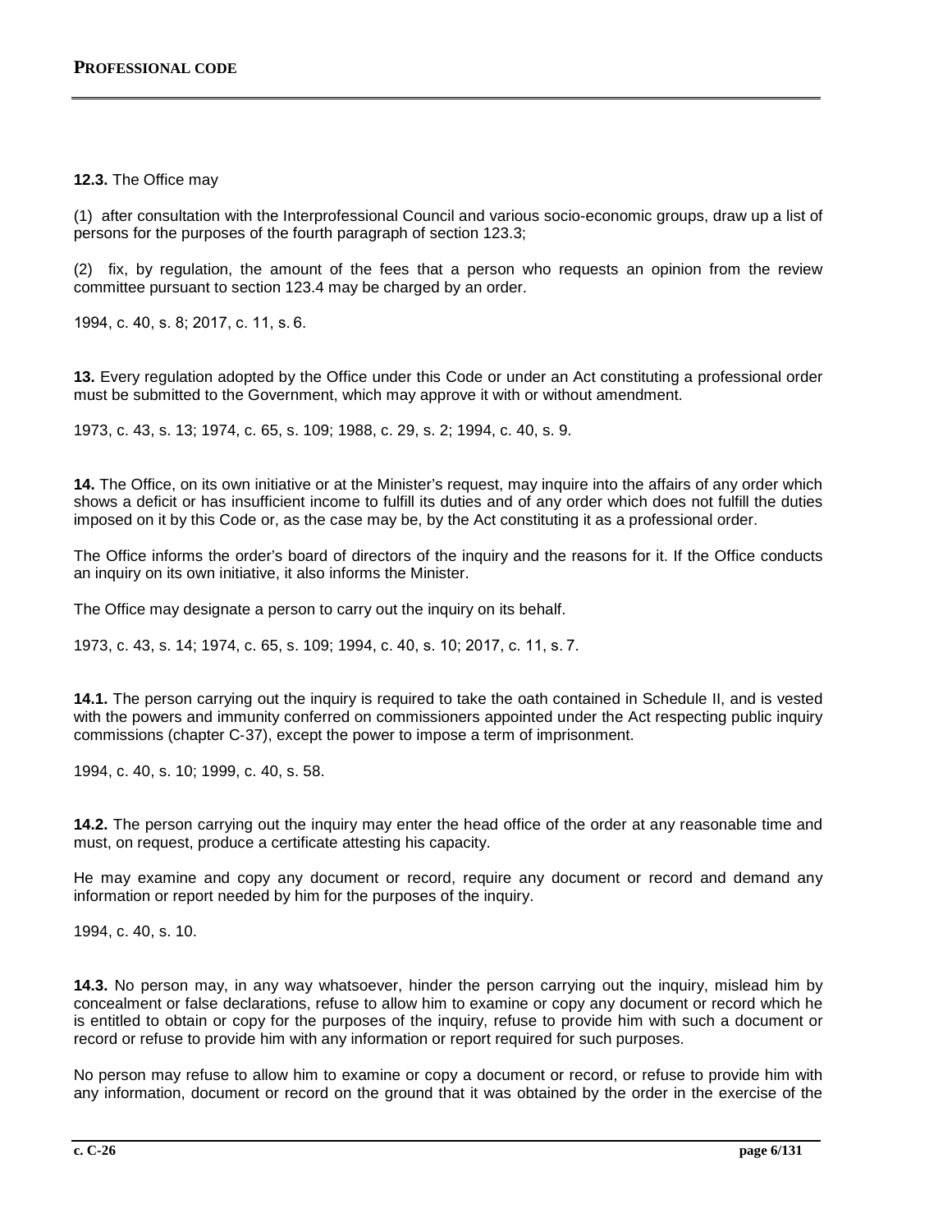**12.3.** The Office may

(1) after consultation with the Interprofessional Council and various socio-economic groups, draw up a list of persons for the purposes of the fourth paragraph of section 123.3;

(2) fix, by regulation, the amount of the fees that a person who requests an opinion from the review committee pursuant to section 123.4 may be charged by an order.

1994, c. 40, s. 8; 2017, c. 11, s. 6.

**13.** Every regulation adopted by the Office under this Code or under an Act constituting a professional order must be submitted to the Government, which may approve it with or without amendment.

1973, c. 43, s. 13; 1974, c. 65, s. 109; 1988, c. 29, s. 2; 1994, c. 40, s. 9.

**14.** The Office, on its own initiative or at the Minister's request, may inquire into the affairs of any order which shows a deficit or has insufficient income to fulfill its duties and of any order which does not fulfill the duties imposed on it by this Code or, as the case may be, by the Act constituting it as a professional order.

The Office informs the order's board of directors of the inquiry and the reasons for it. If the Office conducts an inquiry on its own initiative, it also informs the Minister.

The Office may designate a person to carry out the inquiry on its behalf.

1973, c. 43, s. 14; 1974, c. 65, s. 109; 1994, c. 40, s. 10; 2017, c. 11, s. 7.

**14.1.** The person carrying out the inquiry is required to take the oath contained in Schedule II, and is vested with the powers and immunity conferred on commissioners appointed under the Act respecting public inquiry commissions (chapter C-37), except the power to impose a term of imprisonment.

1994, c. 40, s. 10; 1999, c. 40, s. 58.

**14.2.** The person carrying out the inquiry may enter the head office of the order at any reasonable time and must, on request, produce a certificate attesting his capacity.

He may examine and copy any document or record, require any document or record and demand any information or report needed by him for the purposes of the inquiry.

1994, c. 40, s. 10.

**14.3.** No person may, in any way whatsoever, hinder the person carrying out the inquiry, mislead him by concealment or false declarations, refuse to allow him to examine or copy any document or record which he is entitled to obtain or copy for the purposes of the inquiry, refuse to provide him with such a document or record or refuse to provide him with any information or report required for such purposes.

No person may refuse to allow him to examine or copy a document or record, or refuse to provide him with any information, document or record on the ground that it was obtained by the order in the exercise of the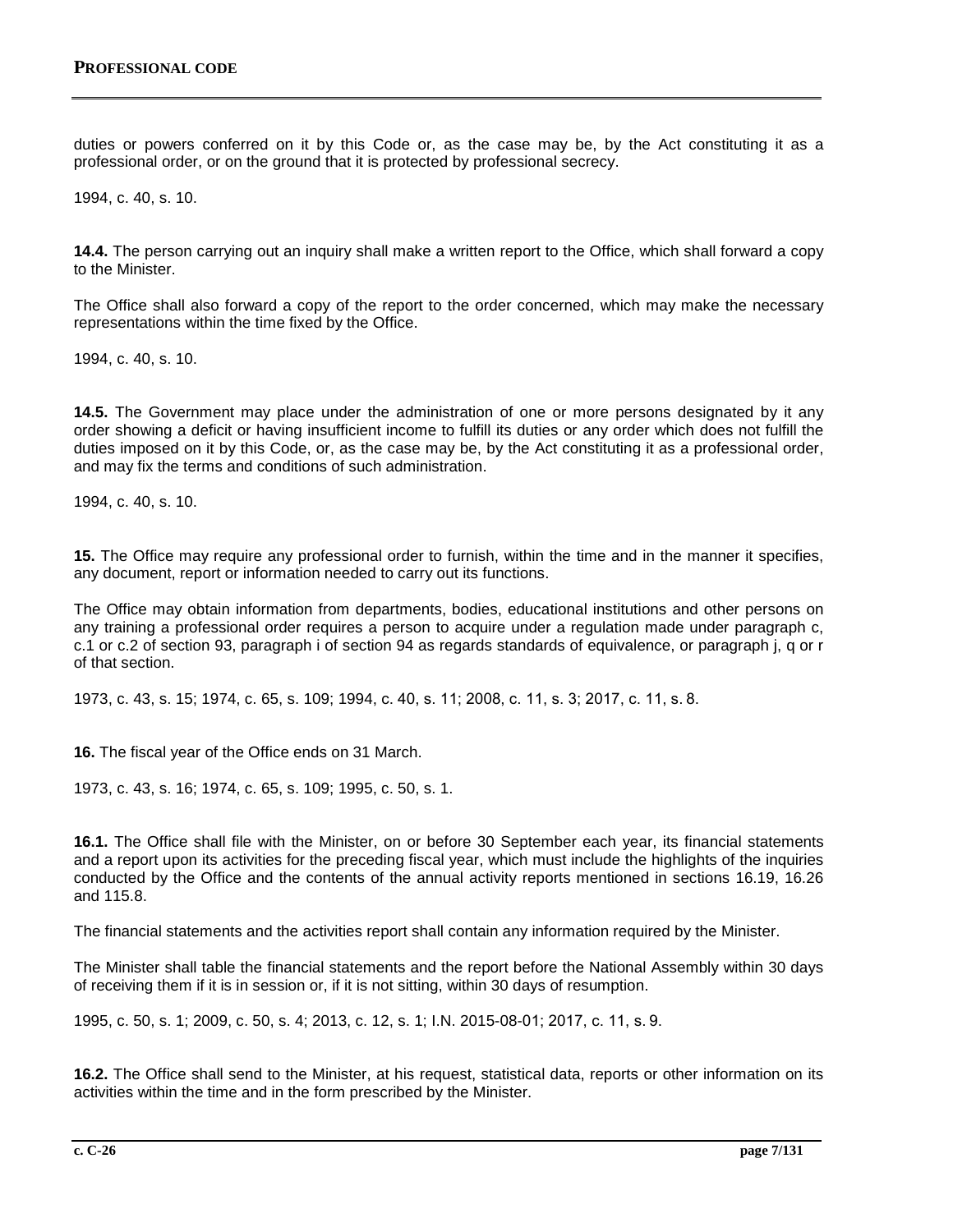duties or powers conferred on it by this Code or, as the case may be, by the Act constituting it as a professional order, or on the ground that it is protected by professional secrecy.

1994, c. 40, s. 10.

**14.4.** The person carrying out an inquiry shall make a written report to the Office, which shall forward a copy to the Minister.

The Office shall also forward a copy of the report to the order concerned, which may make the necessary representations within the time fixed by the Office.

1994, c. 40, s. 10.

**14.5.** The Government may place under the administration of one or more persons designated by it any order showing a deficit or having insufficient income to fulfill its duties or any order which does not fulfill the duties imposed on it by this Code, or, as the case may be, by the Act constituting it as a professional order, and may fix the terms and conditions of such administration.

1994, c. 40, s. 10.

**15.** The Office may require any professional order to furnish, within the time and in the manner it specifies, any document, report or information needed to carry out its functions.

The Office may obtain information from departments, bodies, educational institutions and other persons on any training a professional order requires a person to acquire under a regulation made under paragraph c, c.1 or c.2 of section 93, paragraph i of section 94 as regards standards of equivalence, or paragraph j, q or r of that section.

1973, c. 43, s. 15; 1974, c. 65, s. 109; 1994, c. 40, s. 11; 2008, c. 11, s. 3; 2017, c. 11, s. 8.

**16.** The fiscal year of the Office ends on 31 March.

1973, c. 43, s. 16; 1974, c. 65, s. 109; 1995, c. 50, s. 1.

**16.1.** The Office shall file with the Minister, on or before 30 September each year, its financial statements and a report upon its activities for the preceding fiscal year, which must include the highlights of the inquiries conducted by the Office and the contents of the annual activity reports mentioned in sections 16.19, 16.26 and 115.8.

The financial statements and the activities report shall contain any information required by the Minister.

The Minister shall table the financial statements and the report before the National Assembly within 30 days of receiving them if it is in session or, if it is not sitting, within 30 days of resumption.

1995, c. 50, s. 1; 2009, c. 50, s. 4; 2013, c. 12, s. 1; I.N. 2015-08-01; 2017, c. 11, s. 9.

**16.2.** The Office shall send to the Minister, at his request, statistical data, reports or other information on its activities within the time and in the form prescribed by the Minister.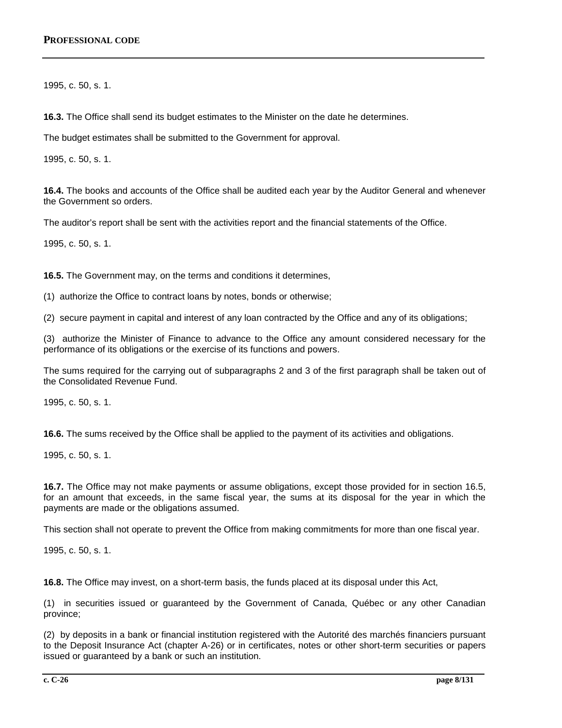1995, c. 50, s. 1.

**16.3.** The Office shall send its budget estimates to the Minister on the date he determines.

The budget estimates shall be submitted to the Government for approval.

1995, c. 50, s. 1.

**16.4.** The books and accounts of the Office shall be audited each year by the Auditor General and whenever the Government so orders.

The auditor's report shall be sent with the activities report and the financial statements of the Office.

1995, c. 50, s. 1.

**16.5.** The Government may, on the terms and conditions it determines,

(1) authorize the Office to contract loans by notes, bonds or otherwise;

(2) secure payment in capital and interest of any loan contracted by the Office and any of its obligations;

(3) authorize the Minister of Finance to advance to the Office any amount considered necessary for the performance of its obligations or the exercise of its functions and powers.

The sums required for the carrying out of subparagraphs 2 and 3 of the first paragraph shall be taken out of the Consolidated Revenue Fund.

1995, c. 50, s. 1.

**16.6.** The sums received by the Office shall be applied to the payment of its activities and obligations.

1995, c. 50, s. 1.

**16.7.** The Office may not make payments or assume obligations, except those provided for in section 16.5, for an amount that exceeds, in the same fiscal year, the sums at its disposal for the year in which the payments are made or the obligations assumed.

This section shall not operate to prevent the Office from making commitments for more than one fiscal year.

1995, c. 50, s. 1.

**16.8.** The Office may invest, on a short-term basis, the funds placed at its disposal under this Act,

(1) in securities issued or guaranteed by the Government of Canada, Québec or any other Canadian province;

(2) by deposits in a bank or financial institution registered with the Autorité des marchés financiers pursuant to the Deposit Insurance Act (chapter A-26) or in certificates, notes or other short-term securities or papers issued or guaranteed by a bank or such an institution.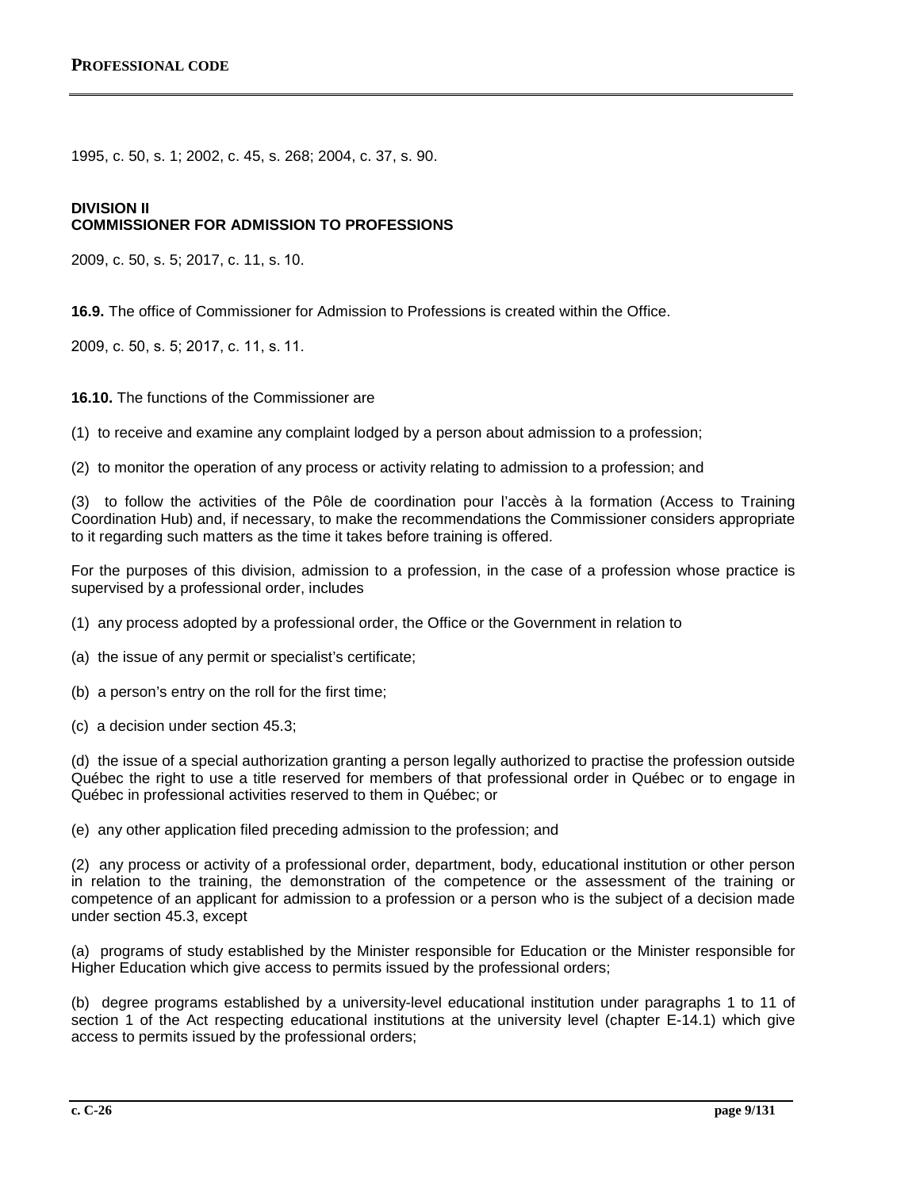1995, c. 50, s. 1; 2002, c. 45, s. 268; 2004, c. 37, s. 90.

## DIVISION II
## COMMISSIONER FOR ADMISSION TO PROFESSIONS

2009, c. 50, s. 5; 2017, c. 11, s. 10.

**16.9.** The office of Commissioner for Admission to Professions is created within the Office.

2009, c. 50, s. 5; 2017, c. 11, s. 11.

**16.10.** The functions of the Commissioner are

(1) to receive and examine any complaint lodged by a person about admission to a profession;

(2) to monitor the operation of any process or activity relating to admission to a profession; and

(3) to follow the activities of the Pôle de coordination pour l'accès à la formation (Access to Training Coordination Hub) and, if necessary, to make the recommendations the Commissioner considers appropriate to it regarding such matters as the time it takes before training is offered.

For the purposes of this division, admission to a profession, in the case of a profession whose practice is supervised by a professional order, includes

(1) any process adopted by a professional order, the Office or the Government in relation to

(a) the issue of any permit or specialist's certificate;

(b) a person's entry on the roll for the first time;

(c) a decision under section 45.3;

(d) the issue of a special authorization granting a person legally authorized to practise the profession outside Québec the right to use a title reserved for members of that professional order in Québec or to engage in Québec in professional activities reserved to them in Québec; or

(e) any other application filed preceding admission to the profession; and

(2) any process or activity of a professional order, department, body, educational institution or other person in relation to the training, the demonstration of the competence or the assessment of the training or competence of an applicant for admission to a profession or a person who is the subject of a decision made under section 45.3, except

(a) programs of study established by the Minister responsible for Education or the Minister responsible for Higher Education which give access to permits issued by the professional orders;

(b) degree programs established by a university-level educational institution under paragraphs 1 to 11 of section 1 of the Act respecting educational institutions at the university level (chapter E-14.1) which give access to permits issued by the professional orders;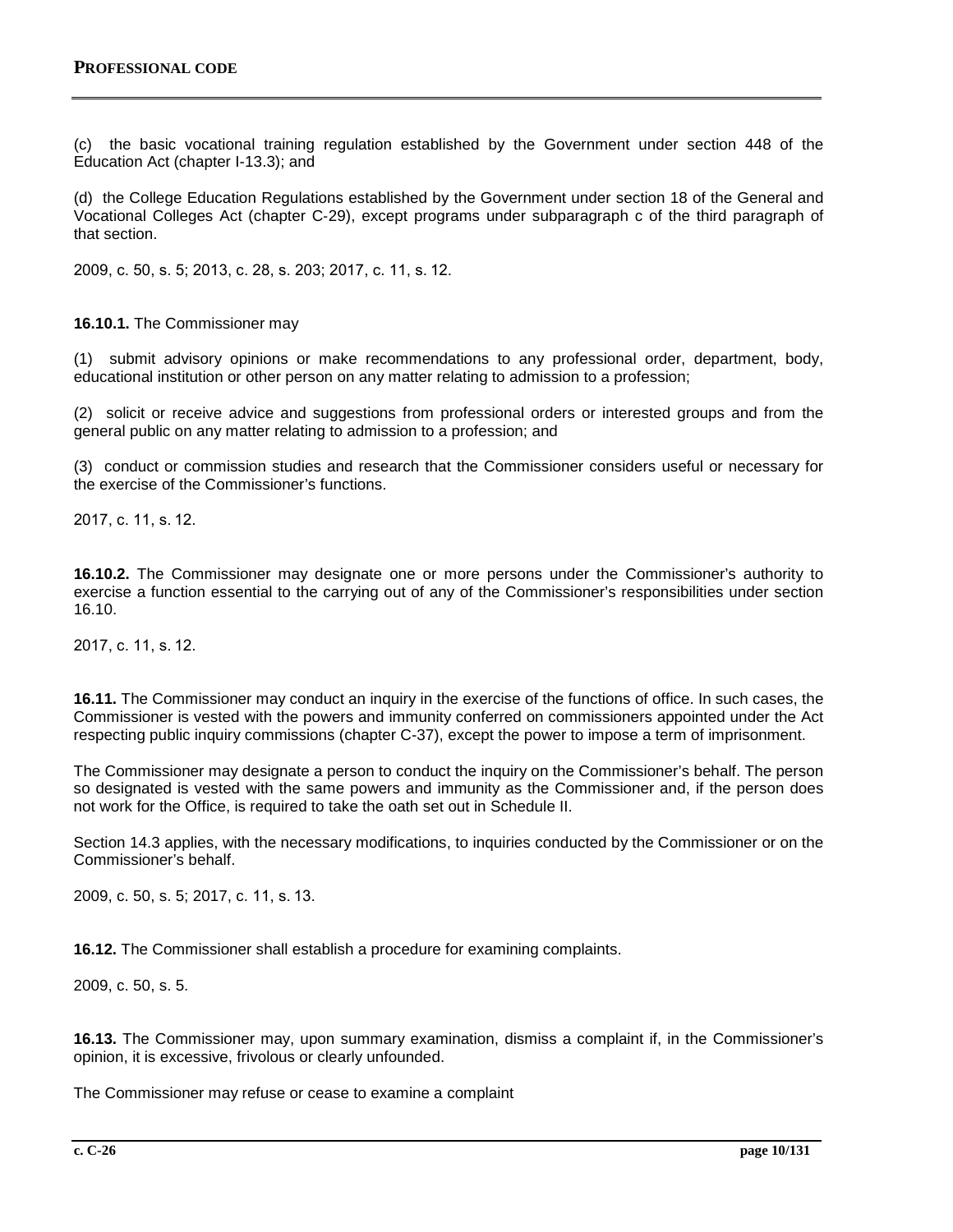(c) the basic vocational training regulation established by the Government under section 448 of the Education Act (chapter I-13.3); and

(d) the College Education Regulations established by the Government under section 18 of the General and Vocational Colleges Act (chapter C-29), except programs under subparagraph c of the third paragraph of that section.

2009, c. 50, s. 5; 2013, c. 28, s. 203; 2017, c. 11, s. 12.

**16.10.1.** The Commissioner may

(1) submit advisory opinions or make recommendations to any professional order, department, body, educational institution or other person on any matter relating to admission to a profession;

(2) solicit or receive advice and suggestions from professional orders or interested groups and from the general public on any matter relating to admission to a profession; and

(3) conduct or commission studies and research that the Commissioner considers useful or necessary for the exercise of the Commissioner's functions.

2017, c. 11, s. 12.

**16.10.2.** The Commissioner may designate one or more persons under the Commissioner's authority to exercise a function essential to the carrying out of any of the Commissioner's responsibilities under section 16.10.

2017, c. 11, s. 12.

**16.11.** The Commissioner may conduct an inquiry in the exercise of the functions of office. In such cases, the Commissioner is vested with the powers and immunity conferred on commissioners appointed under the Act respecting public inquiry commissions (chapter C-37), except the power to impose a term of imprisonment.

The Commissioner may designate a person to conduct the inquiry on the Commissioner's behalf. The person so designated is vested with the same powers and immunity as the Commissioner and, if the person does not work for the Office, is required to take the oath set out in Schedule II.

Section 14.3 applies, with the necessary modifications, to inquiries conducted by the Commissioner or on the Commissioner's behalf.

2009, c. 50, s. 5; 2017, c. 11, s. 13.

**16.12.** The Commissioner shall establish a procedure for examining complaints.

2009, c. 50, s. 5.

**16.13.** The Commissioner may, upon summary examination, dismiss a complaint if, in the Commissioner's opinion, it is excessive, frivolous or clearly unfounded.

The Commissioner may refuse or cease to examine a complaint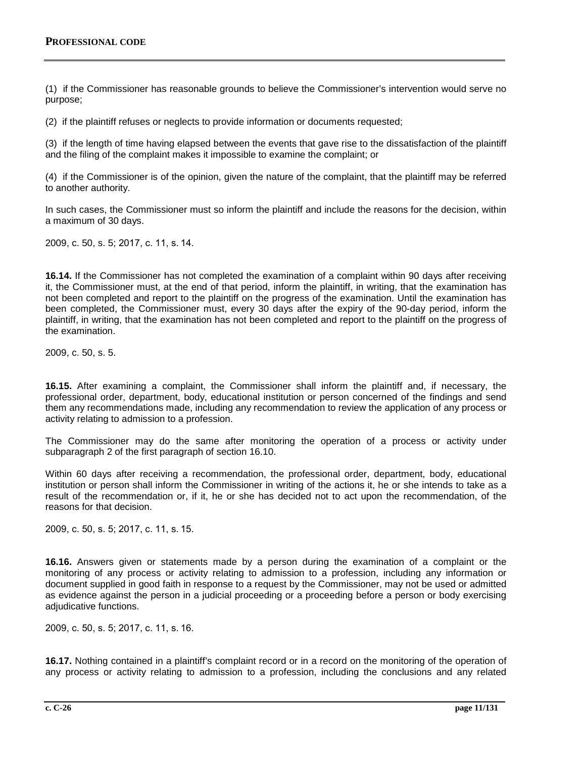(1) if the Commissioner has reasonable grounds to believe the Commissioner's intervention would serve no purpose;

(2) if the plaintiff refuses or neglects to provide information or documents requested;

(3) if the length of time having elapsed between the events that gave rise to the dissatisfaction of the plaintiff and the filing of the complaint makes it impossible to examine the complaint; or

(4) if the Commissioner is of the opinion, given the nature of the complaint, that the plaintiff may be referred to another authority.

In such cases, the Commissioner must so inform the plaintiff and include the reasons for the decision, within a maximum of 30 days.

2009, c. 50, s. 5; 2017, c. 11, s. 14.

**16.14.** If the Commissioner has not completed the examination of a complaint within 90 days after receiving it, the Commissioner must, at the end of that period, inform the plaintiff, in writing, that the examination has not been completed and report to the plaintiff on the progress of the examination. Until the examination has been completed, the Commissioner must, every 30 days after the expiry of the 90-day period, inform the plaintiff, in writing, that the examination has not been completed and report to the plaintiff on the progress of the examination.

2009, c. 50, s. 5.

**16.15.** After examining a complaint, the Commissioner shall inform the plaintiff and, if necessary, the professional order, department, body, educational institution or person concerned of the findings and send them any recommendations made, including any recommendation to review the application of any process or activity relating to admission to a profession.

The Commissioner may do the same after monitoring the operation of a process or activity under subparagraph 2 of the first paragraph of section 16.10.

Within 60 days after receiving a recommendation, the professional order, department, body, educational institution or person shall inform the Commissioner in writing of the actions it, he or she intends to take as a result of the recommendation or, if it, he or she has decided not to act upon the recommendation, of the reasons for that decision.

2009, c. 50, s. 5; 2017, c. 11, s. 15.

**16.16.** Answers given or statements made by a person during the examination of a complaint or the monitoring of any process or activity relating to admission to a profession, including any information or document supplied in good faith in response to a request by the Commissioner, may not be used or admitted as evidence against the person in a judicial proceeding or a proceeding before a person or body exercising adjudicative functions.

2009, c. 50, s. 5; 2017, c. 11, s. 16.

**16.17.** Nothing contained in a plaintiff's complaint record or in a record on the monitoring of the operation of any process or activity relating to admission to a profession, including the conclusions and any related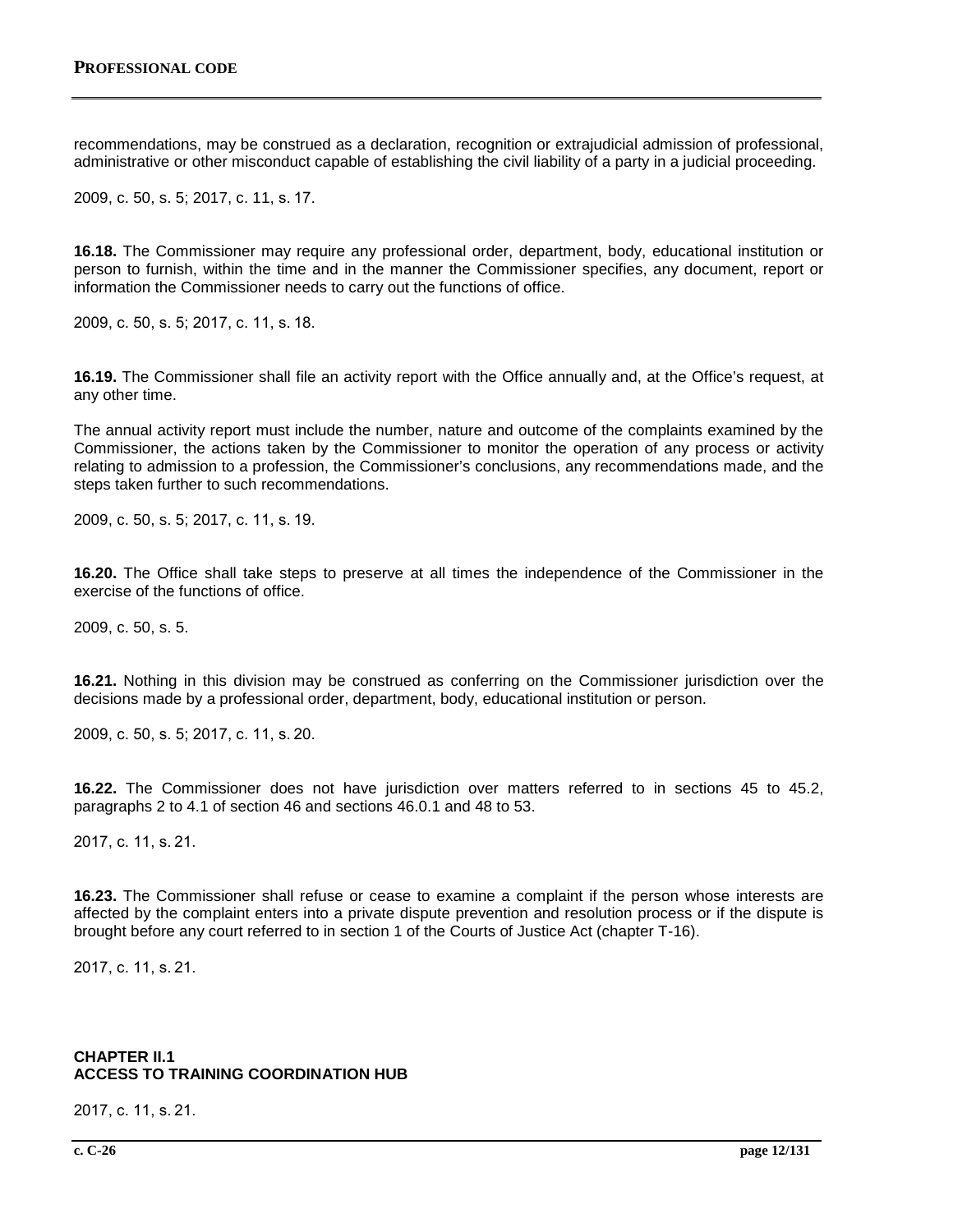recommendations, may be construed as a declaration, recognition or extrajudicial admission of professional, administrative or other misconduct capable of establishing the civil liability of a party in a judicial proceeding.

2009, c. 50, s. 5; 2017, c. 11, s. 17.

**16.18.** The Commissioner may require any professional order, department, body, educational institution or person to furnish, within the time and in the manner the Commissioner specifies, any document, report or information the Commissioner needs to carry out the functions of office.

2009, c. 50, s. 5; 2017, c. 11, s. 18.

**16.19.** The Commissioner shall file an activity report with the Office annually and, at the Office's request, at any other time.

The annual activity report must include the number, nature and outcome of the complaints examined by the Commissioner, the actions taken by the Commissioner to monitor the operation of any process or activity relating to admission to a profession, the Commissioner's conclusions, any recommendations made, and the steps taken further to such recommendations.

2009, c. 50, s. 5; 2017, c. 11, s. 19.

**16.20.** The Office shall take steps to preserve at all times the independence of the Commissioner in the exercise of the functions of office.

2009, c. 50, s. 5.

**16.21.** Nothing in this division may be construed as conferring on the Commissioner jurisdiction over the decisions made by a professional order, department, body, educational institution or person.

2009, c. 50, s. 5; 2017, c. 11, s. 20.

**16.22.** The Commissioner does not have jurisdiction over matters referred to in sections 45 to 45.2, paragraphs 2 to 4.1 of section 46 and sections 46.0.1 and 48 to 53.

2017, c. 11, s. 21.

**16.23.** The Commissioner shall refuse or cease to examine a complaint if the person whose interests are affected by the complaint enters into a private dispute prevention and resolution process or if the dispute is brought before any court referred to in section 1 of the Courts of Justice Act (chapter T-16).

2017, c. 11, s. 21.

## CHAPTER II.1
## ACCESS TO TRAINING COORDINATION HUB

2017, c. 11, s. 21.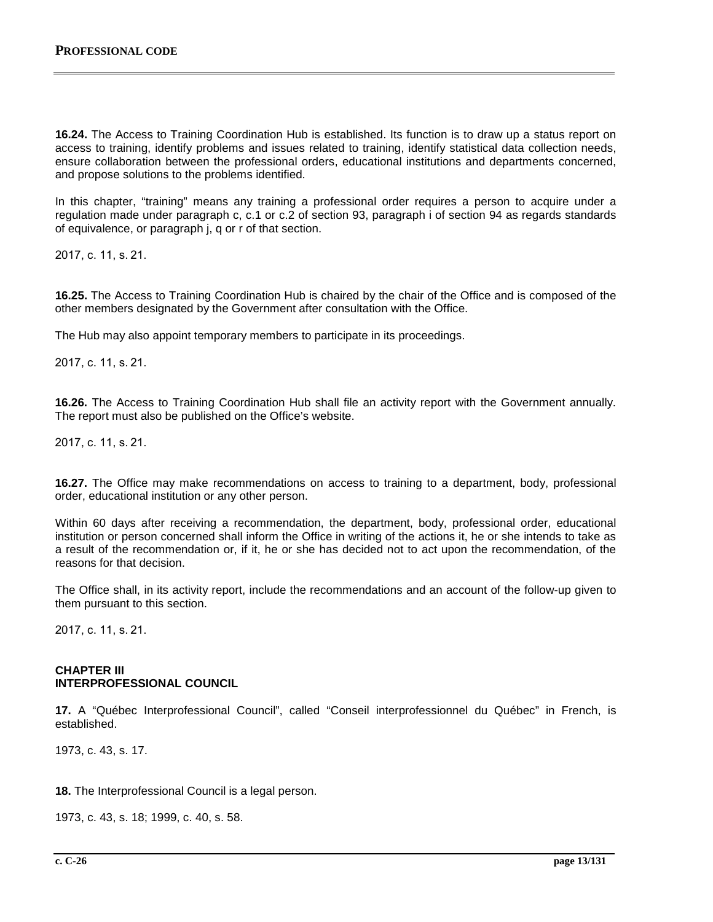**16.24.** The Access to Training Coordination Hub is established. Its function is to draw up a status report on access to training, identify problems and issues related to training, identify statistical data collection needs, ensure collaboration between the professional orders, educational institutions and departments concerned, and propose solutions to the problems identified.

In this chapter, "training" means any training a professional order requires a person to acquire under a regulation made under paragraph c, c.1 or c.2 of section 93, paragraph i of section 94 as regards standards of equivalence, or paragraph j, q or r of that section.

2017, c. 11, s. 21.

**16.25.** The Access to Training Coordination Hub is chaired by the chair of the Office and is composed of the other members designated by the Government after consultation with the Office.

The Hub may also appoint temporary members to participate in its proceedings.

2017, c. 11, s. 21.

**16.26.** The Access to Training Coordination Hub shall file an activity report with the Government annually. The report must also be published on the Office's website.

2017, c. 11, s. 21.

**16.27.** The Office may make recommendations on access to training to a department, body, professional order, educational institution or any other person.

Within 60 days after receiving a recommendation, the department, body, professional order, educational institution or person concerned shall inform the Office in writing of the actions it, he or she intends to take as a result of the recommendation or, if it, he or she has decided not to act upon the recommendation, of the reasons for that decision.

The Office shall, in its activity report, include the recommendations and an account of the follow-up given to them pursuant to this section.

2017, c. 11, s. 21.

## CHAPTER III
## INTERPROFESSIONAL COUNCIL

**17.** A "Québec Interprofessional Council", called "Conseil interprofessionnel du Québec" in French, is established.

1973, c. 43, s. 17.

**18.** The Interprofessional Council is a legal person.

1973, c. 43, s. 18; 1999, c. 40, s. 58.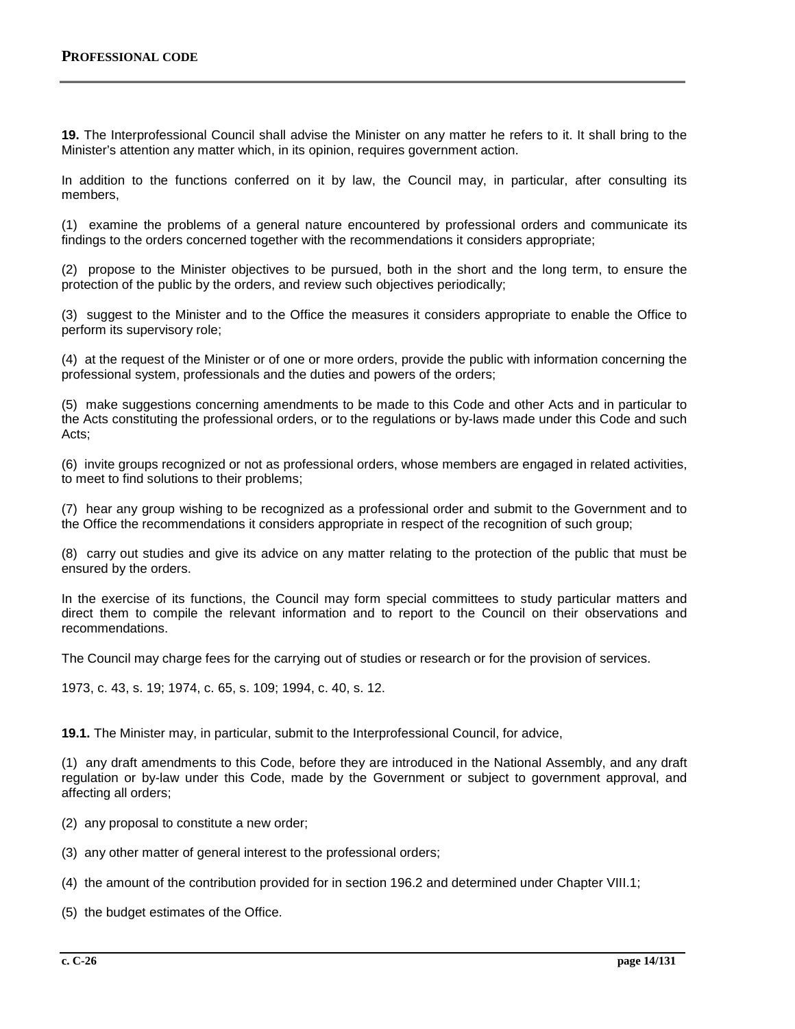**19.** The Interprofessional Council shall advise the Minister on any matter he refers to it. It shall bring to the Minister's attention any matter which, in its opinion, requires government action.

In addition to the functions conferred on it by law, the Council may, in particular, after consulting its members,

(1) examine the problems of a general nature encountered by professional orders and communicate its findings to the orders concerned together with the recommendations it considers appropriate;

(2) propose to the Minister objectives to be pursued, both in the short and the long term, to ensure the protection of the public by the orders, and review such objectives periodically;

(3) suggest to the Minister and to the Office the measures it considers appropriate to enable the Office to perform its supervisory role;

(4) at the request of the Minister or of one or more orders, provide the public with information concerning the professional system, professionals and the duties and powers of the orders;

(5) make suggestions concerning amendments to be made to this Code and other Acts and in particular to the Acts constituting the professional orders, or to the regulations or by-laws made under this Code and such Acts;

(6) invite groups recognized or not as professional orders, whose members are engaged in related activities, to meet to find solutions to their problems;

(7) hear any group wishing to be recognized as a professional order and submit to the Government and to the Office the recommendations it considers appropriate in respect of the recognition of such group;

(8) carry out studies and give its advice on any matter relating to the protection of the public that must be ensured by the orders.

In the exercise of its functions, the Council may form special committees to study particular matters and direct them to compile the relevant information and to report to the Council on their observations and recommendations.

The Council may charge fees for the carrying out of studies or research or for the provision of services.

1973, c. 43, s. 19; 1974, c. 65, s. 109; 1994, c. 40, s. 12.

**19.1.** The Minister may, in particular, submit to the Interprofessional Council, for advice,

(1) any draft amendments to this Code, before they are introduced in the National Assembly, and any draft regulation or by-law under this Code, made by the Government or subject to government approval, and affecting all orders;

(2) any proposal to constitute a new order;

(3) any other matter of general interest to the professional orders;

(4) the amount of the contribution provided for in section 196.2 and determined under Chapter VIII.1;

(5) the budget estimates of the Office.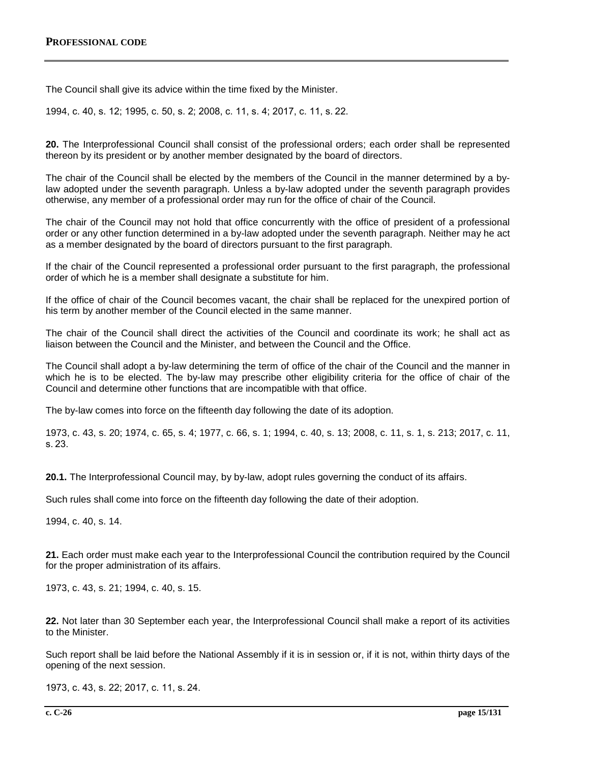The Council shall give its advice within the time fixed by the Minister.

1994, c. 40, s. 12; 1995, c. 50, s. 2; 2008, c. 11, s. 4; 2017, c. 11, s. 22.

**20.** The Interprofessional Council shall consist of the professional orders; each order shall be represented thereon by its president or by another member designated by the board of directors.

The chair of the Council shall be elected by the members of the Council in the manner determined by a by-law adopted under the seventh paragraph. Unless a by-law adopted under the seventh paragraph provides otherwise, any member of a professional order may run for the office of chair of the Council.

The chair of the Council may not hold that office concurrently with the office of president of a professional order or any other function determined in a by-law adopted under the seventh paragraph. Neither may he act as a member designated by the board of directors pursuant to the first paragraph.

If the chair of the Council represented a professional order pursuant to the first paragraph, the professional order of which he is a member shall designate a substitute for him.

If the office of chair of the Council becomes vacant, the chair shall be replaced for the unexpired portion of his term by another member of the Council elected in the same manner.

The chair of the Council shall direct the activities of the Council and coordinate its work; he shall act as liaison between the Council and the Minister, and between the Council and the Office.

The Council shall adopt a by-law determining the term of office of the chair of the Council and the manner in which he is to be elected. The by-law may prescribe other eligibility criteria for the office of chair of the Council and determine other functions that are incompatible with that office.

The by-law comes into force on the fifteenth day following the date of its adoption.

1973, c. 43, s. 20; 1974, c. 65, s. 4; 1977, c. 66, s. 1; 1994, c. 40, s. 13; 2008, c. 11, s. 1, s. 213; 2017, c. 11, s. 23.

**20.1.** The Interprofessional Council may, by by-law, adopt rules governing the conduct of its affairs.

Such rules shall come into force on the fifteenth day following the date of their adoption.

1994, c. 40, s. 14.

**21.** Each order must make each year to the Interprofessional Council the contribution required by the Council for the proper administration of its affairs.

1973, c. 43, s. 21; 1994, c. 40, s. 15.

**22.** Not later than 30 September each year, the Interprofessional Council shall make a report of its activities to the Minister.

Such report shall be laid before the National Assembly if it is in session or, if it is not, within thirty days of the opening of the next session.

1973, c. 43, s. 22; 2017, c. 11, s. 24.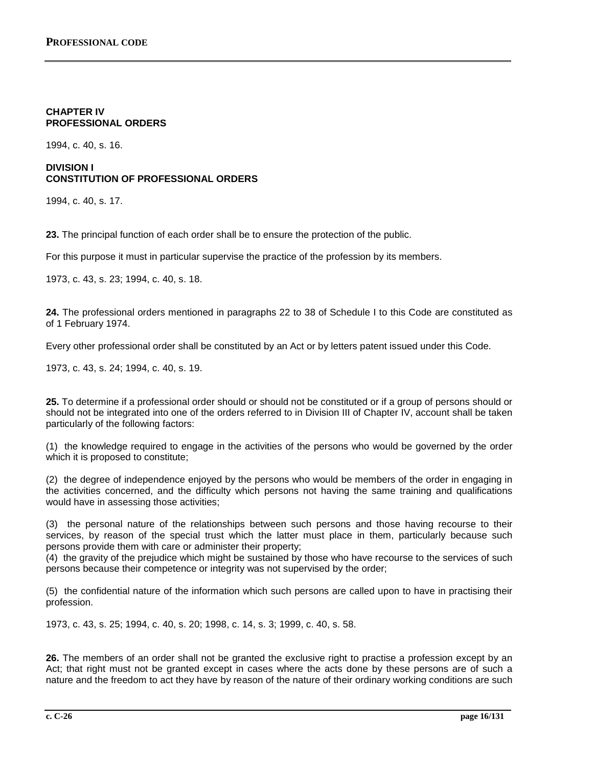## CHAPTER IV
## PROFESSIONAL ORDERS

1994, c. 40, s. 16.

### DIVISION I
### CONSTITUTION OF PROFESSIONAL ORDERS

1994, c. 40, s. 17.

**23.** The principal function of each order shall be to ensure the protection of the public.

For this purpose it must in particular supervise the practice of the profession by its members.

1973, c. 43, s. 23; 1994, c. 40, s. 18.

**24.** The professional orders mentioned in paragraphs 22 to 38 of Schedule I to this Code are constituted as of 1 February 1974.

Every other professional order shall be constituted by an Act or by letters patent issued under this Code.

1973, c. 43, s. 24; 1994, c. 40, s. 19.

**25.** To determine if a professional order should or should not be constituted or if a group of persons should or should not be integrated into one of the orders referred to in Division III of Chapter IV, account shall be taken particularly of the following factors:

(1) the knowledge required to engage in the activities of the persons who would be governed by the order which it is proposed to constitute;

(2) the degree of independence enjoyed by the persons who would be members of the order in engaging in the activities concerned, and the difficulty which persons not having the same training and qualifications would have in assessing those activities;

(3) the personal nature of the relationships between such persons and those having recourse to their services, by reason of the special trust which the latter must place in them, particularly because such persons provide them with care or administer their property;

(4) the gravity of the prejudice which might be sustained by those who have recourse to the services of such persons because their competence or integrity was not supervised by the order;

(5) the confidential nature of the information which such persons are called upon to have in practising their profession.

1973, c. 43, s. 25; 1994, c. 40, s. 20; 1998, c. 14, s. 3; 1999, c. 40, s. 58.

**26.** The members of an order shall not be granted the exclusive right to practise a profession except by an Act; that right must not be granted except in cases where the acts done by these persons are of such a nature and the freedom to act they have by reason of the nature of their ordinary working conditions are such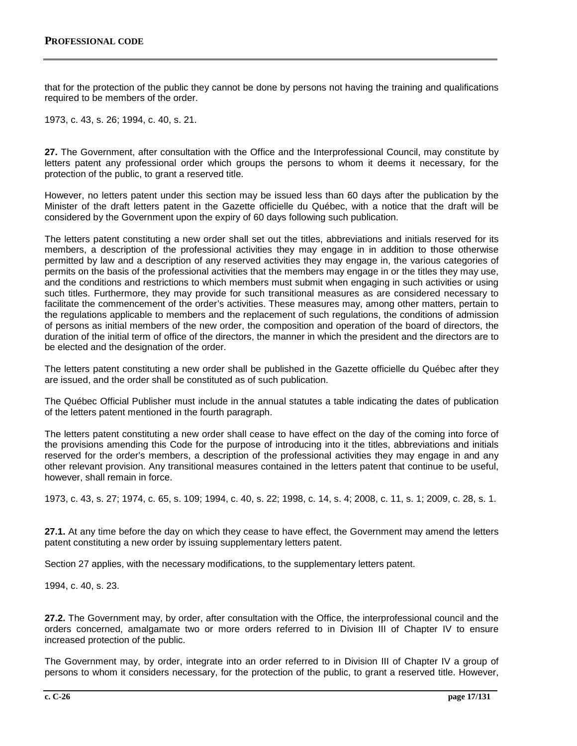that for the protection of the public they cannot be done by persons not having the training and qualifications required to be members of the order.

1973, c. 43, s. 26; 1994, c. 40, s. 21.

**27.** The Government, after consultation with the Office and the Interprofessional Council, may constitute by letters patent any professional order which groups the persons to whom it deems it necessary, for the protection of the public, to grant a reserved title.

However, no letters patent under this section may be issued less than 60 days after the publication by the Minister of the draft letters patent in the Gazette officielle du Québec, with a notice that the draft will be considered by the Government upon the expiry of 60 days following such publication.

The letters patent constituting a new order shall set out the titles, abbreviations and initials reserved for its members, a description of the professional activities they may engage in in addition to those otherwise permitted by law and a description of any reserved activities they may engage in, the various categories of permits on the basis of the professional activities that the members may engage in or the titles they may use, and the conditions and restrictions to which members must submit when engaging in such activities or using such titles. Furthermore, they may provide for such transitional measures as are considered necessary to facilitate the commencement of the order's activities. These measures may, among other matters, pertain to the regulations applicable to members and the replacement of such regulations, the conditions of admission of persons as initial members of the new order, the composition and operation of the board of directors, the duration of the initial term of office of the directors, the manner in which the president and the directors are to be elected and the designation of the order.

The letters patent constituting a new order shall be published in the Gazette officielle du Québec after they are issued, and the order shall be constituted as of such publication.

The Québec Official Publisher must include in the annual statutes a table indicating the dates of publication of the letters patent mentioned in the fourth paragraph.

The letters patent constituting a new order shall cease to have effect on the day of the coming into force of the provisions amending this Code for the purpose of introducing into it the titles, abbreviations and initials reserved for the order's members, a description of the professional activities they may engage in and any other relevant provision. Any transitional measures contained in the letters patent that continue to be useful, however, shall remain in force.

1973, c. 43, s. 27; 1974, c. 65, s. 109; 1994, c. 40, s. 22; 1998, c. 14, s. 4; 2008, c. 11, s. 1; 2009, c. 28, s. 1.

**27.1.** At any time before the day on which they cease to have effect, the Government may amend the letters patent constituting a new order by issuing supplementary letters patent.

Section 27 applies, with the necessary modifications, to the supplementary letters patent.

1994, c. 40, s. 23.

**27.2.** The Government may, by order, after consultation with the Office, the interprofessional council and the orders concerned, amalgamate two or more orders referred to in Division III of Chapter IV to ensure increased protection of the public.

The Government may, by order, integrate into an order referred to in Division III of Chapter IV a group of persons to whom it considers necessary, for the protection of the public, to grant a reserved title. However,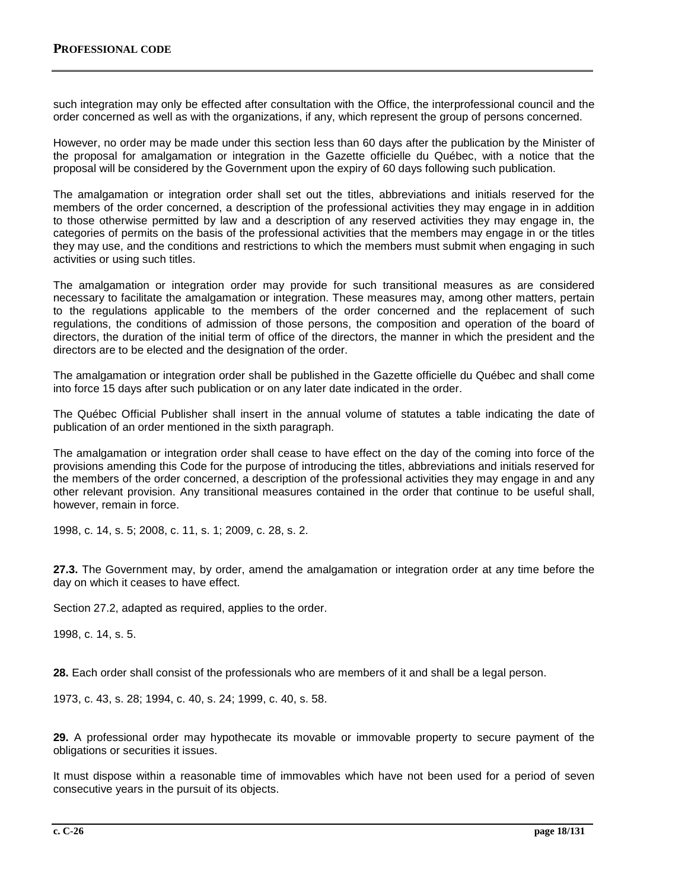such integration may only be effected after consultation with the Office, the interprofessional council and the order concerned as well as with the organizations, if any, which represent the group of persons concerned.

However, no order may be made under this section less than 60 days after the publication by the Minister of the proposal for amalgamation or integration in the Gazette officielle du Québec, with a notice that the proposal will be considered by the Government upon the expiry of 60 days following such publication.

The amalgamation or integration order shall set out the titles, abbreviations and initials reserved for the members of the order concerned, a description of the professional activities they may engage in in addition to those otherwise permitted by law and a description of any reserved activities they may engage in, the categories of permits on the basis of the professional activities that the members may engage in or the titles they may use, and the conditions and restrictions to which the members must submit when engaging in such activities or using such titles.

The amalgamation or integration order may provide for such transitional measures as are considered necessary to facilitate the amalgamation or integration. These measures may, among other matters, pertain to the regulations applicable to the members of the order concerned and the replacement of such regulations, the conditions of admission of those persons, the composition and operation of the board of directors, the duration of the initial term of office of the directors, the manner in which the president and the directors are to be elected and the designation of the order.

The amalgamation or integration order shall be published in the Gazette officielle du Québec and shall come into force 15 days after such publication or on any later date indicated in the order.

The Québec Official Publisher shall insert in the annual volume of statutes a table indicating the date of publication of an order mentioned in the sixth paragraph.

The amalgamation or integration order shall cease to have effect on the day of the coming into force of the provisions amending this Code for the purpose of introducing the titles, abbreviations and initials reserved for the members of the order concerned, a description of the professional activities they may engage in and any other relevant provision. Any transitional measures contained in the order that continue to be useful shall, however, remain in force.

1998, c. 14, s. 5; 2008, c. 11, s. 1; 2009, c. 28, s. 2.

**27.3.** The Government may, by order, amend the amalgamation or integration order at any time before the day on which it ceases to have effect.

Section 27.2, adapted as required, applies to the order.

1998, c. 14, s. 5.

**28.** Each order shall consist of the professionals who are members of it and shall be a legal person.

1973, c. 43, s. 28; 1994, c. 40, s. 24; 1999, c. 40, s. 58.

**29.** A professional order may hypothecate its movable or immovable property to secure payment of the obligations or securities it issues.

It must dispose within a reasonable time of immovables which have not been used for a period of seven consecutive years in the pursuit of its objects.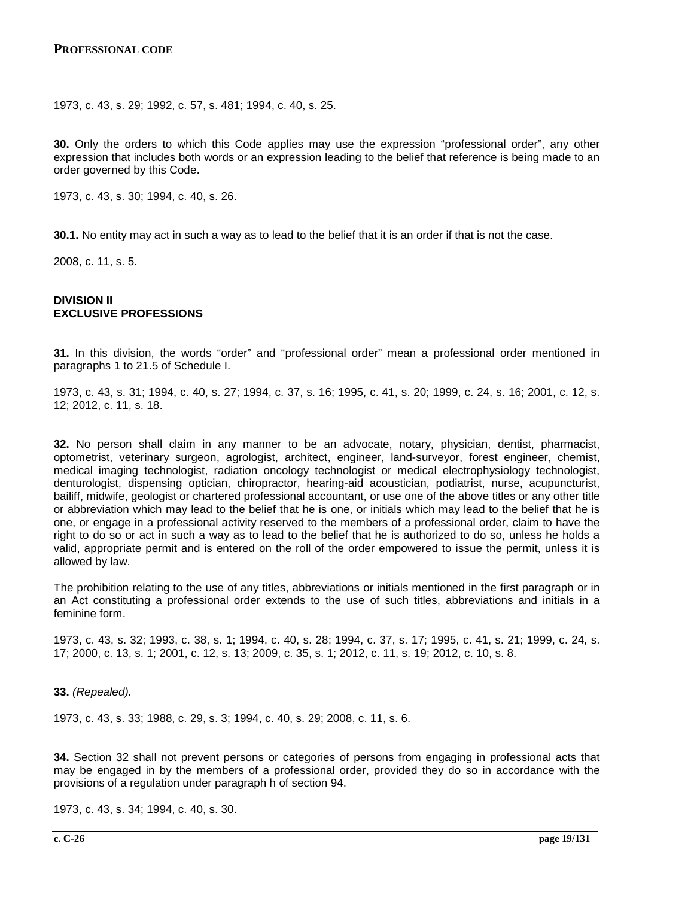1973, c. 43, s. 29; 1992, c. 57, s. 481; 1994, c. 40, s. 25.

**30.** Only the orders to which this Code applies may use the expression “professional order”, any other expression that includes both words or an expression leading to the belief that reference is being made to an order governed by this Code.

1973, c. 43, s. 30; 1994, c. 40, s. 26.

**30.1.** No entity may act in such a way as to lead to the belief that it is an order if that is not the case.

2008, c. 11, s. 5.

**DIVISION II**
**EXCLUSIVE PROFESSIONS**

**31.** In this division, the words “order” and “professional order” mean a professional order mentioned in paragraphs 1 to 21.5 of Schedule I.

1973, c. 43, s. 31; 1994, c. 40, s. 27; 1994, c. 37, s. 16; 1995, c. 41, s. 20; 1999, c. 24, s. 16; 2001, c. 12, s. 12; 2012, c. 11, s. 18.

**32.** No person shall claim in any manner to be an advocate, notary, physician, dentist, pharmacist, optometrist, veterinary surgeon, agrologist, architect, engineer, land-surveyor, forest engineer, chemist, medical imaging technologist, radiation oncology technologist or medical electrophysiology technologist, denturologist, dispensing optician, chiropractor, hearing-aid acoustician, podiatrist, nurse, acupuncturist, bailiff, midwife, geologist or chartered professional accountant, or use one of the above titles or any other title or abbreviation which may lead to the belief that he is one, or initials which may lead to the belief that he is one, or engage in a professional activity reserved to the members of a professional order, claim to have the right to do so or act in such a way as to lead to the belief that he is authorized to do so, unless he holds a valid, appropriate permit and is entered on the roll of the order empowered to issue the permit, unless it is allowed by law.

The prohibition relating to the use of any titles, abbreviations or initials mentioned in the first paragraph or in an Act constituting a professional order extends to the use of such titles, abbreviations and initials in a feminine form.

1973, c. 43, s. 32; 1993, c. 38, s. 1; 1994, c. 40, s. 28; 1994, c. 37, s. 17; 1995, c. 41, s. 21; 1999, c. 24, s. 17; 2000, c. 13, s. 1; 2001, c. 12, s. 13; 2009, c. 35, s. 1; 2012, c. 11, s. 19; 2012, c. 10, s. 8.

**33.** *(Repealed).*

1973, c. 43, s. 33; 1988, c. 29, s. 3; 1994, c. 40, s. 29; 2008, c. 11, s. 6.

**34.** Section 32 shall not prevent persons or categories of persons from engaging in professional acts that may be engaged in by the members of a professional order, provided they do so in accordance with the provisions of a regulation under paragraph h of section 94.

1973, c. 43, s. 34; 1994, c. 40, s. 30.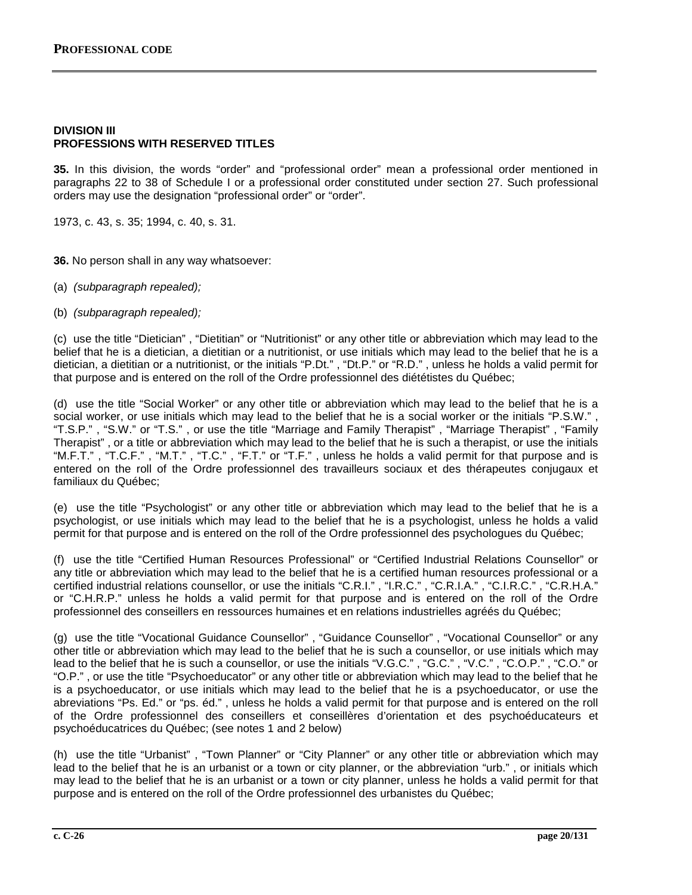## DIVISION III
## PROFESSIONS WITH RESERVED TITLES

**35.** In this division, the words “order” and “professional order” mean a professional order mentioned in paragraphs 22 to 38 of Schedule I or a professional order constituted under section 27. Such professional orders may use the designation “professional order” or “order”.

1973, c. 43, s. 35; 1994, c. 40, s. 31.

**36.** No person shall in any way whatsoever:

(a) *(subparagraph repealed);*

(b) *(subparagraph repealed);*

(c) use the title “Dietician” , “Dietitian” or “Nutritionist” or any other title or abbreviation which may lead to the belief that he is a dietician, a dietitian or a nutritionist, or use initials which may lead to the belief that he is a dietician, a dietitian or a nutritionist, or the initials “P.Dt.” , “Dt.P.” or “R.D.” , unless he holds a valid permit for that purpose and is entered on the roll of the Ordre professionnel des diététistes du Québec;

(d) use the title “Social Worker” or any other title or abbreviation which may lead to the belief that he is a social worker, or use initials which may lead to the belief that he is a social worker or the initials “P.S.W.” , “T.S.P.” , “S.W.” or “T.S.” , or use the title “Marriage and Family Therapist” , “Marriage Therapist” , “Family Therapist” , or a title or abbreviation which may lead to the belief that he is such a therapist, or use the initials “M.F.T.” , “T.C.F.” , “M.T.” , “T.C.” , “F.T.” or “T.F.” , unless he holds a valid permit for that purpose and is entered on the roll of the Ordre professionnel des travailleurs sociaux et des thérapeutes conjugaux et familiaux du Québec;

(e) use the title “Psychologist” or any other title or abbreviation which may lead to the belief that he is a psychologist, or use initials which may lead to the belief that he is a psychologist, unless he holds a valid permit for that purpose and is entered on the roll of the Ordre professionnel des psychologues du Québec;

(f) use the title “Certified Human Resources Professional” or “Certified Industrial Relations Counsellor” or any title or abbreviation which may lead to the belief that he is a certified human resources professional or a certified industrial relations counsellor, or use the initials “C.R.I.” , “I.R.C.” , “C.R.I.A.” , “C.I.R.C.” , “C.R.H.A.” or “C.H.R.P.” unless he holds a valid permit for that purpose and is entered on the roll of the Ordre professionnel des conseillers en ressources humaines et en relations industrielles agréés du Québec;

(g) use the title “Vocational Guidance Counsellor” , “Guidance Counsellor” , “Vocational Counsellor” or any other title or abbreviation which may lead to the belief that he is such a counsellor, or use initials which may lead to the belief that he is such a counsellor, or use the initials “V.G.C.” , “G.C.” , “V.C.” , “C.O.P.” , “C.O.” or “O.P.” , or use the title “Psychoeducator” or any other title or abbreviation which may lead to the belief that he is a psychoeducator, or use initials which may lead to the belief that he is a psychoeducator, or use the abreviations “Ps. Ed.” or “ps. éd.” , unless he holds a valid permit for that purpose and is entered on the roll of the Ordre professionnel des conseillers et conseillères d’orientation et des psychoéducateurs et psychoéducatrices du Québec; (see notes 1 and 2 below)

(h) use the title “Urbanist” , “Town Planner” or “City Planner” or any other title or abbreviation which may lead to the belief that he is an urbanist or a town or city planner, or the abbreviation “urb.” , or initials which may lead to the belief that he is an urbanist or a town or city planner, unless he holds a valid permit for that purpose and is entered on the roll of the Ordre professionnel des urbanistes du Québec;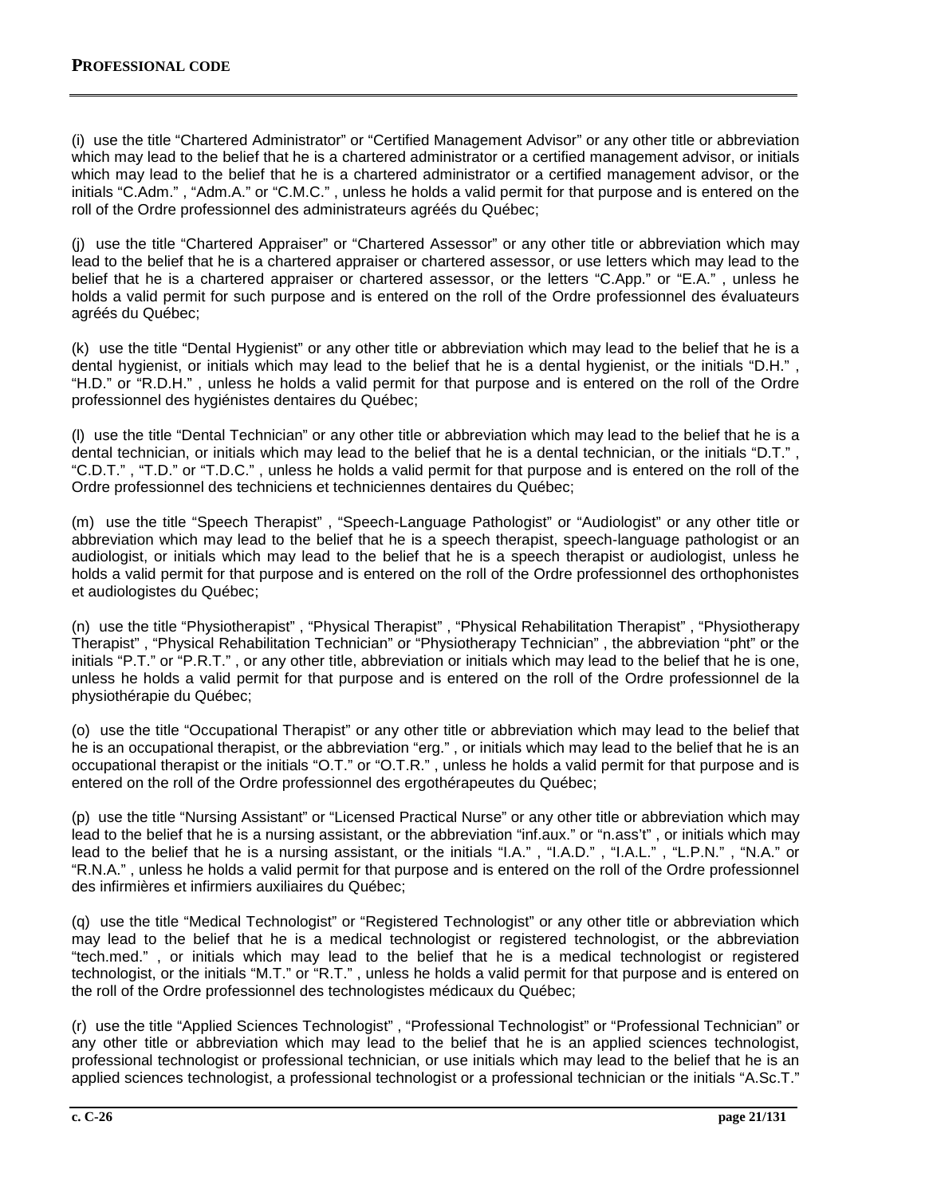(i) use the title “Chartered Administrator” or “Certified Management Advisor” or any other title or abbreviation which may lead to the belief that he is a chartered administrator or a certified management advisor, or initials which may lead to the belief that he is a chartered administrator or a certified management advisor, or the initials “C.Adm.” , “Adm.A.” or “C.M.C.” , unless he holds a valid permit for that purpose and is entered on the roll of the Ordre professionnel des administrateurs agréés du Québec;

(j) use the title “Chartered Appraiser” or “Chartered Assessor” or any other title or abbreviation which may lead to the belief that he is a chartered appraiser or chartered assessor, or use letters which may lead to the belief that he is a chartered appraiser or chartered assessor, or the letters “C.App.” or “E.A.” , unless he holds a valid permit for such purpose and is entered on the roll of the Ordre professionnel des évaluateurs agréés du Québec;

(k) use the title “Dental Hygienist” or any other title or abbreviation which may lead to the belief that he is a dental hygienist, or initials which may lead to the belief that he is a dental hygienist, or the initials “D.H.” , “H.D.” or “R.D.H.” , unless he holds a valid permit for that purpose and is entered on the roll of the Ordre professionnel des hygiénistes dentaires du Québec;

(l) use the title “Dental Technician” or any other title or abbreviation which may lead to the belief that he is a dental technician, or initials which may lead to the belief that he is a dental technician, or the initials “D.T.” , “C.D.T.” , “T.D.” or “T.D.C.” , unless he holds a valid permit for that purpose and is entered on the roll of the Ordre professionnel des techniciens et techniciennes dentaires du Québec;

(m) use the title “Speech Therapist” , “Speech-Language Pathologist” or “Audiologist” or any other title or abbreviation which may lead to the belief that he is a speech therapist, speech-language pathologist or an audiologist, or initials which may lead to the belief that he is a speech therapist or audiologist, unless he holds a valid permit for that purpose and is entered on the roll of the Ordre professionnel des orthophonistes et audiologistes du Québec;

(n) use the title “Physiotherapist” , “Physical Therapist” , “Physical Rehabilitation Therapist” , “Physiotherapy Therapist” , “Physical Rehabilitation Technician” or “Physiotherapy Technician” , the abbreviation “pht” or the initials “P.T.” or “P.R.T.” , or any other title, abbreviation or initials which may lead to the belief that he is one, unless he holds a valid permit for that purpose and is entered on the roll of the Ordre professionnel de la physiothérapie du Québec;

(o) use the title “Occupational Therapist” or any other title or abbreviation which may lead to the belief that he is an occupational therapist, or the abbreviation “erg.” , or initials which may lead to the belief that he is an occupational therapist or the initials “O.T.” or “O.T.R.” , unless he holds a valid permit for that purpose and is entered on the roll of the Ordre professionnel des ergothérapeutes du Québec;

(p) use the title “Nursing Assistant” or “Licensed Practical Nurse” or any other title or abbreviation which may lead to the belief that he is a nursing assistant, or the abbreviation “inf.aux.” or “n.ass’t” , or initials which may lead to the belief that he is a nursing assistant, or the initials “I.A.” , “I.A.D.” , “I.A.L.” , “L.P.N.” , “N.A.” or “R.N.A.” , unless he holds a valid permit for that purpose and is entered on the roll of the Ordre professionnel des infirmières et infirmiers auxiliaires du Québec;

(q) use the title “Medical Technologist” or “Registered Technologist” or any other title or abbreviation which may lead to the belief that he is a medical technologist or registered technologist, or the abbreviation “tech.med.” , or initials which may lead to the belief that he is a medical technologist or registered technologist, or the initials “M.T.” or “R.T.” , unless he holds a valid permit for that purpose and is entered on the roll of the Ordre professionnel des technologistes médicaux du Québec;

(r) use the title “Applied Sciences Technologist” , “Professional Technologist” or “Professional Technician” or any other title or abbreviation which may lead to the belief that he is an applied sciences technologist, professional technologist or professional technician, or use initials which may lead to the belief that he is an applied sciences technologist, a professional technologist or a professional technician or the initials “A.Sc.T.”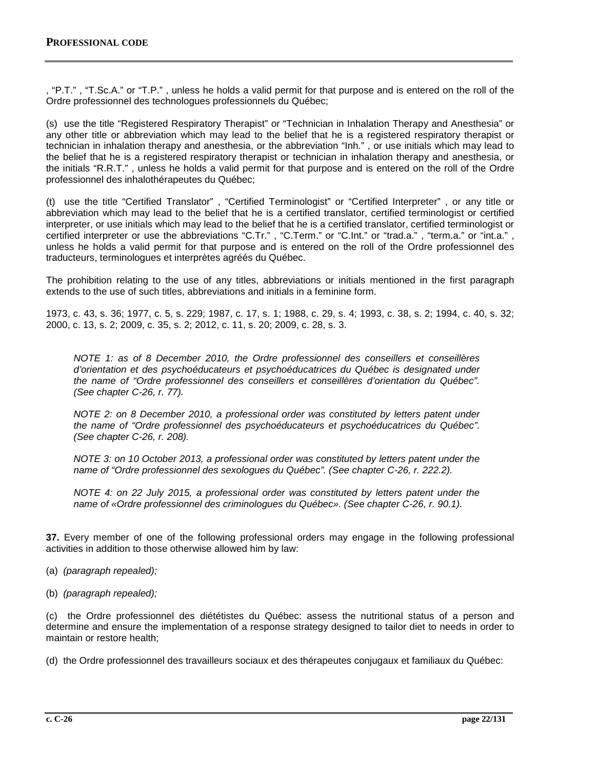, “P.T.” , “T.Sc.A.” or “T.P.” , unless he holds a valid permit for that purpose and is entered on the roll of the Ordre professionnel des technologues professionnels du Québec;

(s) use the title “Registered Respiratory Therapist” or “Technician in Inhalation Therapy and Anesthesia” or any other title or abbreviation which may lead to the belief that he is a registered respiratory therapist or technician in inhalation therapy and anesthesia, or the abbreviation “Inh.” , or use initials which may lead to the belief that he is a registered respiratory therapist or technician in inhalation therapy and anesthesia, or the initials “R.R.T.” , unless he holds a valid permit for that purpose and is entered on the roll of the Ordre professionnel des inhalothérapeutes du Québec;

(t) use the title “Certified Translator” , “Certified Terminologist” or “Certified Interpreter” , or any title or abbreviation which may lead to the belief that he is a certified translator, certified terminologist or certified interpreter, or use initials which may lead to the belief that he is a certified translator, certified terminologist or certified interpreter or use the abbreviations “C.Tr.” , “C.Term.” or “C.Int.” or “trad.a.” , “term.a.” or “int.a.” , unless he holds a valid permit for that purpose and is entered on the roll of the Ordre professionnel des traducteurs, terminologues et interprètes agréés du Québec.

The prohibition relating to the use of any titles, abbreviations or initials mentioned in the first paragraph extends to the use of such titles, abbreviations and initials in a feminine form.

1973, c. 43, s. 36; 1977, c. 5, s. 229; 1987, c. 17, s. 1; 1988, c. 29, s. 4; 1993, c. 38, s. 2; 1994, c. 40, s. 32; 2000, c. 13, s. 2; 2009, c. 35, s. 2; 2012, c. 11, s. 20; 2009, c. 28, s. 3.

*NOTE 1: as of 8 December 2010, the Ordre professionnel des conseillers et conseillères d’orientation et des psychoéducateurs et psychoéducatrices du Québec is designated under the name of “Ordre professionnel des conseillers et conseillères d’orientation du Québec”. (See chapter C-26, r. 77).*

*NOTE 2: on 8 December 2010, a professional order was constituted by letters patent under the name of “Ordre professionnel des psychoéducateurs et psychoéducatrices du Québec”. (See chapter C-26, r. 208).*

*NOTE 3: on 10 October 2013, a professional order was constituted by letters patent under the name of “Ordre professionnel des sexologues du Québec”. (See chapter C-26, r. 222.2).*

*NOTE 4: on 22 July 2015, a professional order was constituted by letters patent under the name of «Ordre professionnel des criminologues du Québec». (See chapter C-26, r. 90.1).*

**37.** Every member of one of the following professional orders may engage in the following professional activities in addition to those otherwise allowed him by law:

(a) *(paragraph repealed);*

(b) *(paragraph repealed);*

(c) the Ordre professionnel des diététistes du Québec: assess the nutritional status of a person and determine and ensure the implementation of a response strategy designed to tailor diet to needs in order to maintain or restore health;

(d) the Ordre professionnel des travailleurs sociaux et des thérapeutes conjugaux et familiaux du Québec: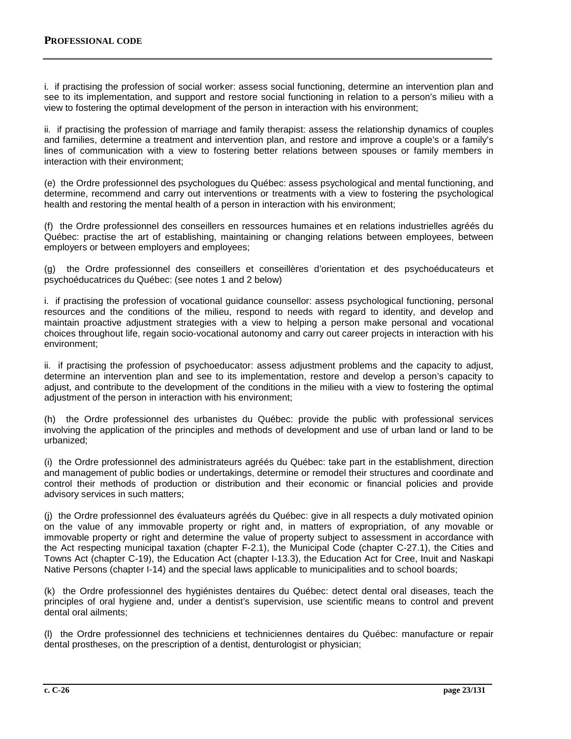i. if practising the profession of social worker: assess social functioning, determine an intervention plan and see to its implementation, and support and restore social functioning in relation to a person's milieu with a view to fostering the optimal development of the person in interaction with his environment;

ii. if practising the profession of marriage and family therapist: assess the relationship dynamics of couples and families, determine a treatment and intervention plan, and restore and improve a couple's or a family's lines of communication with a view to fostering better relations between spouses or family members in interaction with their environment;

(e) the Ordre professionnel des psychologues du Québec: assess psychological and mental functioning, and determine, recommend and carry out interventions or treatments with a view to fostering the psychological health and restoring the mental health of a person in interaction with his environment;

(f) the Ordre professionnel des conseillers en ressources humaines et en relations industrielles agréés du Québec: practise the art of establishing, maintaining or changing relations between employees, between employers or between employers and employees;

(g) the Ordre professionnel des conseillers et conseillères d'orientation et des psychoéducateurs et psychoéducatrices du Québec: (see notes 1 and 2 below)

i. if practising the profession of vocational guidance counsellor: assess psychological functioning, personal resources and the conditions of the milieu, respond to needs with regard to identity, and develop and maintain proactive adjustment strategies with a view to helping a person make personal and vocational choices throughout life, regain socio-vocational autonomy and carry out career projects in interaction with his environment;

ii. if practising the profession of psychoeducator: assess adjustment problems and the capacity to adjust, determine an intervention plan and see to its implementation, restore and develop a person's capacity to adjust, and contribute to the development of the conditions in the milieu with a view to fostering the optimal adjustment of the person in interaction with his environment;

(h) the Ordre professionnel des urbanistes du Québec: provide the public with professional services involving the application of the principles and methods of development and use of urban land or land to be urbanized;

(i) the Ordre professionnel des administrateurs agréés du Québec: take part in the establishment, direction and management of public bodies or undertakings, determine or remodel their structures and coordinate and control their methods of production or distribution and their economic or financial policies and provide advisory services in such matters;

(j) the Ordre professionnel des évaluateurs agréés du Québec: give in all respects a duly motivated opinion on the value of any immovable property or right and, in matters of expropriation, of any movable or immovable property or right and determine the value of property subject to assessment in accordance with the Act respecting municipal taxation (chapter F-2.1), the Municipal Code (chapter C-27.1), the Cities and Towns Act (chapter C-19), the Education Act (chapter I-13.3), the Education Act for Cree, Inuit and Naskapi Native Persons (chapter I-14) and the special laws applicable to municipalities and to school boards;

(k) the Ordre professionnel des hygiénistes dentaires du Québec: detect dental oral diseases, teach the principles of oral hygiene and, under a dentist's supervision, use scientific means to control and prevent dental oral ailments;

(l) the Ordre professionnel des techniciens et techniciennes dentaires du Québec: manufacture or repair dental prostheses, on the prescription of a dentist, denturologist or physician;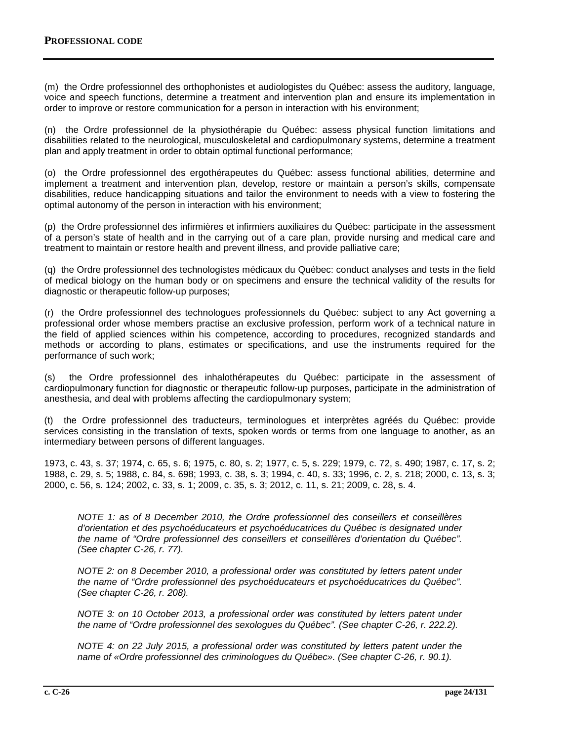(m) the Ordre professionnel des orthophonistes et audiologistes du Québec: assess the auditory, language, voice and speech functions, determine a treatment and intervention plan and ensure its implementation in order to improve or restore communication for a person in interaction with his environment;

(n) the Ordre professionnel de la physiothérapie du Québec: assess physical function limitations and disabilities related to the neurological, musculoskeletal and cardiopulmonary systems, determine a treatment plan and apply treatment in order to obtain optimal functional performance;

(o) the Ordre professionnel des ergothérapeutes du Québec: assess functional abilities, determine and implement a treatment and intervention plan, develop, restore or maintain a person's skills, compensate disabilities, reduce handicapping situations and tailor the environment to needs with a view to fostering the optimal autonomy of the person in interaction with his environment;

(p) the Ordre professionnel des infirmières et infirmiers auxiliaires du Québec: participate in the assessment of a person's state of health and in the carrying out of a care plan, provide nursing and medical care and treatment to maintain or restore health and prevent illness, and provide palliative care;

(q) the Ordre professionnel des technologistes médicaux du Québec: conduct analyses and tests in the field of medical biology on the human body or on specimens and ensure the technical validity of the results for diagnostic or therapeutic follow-up purposes;

(r) the Ordre professionnel des technologues professionnels du Québec: subject to any Act governing a professional order whose members practise an exclusive profession, perform work of a technical nature in the field of applied sciences within his competence, according to procedures, recognized standards and methods or according to plans, estimates or specifications, and use the instruments required for the performance of such work;

(s) the Ordre professionnel des inhalothérapeutes du Québec: participate in the assessment of cardiopulmonary function for diagnostic or therapeutic follow-up purposes, participate in the administration of anesthesia, and deal with problems affecting the cardiopulmonary system;

(t) the Ordre professionnel des traducteurs, terminologues et interprètes agréés du Québec: provide services consisting in the translation of texts, spoken words or terms from one language to another, as an intermediary between persons of different languages.

1973, c. 43, s. 37; 1974, c. 65, s. 6; 1975, c. 80, s. 2; 1977, c. 5, s. 229; 1979, c. 72, s. 490; 1987, c. 17, s. 2; 1988, c. 29, s. 5; 1988, c. 84, s. 698; 1993, c. 38, s. 3; 1994, c. 40, s. 33; 1996, c. 2, s. 218; 2000, c. 13, s. 3; 2000, c. 56, s. 124; 2002, c. 33, s. 1; 2009, c. 35, s. 3; 2012, c. 11, s. 21; 2009, c. 28, s. 4.

*NOTE 1: as of 8 December 2010, the Ordre professionnel des conseillers et conseillères d'orientation et des psychoéducateurs et psychoéducatrices du Québec is designated under the name of "Ordre professionnel des conseillers et conseillères d'orientation du Québec". (See chapter C-26, r. 77).*

*NOTE 2: on 8 December 2010, a professional order was constituted by letters patent under the name of "Ordre professionnel des psychoéducateurs et psychoéducatrices du Québec". (See chapter C-26, r. 208).*

*NOTE 3: on 10 October 2013, a professional order was constituted by letters patent under the name of "Ordre professionnel des sexologues du Québec". (See chapter C-26, r. 222.2).*

*NOTE 4: on 22 July 2015, a professional order was constituted by letters patent under the name of «Ordre professionnel des criminologues du Québec». (See chapter C-26, r. 90.1).*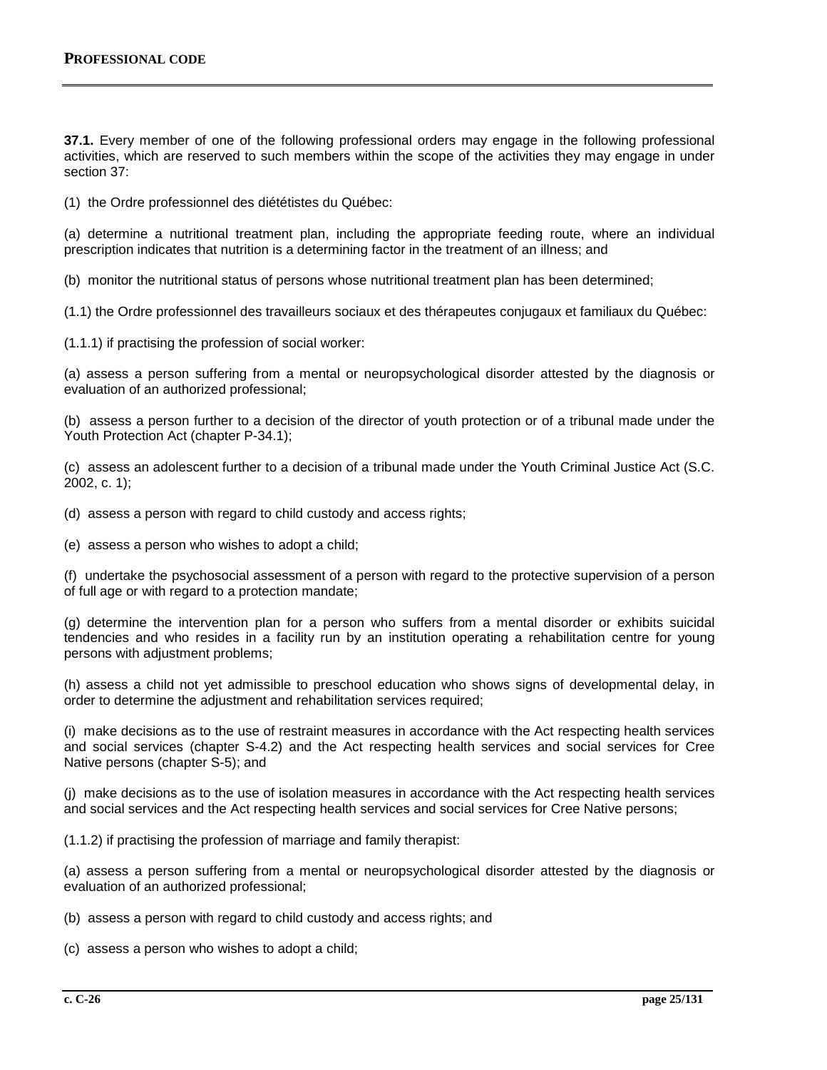**37.1.** Every member of one of the following professional orders may engage in the following professional activities, which are reserved to such members within the scope of the activities they may engage in under section 37:

(1) the Ordre professionnel des diététistes du Québec:

(a) determine a nutritional treatment plan, including the appropriate feeding route, where an individual prescription indicates that nutrition is a determining factor in the treatment of an illness; and

(b) monitor the nutritional status of persons whose nutritional treatment plan has been determined;

(1.1) the Ordre professionnel des travailleurs sociaux et des thérapeutes conjugaux et familiaux du Québec:

(1.1.1) if practising the profession of social worker:

(a) assess a person suffering from a mental or neuropsychological disorder attested by the diagnosis or evaluation of an authorized professional;

(b) assess a person further to a decision of the director of youth protection or of a tribunal made under the Youth Protection Act (chapter P-34.1);

(c) assess an adolescent further to a decision of a tribunal made under the Youth Criminal Justice Act (S.C. 2002, c. 1);

(d) assess a person with regard to child custody and access rights;

(e) assess a person who wishes to adopt a child;

(f) undertake the psychosocial assessment of a person with regard to the protective supervision of a person of full age or with regard to a protection mandate;

(g) determine the intervention plan for a person who suffers from a mental disorder or exhibits suicidal tendencies and who resides in a facility run by an institution operating a rehabilitation centre for young persons with adjustment problems;

(h) assess a child not yet admissible to preschool education who shows signs of developmental delay, in order to determine the adjustment and rehabilitation services required;

(i) make decisions as to the use of restraint measures in accordance with the Act respecting health services and social services (chapter S-4.2) and the Act respecting health services and social services for Cree Native persons (chapter S-5); and

(j) make decisions as to the use of isolation measures in accordance with the Act respecting health services and social services and the Act respecting health services and social services for Cree Native persons;

(1.1.2) if practising the profession of marriage and family therapist:

(a) assess a person suffering from a mental or neuropsychological disorder attested by the diagnosis or evaluation of an authorized professional;

(b) assess a person with regard to child custody and access rights; and

(c) assess a person who wishes to adopt a child;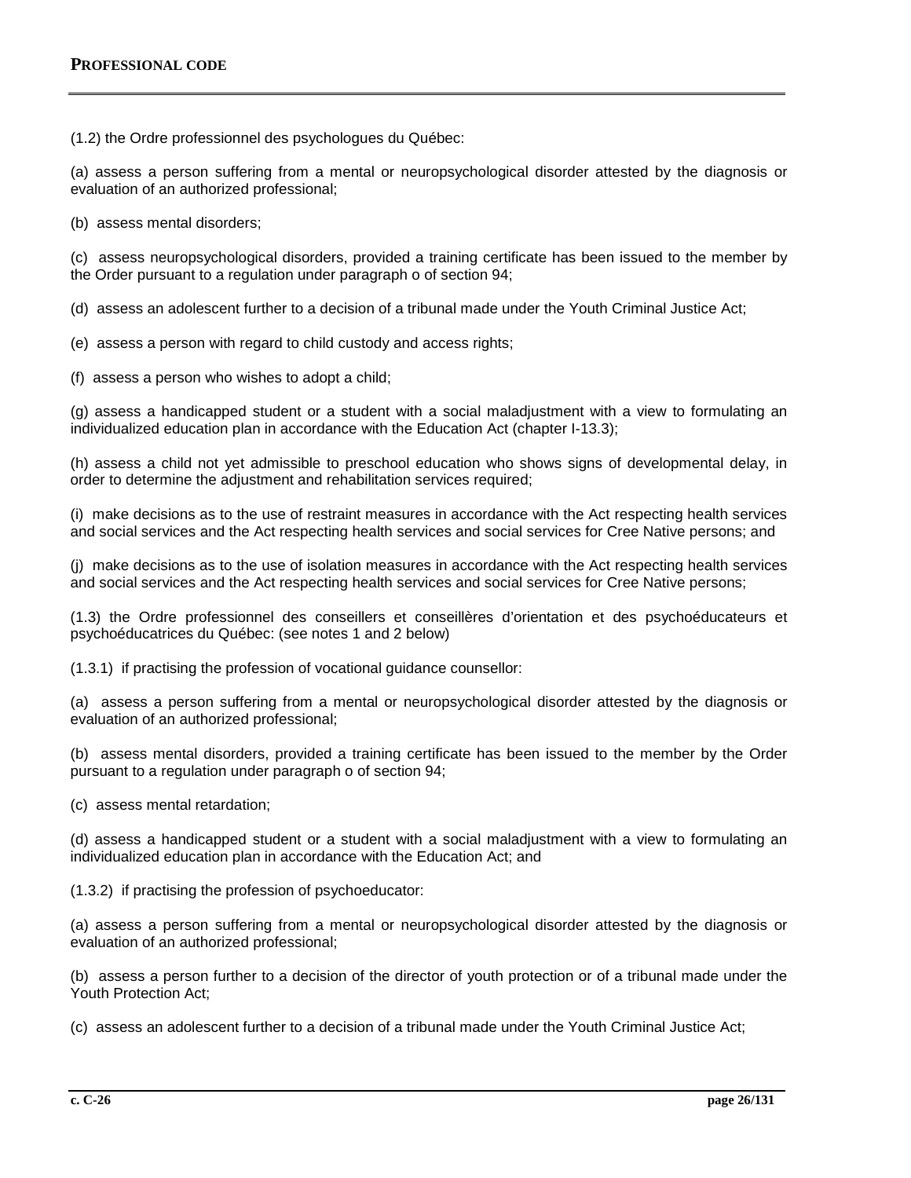(1.2) the Ordre professionnel des psychologues du Québec:

(a) assess a person suffering from a mental or neuropsychological disorder attested by the diagnosis or evaluation of an authorized professional;

(b) assess mental disorders;

(c) assess neuropsychological disorders, provided a training certificate has been issued to the member by the Order pursuant to a regulation under paragraph o of section 94;

(d) assess an adolescent further to a decision of a tribunal made under the Youth Criminal Justice Act;

(e) assess a person with regard to child custody and access rights;

(f) assess a person who wishes to adopt a child;

(g) assess a handicapped student or a student with a social maladjustment with a view to formulating an individualized education plan in accordance with the Education Act (chapter I-13.3);

(h) assess a child not yet admissible to preschool education who shows signs of developmental delay, in order to determine the adjustment and rehabilitation services required;

(i) make decisions as to the use of restraint measures in accordance with the Act respecting health services and social services and the Act respecting health services and social services for Cree Native persons; and

(j) make decisions as to the use of isolation measures in accordance with the Act respecting health services and social services and the Act respecting health services and social services for Cree Native persons;

(1.3) the Ordre professionnel des conseillers et conseillères d'orientation et des psychoéducateurs et psychoéducatrices du Québec: (see notes 1 and 2 below)

(1.3.1) if practising the profession of vocational guidance counsellor:

(a) assess a person suffering from a mental or neuropsychological disorder attested by the diagnosis or evaluation of an authorized professional;

(b) assess mental disorders, provided a training certificate has been issued to the member by the Order pursuant to a regulation under paragraph o of section 94;

(c) assess mental retardation;

(d) assess a handicapped student or a student with a social maladjustment with a view to formulating an individualized education plan in accordance with the Education Act; and

(1.3.2) if practising the profession of psychoeducator:

(a) assess a person suffering from a mental or neuropsychological disorder attested by the diagnosis or evaluation of an authorized professional;

(b) assess a person further to a decision of the director of youth protection or of a tribunal made under the Youth Protection Act;

(c) assess an adolescent further to a decision of a tribunal made under the Youth Criminal Justice Act;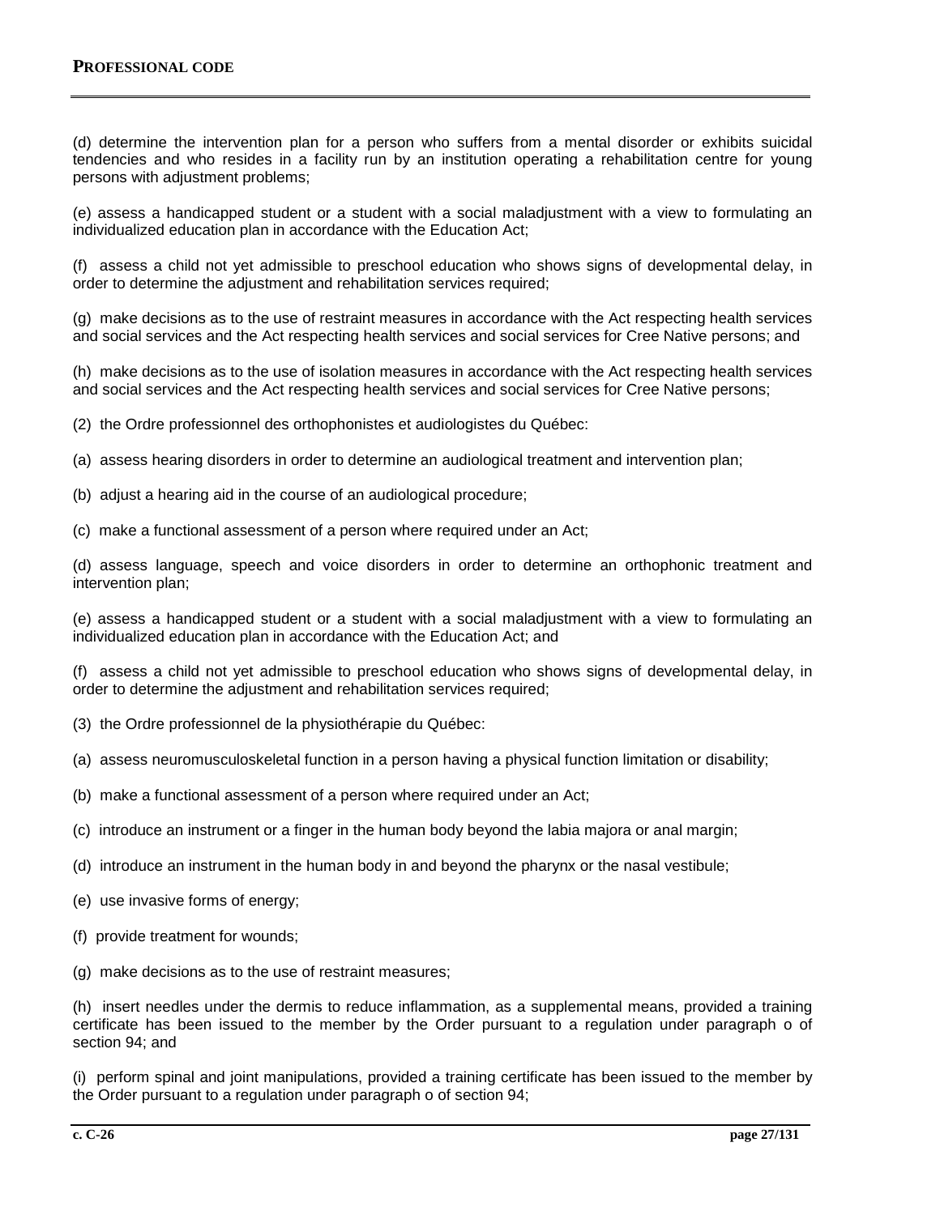(d) determine the intervention plan for a person who suffers from a mental disorder or exhibits suicidal tendencies and who resides in a facility run by an institution operating a rehabilitation centre for young persons with adjustment problems;

(e) assess a handicapped student or a student with a social maladjustment with a view to formulating an individualized education plan in accordance with the Education Act;

(f) assess a child not yet admissible to preschool education who shows signs of developmental delay, in order to determine the adjustment and rehabilitation services required;

(g) make decisions as to the use of restraint measures in accordance with the Act respecting health services and social services and the Act respecting health services and social services for Cree Native persons; and

(h) make decisions as to the use of isolation measures in accordance with the Act respecting health services and social services and the Act respecting health services and social services for Cree Native persons;

(2) the Ordre professionnel des orthophonistes et audiologistes du Québec:

(a) assess hearing disorders in order to determine an audiological treatment and intervention plan;

(b) adjust a hearing aid in the course of an audiological procedure;

(c) make a functional assessment of a person where required under an Act;

(d) assess language, speech and voice disorders in order to determine an orthophonic treatment and intervention plan;

(e) assess a handicapped student or a student with a social maladjustment with a view to formulating an individualized education plan in accordance with the Education Act; and

(f) assess a child not yet admissible to preschool education who shows signs of developmental delay, in order to determine the adjustment and rehabilitation services required;

(3) the Ordre professionnel de la physiothérapie du Québec:

(a) assess neuromusculoskeletal function in a person having a physical function limitation or disability;

(b) make a functional assessment of a person where required under an Act;

(c) introduce an instrument or a finger in the human body beyond the labia majora or anal margin;

(d) introduce an instrument in the human body in and beyond the pharynx or the nasal vestibule;

(e) use invasive forms of energy;

(f) provide treatment for wounds;

(g) make decisions as to the use of restraint measures;

(h) insert needles under the dermis to reduce inflammation, as a supplemental means, provided a training certificate has been issued to the member by the Order pursuant to a regulation under paragraph o of section 94; and

(i) perform spinal and joint manipulations, provided a training certificate has been issued to the member by the Order pursuant to a regulation under paragraph o of section 94;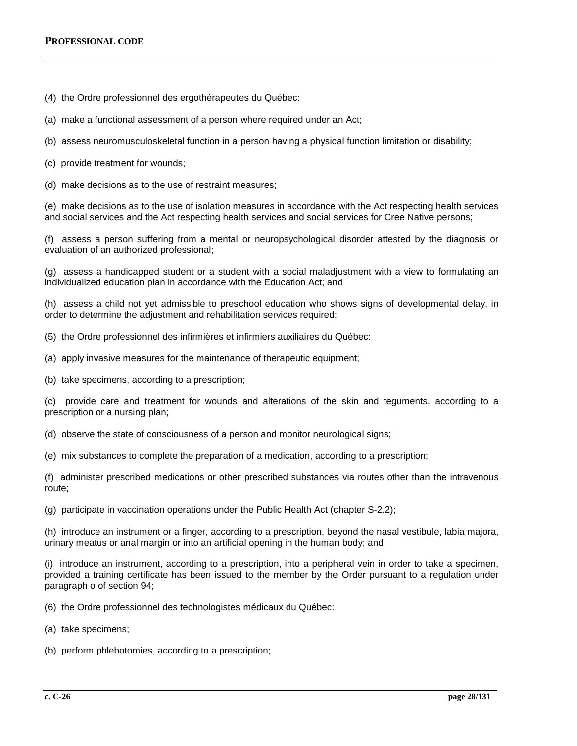(4) the Ordre professionnel des ergothérapeutes du Québec:

(a) make a functional assessment of a person where required under an Act;

(b) assess neuromusculoskeletal function in a person having a physical function limitation or disability;

(c) provide treatment for wounds;

(d) make decisions as to the use of restraint measures;

(e) make decisions as to the use of isolation measures in accordance with the Act respecting health services and social services and the Act respecting health services and social services for Cree Native persons;

(f) assess a person suffering from a mental or neuropsychological disorder attested by the diagnosis or evaluation of an authorized professional;

(g) assess a handicapped student or a student with a social maladjustment with a view to formulating an individualized education plan in accordance with the Education Act; and

(h) assess a child not yet admissible to preschool education who shows signs of developmental delay, in order to determine the adjustment and rehabilitation services required;

(5) the Ordre professionnel des infirmières et infirmiers auxiliaires du Québec:

(a) apply invasive measures for the maintenance of therapeutic equipment;

(b) take specimens, according to a prescription;

(c) provide care and treatment for wounds and alterations of the skin and teguments, according to a prescription or a nursing plan;

(d) observe the state of consciousness of a person and monitor neurological signs;

(e) mix substances to complete the preparation of a medication, according to a prescription;

(f) administer prescribed medications or other prescribed substances via routes other than the intravenous route;

(g) participate in vaccination operations under the Public Health Act (chapter S-2.2);

(h) introduce an instrument or a finger, according to a prescription, beyond the nasal vestibule, labia majora, urinary meatus or anal margin or into an artificial opening in the human body; and

(i) introduce an instrument, according to a prescription, into a peripheral vein in order to take a specimen, provided a training certificate has been issued to the member by the Order pursuant to a regulation under paragraph o of section 94;

(6) the Ordre professionnel des technologistes médicaux du Québec:

(a) take specimens;

(b) perform phlebotomies, according to a prescription;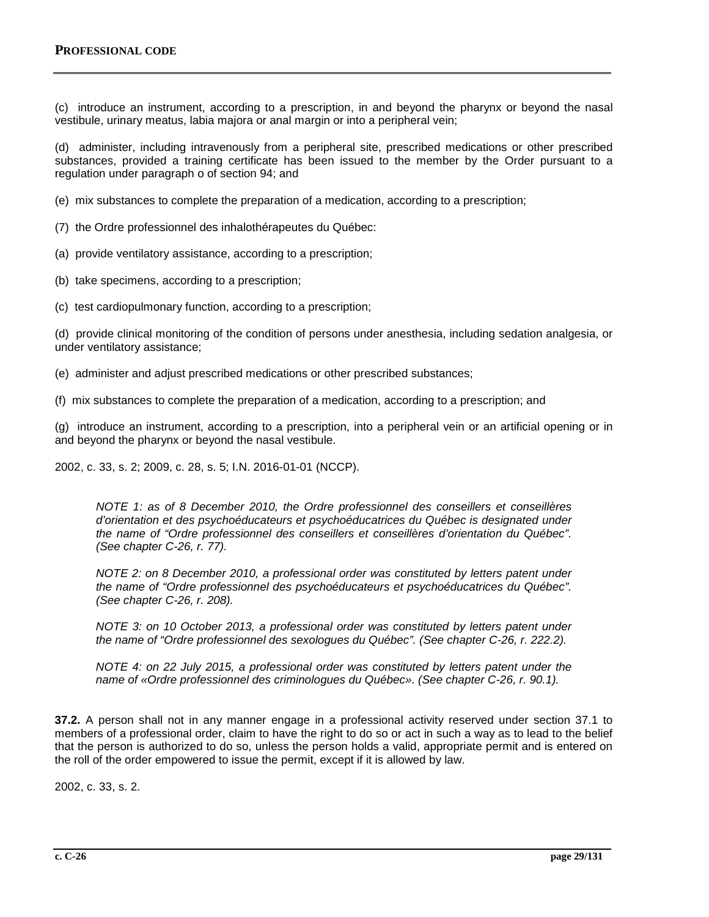(c) introduce an instrument, according to a prescription, in and beyond the pharynx or beyond the nasal vestibule, urinary meatus, labia majora or anal margin or into a peripheral vein;

(d) administer, including intravenously from a peripheral site, prescribed medications or other prescribed substances, provided a training certificate has been issued to the member by the Order pursuant to a regulation under paragraph o of section 94; and

(e) mix substances to complete the preparation of a medication, according to a prescription;

(7) the Ordre professionnel des inhalothérapeutes du Québec:

(a) provide ventilatory assistance, according to a prescription;

(b) take specimens, according to a prescription;

(c) test cardiopulmonary function, according to a prescription;

(d) provide clinical monitoring of the condition of persons under anesthesia, including sedation analgesia, or under ventilatory assistance;

(e) administer and adjust prescribed medications or other prescribed substances;

(f) mix substances to complete the preparation of a medication, according to a prescription; and

(g) introduce an instrument, according to a prescription, into a peripheral vein or an artificial opening or in and beyond the pharynx or beyond the nasal vestibule.

2002, c. 33, s. 2; 2009, c. 28, s. 5; I.N. 2016-01-01 (NCCP).

*NOTE 1: as of 8 December 2010, the Ordre professionnel des conseillers et conseillères d'orientation et des psychoéducateurs et psychoéducatrices du Québec is designated under the name of "Ordre professionnel des conseillers et conseillères d'orientation du Québec". (See chapter C-26, r. 77).*

*NOTE 2: on 8 December 2010, a professional order was constituted by letters patent under the name of "Ordre professionnel des psychoéducateurs et psychoéducatrices du Québec". (See chapter C-26, r. 208).*

*NOTE 3: on 10 October 2013, a professional order was constituted by letters patent under the name of "Ordre professionnel des sexologues du Québec". (See chapter C-26, r. 222.2).*

*NOTE 4: on 22 July 2015, a professional order was constituted by letters patent under the name of «Ordre professionnel des criminologues du Québec». (See chapter C-26, r. 90.1).*

**37.2.** A person shall not in any manner engage in a professional activity reserved under section 37.1 to members of a professional order, claim to have the right to do so or act in such a way as to lead to the belief that the person is authorized to do so, unless the person holds a valid, appropriate permit and is entered on the roll of the order empowered to issue the permit, except if it is allowed by law.

2002, c. 33, s. 2.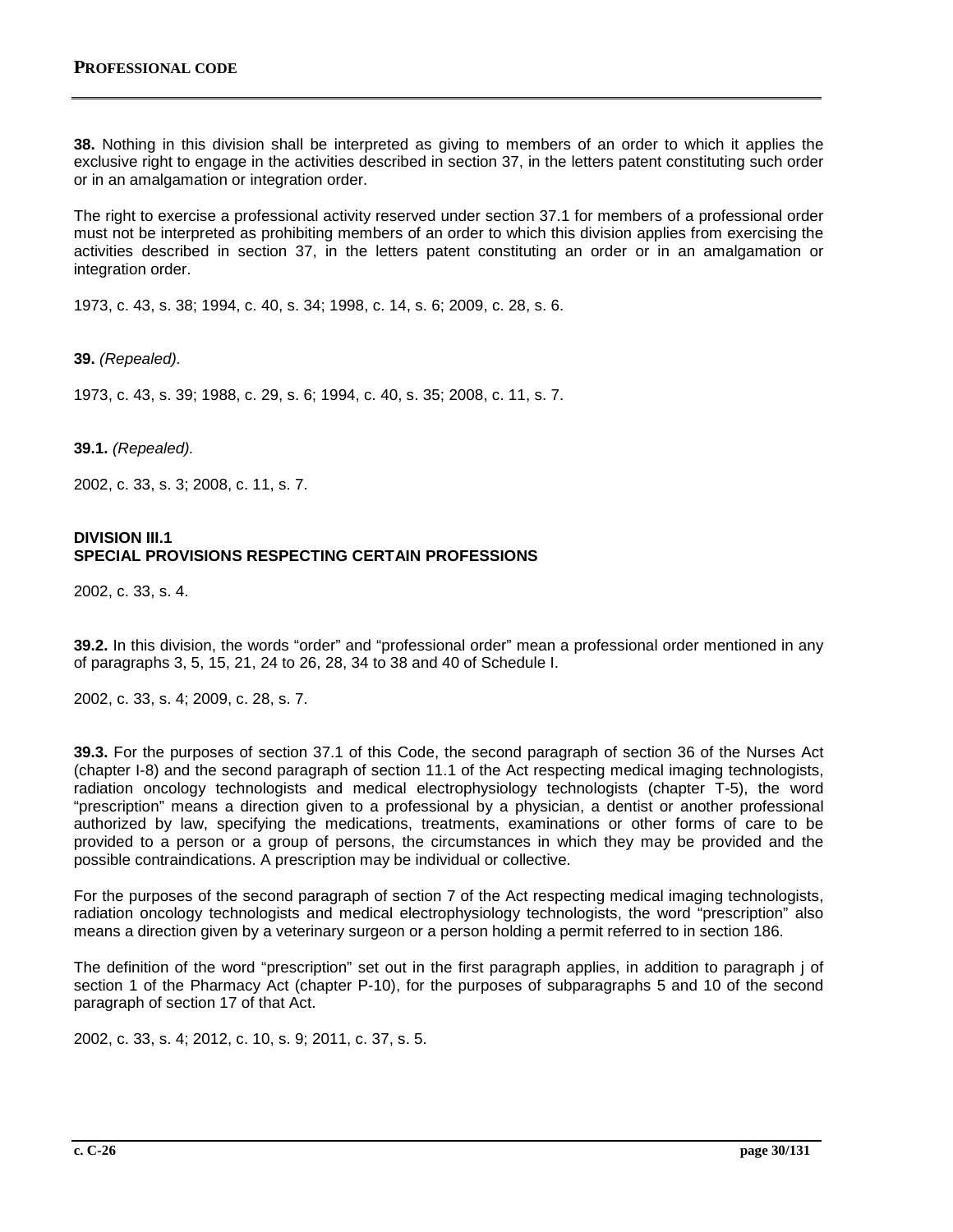**38.** Nothing in this division shall be interpreted as giving to members of an order to which it applies the exclusive right to engage in the activities described in section 37, in the letters patent constituting such order or in an amalgamation or integration order.

The right to exercise a professional activity reserved under section 37.1 for members of a professional order must not be interpreted as prohibiting members of an order to which this division applies from exercising the activities described in section 37, in the letters patent constituting an order or in an amalgamation or integration order.

1973, c. 43, s. 38; 1994, c. 40, s. 34; 1998, c. 14, s. 6; 2009, c. 28, s. 6.

**39.** *(Repealed).*

1973, c. 43, s. 39; 1988, c. 29, s. 6; 1994, c. 40, s. 35; 2008, c. 11, s. 7.

**39.1.** *(Repealed).*

2002, c. 33, s. 3; 2008, c. 11, s. 7.

## DIVISION III.1
## SPECIAL PROVISIONS RESPECTING CERTAIN PROFESSIONS

2002, c. 33, s. 4.

**39.2.** In this division, the words "order" and "professional order" mean a professional order mentioned in any of paragraphs 3, 5, 15, 21, 24 to 26, 28, 34 to 38 and 40 of Schedule I.

2002, c. 33, s. 4; 2009, c. 28, s. 7.

**39.3.** For the purposes of section 37.1 of this Code, the second paragraph of section 36 of the Nurses Act (chapter I-8) and the second paragraph of section 11.1 of the Act respecting medical imaging technologists, radiation oncology technologists and medical electrophysiology technologists (chapter T-5), the word "prescription" means a direction given to a professional by a physician, a dentist or another professional authorized by law, specifying the medications, treatments, examinations or other forms of care to be provided to a person or a group of persons, the circumstances in which they may be provided and the possible contraindications. A prescription may be individual or collective.

For the purposes of the second paragraph of section 7 of the Act respecting medical imaging technologists, radiation oncology technologists and medical electrophysiology technologists, the word "prescription" also means a direction given by a veterinary surgeon or a person holding a permit referred to in section 186.

The definition of the word "prescription" set out in the first paragraph applies, in addition to paragraph j of section 1 of the Pharmacy Act (chapter P-10), for the purposes of subparagraphs 5 and 10 of the second paragraph of section 17 of that Act.

2002, c. 33, s. 4; 2012, c. 10, s. 9; 2011, c. 37, s. 5.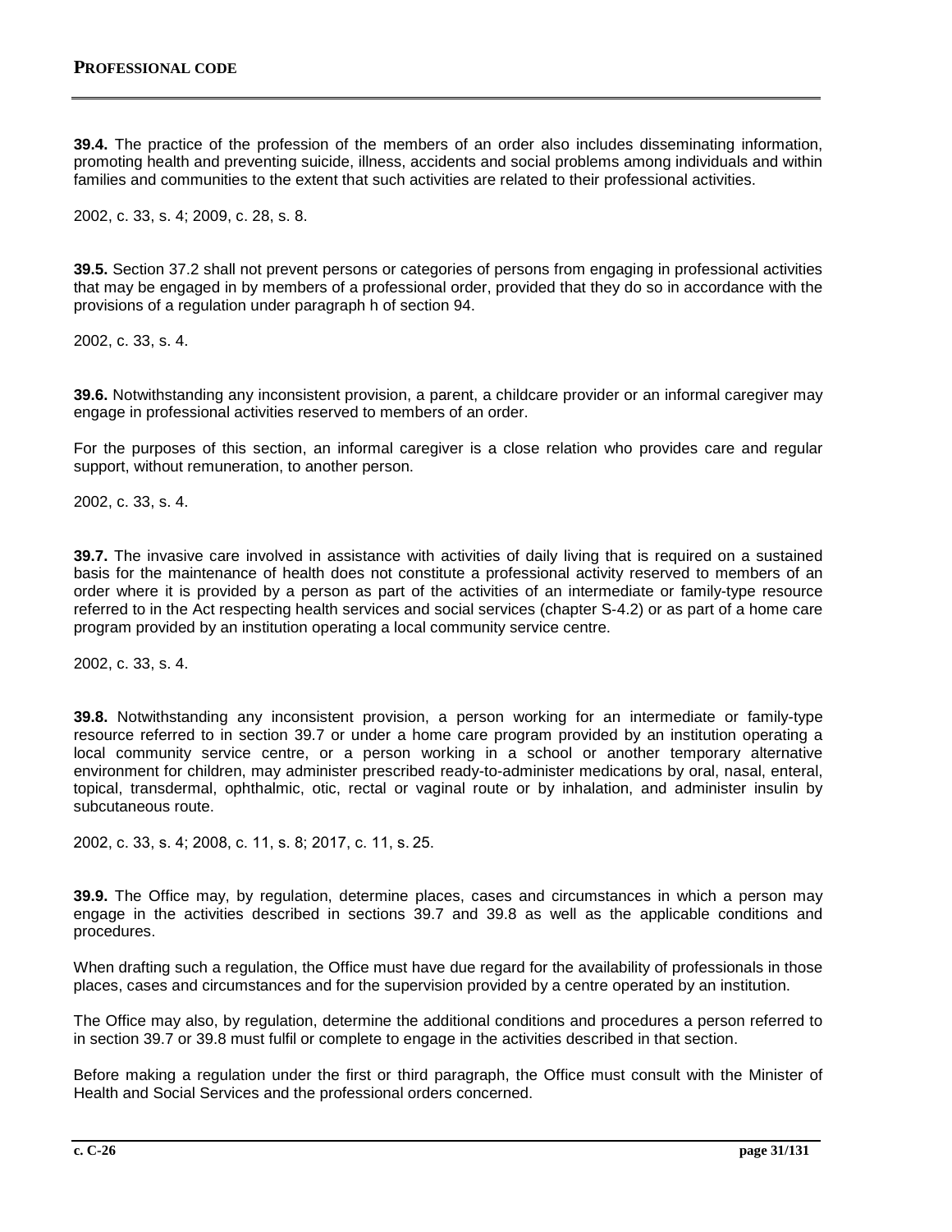**39.4.** The practice of the profession of the members of an order also includes disseminating information, promoting health and preventing suicide, illness, accidents and social problems among individuals and within families and communities to the extent that such activities are related to their professional activities.

2002, c. 33, s. 4; 2009, c. 28, s. 8.

**39.5.** Section 37.2 shall not prevent persons or categories of persons from engaging in professional activities that may be engaged in by members of a professional order, provided that they do so in accordance with the provisions of a regulation under paragraph h of section 94.

2002, c. 33, s. 4.

**39.6.** Notwithstanding any inconsistent provision, a parent, a childcare provider or an informal caregiver may engage in professional activities reserved to members of an order.

For the purposes of this section, an informal caregiver is a close relation who provides care and regular support, without remuneration, to another person.

2002, c. 33, s. 4.

**39.7.** The invasive care involved in assistance with activities of daily living that is required on a sustained basis for the maintenance of health does not constitute a professional activity reserved to members of an order where it is provided by a person as part of the activities of an intermediate or family-type resource referred to in the Act respecting health services and social services (chapter S-4.2) or as part of a home care program provided by an institution operating a local community service centre.

2002, c. 33, s. 4.

**39.8.** Notwithstanding any inconsistent provision, a person working for an intermediate or family-type resource referred to in section 39.7 or under a home care program provided by an institution operating a local community service centre, or a person working in a school or another temporary alternative environment for children, may administer prescribed ready-to-administer medications by oral, nasal, enteral, topical, transdermal, ophthalmic, otic, rectal or vaginal route or by inhalation, and administer insulin by subcutaneous route.

2002, c. 33, s. 4; 2008, c. 11, s. 8; 2017, c. 11, s. 25.

**39.9.** The Office may, by regulation, determine places, cases and circumstances in which a person may engage in the activities described in sections 39.7 and 39.8 as well as the applicable conditions and procedures.

When drafting such a regulation, the Office must have due regard for the availability of professionals in those places, cases and circumstances and for the supervision provided by a centre operated by an institution.

The Office may also, by regulation, determine the additional conditions and procedures a person referred to in section 39.7 or 39.8 must fulfil or complete to engage in the activities described in that section.

Before making a regulation under the first or third paragraph, the Office must consult with the Minister of Health and Social Services and the professional orders concerned.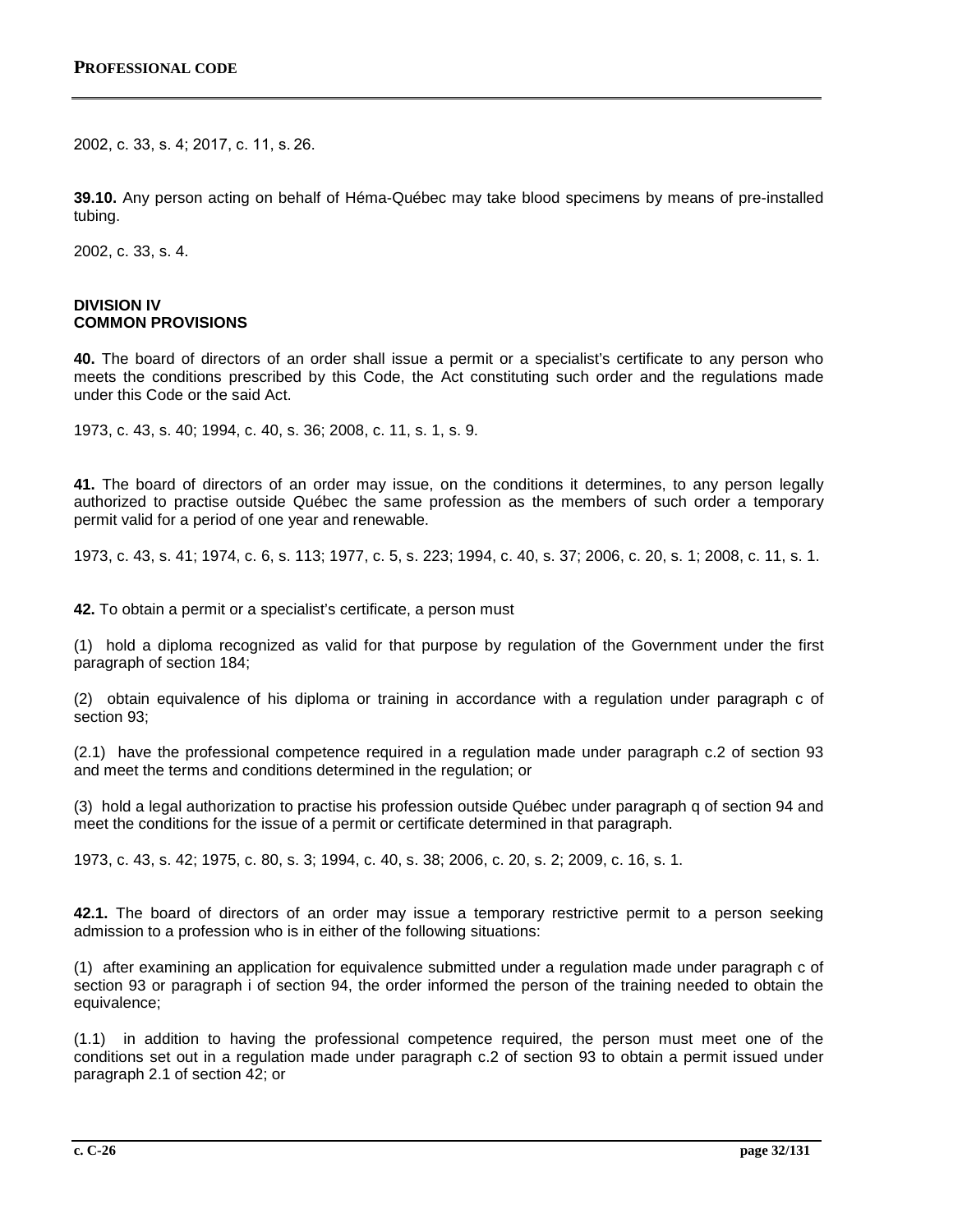2002, c. 33, s. 4; 2017, c. 11, s. 26.

**39.10.** Any person acting on behalf of Héma-Québec may take blood specimens by means of pre-installed tubing.

2002, c. 33, s. 4.

### DIVISION IV
### COMMON PROVISIONS

**40.** The board of directors of an order shall issue a permit or a specialist's certificate to any person who meets the conditions prescribed by this Code, the Act constituting such order and the regulations made under this Code or the said Act.

1973, c. 43, s. 40; 1994, c. 40, s. 36; 2008, c. 11, s. 1, s. 9.

**41.** The board of directors of an order may issue, on the conditions it determines, to any person legally authorized to practise outside Québec the same profession as the members of such order a temporary permit valid for a period of one year and renewable.

1973, c. 43, s. 41; 1974, c. 6, s. 113; 1977, c. 5, s. 223; 1994, c. 40, s. 37; 2006, c. 20, s. 1; 2008, c. 11, s. 1.

**42.** To obtain a permit or a specialist's certificate, a person must

(1) hold a diploma recognized as valid for that purpose by regulation of the Government under the first paragraph of section 184;

(2) obtain equivalence of his diploma or training in accordance with a regulation under paragraph c of section 93;

(2.1) have the professional competence required in a regulation made under paragraph c.2 of section 93 and meet the terms and conditions determined in the regulation; or

(3) hold a legal authorization to practise his profession outside Québec under paragraph q of section 94 and meet the conditions for the issue of a permit or certificate determined in that paragraph.

1973, c. 43, s. 42; 1975, c. 80, s. 3; 1994, c. 40, s. 38; 2006, c. 20, s. 2; 2009, c. 16, s. 1.

**42.1.** The board of directors of an order may issue a temporary restrictive permit to a person seeking admission to a profession who is in either of the following situations:

(1) after examining an application for equivalence submitted under a regulation made under paragraph c of section 93 or paragraph i of section 94, the order informed the person of the training needed to obtain the equivalence;

(1.1) in addition to having the professional competence required, the person must meet one of the conditions set out in a regulation made under paragraph c.2 of section 93 to obtain a permit issued under paragraph 2.1 of section 42; or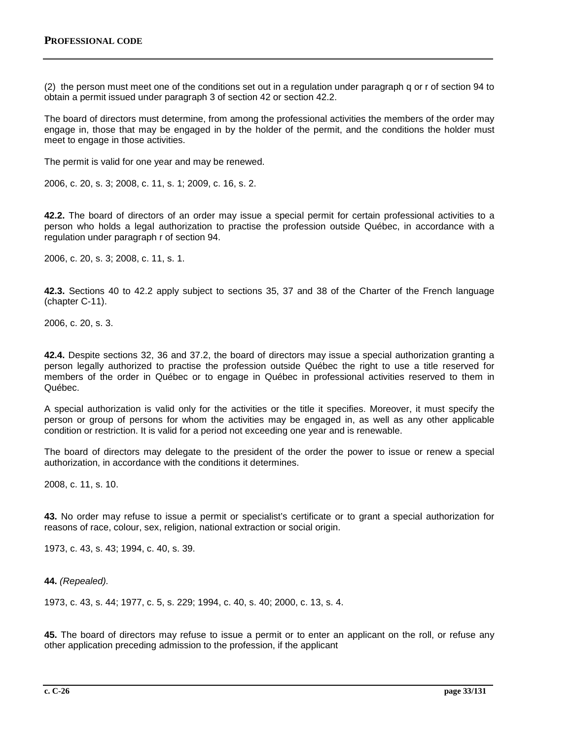(2) the person must meet one of the conditions set out in a regulation under paragraph q or r of section 94 to obtain a permit issued under paragraph 3 of section 42 or section 42.2.

The board of directors must determine, from among the professional activities the members of the order may engage in, those that may be engaged in by the holder of the permit, and the conditions the holder must meet to engage in those activities.

The permit is valid for one year and may be renewed.

2006, c. 20, s. 3; 2008, c. 11, s. 1; 2009, c. 16, s. 2.

**42.2.** The board of directors of an order may issue a special permit for certain professional activities to a person who holds a legal authorization to practise the profession outside Québec, in accordance with a regulation under paragraph r of section 94.

2006, c. 20, s. 3; 2008, c. 11, s. 1.

**42.3.** Sections 40 to 42.2 apply subject to sections 35, 37 and 38 of the Charter of the French language (chapter C-11).

2006, c. 20, s. 3.

**42.4.** Despite sections 32, 36 and 37.2, the board of directors may issue a special authorization granting a person legally authorized to practise the profession outside Québec the right to use a title reserved for members of the order in Québec or to engage in Québec in professional activities reserved to them in Québec.

A special authorization is valid only for the activities or the title it specifies. Moreover, it must specify the person or group of persons for whom the activities may be engaged in, as well as any other applicable condition or restriction. It is valid for a period not exceeding one year and is renewable.

The board of directors may delegate to the president of the order the power to issue or renew a special authorization, in accordance with the conditions it determines.

2008, c. 11, s. 10.

**43.** No order may refuse to issue a permit or specialist's certificate or to grant a special authorization for reasons of race, colour, sex, religion, national extraction or social origin.

1973, c. 43, s. 43; 1994, c. 40, s. 39.

**44.** *(Repealed).*

1973, c. 43, s. 44; 1977, c. 5, s. 229; 1994, c. 40, s. 40; 2000, c. 13, s. 4.

**45.** The board of directors may refuse to issue a permit or to enter an applicant on the roll, or refuse any other application preceding admission to the profession, if the applicant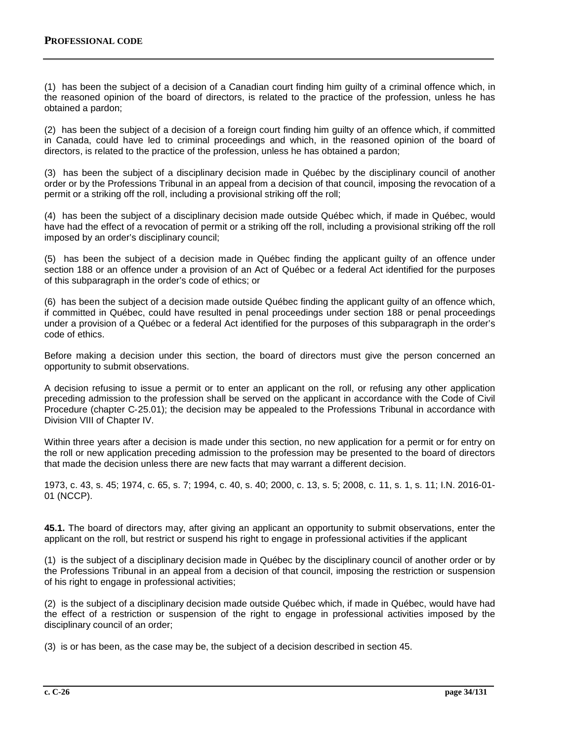(1) has been the subject of a decision of a Canadian court finding him guilty of a criminal offence which, in the reasoned opinion of the board of directors, is related to the practice of the profession, unless he has obtained a pardon;

(2) has been the subject of a decision of a foreign court finding him guilty of an offence which, if committed in Canada, could have led to criminal proceedings and which, in the reasoned opinion of the board of directors, is related to the practice of the profession, unless he has obtained a pardon;

(3) has been the subject of a disciplinary decision made in Québec by the disciplinary council of another order or by the Professions Tribunal in an appeal from a decision of that council, imposing the revocation of a permit or a striking off the roll, including a provisional striking off the roll;

(4) has been the subject of a disciplinary decision made outside Québec which, if made in Québec, would have had the effect of a revocation of permit or a striking off the roll, including a provisional striking off the roll imposed by an order's disciplinary council;

(5) has been the subject of a decision made in Québec finding the applicant guilty of an offence under section 188 or an offence under a provision of an Act of Québec or a federal Act identified for the purposes of this subparagraph in the order's code of ethics; or

(6) has been the subject of a decision made outside Québec finding the applicant guilty of an offence which, if committed in Québec, could have resulted in penal proceedings under section 188 or penal proceedings under a provision of a Québec or a federal Act identified for the purposes of this subparagraph in the order's code of ethics.

Before making a decision under this section, the board of directors must give the person concerned an opportunity to submit observations.

A decision refusing to issue a permit or to enter an applicant on the roll, or refusing any other application preceding admission to the profession shall be served on the applicant in accordance with the Code of Civil Procedure (chapter C-25.01); the decision may be appealed to the Professions Tribunal in accordance with Division VIII of Chapter IV.

Within three years after a decision is made under this section, no new application for a permit or for entry on the roll or new application preceding admission to the profession may be presented to the board of directors that made the decision unless there are new facts that may warrant a different decision.

1973, c. 43, s. 45; 1974, c. 65, s. 7; 1994, c. 40, s. 40; 2000, c. 13, s. 5; 2008, c. 11, s. 1, s. 11; I.N. 2016-01-01 (NCCP).

**45.1.** The board of directors may, after giving an applicant an opportunity to submit observations, enter the applicant on the roll, but restrict or suspend his right to engage in professional activities if the applicant

(1) is the subject of a disciplinary decision made in Québec by the disciplinary council of another order or by the Professions Tribunal in an appeal from a decision of that council, imposing the restriction or suspension of his right to engage in professional activities;

(2) is the subject of a disciplinary decision made outside Québec which, if made in Québec, would have had the effect of a restriction or suspension of the right to engage in professional activities imposed by the disciplinary council of an order;

(3) is or has been, as the case may be, the subject of a decision described in section 45.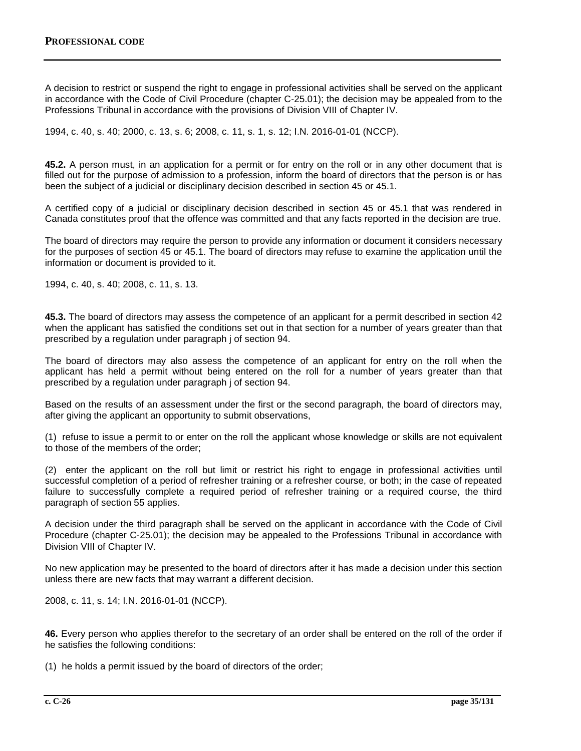A decision to restrict or suspend the right to engage in professional activities shall be served on the applicant in accordance with the Code of Civil Procedure (chapter C-25.01); the decision may be appealed from to the Professions Tribunal in accordance with the provisions of Division VIII of Chapter IV.

1994, c. 40, s. 40; 2000, c. 13, s. 6; 2008, c. 11, s. 1, s. 12; I.N. 2016-01-01 (NCCP).

**45.2.** A person must, in an application for a permit or for entry on the roll or in any other document that is filled out for the purpose of admission to a profession, inform the board of directors that the person is or has been the subject of a judicial or disciplinary decision described in section 45 or 45.1.

A certified copy of a judicial or disciplinary decision described in section 45 or 45.1 that was rendered in Canada constitutes proof that the offence was committed and that any facts reported in the decision are true.

The board of directors may require the person to provide any information or document it considers necessary for the purposes of section 45 or 45.1. The board of directors may refuse to examine the application until the information or document is provided to it.

1994, c. 40, s. 40; 2008, c. 11, s. 13.

**45.3.** The board of directors may assess the competence of an applicant for a permit described in section 42 when the applicant has satisfied the conditions set out in that section for a number of years greater than that prescribed by a regulation under paragraph j of section 94.

The board of directors may also assess the competence of an applicant for entry on the roll when the applicant has held a permit without being entered on the roll for a number of years greater than that prescribed by a regulation under paragraph j of section 94.

Based on the results of an assessment under the first or the second paragraph, the board of directors may, after giving the applicant an opportunity to submit observations,

(1) refuse to issue a permit to or enter on the roll the applicant whose knowledge or skills are not equivalent to those of the members of the order;

(2) enter the applicant on the roll but limit or restrict his right to engage in professional activities until successful completion of a period of refresher training or a refresher course, or both; in the case of repeated failure to successfully complete a required period of refresher training or a required course, the third paragraph of section 55 applies.

A decision under the third paragraph shall be served on the applicant in accordance with the Code of Civil Procedure (chapter C-25.01); the decision may be appealed to the Professions Tribunal in accordance with Division VIII of Chapter IV.

No new application may be presented to the board of directors after it has made a decision under this section unless there are new facts that may warrant a different decision.

2008, c. 11, s. 14; I.N. 2016-01-01 (NCCP).

**46.** Every person who applies therefor to the secretary of an order shall be entered on the roll of the order if he satisfies the following conditions:

(1) he holds a permit issued by the board of directors of the order;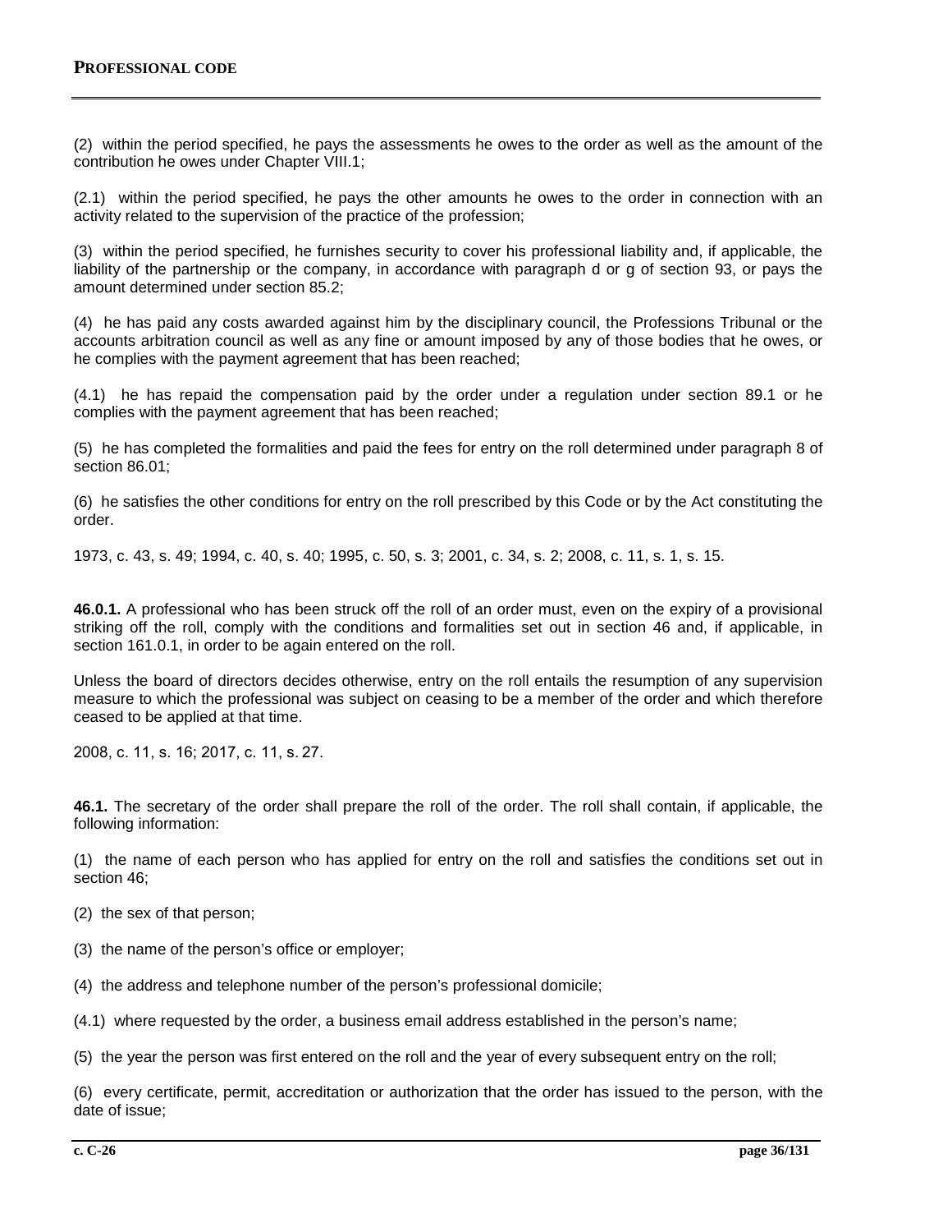(2) within the period specified, he pays the assessments he owes to the order as well as the amount of the contribution he owes under Chapter VIII.1;

(2.1) within the period specified, he pays the other amounts he owes to the order in connection with an activity related to the supervision of the practice of the profession;

(3) within the period specified, he furnishes security to cover his professional liability and, if applicable, the liability of the partnership or the company, in accordance with paragraph d or g of section 93, or pays the amount determined under section 85.2;

(4) he has paid any costs awarded against him by the disciplinary council, the Professions Tribunal or the accounts arbitration council as well as any fine or amount imposed by any of those bodies that he owes, or he complies with the payment agreement that has been reached;

(4.1) he has repaid the compensation paid by the order under a regulation under section 89.1 or he complies with the payment agreement that has been reached;

(5) he has completed the formalities and paid the fees for entry on the roll determined under paragraph 8 of section 86.01;

(6) he satisfies the other conditions for entry on the roll prescribed by this Code or by the Act constituting the order.

1973, c. 43, s. 49; 1994, c. 40, s. 40; 1995, c. 50, s. 3; 2001, c. 34, s. 2; 2008, c. 11, s. 1, s. 15.

**46.0.1.** A professional who has been struck off the roll of an order must, even on the expiry of a provisional striking off the roll, comply with the conditions and formalities set out in section 46 and, if applicable, in section 161.0.1, in order to be again entered on the roll.

Unless the board of directors decides otherwise, entry on the roll entails the resumption of any supervision measure to which the professional was subject on ceasing to be a member of the order and which therefore ceased to be applied at that time.

2008, c. 11, s. 16; 2017, c. 11, s. 27.

**46.1.** The secretary of the order shall prepare the roll of the order. The roll shall contain, if applicable, the following information:

(1) the name of each person who has applied for entry on the roll and satisfies the conditions set out in section 46;

(2) the sex of that person;

(3) the name of the person's office or employer;

(4) the address and telephone number of the person's professional domicile;

(4.1) where requested by the order, a business email address established in the person's name;

(5) the year the person was first entered on the roll and the year of every subsequent entry on the roll;

(6) every certificate, permit, accreditation or authorization that the order has issued to the person, with the date of issue;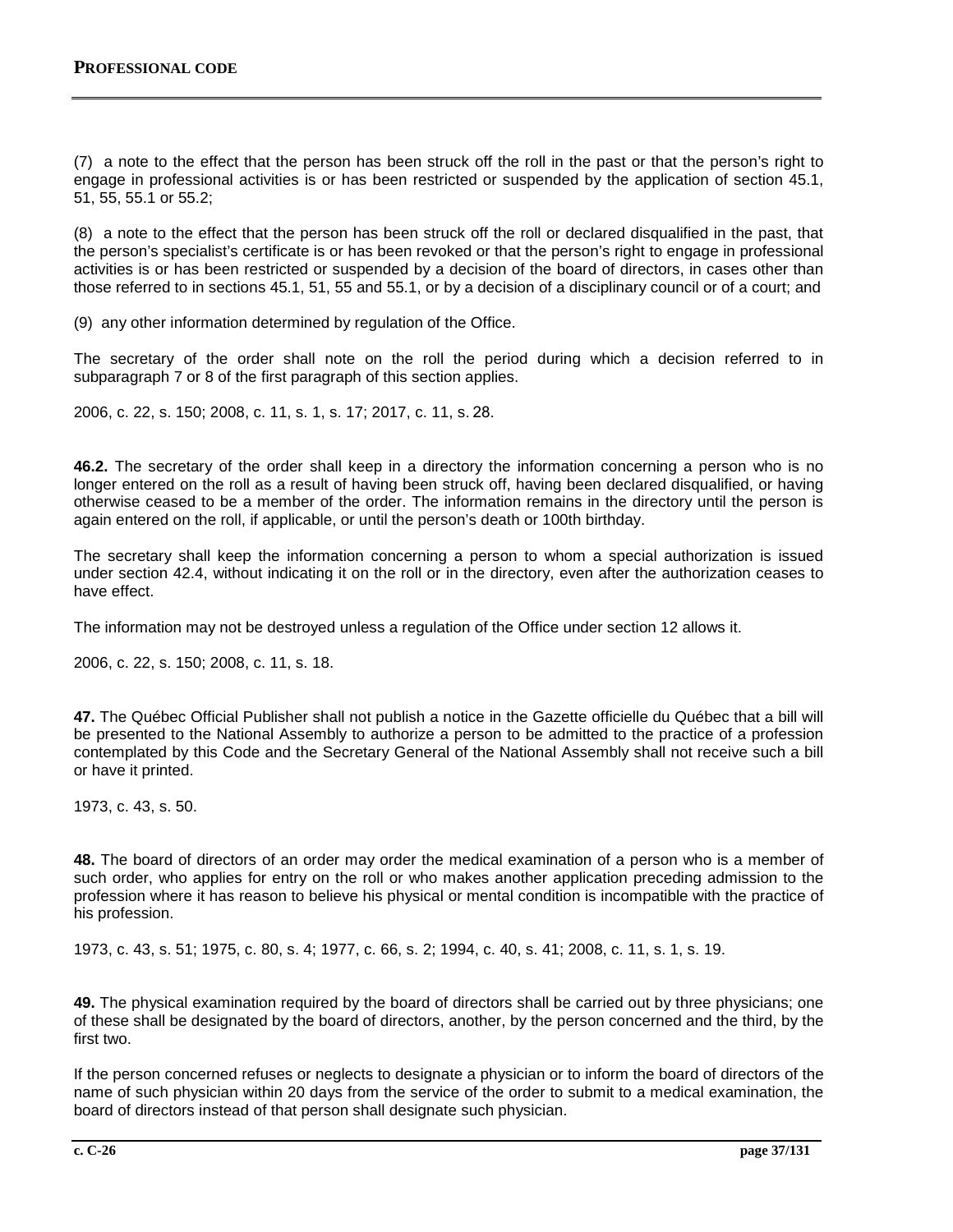(7) a note to the effect that the person has been struck off the roll in the past or that the person's right to engage in professional activities is or has been restricted or suspended by the application of section 45.1, 51, 55, 55.1 or 55.2;

(8) a note to the effect that the person has been struck off the roll or declared disqualified in the past, that the person's specialist's certificate is or has been revoked or that the person's right to engage in professional activities is or has been restricted or suspended by a decision of the board of directors, in cases other than those referred to in sections 45.1, 51, 55 and 55.1, or by a decision of a disciplinary council or of a court; and

(9) any other information determined by regulation of the Office.

The secretary of the order shall note on the roll the period during which a decision referred to in subparagraph 7 or 8 of the first paragraph of this section applies.

2006, c. 22, s. 150; 2008, c. 11, s. 1, s. 17; 2017, c. 11, s. 28.

**46.2.** The secretary of the order shall keep in a directory the information concerning a person who is no longer entered on the roll as a result of having been struck off, having been declared disqualified, or having otherwise ceased to be a member of the order. The information remains in the directory until the person is again entered on the roll, if applicable, or until the person's death or 100th birthday.

The secretary shall keep the information concerning a person to whom a special authorization is issued under section 42.4, without indicating it on the roll or in the directory, even after the authorization ceases to have effect.

The information may not be destroyed unless a regulation of the Office under section 12 allows it.

2006, c. 22, s. 150; 2008, c. 11, s. 18.

**47.** The Québec Official Publisher shall not publish a notice in the Gazette officielle du Québec that a bill will be presented to the National Assembly to authorize a person to be admitted to the practice of a profession contemplated by this Code and the Secretary General of the National Assembly shall not receive such a bill or have it printed.

1973, c. 43, s. 50.

**48.** The board of directors of an order may order the medical examination of a person who is a member of such order, who applies for entry on the roll or who makes another application preceding admission to the profession where it has reason to believe his physical or mental condition is incompatible with the practice of his profession.

1973, c. 43, s. 51; 1975, c. 80, s. 4; 1977, c. 66, s. 2; 1994, c. 40, s. 41; 2008, c. 11, s. 1, s. 19.

**49.** The physical examination required by the board of directors shall be carried out by three physicians; one of these shall be designated by the board of directors, another, by the person concerned and the third, by the first two.

If the person concerned refuses or neglects to designate a physician or to inform the board of directors of the name of such physician within 20 days from the service of the order to submit to a medical examination, the board of directors instead of that person shall designate such physician.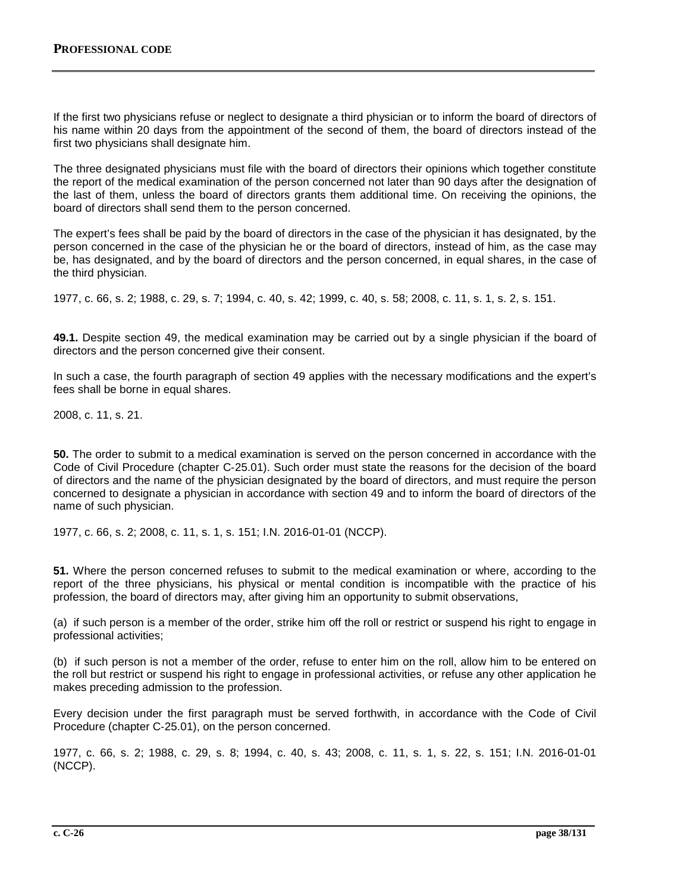If the first two physicians refuse or neglect to designate a third physician or to inform the board of directors of his name within 20 days from the appointment of the second of them, the board of directors instead of the first two physicians shall designate him.

The three designated physicians must file with the board of directors their opinions which together constitute the report of the medical examination of the person concerned not later than 90 days after the designation of the last of them, unless the board of directors grants them additional time. On receiving the opinions, the board of directors shall send them to the person concerned.

The expert's fees shall be paid by the board of directors in the case of the physician it has designated, by the person concerned in the case of the physician he or the board of directors, instead of him, as the case may be, has designated, and by the board of directors and the person concerned, in equal shares, in the case of the third physician.

1977, c. 66, s. 2; 1988, c. 29, s. 7; 1994, c. 40, s. 42; 1999, c. 40, s. 58; 2008, c. 11, s. 1, s. 2, s. 151.

**49.1.** Despite section 49, the medical examination may be carried out by a single physician if the board of directors and the person concerned give their consent.

In such a case, the fourth paragraph of section 49 applies with the necessary modifications and the expert's fees shall be borne in equal shares.

2008, c. 11, s. 21.

**50.** The order to submit to a medical examination is served on the person concerned in accordance with the Code of Civil Procedure (chapter C-25.01). Such order must state the reasons for the decision of the board of directors and the name of the physician designated by the board of directors, and must require the person concerned to designate a physician in accordance with section 49 and to inform the board of directors of the name of such physician.

1977, c. 66, s. 2; 2008, c. 11, s. 1, s. 151; I.N. 2016-01-01 (NCCP).

**51.** Where the person concerned refuses to submit to the medical examination or where, according to the report of the three physicians, his physical or mental condition is incompatible with the practice of his profession, the board of directors may, after giving him an opportunity to submit observations,

(a) if such person is a member of the order, strike him off the roll or restrict or suspend his right to engage in professional activities;

(b) if such person is not a member of the order, refuse to enter him on the roll, allow him to be entered on the roll but restrict or suspend his right to engage in professional activities, or refuse any other application he makes preceding admission to the profession.

Every decision under the first paragraph must be served forthwith, in accordance with the Code of Civil Procedure (chapter C-25.01), on the person concerned.

1977, c. 66, s. 2; 1988, c. 29, s. 8; 1994, c. 40, s. 43; 2008, c. 11, s. 1, s. 22, s. 151; I.N. 2016-01-01 (NCCP).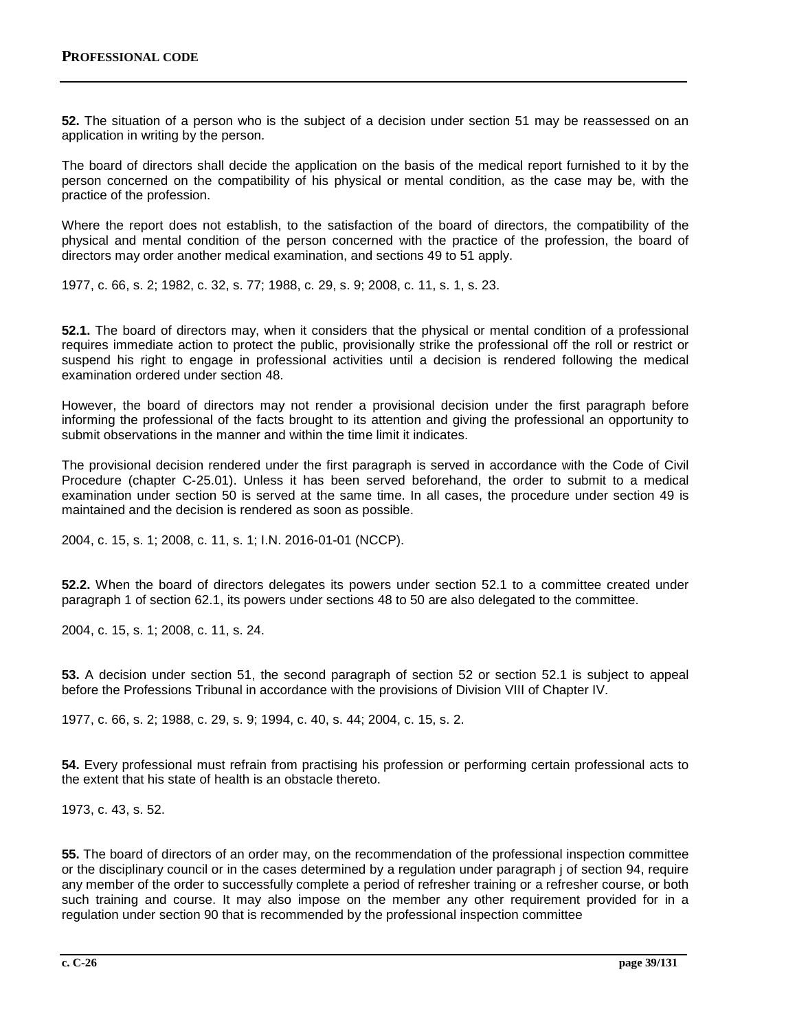**52.** The situation of a person who is the subject of a decision under section 51 may be reassessed on an application in writing by the person.

The board of directors shall decide the application on the basis of the medical report furnished to it by the person concerned on the compatibility of his physical or mental condition, as the case may be, with the practice of the profession.

Where the report does not establish, to the satisfaction of the board of directors, the compatibility of the physical and mental condition of the person concerned with the practice of the profession, the board of directors may order another medical examination, and sections 49 to 51 apply.

1977, c. 66, s. 2; 1982, c. 32, s. 77; 1988, c. 29, s. 9; 2008, c. 11, s. 1, s. 23.

**52.1.** The board of directors may, when it considers that the physical or mental condition of a professional requires immediate action to protect the public, provisionally strike the professional off the roll or restrict or suspend his right to engage in professional activities until a decision is rendered following the medical examination ordered under section 48.

However, the board of directors may not render a provisional decision under the first paragraph before informing the professional of the facts brought to its attention and giving the professional an opportunity to submit observations in the manner and within the time limit it indicates.

The provisional decision rendered under the first paragraph is served in accordance with the Code of Civil Procedure (chapter C-25.01). Unless it has been served beforehand, the order to submit to a medical examination under section 50 is served at the same time. In all cases, the procedure under section 49 is maintained and the decision is rendered as soon as possible.

2004, c. 15, s. 1; 2008, c. 11, s. 1; I.N. 2016-01-01 (NCCP).

**52.2.** When the board of directors delegates its powers under section 52.1 to a committee created under paragraph 1 of section 62.1, its powers under sections 48 to 50 are also delegated to the committee.

2004, c. 15, s. 1; 2008, c. 11, s. 24.

**53.** A decision under section 51, the second paragraph of section 52 or section 52.1 is subject to appeal before the Professions Tribunal in accordance with the provisions of Division VIII of Chapter IV.

1977, c. 66, s. 2; 1988, c. 29, s. 9; 1994, c. 40, s. 44; 2004, c. 15, s. 2.

**54.** Every professional must refrain from practising his profession or performing certain professional acts to the extent that his state of health is an obstacle thereto.

1973, c. 43, s. 52.

**55.** The board of directors of an order may, on the recommendation of the professional inspection committee or the disciplinary council or in the cases determined by a regulation under paragraph j of section 94, require any member of the order to successfully complete a period of refresher training or a refresher course, or both such training and course. It may also impose on the member any other requirement provided for in a regulation under section 90 that is recommended by the professional inspection committee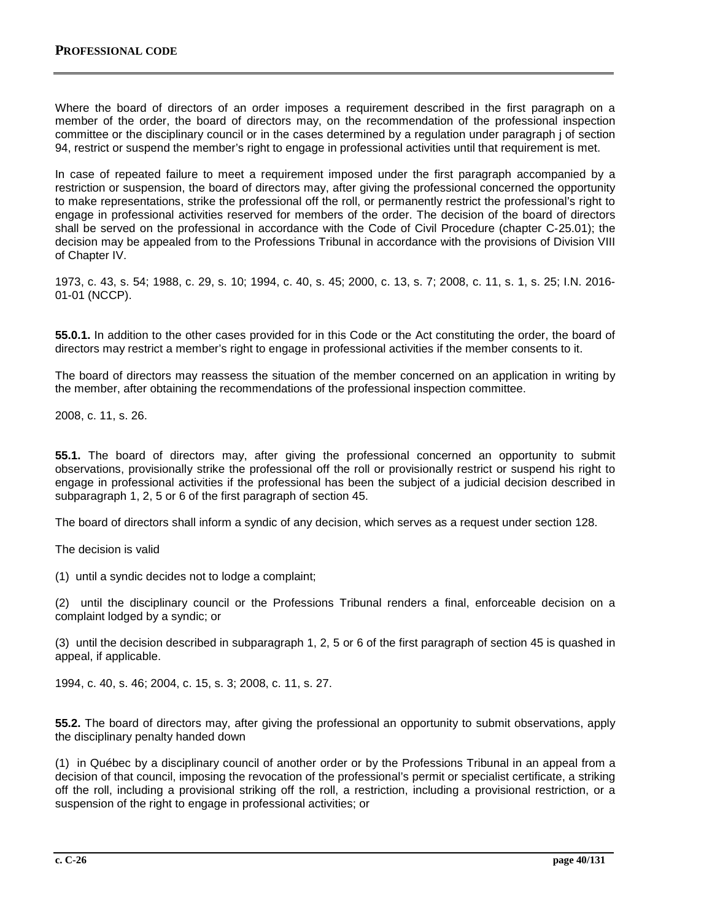Where the board of directors of an order imposes a requirement described in the first paragraph on a member of the order, the board of directors may, on the recommendation of the professional inspection committee or the disciplinary council or in the cases determined by a regulation under paragraph j of section 94, restrict or suspend the member's right to engage in professional activities until that requirement is met.

In case of repeated failure to meet a requirement imposed under the first paragraph accompanied by a restriction or suspension, the board of directors may, after giving the professional concerned the opportunity to make representations, strike the professional off the roll, or permanently restrict the professional's right to engage in professional activities reserved for members of the order. The decision of the board of directors shall be served on the professional in accordance with the Code of Civil Procedure (chapter C-25.01); the decision may be appealed from to the Professions Tribunal in accordance with the provisions of Division VIII of Chapter IV.

1973, c. 43, s. 54; 1988, c. 29, s. 10; 1994, c. 40, s. 45; 2000, c. 13, s. 7; 2008, c. 11, s. 1, s. 25; I.N. 2016-01-01 (NCCP).

**55.0.1.** In addition to the other cases provided for in this Code or the Act constituting the order, the board of directors may restrict a member's right to engage in professional activities if the member consents to it.

The board of directors may reassess the situation of the member concerned on an application in writing by the member, after obtaining the recommendations of the professional inspection committee.

2008, c. 11, s. 26.

**55.1.** The board of directors may, after giving the professional concerned an opportunity to submit observations, provisionally strike the professional off the roll or provisionally restrict or suspend his right to engage in professional activities if the professional has been the subject of a judicial decision described in subparagraph 1, 2, 5 or 6 of the first paragraph of section 45.

The board of directors shall inform a syndic of any decision, which serves as a request under section 128.

The decision is valid

(1) until a syndic decides not to lodge a complaint;

(2) until the disciplinary council or the Professions Tribunal renders a final, enforceable decision on a complaint lodged by a syndic; or

(3) until the decision described in subparagraph 1, 2, 5 or 6 of the first paragraph of section 45 is quashed in appeal, if applicable.

1994, c. 40, s. 46; 2004, c. 15, s. 3; 2008, c. 11, s. 27.

**55.2.** The board of directors may, after giving the professional an opportunity to submit observations, apply the disciplinary penalty handed down

(1) in Québec by a disciplinary council of another order or by the Professions Tribunal in an appeal from a decision of that council, imposing the revocation of the professional's permit or specialist certificate, a striking off the roll, including a provisional striking off the roll, a restriction, including a provisional restriction, or a suspension of the right to engage in professional activities; or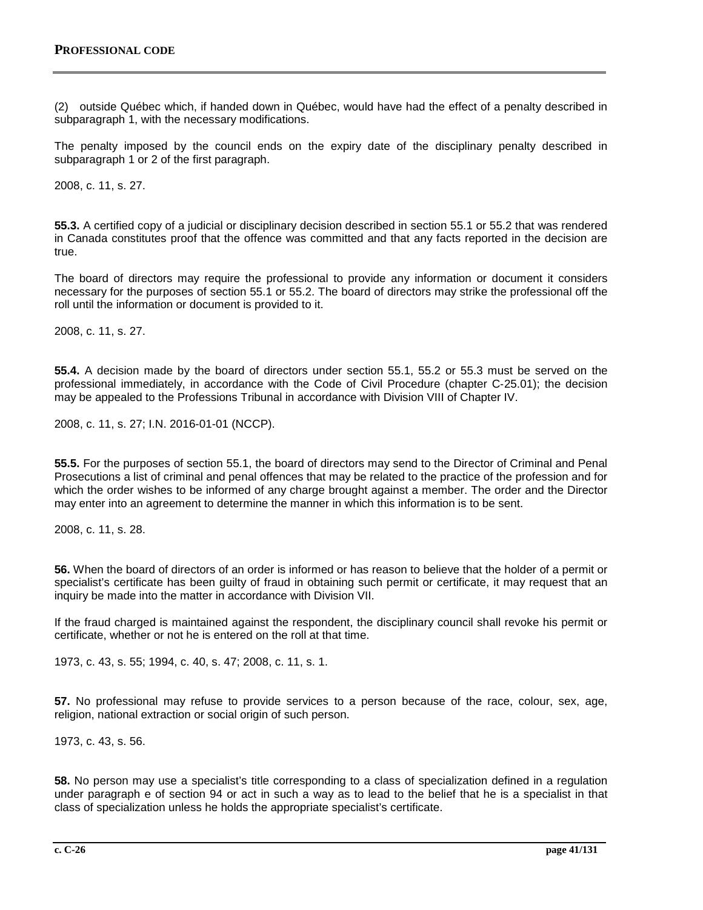(2) outside Québec which, if handed down in Québec, would have had the effect of a penalty described in subparagraph 1, with the necessary modifications.

The penalty imposed by the council ends on the expiry date of the disciplinary penalty described in subparagraph 1 or 2 of the first paragraph.

2008, c. 11, s. 27.

**55.3.** A certified copy of a judicial or disciplinary decision described in section 55.1 or 55.2 that was rendered in Canada constitutes proof that the offence was committed and that any facts reported in the decision are true.

The board of directors may require the professional to provide any information or document it considers necessary for the purposes of section 55.1 or 55.2. The board of directors may strike the professional off the roll until the information or document is provided to it.

2008, c. 11, s. 27.

**55.4.** A decision made by the board of directors under section 55.1, 55.2 or 55.3 must be served on the professional immediately, in accordance with the Code of Civil Procedure (chapter C-25.01); the decision may be appealed to the Professions Tribunal in accordance with Division VIII of Chapter IV.

2008, c. 11, s. 27; I.N. 2016-01-01 (NCCP).

**55.5.** For the purposes of section 55.1, the board of directors may send to the Director of Criminal and Penal Prosecutions a list of criminal and penal offences that may be related to the practice of the profession and for which the order wishes to be informed of any charge brought against a member. The order and the Director may enter into an agreement to determine the manner in which this information is to be sent.

2008, c. 11, s. 28.

**56.** When the board of directors of an order is informed or has reason to believe that the holder of a permit or specialist's certificate has been guilty of fraud in obtaining such permit or certificate, it may request that an inquiry be made into the matter in accordance with Division VII.

If the fraud charged is maintained against the respondent, the disciplinary council shall revoke his permit or certificate, whether or not he is entered on the roll at that time.

1973, c. 43, s. 55; 1994, c. 40, s. 47; 2008, c. 11, s. 1.

**57.** No professional may refuse to provide services to a person because of the race, colour, sex, age, religion, national extraction or social origin of such person.

1973, c. 43, s. 56.

**58.** No person may use a specialist's title corresponding to a class of specialization defined in a regulation under paragraph e of section 94 or act in such a way as to lead to the belief that he is a specialist in that class of specialization unless he holds the appropriate specialist's certificate.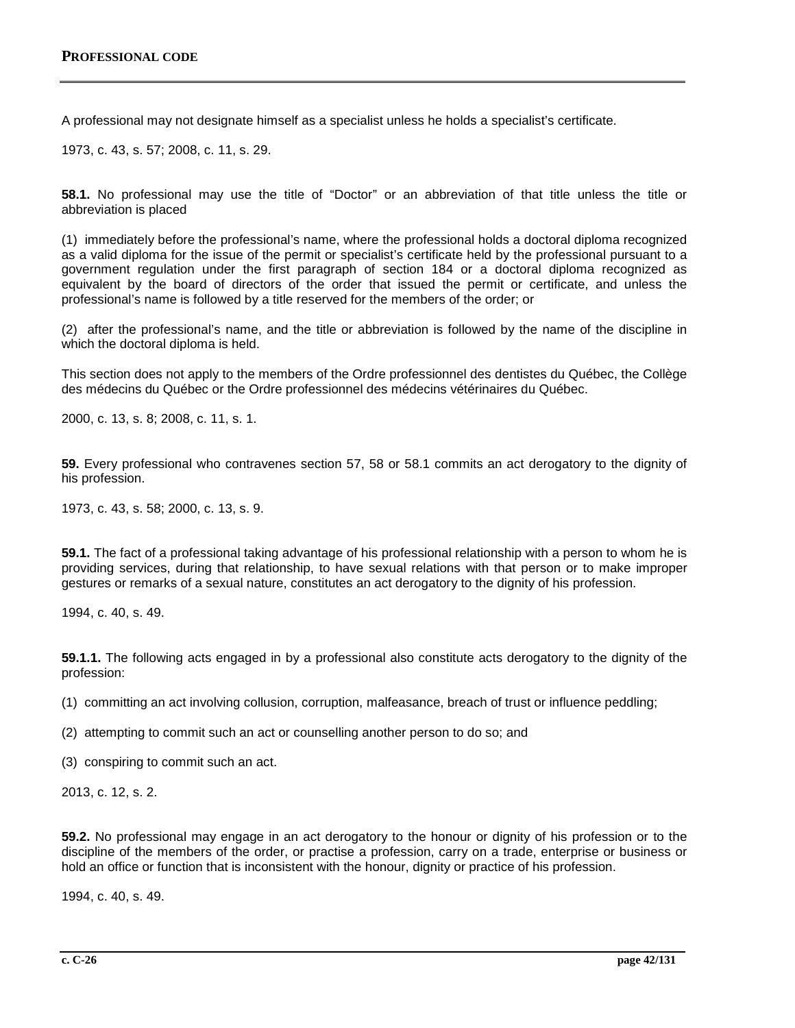A professional may not designate himself as a specialist unless he holds a specialist's certificate.

1973, c. 43, s. 57; 2008, c. 11, s. 29.

**58.1.** No professional may use the title of "Doctor" or an abbreviation of that title unless the title or abbreviation is placed

(1) immediately before the professional's name, where the professional holds a doctoral diploma recognized as a valid diploma for the issue of the permit or specialist's certificate held by the professional pursuant to a government regulation under the first paragraph of section 184 or a doctoral diploma recognized as equivalent by the board of directors of the order that issued the permit or certificate, and unless the professional's name is followed by a title reserved for the members of the order; or

(2) after the professional's name, and the title or abbreviation is followed by the name of the discipline in which the doctoral diploma is held.

This section does not apply to the members of the Ordre professionnel des dentistes du Québec, the Collège des médecins du Québec or the Ordre professionnel des médecins vétérinaires du Québec.

2000, c. 13, s. 8; 2008, c. 11, s. 1.

**59.** Every professional who contravenes section 57, 58 or 58.1 commits an act derogatory to the dignity of his profession.

1973, c. 43, s. 58; 2000, c. 13, s. 9.

**59.1.** The fact of a professional taking advantage of his professional relationship with a person to whom he is providing services, during that relationship, to have sexual relations with that person or to make improper gestures or remarks of a sexual nature, constitutes an act derogatory to the dignity of his profession.

1994, c. 40, s. 49.

**59.1.1.** The following acts engaged in by a professional also constitute acts derogatory to the dignity of the profession:

(1) committing an act involving collusion, corruption, malfeasance, breach of trust or influence peddling;

(2) attempting to commit such an act or counselling another person to do so; and

(3) conspiring to commit such an act.

2013, c. 12, s. 2.

**59.2.** No professional may engage in an act derogatory to the honour or dignity of his profession or to the discipline of the members of the order, or practise a profession, carry on a trade, enterprise or business or hold an office or function that is inconsistent with the honour, dignity or practice of his profession.

1994, c. 40, s. 49.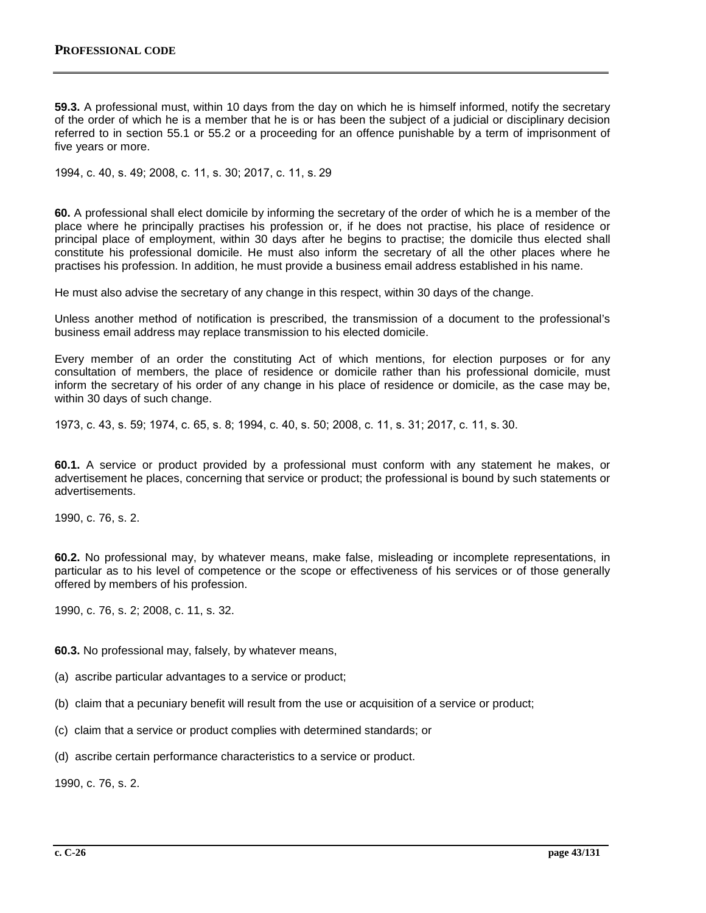**59.3.** A professional must, within 10 days from the day on which he is himself informed, notify the secretary of the order of which he is a member that he is or has been the subject of a judicial or disciplinary decision referred to in section 55.1 or 55.2 or a proceeding for an offence punishable by a term of imprisonment of five years or more.

1994, c. 40, s. 49; 2008, c. 11, s. 30; 2017, c. 11, s. 29

**60.** A professional shall elect domicile by informing the secretary of the order of which he is a member of the place where he principally practises his profession or, if he does not practise, his place of residence or principal place of employment, within 30 days after he begins to practise; the domicile thus elected shall constitute his professional domicile. He must also inform the secretary of all the other places where he practises his profession. In addition, he must provide a business email address established in his name.

He must also advise the secretary of any change in this respect, within 30 days of the change.

Unless another method of notification is prescribed, the transmission of a document to the professional's business email address may replace transmission to his elected domicile.

Every member of an order the constituting Act of which mentions, for election purposes or for any consultation of members, the place of residence or domicile rather than his professional domicile, must inform the secretary of his order of any change in his place of residence or domicile, as the case may be, within 30 days of such change.

1973, c. 43, s. 59; 1974, c. 65, s. 8; 1994, c. 40, s. 50; 2008, c. 11, s. 31; 2017, c. 11, s. 30.

**60.1.** A service or product provided by a professional must conform with any statement he makes, or advertisement he places, concerning that service or product; the professional is bound by such statements or advertisements.

1990, c. 76, s. 2.

**60.2.** No professional may, by whatever means, make false, misleading or incomplete representations, in particular as to his level of competence or the scope or effectiveness of his services or of those generally offered by members of his profession.

1990, c. 76, s. 2; 2008, c. 11, s. 32.

**60.3.** No professional may, falsely, by whatever means,

(a) ascribe particular advantages to a service or product;

(b) claim that a pecuniary benefit will result from the use or acquisition of a service or product;

(c) claim that a service or product complies with determined standards; or

(d) ascribe certain performance characteristics to a service or product.

1990, c. 76, s. 2.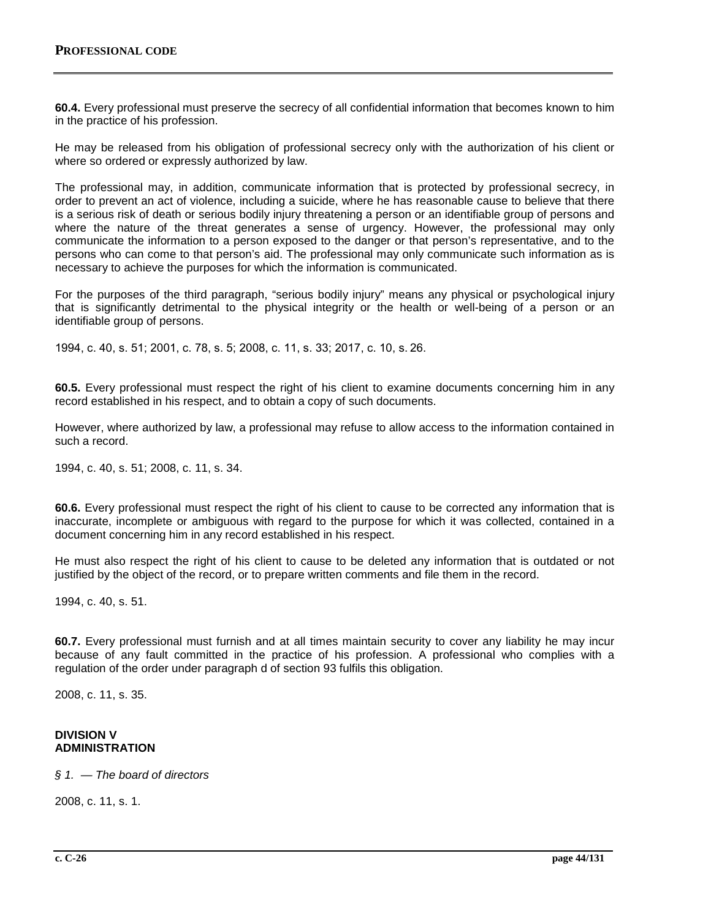**60.4.** Every professional must preserve the secrecy of all confidential information that becomes known to him in the practice of his profession.

He may be released from his obligation of professional secrecy only with the authorization of his client or where so ordered or expressly authorized by law.

The professional may, in addition, communicate information that is protected by professional secrecy, in order to prevent an act of violence, including a suicide, where he has reasonable cause to believe that there is a serious risk of death or serious bodily injury threatening a person or an identifiable group of persons and where the nature of the threat generates a sense of urgency. However, the professional may only communicate the information to a person exposed to the danger or that person's representative, and to the persons who can come to that person's aid. The professional may only communicate such information as is necessary to achieve the purposes for which the information is communicated.

For the purposes of the third paragraph, "serious bodily injury" means any physical or psychological injury that is significantly detrimental to the physical integrity or the health or well-being of a person or an identifiable group of persons.

1994, c. 40, s. 51; 2001, c. 78, s. 5; 2008, c. 11, s. 33; 2017, c. 10, s. 26.

**60.5.** Every professional must respect the right of his client to examine documents concerning him in any record established in his respect, and to obtain a copy of such documents.

However, where authorized by law, a professional may refuse to allow access to the information contained in such a record.

1994, c. 40, s. 51; 2008, c. 11, s. 34.

**60.6.** Every professional must respect the right of his client to cause to be corrected any information that is inaccurate, incomplete or ambiguous with regard to the purpose for which it was collected, contained in a document concerning him in any record established in his respect.

He must also respect the right of his client to cause to be deleted any information that is outdated or not justified by the object of the record, or to prepare written comments and file them in the record.

1994, c. 40, s. 51.

**60.7.** Every professional must furnish and at all times maintain security to cover any liability he may incur because of any fault committed in the practice of his profession. A professional who complies with a regulation of the order under paragraph d of section 93 fulfils this obligation.

2008, c. 11, s. 35.

## DIVISION V
## ADMINISTRATION

*§ 1. — The board of directors*

2008, c. 11, s. 1.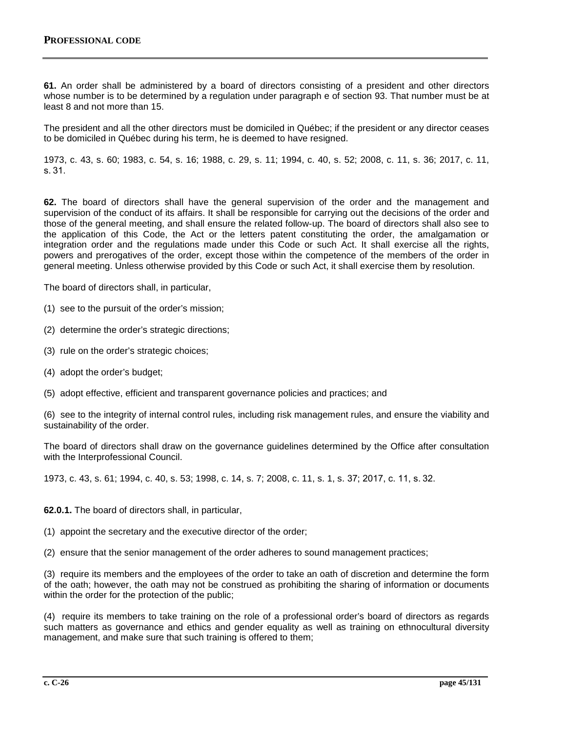**61.** An order shall be administered by a board of directors consisting of a president and other directors whose number is to be determined by a regulation under paragraph e of section 93. That number must be at least 8 and not more than 15.

The president and all the other directors must be domiciled in Québec; if the president or any director ceases to be domiciled in Québec during his term, he is deemed to have resigned.

1973, c. 43, s. 60; 1983, c. 54, s. 16; 1988, c. 29, s. 11; 1994, c. 40, s. 52; 2008, c. 11, s. 36; 2017, c. 11, s. 31.

**62.** The board of directors shall have the general supervision of the order and the management and supervision of the conduct of its affairs. It shall be responsible for carrying out the decisions of the order and those of the general meeting, and shall ensure the related follow-up. The board of directors shall also see to the application of this Code, the Act or the letters patent constituting the order, the amalgamation or integration order and the regulations made under this Code or such Act. It shall exercise all the rights, powers and prerogatives of the order, except those within the competence of the members of the order in general meeting. Unless otherwise provided by this Code or such Act, it shall exercise them by resolution.

The board of directors shall, in particular,

(1) see to the pursuit of the order's mission;

(2) determine the order's strategic directions;

(3) rule on the order's strategic choices;

(4) adopt the order's budget;

(5) adopt effective, efficient and transparent governance policies and practices; and

(6) see to the integrity of internal control rules, including risk management rules, and ensure the viability and sustainability of the order.

The board of directors shall draw on the governance guidelines determined by the Office after consultation with the Interprofessional Council.

1973, c. 43, s. 61; 1994, c. 40, s. 53; 1998, c. 14, s. 7; 2008, c. 11, s. 1, s. 37; 2017, c. 11, s. 32.

**62.0.1.** The board of directors shall, in particular,

(1) appoint the secretary and the executive director of the order;

(2) ensure that the senior management of the order adheres to sound management practices;

(3) require its members and the employees of the order to take an oath of discretion and determine the form of the oath; however, the oath may not be construed as prohibiting the sharing of information or documents within the order for the protection of the public;

(4) require its members to take training on the role of a professional order's board of directors as regards such matters as governance and ethics and gender equality as well as training on ethnocultural diversity management, and make sure that such training is offered to them;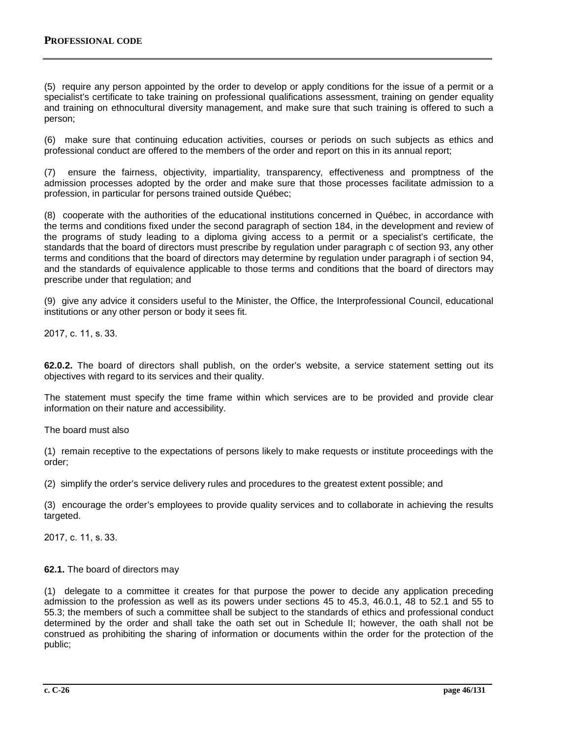(5) require any person appointed by the order to develop or apply conditions for the issue of a permit or a specialist's certificate to take training on professional qualifications assessment, training on gender equality and training on ethnocultural diversity management, and make sure that such training is offered to such a person;

(6) make sure that continuing education activities, courses or periods on such subjects as ethics and professional conduct are offered to the members of the order and report on this in its annual report;

(7) ensure the fairness, objectivity, impartiality, transparency, effectiveness and promptness of the admission processes adopted by the order and make sure that those processes facilitate admission to a profession, in particular for persons trained outside Québec;

(8) cooperate with the authorities of the educational institutions concerned in Québec, in accordance with the terms and conditions fixed under the second paragraph of section 184, in the development and review of the programs of study leading to a diploma giving access to a permit or a specialist's certificate, the standards that the board of directors must prescribe by regulation under paragraph c of section 93, any other terms and conditions that the board of directors may determine by regulation under paragraph i of section 94, and the standards of equivalence applicable to those terms and conditions that the board of directors may prescribe under that regulation; and

(9) give any advice it considers useful to the Minister, the Office, the Interprofessional Council, educational institutions or any other person or body it sees fit.

2017, c. 11, s. 33.

**62.0.2.** The board of directors shall publish, on the order's website, a service statement setting out its objectives with regard to its services and their quality.

The statement must specify the time frame within which services are to be provided and provide clear information on their nature and accessibility.

The board must also

(1) remain receptive to the expectations of persons likely to make requests or institute proceedings with the order;

(2) simplify the order's service delivery rules and procedures to the greatest extent possible; and

(3) encourage the order's employees to provide quality services and to collaborate in achieving the results targeted.

2017, c. 11, s. 33.

**62.1.** The board of directors may

(1) delegate to a committee it creates for that purpose the power to decide any application preceding admission to the profession as well as its powers under sections 45 to 45.3, 46.0.1, 48 to 52.1 and 55 to 55.3; the members of such a committee shall be subject to the standards of ethics and professional conduct determined by the order and shall take the oath set out in Schedule II; however, the oath shall not be construed as prohibiting the sharing of information or documents within the order for the protection of the public;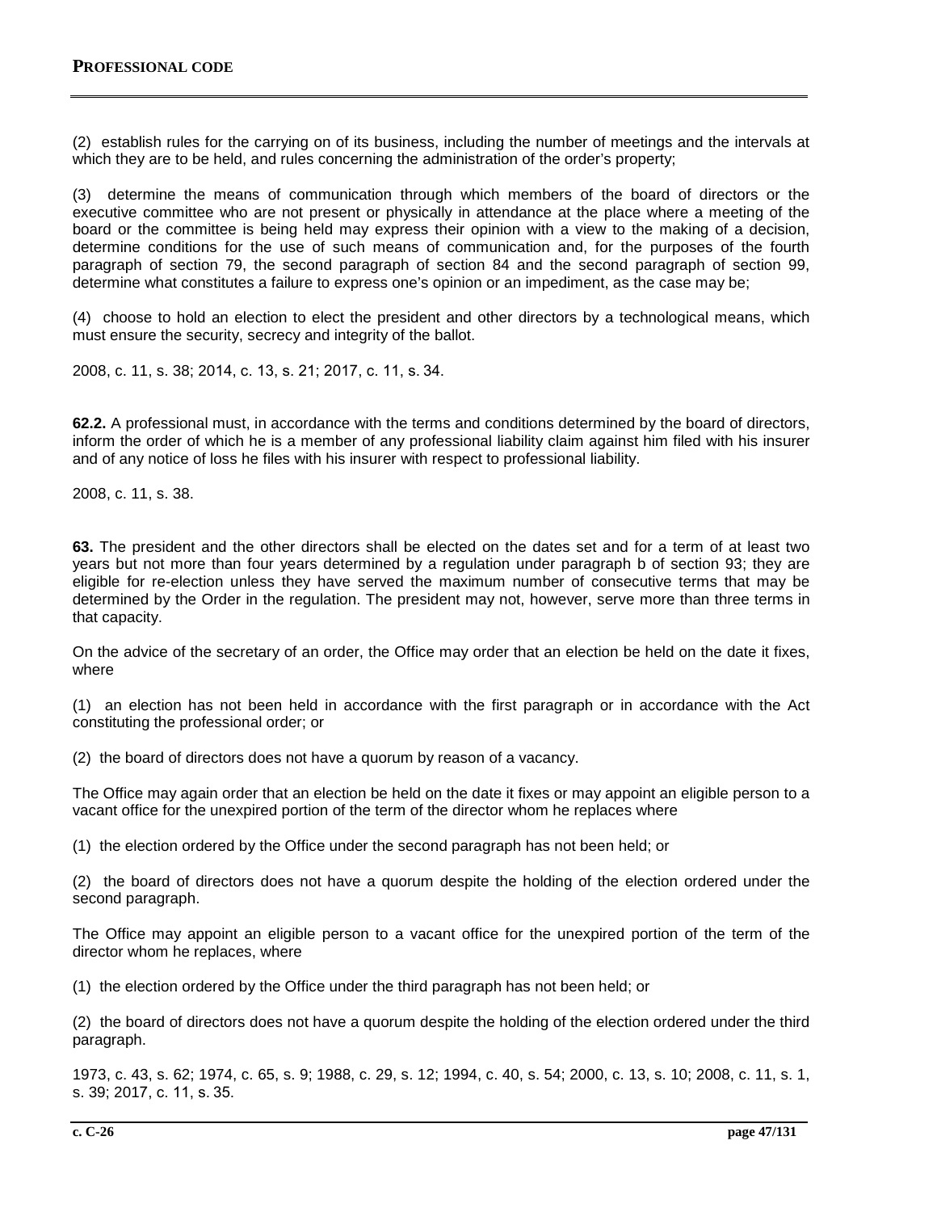(2) establish rules for the carrying on of its business, including the number of meetings and the intervals at which they are to be held, and rules concerning the administration of the order's property;

(3) determine the means of communication through which members of the board of directors or the executive committee who are not present or physically in attendance at the place where a meeting of the board or the committee is being held may express their opinion with a view to the making of a decision, determine conditions for the use of such means of communication and, for the purposes of the fourth paragraph of section 79, the second paragraph of section 84 and the second paragraph of section 99, determine what constitutes a failure to express one's opinion or an impediment, as the case may be;

(4) choose to hold an election to elect the president and other directors by a technological means, which must ensure the security, secrecy and integrity of the ballot.

2008, c. 11, s. 38; 2014, c. 13, s. 21; 2017, c. 11, s. 34.

**62.2.** A professional must, in accordance with the terms and conditions determined by the board of directors, inform the order of which he is a member of any professional liability claim against him filed with his insurer and of any notice of loss he files with his insurer with respect to professional liability.

2008, c. 11, s. 38.

**63.** The president and the other directors shall be elected on the dates set and for a term of at least two years but not more than four years determined by a regulation under paragraph b of section 93; they are eligible for re-election unless they have served the maximum number of consecutive terms that may be determined by the Order in the regulation. The president may not, however, serve more than three terms in that capacity.

On the advice of the secretary of an order, the Office may order that an election be held on the date it fixes, where

(1) an election has not been held in accordance with the first paragraph or in accordance with the Act constituting the professional order; or

(2) the board of directors does not have a quorum by reason of a vacancy.

The Office may again order that an election be held on the date it fixes or may appoint an eligible person to a vacant office for the unexpired portion of the term of the director whom he replaces where

(1) the election ordered by the Office under the second paragraph has not been held; or

(2) the board of directors does not have a quorum despite the holding of the election ordered under the second paragraph.

The Office may appoint an eligible person to a vacant office for the unexpired portion of the term of the director whom he replaces, where

(1) the election ordered by the Office under the third paragraph has not been held; or

(2) the board of directors does not have a quorum despite the holding of the election ordered under the third paragraph.

1973, c. 43, s. 62; 1974, c. 65, s. 9; 1988, c. 29, s. 12; 1994, c. 40, s. 54; 2000, c. 13, s. 10; 2008, c. 11, s. 1, s. 39; 2017, c. 11, s. 35.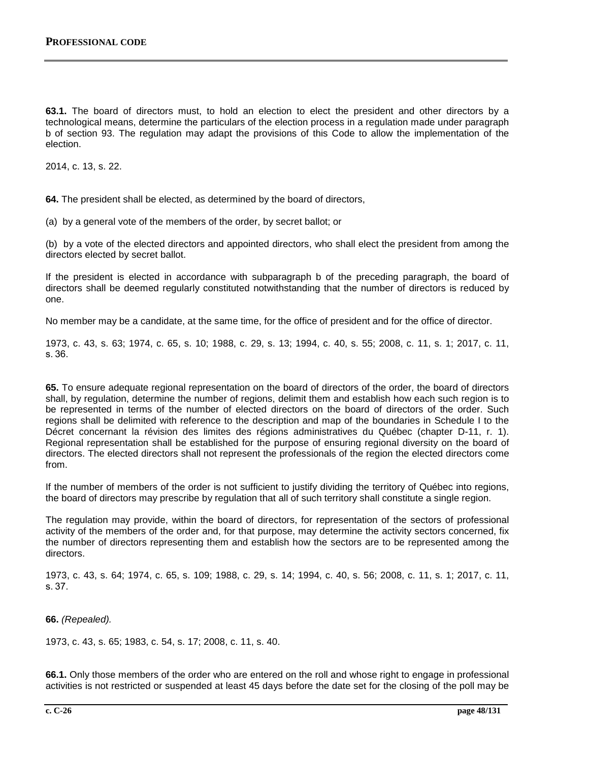**63.1.** The board of directors must, to hold an election to elect the president and other directors by a technological means, determine the particulars of the election process in a regulation made under paragraph b of section 93. The regulation may adapt the provisions of this Code to allow the implementation of the election.

2014, c. 13, s. 22.

**64.** The president shall be elected, as determined by the board of directors,

(a) by a general vote of the members of the order, by secret ballot; or

(b) by a vote of the elected directors and appointed directors, who shall elect the president from among the directors elected by secret ballot.

If the president is elected in accordance with subparagraph b of the preceding paragraph, the board of directors shall be deemed regularly constituted notwithstanding that the number of directors is reduced by one.

No member may be a candidate, at the same time, for the office of president and for the office of director.

1973, c. 43, s. 63; 1974, c. 65, s. 10; 1988, c. 29, s. 13; 1994, c. 40, s. 55; 2008, c. 11, s. 1; 2017, c. 11, s. 36.

**65.** To ensure adequate regional representation on the board of directors of the order, the board of directors shall, by regulation, determine the number of regions, delimit them and establish how each such region is to be represented in terms of the number of elected directors on the board of directors of the order. Such regions shall be delimited with reference to the description and map of the boundaries in Schedule I to the Décret concernant la révision des limites des régions administratives du Québec (chapter D-11, r. 1). Regional representation shall be established for the purpose of ensuring regional diversity on the board of directors. The elected directors shall not represent the professionals of the region the elected directors come from.

If the number of members of the order is not sufficient to justify dividing the territory of Québec into regions, the board of directors may prescribe by regulation that all of such territory shall constitute a single region.

The regulation may provide, within the board of directors, for representation of the sectors of professional activity of the members of the order and, for that purpose, may determine the activity sectors concerned, fix the number of directors representing them and establish how the sectors are to be represented among the directors.

1973, c. 43, s. 64; 1974, c. 65, s. 109; 1988, c. 29, s. 14; 1994, c. 40, s. 56; 2008, c. 11, s. 1; 2017, c. 11, s. 37.

**66.** *(Repealed).*

1973, c. 43, s. 65; 1983, c. 54, s. 17; 2008, c. 11, s. 40.

**66.1.** Only those members of the order who are entered on the roll and whose right to engage in professional activities is not restricted or suspended at least 45 days before the date set for the closing of the poll may be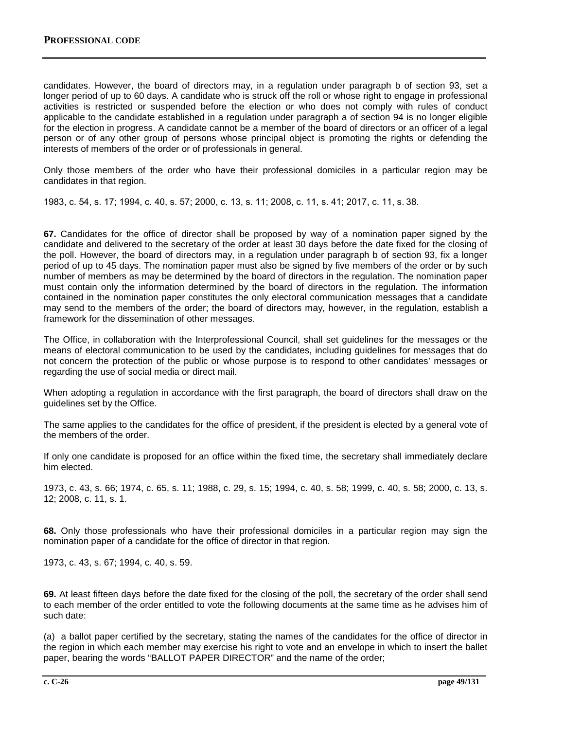candidates. However, the board of directors may, in a regulation under paragraph b of section 93, set a longer period of up to 60 days. A candidate who is struck off the roll or whose right to engage in professional activities is restricted or suspended before the election or who does not comply with rules of conduct applicable to the candidate established in a regulation under paragraph a of section 94 is no longer eligible for the election in progress. A candidate cannot be a member of the board of directors or an officer of a legal person or of any other group of persons whose principal object is promoting the rights or defending the interests of members of the order or of professionals in general.

Only those members of the order who have their professional domiciles in a particular region may be candidates in that region.

1983, c. 54, s. 17; 1994, c. 40, s. 57; 2000, c. 13, s. 11; 2008, c. 11, s. 41; 2017, c. 11, s. 38.

**67.** Candidates for the office of director shall be proposed by way of a nomination paper signed by the candidate and delivered to the secretary of the order at least 30 days before the date fixed for the closing of the poll. However, the board of directors may, in a regulation under paragraph b of section 93, fix a longer period of up to 45 days. The nomination paper must also be signed by five members of the order or by such number of members as may be determined by the board of directors in the regulation. The nomination paper must contain only the information determined by the board of directors in the regulation. The information contained in the nomination paper constitutes the only electoral communication messages that a candidate may send to the members of the order; the board of directors may, however, in the regulation, establish a framework for the dissemination of other messages.

The Office, in collaboration with the Interprofessional Council, shall set guidelines for the messages or the means of electoral communication to be used by the candidates, including guidelines for messages that do not concern the protection of the public or whose purpose is to respond to other candidates' messages or regarding the use of social media or direct mail.

When adopting a regulation in accordance with the first paragraph, the board of directors shall draw on the guidelines set by the Office.

The same applies to the candidates for the office of president, if the president is elected by a general vote of the members of the order.

If only one candidate is proposed for an office within the fixed time, the secretary shall immediately declare him elected.

1973, c. 43, s. 66; 1974, c. 65, s. 11; 1988, c. 29, s. 15; 1994, c. 40, s. 58; 1999, c. 40, s. 58; 2000, c. 13, s. 12; 2008, c. 11, s. 1.

**68.** Only those professionals who have their professional domiciles in a particular region may sign the nomination paper of a candidate for the office of director in that region.

1973, c. 43, s. 67; 1994, c. 40, s. 59.

**69.** At least fifteen days before the date fixed for the closing of the poll, the secretary of the order shall send to each member of the order entitled to vote the following documents at the same time as he advises him of such date:

(a) a ballot paper certified by the secretary, stating the names of the candidates for the office of director in the region in which each member may exercise his right to vote and an envelope in which to insert the ballet paper, bearing the words "BALLOT PAPER DIRECTOR" and the name of the order;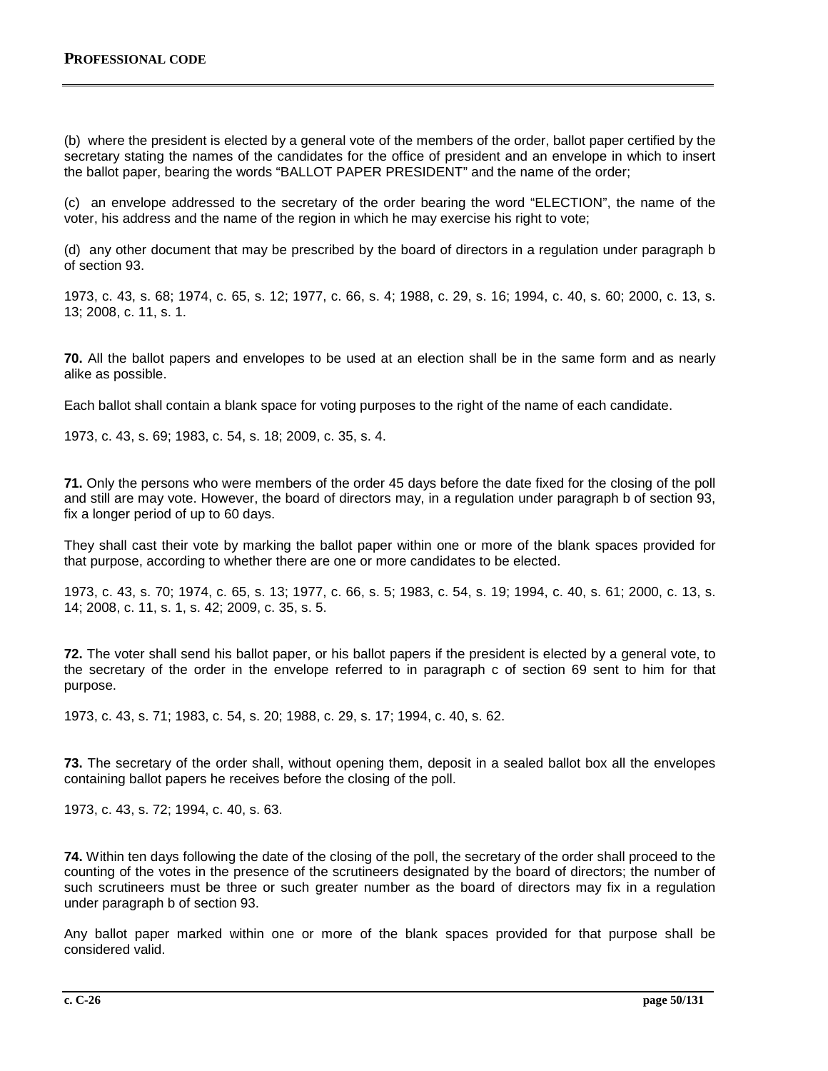(b) where the president is elected by a general vote of the members of the order, ballot paper certified by the secretary stating the names of the candidates for the office of president and an envelope in which to insert the ballot paper, bearing the words “BALLOT PAPER PRESIDENT” and the name of the order;

(c) an envelope addressed to the secretary of the order bearing the word “ELECTION”, the name of the voter, his address and the name of the region in which he may exercise his right to vote;

(d) any other document that may be prescribed by the board of directors in a regulation under paragraph b of section 93.

1973, c. 43, s. 68; 1974, c. 65, s. 12; 1977, c. 66, s. 4; 1988, c. 29, s. 16; 1994, c. 40, s. 60; 2000, c. 13, s. 13; 2008, c. 11, s. 1.

**70.** All the ballot papers and envelopes to be used at an election shall be in the same form and as nearly alike as possible.

Each ballot shall contain a blank space for voting purposes to the right of the name of each candidate.

1973, c. 43, s. 69; 1983, c. 54, s. 18; 2009, c. 35, s. 4.

**71.** Only the persons who were members of the order 45 days before the date fixed for the closing of the poll and still are may vote. However, the board of directors may, in a regulation under paragraph b of section 93, fix a longer period of up to 60 days.

They shall cast their vote by marking the ballot paper within one or more of the blank spaces provided for that purpose, according to whether there are one or more candidates to be elected.

1973, c. 43, s. 70; 1974, c. 65, s. 13; 1977, c. 66, s. 5; 1983, c. 54, s. 19; 1994, c. 40, s. 61; 2000, c. 13, s. 14; 2008, c. 11, s. 1, s. 42; 2009, c. 35, s. 5.

**72.** The voter shall send his ballot paper, or his ballot papers if the president is elected by a general vote, to the secretary of the order in the envelope referred to in paragraph c of section 69 sent to him for that purpose.

1973, c. 43, s. 71; 1983, c. 54, s. 20; 1988, c. 29, s. 17; 1994, c. 40, s. 62.

**73.** The secretary of the order shall, without opening them, deposit in a sealed ballot box all the envelopes containing ballot papers he receives before the closing of the poll.

1973, c. 43, s. 72; 1994, c. 40, s. 63.

**74.** Within ten days following the date of the closing of the poll, the secretary of the order shall proceed to the counting of the votes in the presence of the scrutineers designated by the board of directors; the number of such scrutineers must be three or such greater number as the board of directors may fix in a regulation under paragraph b of section 93.

Any ballot paper marked within one or more of the blank spaces provided for that purpose shall be considered valid.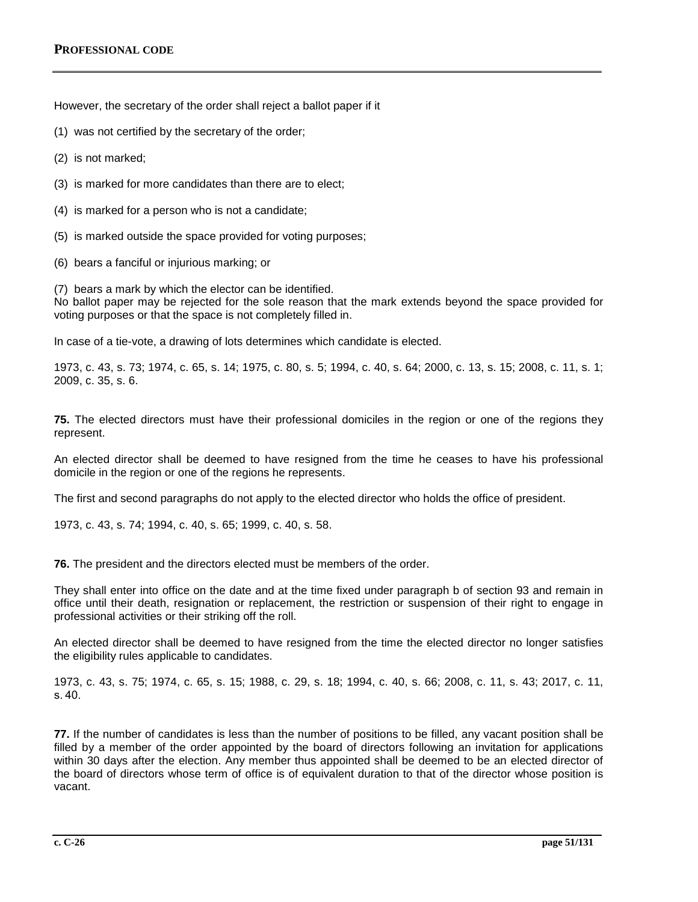However, the secretary of the order shall reject a ballot paper if it

(1) was not certified by the secretary of the order;

(2) is not marked;

(3) is marked for more candidates than there are to elect;

(4) is marked for a person who is not a candidate;

(5) is marked outside the space provided for voting purposes;

(6) bears a fanciful or injurious marking; or

(7) bears a mark by which the elector can be identified.
No ballot paper may be rejected for the sole reason that the mark extends beyond the space provided for voting purposes or that the space is not completely filled in.

In case of a tie-vote, a drawing of lots determines which candidate is elected.

1973, c. 43, s. 73; 1974, c. 65, s. 14; 1975, c. 80, s. 5; 1994, c. 40, s. 64; 2000, c. 13, s. 15; 2008, c. 11, s. 1; 2009, c. 35, s. 6.

**75.** The elected directors must have their professional domiciles in the region or one of the regions they represent.

An elected director shall be deemed to have resigned from the time he ceases to have his professional domicile in the region or one of the regions he represents.

The first and second paragraphs do not apply to the elected director who holds the office of president.

1973, c. 43, s. 74; 1994, c. 40, s. 65; 1999, c. 40, s. 58.

**76.** The president and the directors elected must be members of the order.

They shall enter into office on the date and at the time fixed under paragraph b of section 93 and remain in office until their death, resignation or replacement, the restriction or suspension of their right to engage in professional activities or their striking off the roll.

An elected director shall be deemed to have resigned from the time the elected director no longer satisfies the eligibility rules applicable to candidates.

1973, c. 43, s. 75; 1974, c. 65, s. 15; 1988, c. 29, s. 18; 1994, c. 40, s. 66; 2008, c. 11, s. 43; 2017, c. 11, s. 40.

**77.** If the number of candidates is less than the number of positions to be filled, any vacant position shall be filled by a member of the order appointed by the board of directors following an invitation for applications within 30 days after the election. Any member thus appointed shall be deemed to be an elected director of the board of directors whose term of office is of equivalent duration to that of the director whose position is vacant.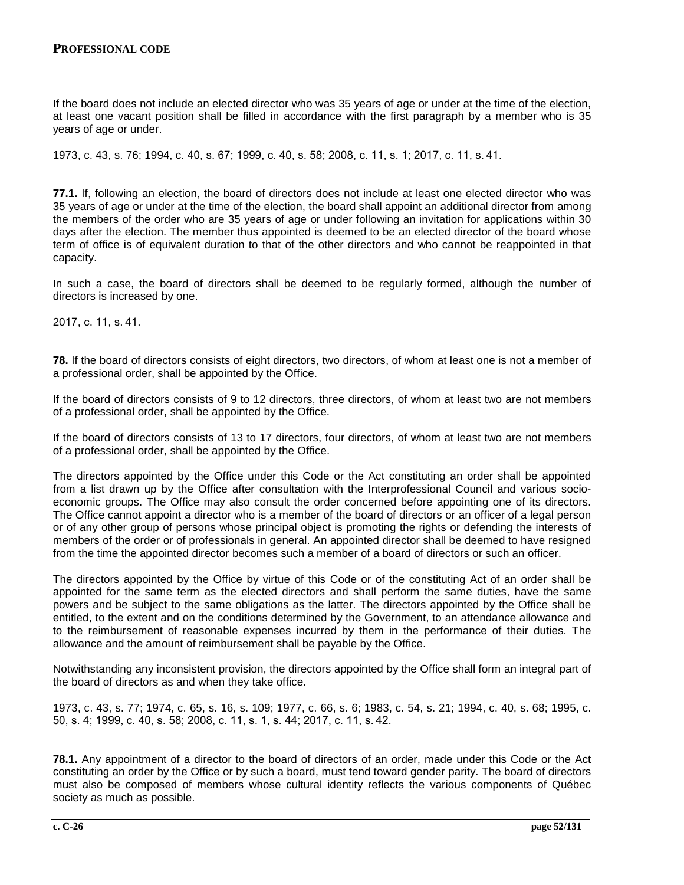If the board does not include an elected director who was 35 years of age or under at the time of the election, at least one vacant position shall be filled in accordance with the first paragraph by a member who is 35 years of age or under.

1973, c. 43, s. 76; 1994, c. 40, s. 67; 1999, c. 40, s. 58; 2008, c. 11, s. 1; 2017, c. 11, s. 41.

**77.1.** If, following an election, the board of directors does not include at least one elected director who was 35 years of age or under at the time of the election, the board shall appoint an additional director from among the members of the order who are 35 years of age or under following an invitation for applications within 30 days after the election. The member thus appointed is deemed to be an elected director of the board whose term of office is of equivalent duration to that of the other directors and who cannot be reappointed in that capacity.

In such a case, the board of directors shall be deemed to be regularly formed, although the number of directors is increased by one.

2017, c. 11, s. 41.

**78.** If the board of directors consists of eight directors, two directors, of whom at least one is not a member of a professional order, shall be appointed by the Office.

If the board of directors consists of 9 to 12 directors, three directors, of whom at least two are not members of a professional order, shall be appointed by the Office.

If the board of directors consists of 13 to 17 directors, four directors, of whom at least two are not members of a professional order, shall be appointed by the Office.

The directors appointed by the Office under this Code or the Act constituting an order shall be appointed from a list drawn up by the Office after consultation with the Interprofessional Council and various socio-economic groups. The Office may also consult the order concerned before appointing one of its directors. The Office cannot appoint a director who is a member of the board of directors or an officer of a legal person or of any other group of persons whose principal object is promoting the rights or defending the interests of members of the order or of professionals in general. An appointed director shall be deemed to have resigned from the time the appointed director becomes such a member of a board of directors or such an officer.

The directors appointed by the Office by virtue of this Code or of the constituting Act of an order shall be appointed for the same term as the elected directors and shall perform the same duties, have the same powers and be subject to the same obligations as the latter. The directors appointed by the Office shall be entitled, to the extent and on the conditions determined by the Government, to an attendance allowance and to the reimbursement of reasonable expenses incurred by them in the performance of their duties. The allowance and the amount of reimbursement shall be payable by the Office.

Notwithstanding any inconsistent provision, the directors appointed by the Office shall form an integral part of the board of directors as and when they take office.

1973, c. 43, s. 77; 1974, c. 65, s. 16, s. 109; 1977, c. 66, s. 6; 1983, c. 54, s. 21; 1994, c. 40, s. 68; 1995, c. 50, s. 4; 1999, c. 40, s. 58; 2008, c. 11, s. 1, s. 44; 2017, c. 11, s. 42.

**78.1.** Any appointment of a director to the board of directors of an order, made under this Code or the Act constituting an order by the Office or by such a board, must tend toward gender parity. The board of directors must also be composed of members whose cultural identity reflects the various components of Québec society as much as possible.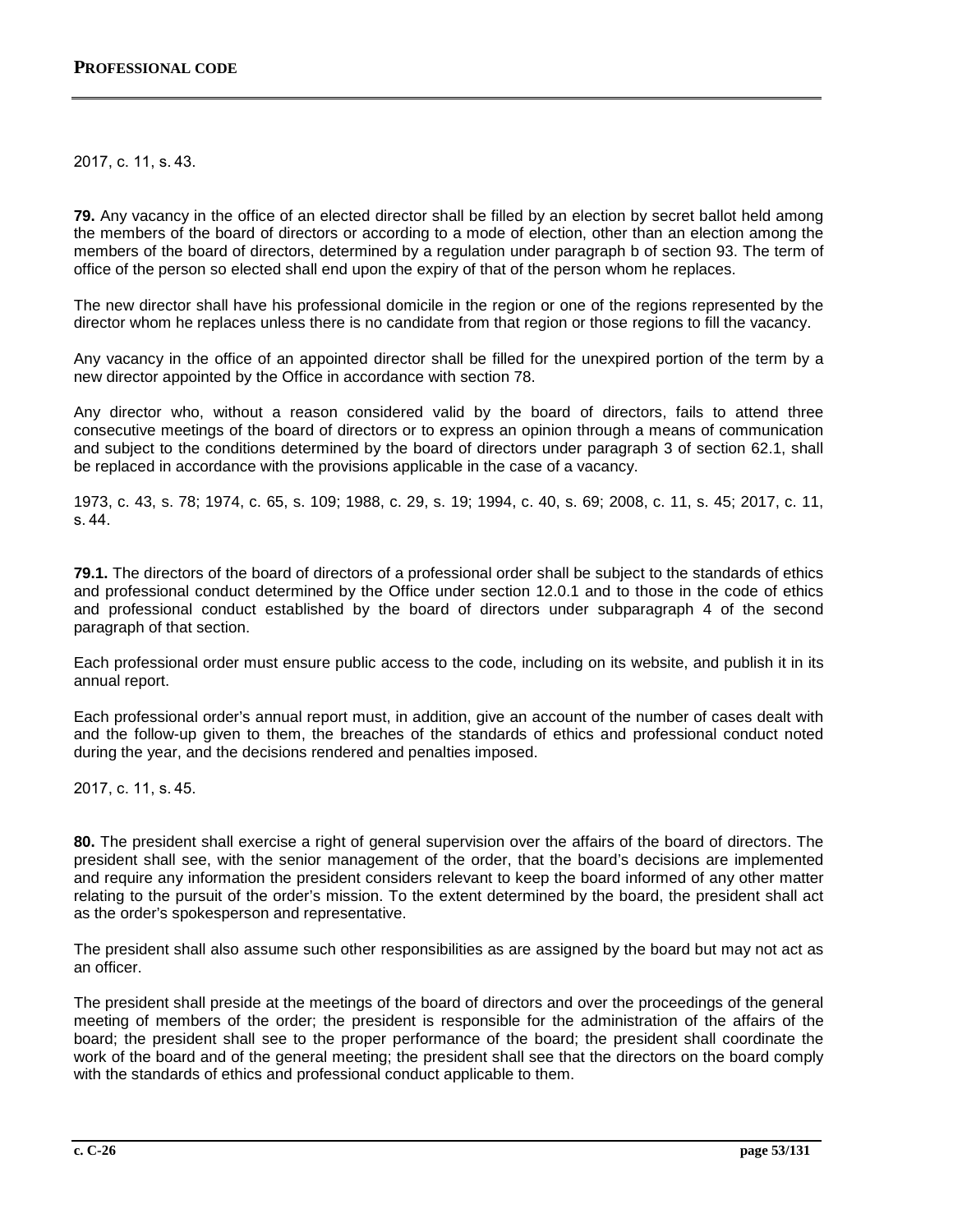2017, c. 11, s. 43.

**79.** Any vacancy in the office of an elected director shall be filled by an election by secret ballot held among the members of the board of directors or according to a mode of election, other than an election among the members of the board of directors, determined by a regulation under paragraph b of section 93. The term of office of the person so elected shall end upon the expiry of that of the person whom he replaces.

The new director shall have his professional domicile in the region or one of the regions represented by the director whom he replaces unless there is no candidate from that region or those regions to fill the vacancy.

Any vacancy in the office of an appointed director shall be filled for the unexpired portion of the term by a new director appointed by the Office in accordance with section 78.

Any director who, without a reason considered valid by the board of directors, fails to attend three consecutive meetings of the board of directors or to express an opinion through a means of communication and subject to the conditions determined by the board of directors under paragraph 3 of section 62.1, shall be replaced in accordance with the provisions applicable in the case of a vacancy.

1973, c. 43, s. 78; 1974, c. 65, s. 109; 1988, c. 29, s. 19; 1994, c. 40, s. 69; 2008, c. 11, s. 45; 2017, c. 11, s. 44.

**79.1.** The directors of the board of directors of a professional order shall be subject to the standards of ethics and professional conduct determined by the Office under section 12.0.1 and to those in the code of ethics and professional conduct established by the board of directors under subparagraph 4 of the second paragraph of that section.

Each professional order must ensure public access to the code, including on its website, and publish it in its annual report.

Each professional order's annual report must, in addition, give an account of the number of cases dealt with and the follow-up given to them, the breaches of the standards of ethics and professional conduct noted during the year, and the decisions rendered and penalties imposed.

2017, c. 11, s. 45.

**80.** The president shall exercise a right of general supervision over the affairs of the board of directors. The president shall see, with the senior management of the order, that the board's decisions are implemented and require any information the president considers relevant to keep the board informed of any other matter relating to the pursuit of the order's mission. To the extent determined by the board, the president shall act as the order's spokesperson and representative.

The president shall also assume such other responsibilities as are assigned by the board but may not act as an officer.

The president shall preside at the meetings of the board of directors and over the proceedings of the general meeting of members of the order; the president is responsible for the administration of the affairs of the board; the president shall see to the proper performance of the board; the president shall coordinate the work of the board and of the general meeting; the president shall see that the directors on the board comply with the standards of ethics and professional conduct applicable to them.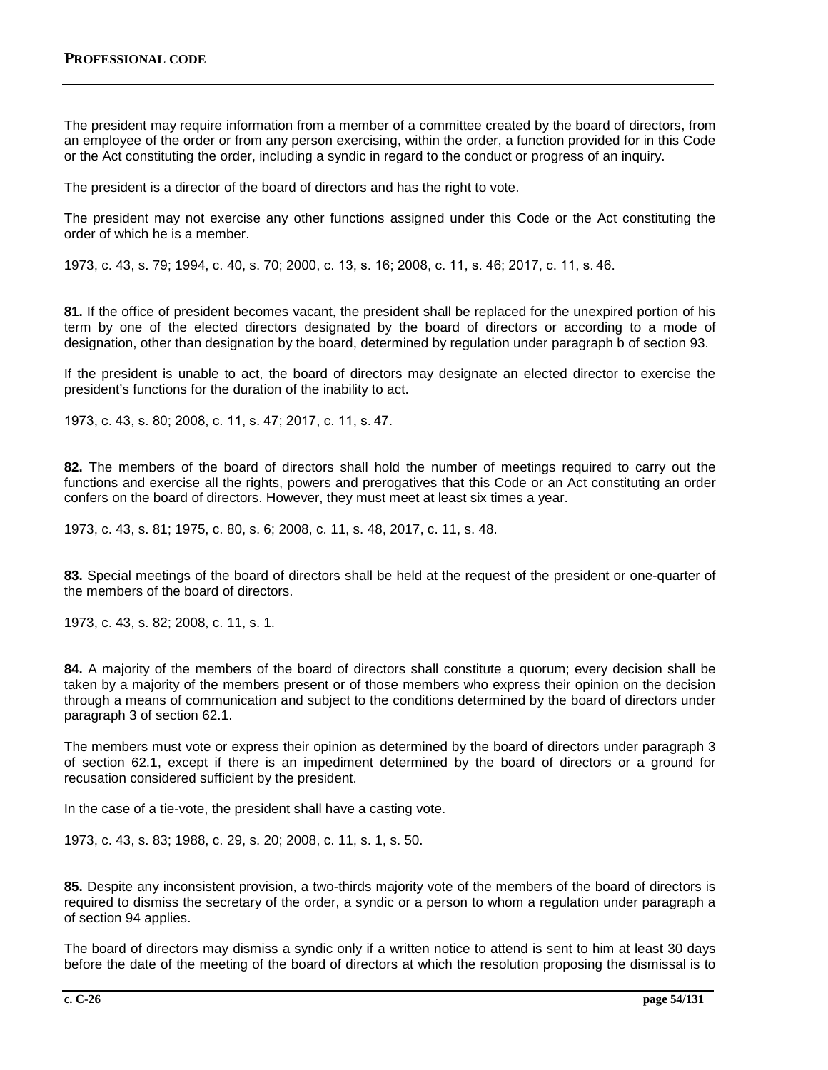The president may require information from a member of a committee created by the board of directors, from an employee of the order or from any person exercising, within the order, a function provided for in this Code or the Act constituting the order, including a syndic in regard to the conduct or progress of an inquiry.

The president is a director of the board of directors and has the right to vote.

The president may not exercise any other functions assigned under this Code or the Act constituting the order of which he is a member.

1973, c. 43, s. 79; 1994, c. 40, s. 70; 2000, c. 13, s. 16; 2008, c. 11, s. 46; 2017, c. 11, s. 46.

**81.** If the office of president becomes vacant, the president shall be replaced for the unexpired portion of his term by one of the elected directors designated by the board of directors or according to a mode of designation, other than designation by the board, determined by regulation under paragraph b of section 93.

If the president is unable to act, the board of directors may designate an elected director to exercise the president's functions for the duration of the inability to act.

1973, c. 43, s. 80; 2008, c. 11, s. 47; 2017, c. 11, s. 47.

**82.** The members of the board of directors shall hold the number of meetings required to carry out the functions and exercise all the rights, powers and prerogatives that this Code or an Act constituting an order confers on the board of directors. However, they must meet at least six times a year.

1973, c. 43, s. 81; 1975, c. 80, s. 6; 2008, c. 11, s. 48, 2017, c. 11, s. 48.

**83.** Special meetings of the board of directors shall be held at the request of the president or one-quarter of the members of the board of directors.

1973, c. 43, s. 82; 2008, c. 11, s. 1.

**84.** A majority of the members of the board of directors shall constitute a quorum; every decision shall be taken by a majority of the members present or of those members who express their opinion on the decision through a means of communication and subject to the conditions determined by the board of directors under paragraph 3 of section 62.1.

The members must vote or express their opinion as determined by the board of directors under paragraph 3 of section 62.1, except if there is an impediment determined by the board of directors or a ground for recusation considered sufficient by the president.

In the case of a tie-vote, the president shall have a casting vote.

1973, c. 43, s. 83; 1988, c. 29, s. 20; 2008, c. 11, s. 1, s. 50.

**85.** Despite any inconsistent provision, a two-thirds majority vote of the members of the board of directors is required to dismiss the secretary of the order, a syndic or a person to whom a regulation under paragraph a of section 94 applies.

The board of directors may dismiss a syndic only if a written notice to attend is sent to him at least 30 days before the date of the meeting of the board of directors at which the resolution proposing the dismissal is to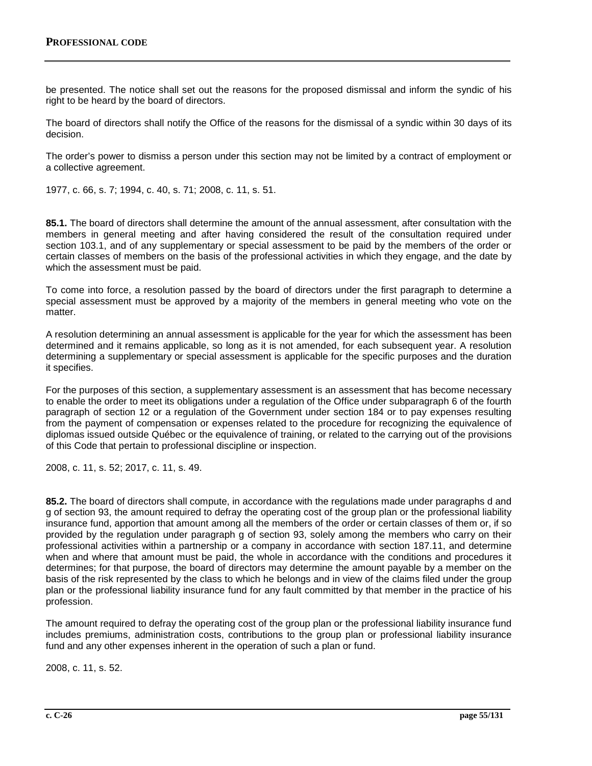be presented. The notice shall set out the reasons for the proposed dismissal and inform the syndic of his right to be heard by the board of directors.

The board of directors shall notify the Office of the reasons for the dismissal of a syndic within 30 days of its decision.

The order's power to dismiss a person under this section may not be limited by a contract of employment or a collective agreement.

1977, c. 66, s. 7; 1994, c. 40, s. 71; 2008, c. 11, s. 51.

**85.1.** The board of directors shall determine the amount of the annual assessment, after consultation with the members in general meeting and after having considered the result of the consultation required under section 103.1, and of any supplementary or special assessment to be paid by the members of the order or certain classes of members on the basis of the professional activities in which they engage, and the date by which the assessment must be paid.

To come into force, a resolution passed by the board of directors under the first paragraph to determine a special assessment must be approved by a majority of the members in general meeting who vote on the matter.

A resolution determining an annual assessment is applicable for the year for which the assessment has been determined and it remains applicable, so long as it is not amended, for each subsequent year. A resolution determining a supplementary or special assessment is applicable for the specific purposes and the duration it specifies.

For the purposes of this section, a supplementary assessment is an assessment that has become necessary to enable the order to meet its obligations under a regulation of the Office under subparagraph 6 of the fourth paragraph of section 12 or a regulation of the Government under section 184 or to pay expenses resulting from the payment of compensation or expenses related to the procedure for recognizing the equivalence of diplomas issued outside Québec or the equivalence of training, or related to the carrying out of the provisions of this Code that pertain to professional discipline or inspection.

2008, c. 11, s. 52; 2017, c. 11, s. 49.

**85.2.** The board of directors shall compute, in accordance with the regulations made under paragraphs d and g of section 93, the amount required to defray the operating cost of the group plan or the professional liability insurance fund, apportion that amount among all the members of the order or certain classes of them or, if so provided by the regulation under paragraph g of section 93, solely among the members who carry on their professional activities within a partnership or a company in accordance with section 187.11, and determine when and where that amount must be paid, the whole in accordance with the conditions and procedures it determines; for that purpose, the board of directors may determine the amount payable by a member on the basis of the risk represented by the class to which he belongs and in view of the claims filed under the group plan or the professional liability insurance fund for any fault committed by that member in the practice of his profession.

The amount required to defray the operating cost of the group plan or the professional liability insurance fund includes premiums, administration costs, contributions to the group plan or professional liability insurance fund and any other expenses inherent in the operation of such a plan or fund.

2008, c. 11, s. 52.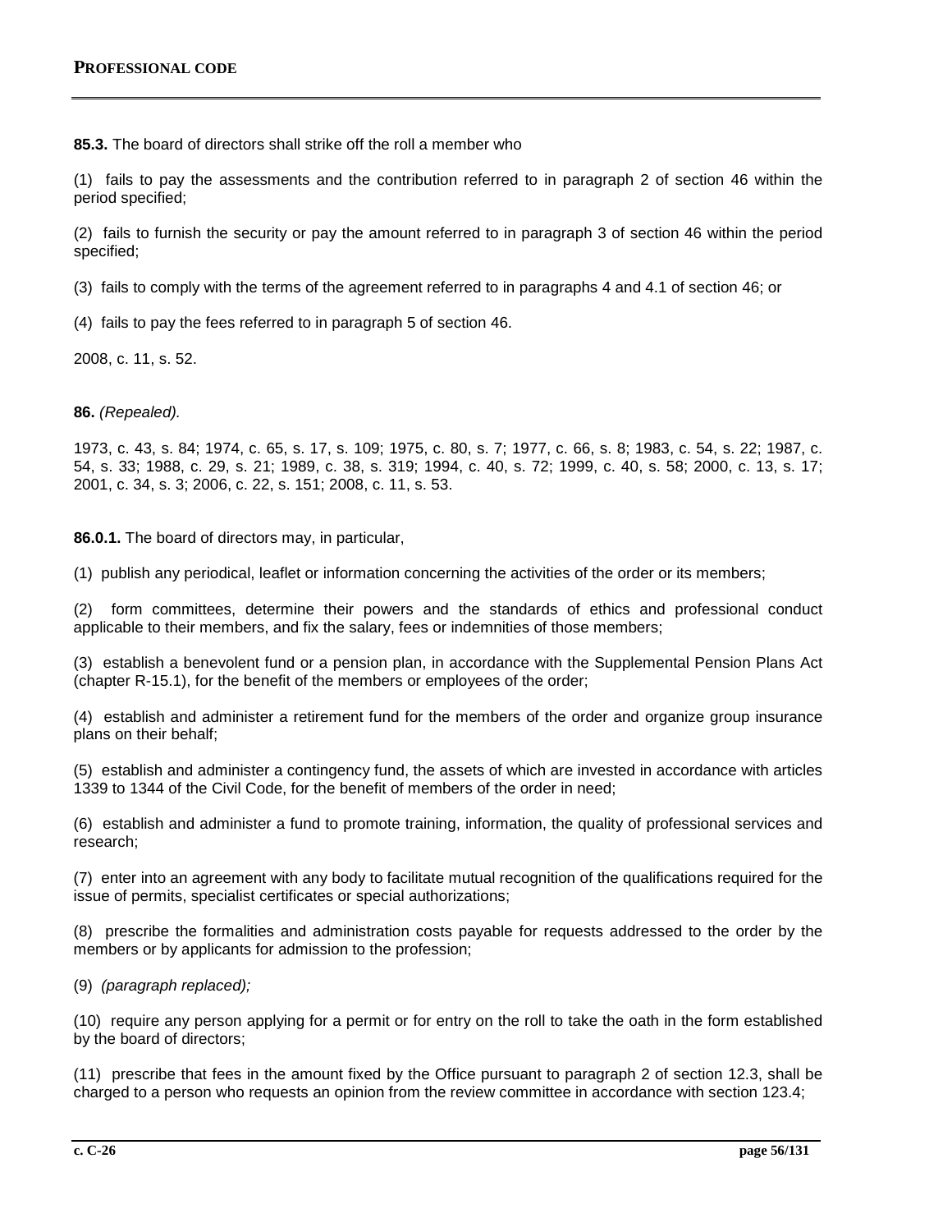**85.3.** The board of directors shall strike off the roll a member who

(1) fails to pay the assessments and the contribution referred to in paragraph 2 of section 46 within the period specified;

(2) fails to furnish the security or pay the amount referred to in paragraph 3 of section 46 within the period specified;

(3) fails to comply with the terms of the agreement referred to in paragraphs 4 and 4.1 of section 46; or

(4) fails to pay the fees referred to in paragraph 5 of section 46.

2008, c. 11, s. 52.

**86.** *(Repealed).*

1973, c. 43, s. 84; 1974, c. 65, s. 17, s. 109; 1975, c. 80, s. 7; 1977, c. 66, s. 8; 1983, c. 54, s. 22; 1987, c. 54, s. 33; 1988, c. 29, s. 21; 1989, c. 38, s. 319; 1994, c. 40, s. 72; 1999, c. 40, s. 58; 2000, c. 13, s. 17; 2001, c. 34, s. 3; 2006, c. 22, s. 151; 2008, c. 11, s. 53.

**86.0.1.** The board of directors may, in particular,

(1) publish any periodical, leaflet or information concerning the activities of the order or its members;

(2) form committees, determine their powers and the standards of ethics and professional conduct applicable to their members, and fix the salary, fees or indemnities of those members;

(3) establish a benevolent fund or a pension plan, in accordance with the Supplemental Pension Plans Act (chapter R-15.1), for the benefit of the members or employees of the order;

(4) establish and administer a retirement fund for the members of the order and organize group insurance plans on their behalf;

(5) establish and administer a contingency fund, the assets of which are invested in accordance with articles 1339 to 1344 of the Civil Code, for the benefit of members of the order in need;

(6) establish and administer a fund to promote training, information, the quality of professional services and research;

(7) enter into an agreement with any body to facilitate mutual recognition of the qualifications required for the issue of permits, specialist certificates or special authorizations;

(8) prescribe the formalities and administration costs payable for requests addressed to the order by the members or by applicants for admission to the profession;

(9) *(paragraph replaced);*

(10) require any person applying for a permit or for entry on the roll to take the oath in the form established by the board of directors;

(11) prescribe that fees in the amount fixed by the Office pursuant to paragraph 2 of section 12.3, shall be charged to a person who requests an opinion from the review committee in accordance with section 123.4;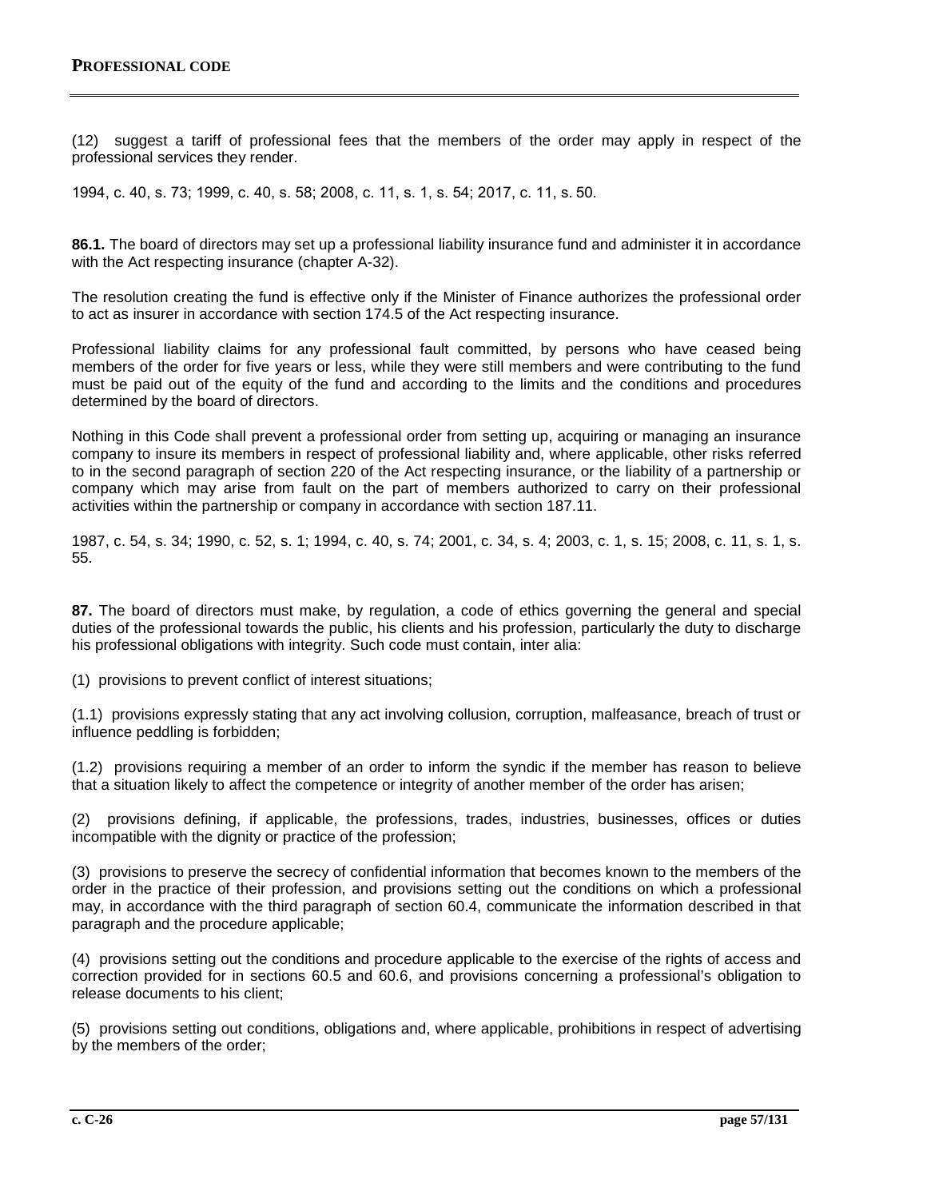(12) suggest a tariff of professional fees that the members of the order may apply in respect of the professional services they render.

1994, c. 40, s. 73; 1999, c. 40, s. 58; 2008, c. 11, s. 1, s. 54; 2017, c. 11, s. 50.

**86.1.** The board of directors may set up a professional liability insurance fund and administer it in accordance with the Act respecting insurance (chapter A-32).

The resolution creating the fund is effective only if the Minister of Finance authorizes the professional order to act as insurer in accordance with section 174.5 of the Act respecting insurance.

Professional liability claims for any professional fault committed, by persons who have ceased being members of the order for five years or less, while they were still members and were contributing to the fund must be paid out of the equity of the fund and according to the limits and the conditions and procedures determined by the board of directors.

Nothing in this Code shall prevent a professional order from setting up, acquiring or managing an insurance company to insure its members in respect of professional liability and, where applicable, other risks referred to in the second paragraph of section 220 of the Act respecting insurance, or the liability of a partnership or company which may arise from fault on the part of members authorized to carry on their professional activities within the partnership or company in accordance with section 187.11.

1987, c. 54, s. 34; 1990, c. 52, s. 1; 1994, c. 40, s. 74; 2001, c. 34, s. 4; 2003, c. 1, s. 15; 2008, c. 11, s. 1, s. 55.

**87.** The board of directors must make, by regulation, a code of ethics governing the general and special duties of the professional towards the public, his clients and his profession, particularly the duty to discharge his professional obligations with integrity. Such code must contain, inter alia:

(1) provisions to prevent conflict of interest situations;

(1.1) provisions expressly stating that any act involving collusion, corruption, malfeasance, breach of trust or influence peddling is forbidden;

(1.2) provisions requiring a member of an order to inform the syndic if the member has reason to believe that a situation likely to affect the competence or integrity of another member of the order has arisen;

(2) provisions defining, if applicable, the professions, trades, industries, businesses, offices or duties incompatible with the dignity or practice of the profession;

(3) provisions to preserve the secrecy of confidential information that becomes known to the members of the order in the practice of their profession, and provisions setting out the conditions on which a professional may, in accordance with the third paragraph of section 60.4, communicate the information described in that paragraph and the procedure applicable;

(4) provisions setting out the conditions and procedure applicable to the exercise of the rights of access and correction provided for in sections 60.5 and 60.6, and provisions concerning a professional's obligation to release documents to his client;

(5) provisions setting out conditions, obligations and, where applicable, prohibitions in respect of advertising by the members of the order;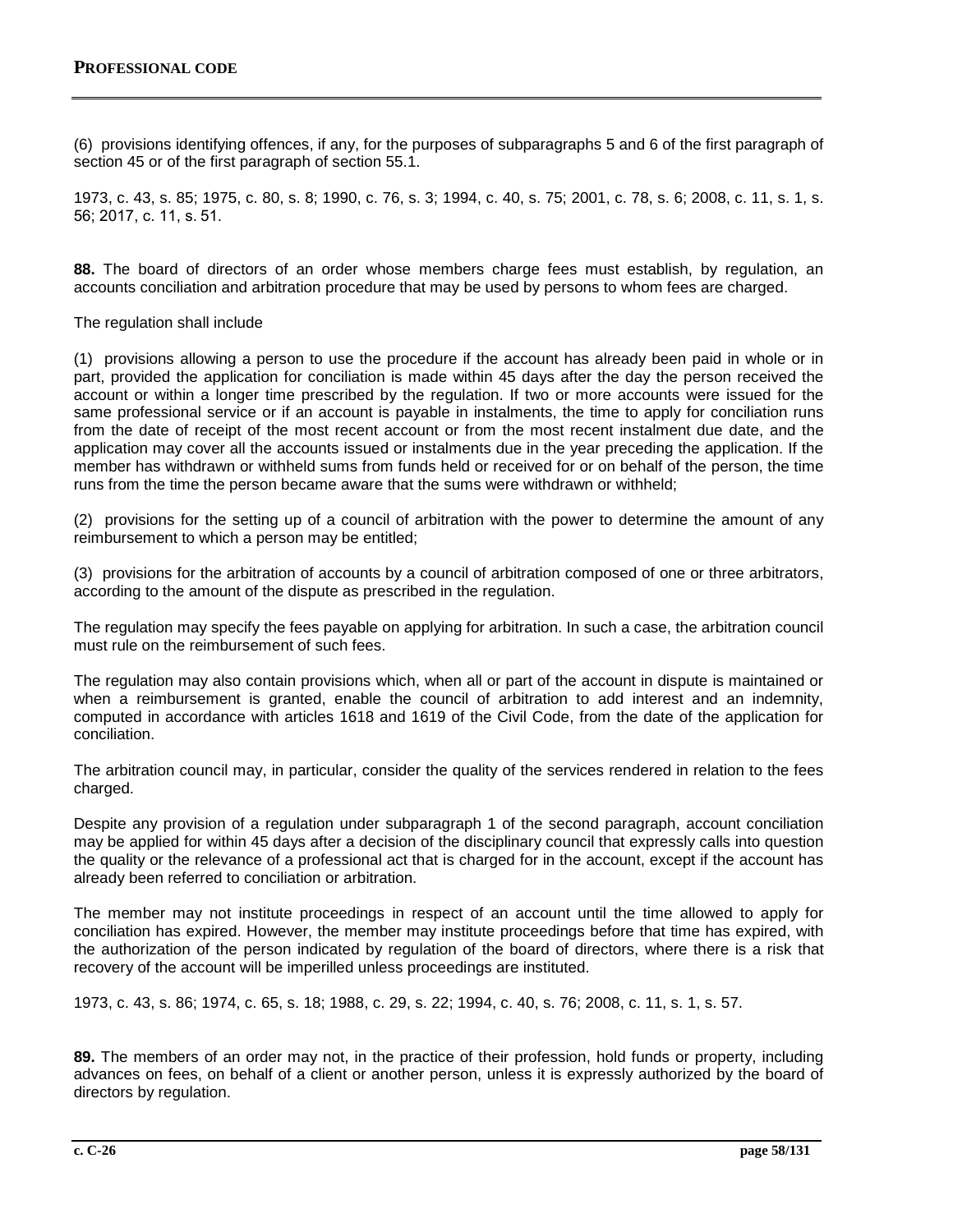(6) provisions identifying offences, if any, for the purposes of subparagraphs 5 and 6 of the first paragraph of section 45 or of the first paragraph of section 55.1.

1973, c. 43, s. 85; 1975, c. 80, s. 8; 1990, c. 76, s. 3; 1994, c. 40, s. 75; 2001, c. 78, s. 6; 2008, c. 11, s. 1, s. 56; 2017, c. 11, s. 51.

**88.** The board of directors of an order whose members charge fees must establish, by regulation, an accounts conciliation and arbitration procedure that may be used by persons to whom fees are charged.

The regulation shall include

(1) provisions allowing a person to use the procedure if the account has already been paid in whole or in part, provided the application for conciliation is made within 45 days after the day the person received the account or within a longer time prescribed by the regulation. If two or more accounts were issued for the same professional service or if an account is payable in instalments, the time to apply for conciliation runs from the date of receipt of the most recent account or from the most recent instalment due date, and the application may cover all the accounts issued or instalments due in the year preceding the application. If the member has withdrawn or withheld sums from funds held or received for or on behalf of the person, the time runs from the time the person became aware that the sums were withdrawn or withheld;

(2) provisions for the setting up of a council of arbitration with the power to determine the amount of any reimbursement to which a person may be entitled;

(3) provisions for the arbitration of accounts by a council of arbitration composed of one or three arbitrators, according to the amount of the dispute as prescribed in the regulation.

The regulation may specify the fees payable on applying for arbitration. In such a case, the arbitration council must rule on the reimbursement of such fees.

The regulation may also contain provisions which, when all or part of the account in dispute is maintained or when a reimbursement is granted, enable the council of arbitration to add interest and an indemnity, computed in accordance with articles 1618 and 1619 of the Civil Code, from the date of the application for conciliation.

The arbitration council may, in particular, consider the quality of the services rendered in relation to the fees charged.

Despite any provision of a regulation under subparagraph 1 of the second paragraph, account conciliation may be applied for within 45 days after a decision of the disciplinary council that expressly calls into question the quality or the relevance of a professional act that is charged for in the account, except if the account has already been referred to conciliation or arbitration.

The member may not institute proceedings in respect of an account until the time allowed to apply for conciliation has expired. However, the member may institute proceedings before that time has expired, with the authorization of the person indicated by regulation of the board of directors, where there is a risk that recovery of the account will be imperilled unless proceedings are instituted.

1973, c. 43, s. 86; 1974, c. 65, s. 18; 1988, c. 29, s. 22; 1994, c. 40, s. 76; 2008, c. 11, s. 1, s. 57.

**89.** The members of an order may not, in the practice of their profession, hold funds or property, including advances on fees, on behalf of a client or another person, unless it is expressly authorized by the board of directors by regulation.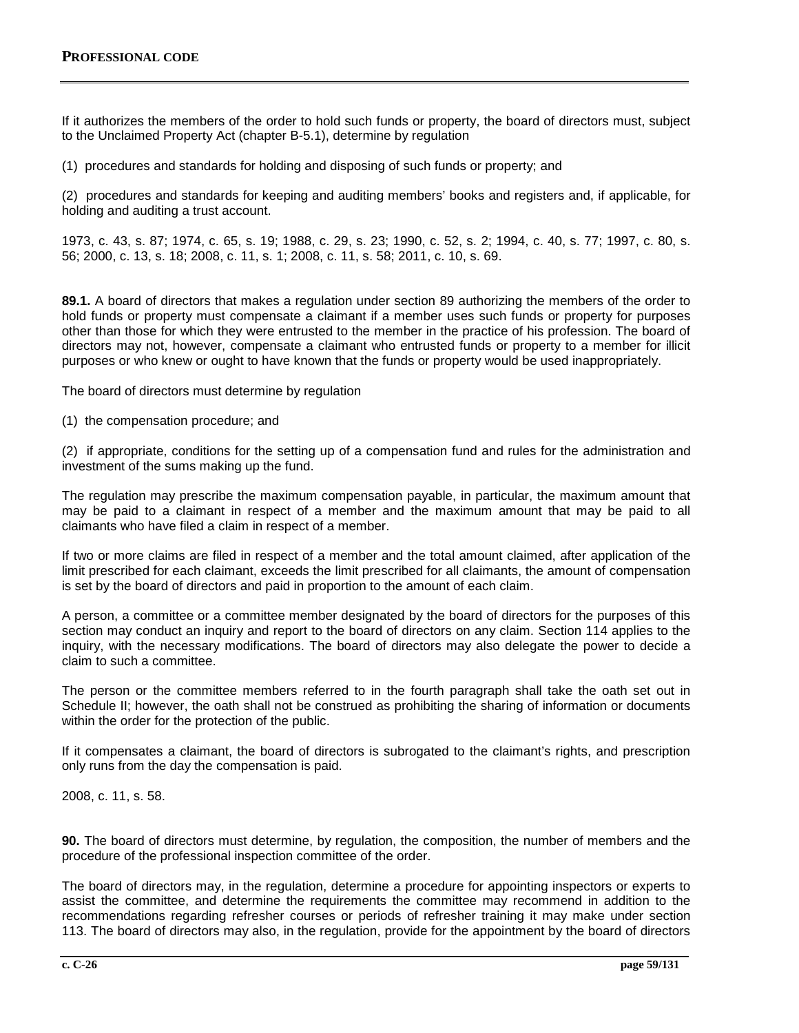If it authorizes the members of the order to hold such funds or property, the board of directors must, subject to the Unclaimed Property Act (chapter B-5.1), determine by regulation

(1) procedures and standards for holding and disposing of such funds or property; and

(2) procedures and standards for keeping and auditing members' books and registers and, if applicable, for holding and auditing a trust account.

1973, c. 43, s. 87; 1974, c. 65, s. 19; 1988, c. 29, s. 23; 1990, c. 52, s. 2; 1994, c. 40, s. 77; 1997, c. 80, s. 56; 2000, c. 13, s. 18; 2008, c. 11, s. 1; 2008, c. 11, s. 58; 2011, c. 10, s. 69.

**89.1.** A board of directors that makes a regulation under section 89 authorizing the members of the order to hold funds or property must compensate a claimant if a member uses such funds or property for purposes other than those for which they were entrusted to the member in the practice of his profession. The board of directors may not, however, compensate a claimant who entrusted funds or property to a member for illicit purposes or who knew or ought to have known that the funds or property would be used inappropriately.

The board of directors must determine by regulation

(1) the compensation procedure; and

(2) if appropriate, conditions for the setting up of a compensation fund and rules for the administration and investment of the sums making up the fund.

The regulation may prescribe the maximum compensation payable, in particular, the maximum amount that may be paid to a claimant in respect of a member and the maximum amount that may be paid to all claimants who have filed a claim in respect of a member.

If two or more claims are filed in respect of a member and the total amount claimed, after application of the limit prescribed for each claimant, exceeds the limit prescribed for all claimants, the amount of compensation is set by the board of directors and paid in proportion to the amount of each claim.

A person, a committee or a committee member designated by the board of directors for the purposes of this section may conduct an inquiry and report to the board of directors on any claim. Section 114 applies to the inquiry, with the necessary modifications. The board of directors may also delegate the power to decide a claim to such a committee.

The person or the committee members referred to in the fourth paragraph shall take the oath set out in Schedule II; however, the oath shall not be construed as prohibiting the sharing of information or documents within the order for the protection of the public.

If it compensates a claimant, the board of directors is subrogated to the claimant's rights, and prescription only runs from the day the compensation is paid.

2008, c. 11, s. 58.

**90.** The board of directors must determine, by regulation, the composition, the number of members and the procedure of the professional inspection committee of the order.

The board of directors may, in the regulation, determine a procedure for appointing inspectors or experts to assist the committee, and determine the requirements the committee may recommend in addition to the recommendations regarding refresher courses or periods of refresher training it may make under section 113. The board of directors may also, in the regulation, provide for the appointment by the board of directors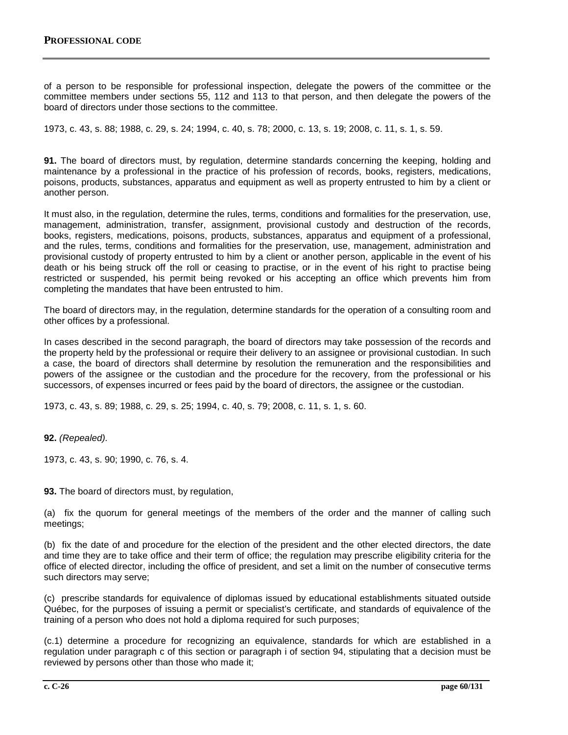of a person to be responsible for professional inspection, delegate the powers of the committee or the committee members under sections 55, 112 and 113 to that person, and then delegate the powers of the board of directors under those sections to the committee.

1973, c. 43, s. 88; 1988, c. 29, s. 24; 1994, c. 40, s. 78; 2000, c. 13, s. 19; 2008, c. 11, s. 1, s. 59.

**91.** The board of directors must, by regulation, determine standards concerning the keeping, holding and maintenance by a professional in the practice of his profession of records, books, registers, medications, poisons, products, substances, apparatus and equipment as well as property entrusted to him by a client or another person.

It must also, in the regulation, determine the rules, terms, conditions and formalities for the preservation, use, management, administration, transfer, assignment, provisional custody and destruction of the records, books, registers, medications, poisons, products, substances, apparatus and equipment of a professional, and the rules, terms, conditions and formalities for the preservation, use, management, administration and provisional custody of property entrusted to him by a client or another person, applicable in the event of his death or his being struck off the roll or ceasing to practise, or in the event of his right to practise being restricted or suspended, his permit being revoked or his accepting an office which prevents him from completing the mandates that have been entrusted to him.

The board of directors may, in the regulation, determine standards for the operation of a consulting room and other offices by a professional.

In cases described in the second paragraph, the board of directors may take possession of the records and the property held by the professional or require their delivery to an assignee or provisional custodian. In such a case, the board of directors shall determine by resolution the remuneration and the responsibilities and powers of the assignee or the custodian and the procedure for the recovery, from the professional or his successors, of expenses incurred or fees paid by the board of directors, the assignee or the custodian.

1973, c. 43, s. 89; 1988, c. 29, s. 25; 1994, c. 40, s. 79; 2008, c. 11, s. 1, s. 60.

**92.** *(Repealed).*

1973, c. 43, s. 90; 1990, c. 76, s. 4.

**93.** The board of directors must, by regulation,

(a) fix the quorum for general meetings of the members of the order and the manner of calling such meetings;

(b) fix the date of and procedure for the election of the president and the other elected directors, the date and time they are to take office and their term of office; the regulation may prescribe eligibility criteria for the office of elected director, including the office of president, and set a limit on the number of consecutive terms such directors may serve;

(c) prescribe standards for equivalence of diplomas issued by educational establishments situated outside Québec, for the purposes of issuing a permit or specialist's certificate, and standards of equivalence of the training of a person who does not hold a diploma required for such purposes;

(c.1) determine a procedure for recognizing an equivalence, standards for which are established in a regulation under paragraph c of this section or paragraph i of section 94, stipulating that a decision must be reviewed by persons other than those who made it;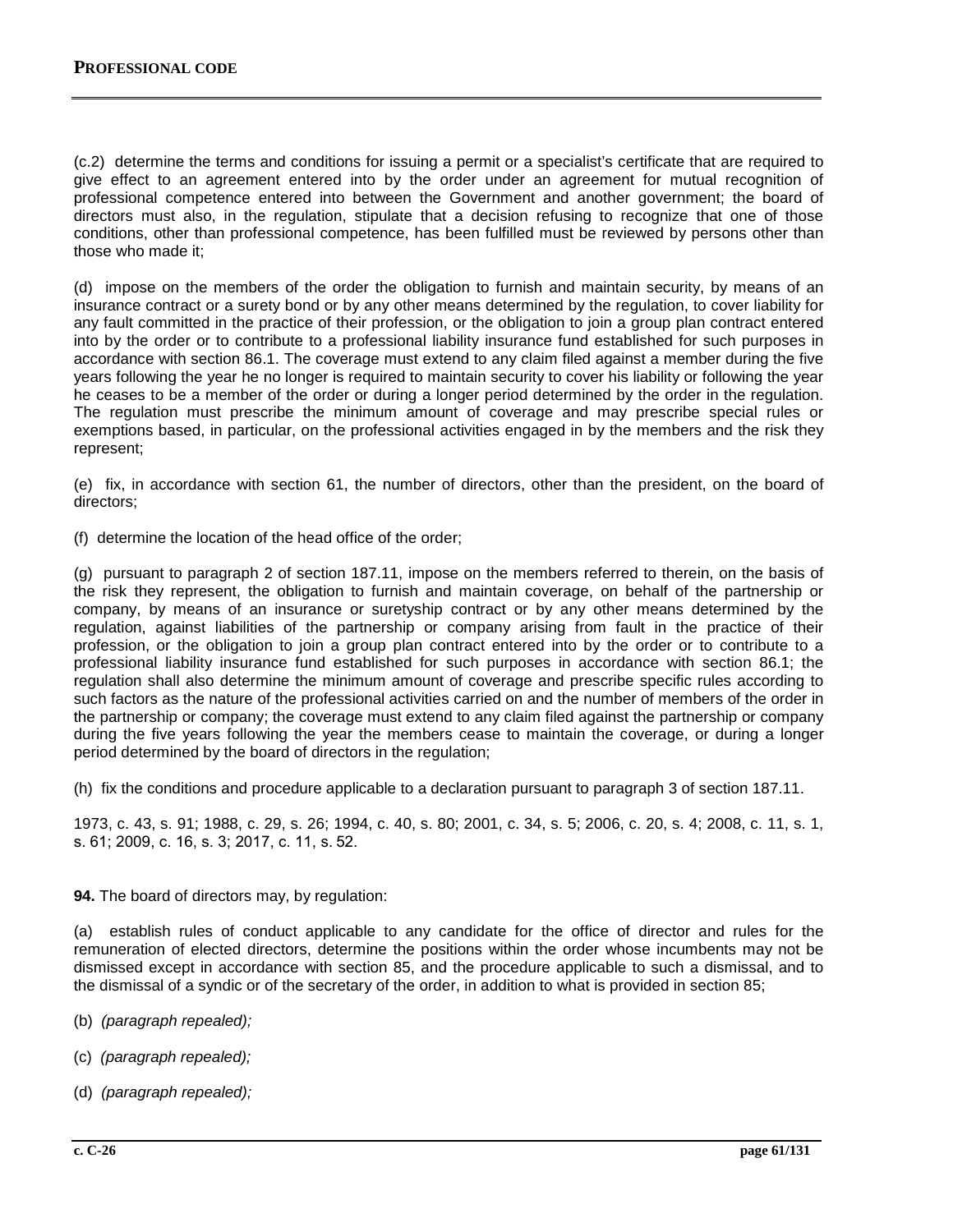(c.2) determine the terms and conditions for issuing a permit or a specialist's certificate that are required to give effect to an agreement entered into by the order under an agreement for mutual recognition of professional competence entered into between the Government and another government; the board of directors must also, in the regulation, stipulate that a decision refusing to recognize that one of those conditions, other than professional competence, has been fulfilled must be reviewed by persons other than those who made it;

(d) impose on the members of the order the obligation to furnish and maintain security, by means of an insurance contract or a surety bond or by any other means determined by the regulation, to cover liability for any fault committed in the practice of their profession, or the obligation to join a group plan contract entered into by the order or to contribute to a professional liability insurance fund established for such purposes in accordance with section 86.1. The coverage must extend to any claim filed against a member during the five years following the year he no longer is required to maintain security to cover his liability or following the year he ceases to be a member of the order or during a longer period determined by the order in the regulation. The regulation must prescribe the minimum amount of coverage and may prescribe special rules or exemptions based, in particular, on the professional activities engaged in by the members and the risk they represent;

(e) fix, in accordance with section 61, the number of directors, other than the president, on the board of directors;

(f) determine the location of the head office of the order;

(g) pursuant to paragraph 2 of section 187.11, impose on the members referred to therein, on the basis of the risk they represent, the obligation to furnish and maintain coverage, on behalf of the partnership or company, by means of an insurance or suretyship contract or by any other means determined by the regulation, against liabilities of the partnership or company arising from fault in the practice of their profession, or the obligation to join a group plan contract entered into by the order or to contribute to a professional liability insurance fund established for such purposes in accordance with section 86.1; the regulation shall also determine the minimum amount of coverage and prescribe specific rules according to such factors as the nature of the professional activities carried on and the number of members of the order in the partnership or company; the coverage must extend to any claim filed against the partnership or company during the five years following the year the members cease to maintain the coverage, or during a longer period determined by the board of directors in the regulation;

(h) fix the conditions and procedure applicable to a declaration pursuant to paragraph 3 of section 187.11.

1973, c. 43, s. 91; 1988, c. 29, s. 26; 1994, c. 40, s. 80; 2001, c. 34, s. 5; 2006, c. 20, s. 4; 2008, c. 11, s. 1, s. 61; 2009, c. 16, s. 3; 2017, c. 11, s. 52.

**94.** The board of directors may, by regulation:

(a) establish rules of conduct applicable to any candidate for the office of director and rules for the remuneration of elected directors, determine the positions within the order whose incumbents may not be dismissed except in accordance with section 85, and the procedure applicable to such a dismissal, and to the dismissal of a syndic or of the secretary of the order, in addition to what is provided in section 85;

(b) *(paragraph repealed);*

(c) *(paragraph repealed);*

(d) *(paragraph repealed);*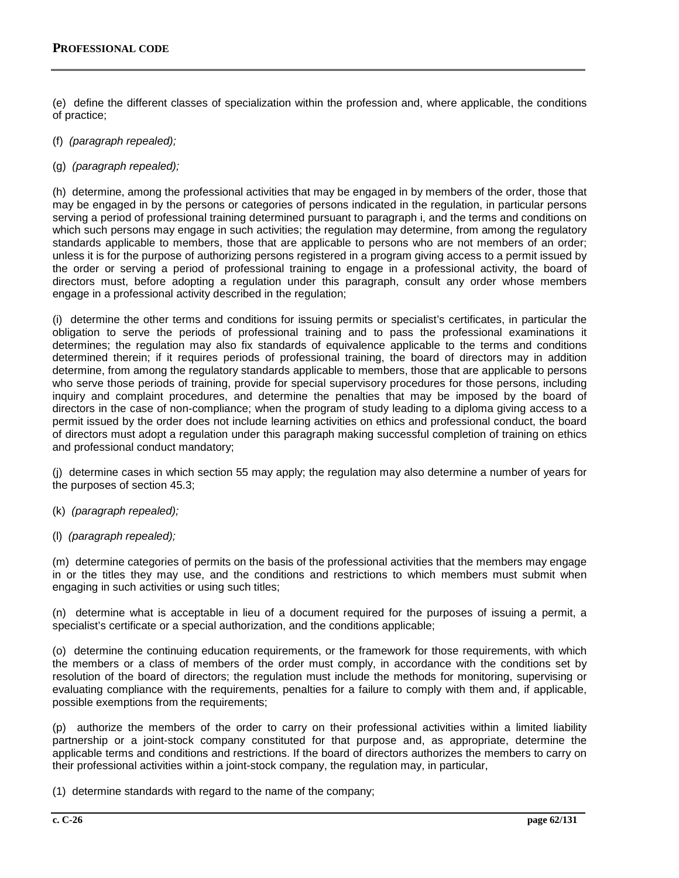(e) define the different classes of specialization within the profession and, where applicable, the conditions of practice;

(f) *(paragraph repealed);*

(g) *(paragraph repealed);*

(h) determine, among the professional activities that may be engaged in by members of the order, those that may be engaged in by the persons or categories of persons indicated in the regulation, in particular persons serving a period of professional training determined pursuant to paragraph i, and the terms and conditions on which such persons may engage in such activities; the regulation may determine, from among the regulatory standards applicable to members, those that are applicable to persons who are not members of an order; unless it is for the purpose of authorizing persons registered in a program giving access to a permit issued by the order or serving a period of professional training to engage in a professional activity, the board of directors must, before adopting a regulation under this paragraph, consult any order whose members engage in a professional activity described in the regulation;

(i) determine the other terms and conditions for issuing permits or specialist's certificates, in particular the obligation to serve the periods of professional training and to pass the professional examinations it determines; the regulation may also fix standards of equivalence applicable to the terms and conditions determined therein; if it requires periods of professional training, the board of directors may in addition determine, from among the regulatory standards applicable to members, those that are applicable to persons who serve those periods of training, provide for special supervisory procedures for those persons, including inquiry and complaint procedures, and determine the penalties that may be imposed by the board of directors in the case of non-compliance; when the program of study leading to a diploma giving access to a permit issued by the order does not include learning activities on ethics and professional conduct, the board of directors must adopt a regulation under this paragraph making successful completion of training on ethics and professional conduct mandatory;

(j) determine cases in which section 55 may apply; the regulation may also determine a number of years for the purposes of section 45.3;

(k) *(paragraph repealed);*

(l) *(paragraph repealed);*

(m) determine categories of permits on the basis of the professional activities that the members may engage in or the titles they may use, and the conditions and restrictions to which members must submit when engaging in such activities or using such titles;

(n) determine what is acceptable in lieu of a document required for the purposes of issuing a permit, a specialist's certificate or a special authorization, and the conditions applicable;

(o) determine the continuing education requirements, or the framework for those requirements, with which the members or a class of members of the order must comply, in accordance with the conditions set by resolution of the board of directors; the regulation must include the methods for monitoring, supervising or evaluating compliance with the requirements, penalties for a failure to comply with them and, if applicable, possible exemptions from the requirements;

(p) authorize the members of the order to carry on their professional activities within a limited liability partnership or a joint-stock company constituted for that purpose and, as appropriate, determine the applicable terms and conditions and restrictions. If the board of directors authorizes the members to carry on their professional activities within a joint-stock company, the regulation may, in particular,

(1) determine standards with regard to the name of the company;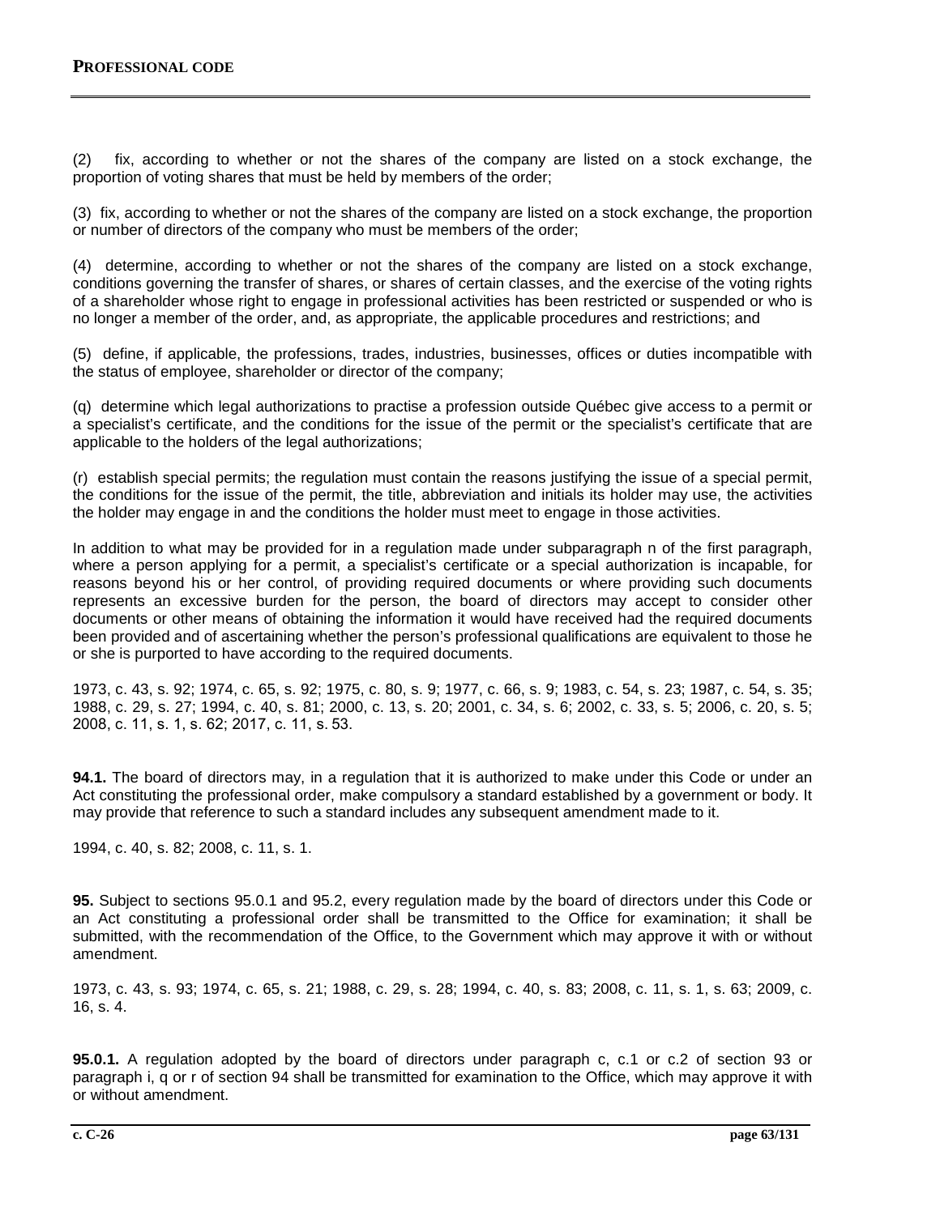(2) fix, according to whether or not the shares of the company are listed on a stock exchange, the proportion of voting shares that must be held by members of the order;

(3) fix, according to whether or not the shares of the company are listed on a stock exchange, the proportion or number of directors of the company who must be members of the order;

(4) determine, according to whether or not the shares of the company are listed on a stock exchange, conditions governing the transfer of shares, or shares of certain classes, and the exercise of the voting rights of a shareholder whose right to engage in professional activities has been restricted or suspended or who is no longer a member of the order, and, as appropriate, the applicable procedures and restrictions; and

(5) define, if applicable, the professions, trades, industries, businesses, offices or duties incompatible with the status of employee, shareholder or director of the company;

(q) determine which legal authorizations to practise a profession outside Québec give access to a permit or a specialist's certificate, and the conditions for the issue of the permit or the specialist's certificate that are applicable to the holders of the legal authorizations;

(r) establish special permits; the regulation must contain the reasons justifying the issue of a special permit, the conditions for the issue of the permit, the title, abbreviation and initials its holder may use, the activities the holder may engage in and the conditions the holder must meet to engage in those activities.

In addition to what may be provided for in a regulation made under subparagraph n of the first paragraph, where a person applying for a permit, a specialist's certificate or a special authorization is incapable, for reasons beyond his or her control, of providing required documents or where providing such documents represents an excessive burden for the person, the board of directors may accept to consider other documents or other means of obtaining the information it would have received had the required documents been provided and of ascertaining whether the person's professional qualifications are equivalent to those he or she is purported to have according to the required documents.

1973, c. 43, s. 92; 1974, c. 65, s. 92; 1975, c. 80, s. 9; 1977, c. 66, s. 9; 1983, c. 54, s. 23; 1987, c. 54, s. 35; 1988, c. 29, s. 27; 1994, c. 40, s. 81; 2000, c. 13, s. 20; 2001, c. 34, s. 6; 2002, c. 33, s. 5; 2006, c. 20, s. 5; 2008, c. 11, s. 1, s. 62; 2017, c. 11, s. 53.

**94.1.** The board of directors may, in a regulation that it is authorized to make under this Code or under an Act constituting the professional order, make compulsory a standard established by a government or body. It may provide that reference to such a standard includes any subsequent amendment made to it.

1994, c. 40, s. 82; 2008, c. 11, s. 1.

**95.** Subject to sections 95.0.1 and 95.2, every regulation made by the board of directors under this Code or an Act constituting a professional order shall be transmitted to the Office for examination; it shall be submitted, with the recommendation of the Office, to the Government which may approve it with or without amendment.

1973, c. 43, s. 93; 1974, c. 65, s. 21; 1988, c. 29, s. 28; 1994, c. 40, s. 83; 2008, c. 11, s. 1, s. 63; 2009, c. 16, s. 4.

**95.0.1.** A regulation adopted by the board of directors under paragraph c, c.1 or c.2 of section 93 or paragraph i, q or r of section 94 shall be transmitted for examination to the Office, which may approve it with or without amendment.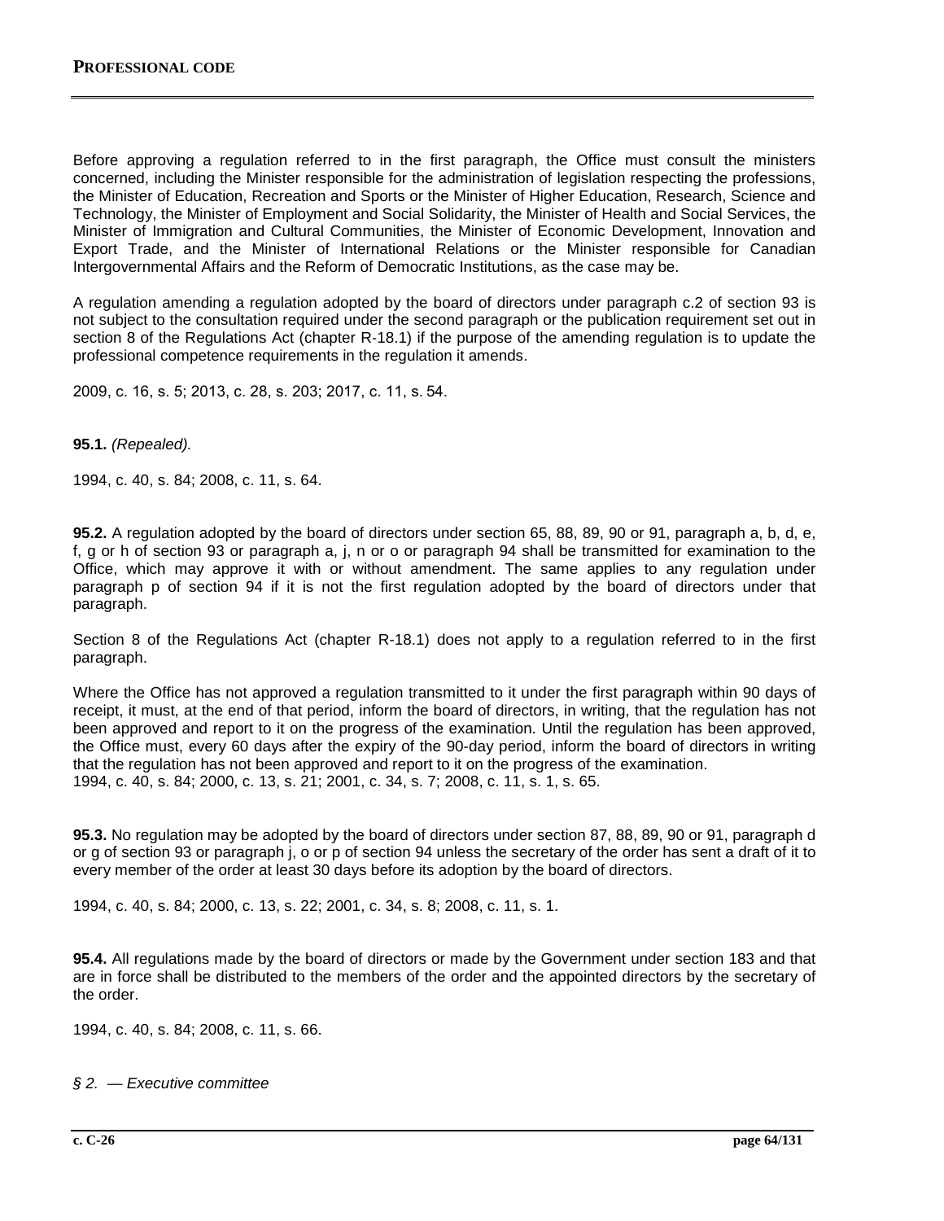Before approving a regulation referred to in the first paragraph, the Office must consult the ministers concerned, including the Minister responsible for the administration of legislation respecting the professions, the Minister of Education, Recreation and Sports or the Minister of Higher Education, Research, Science and Technology, the Minister of Employment and Social Solidarity, the Minister of Health and Social Services, the Minister of Immigration and Cultural Communities, the Minister of Economic Development, Innovation and Export Trade, and the Minister of International Relations or the Minister responsible for Canadian Intergovernmental Affairs and the Reform of Democratic Institutions, as the case may be.

A regulation amending a regulation adopted by the board of directors under paragraph c.2 of section 93 is not subject to the consultation required under the second paragraph or the publication requirement set out in section 8 of the Regulations Act (chapter R-18.1) if the purpose of the amending regulation is to update the professional competence requirements in the regulation it amends.

2009, c. 16, s. 5; 2013, c. 28, s. 203; 2017, c. 11, s. 54.

**95.1.** *(Repealed).*

1994, c. 40, s. 84; 2008, c. 11, s. 64.

**95.2.** A regulation adopted by the board of directors under section 65, 88, 89, 90 or 91, paragraph a, b, d, e, f, g or h of section 93 or paragraph a, j, n or o or paragraph 94 shall be transmitted for examination to the Office, which may approve it with or without amendment. The same applies to any regulation under paragraph p of section 94 if it is not the first regulation adopted by the board of directors under that paragraph.

Section 8 of the Regulations Act (chapter R-18.1) does not apply to a regulation referred to in the first paragraph.

Where the Office has not approved a regulation transmitted to it under the first paragraph within 90 days of receipt, it must, at the end of that period, inform the board of directors, in writing, that the regulation has not been approved and report to it on the progress of the examination. Until the regulation has been approved, the Office must, every 60 days after the expiry of the 90-day period, inform the board of directors in writing that the regulation has not been approved and report to it on the progress of the examination.
1994, c. 40, s. 84; 2000, c. 13, s. 21; 2001, c. 34, s. 7; 2008, c. 11, s. 1, s. 65.

**95.3.** No regulation may be adopted by the board of directors under section 87, 88, 89, 90 or 91, paragraph d or g of section 93 or paragraph j, o or p of section 94 unless the secretary of the order has sent a draft of it to every member of the order at least 30 days before its adoption by the board of directors.

1994, c. 40, s. 84; 2000, c. 13, s. 22; 2001, c. 34, s. 8; 2008, c. 11, s. 1.

**95.4.** All regulations made by the board of directors or made by the Government under section 183 and that are in force shall be distributed to the members of the order and the appointed directors by the secretary of the order.

1994, c. 40, s. 84; 2008, c. 11, s. 66.

*§ 2. — Executive committee*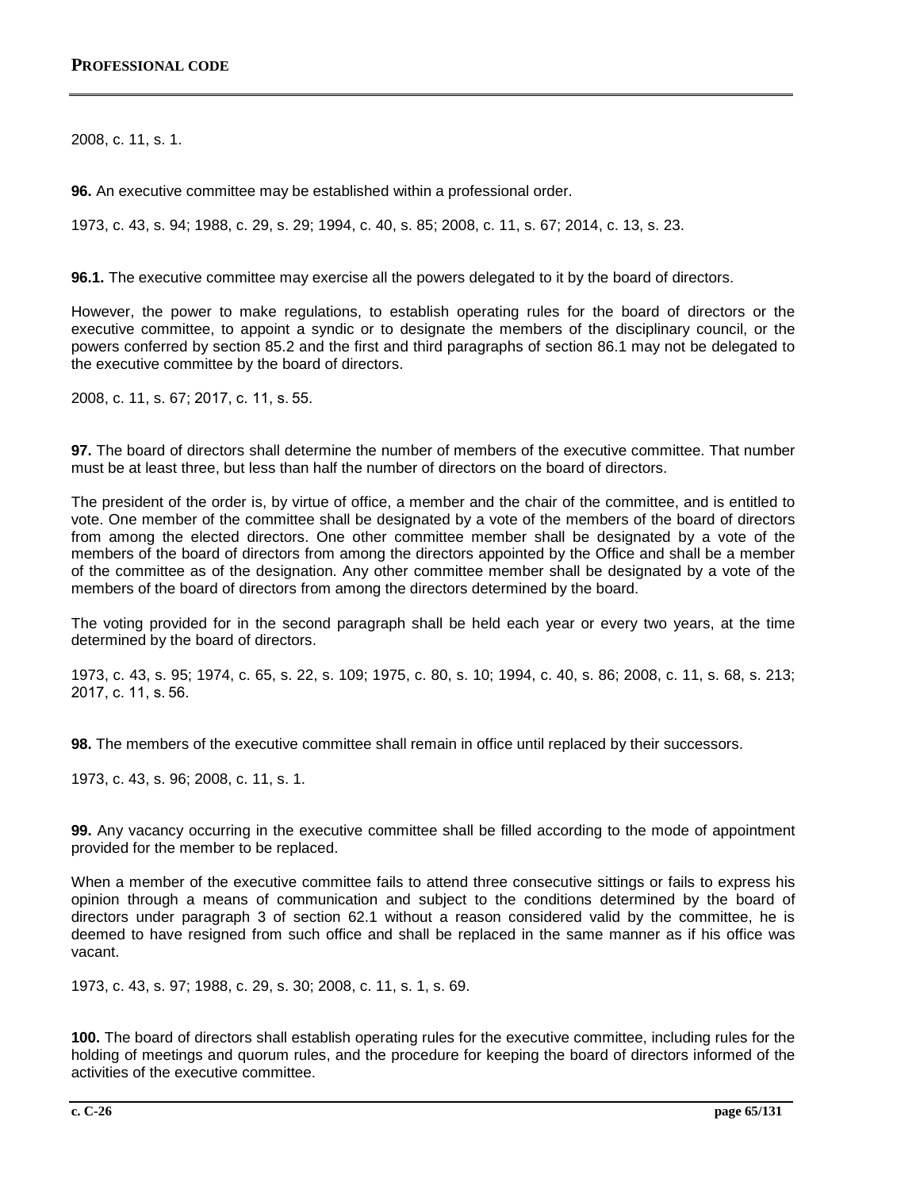2008, c. 11, s. 1.

**96.** An executive committee may be established within a professional order.

1973, c. 43, s. 94; 1988, c. 29, s. 29; 1994, c. 40, s. 85; 2008, c. 11, s. 67; 2014, c. 13, s. 23.

**96.1.** The executive committee may exercise all the powers delegated to it by the board of directors.

However, the power to make regulations, to establish operating rules for the board of directors or the executive committee, to appoint a syndic or to designate the members of the disciplinary council, or the powers conferred by section 85.2 and the first and third paragraphs of section 86.1 may not be delegated to the executive committee by the board of directors.

2008, c. 11, s. 67; 2017, c. 11, s. 55.

**97.** The board of directors shall determine the number of members of the executive committee. That number must be at least three, but less than half the number of directors on the board of directors.

The president of the order is, by virtue of office, a member and the chair of the committee, and is entitled to vote. One member of the committee shall be designated by a vote of the members of the board of directors from among the elected directors. One other committee member shall be designated by a vote of the members of the board of directors from among the directors appointed by the Office and shall be a member of the committee as of the designation. Any other committee member shall be designated by a vote of the members of the board of directors from among the directors determined by the board.

The voting provided for in the second paragraph shall be held each year or every two years, at the time determined by the board of directors.

1973, c. 43, s. 95; 1974, c. 65, s. 22, s. 109; 1975, c. 80, s. 10; 1994, c. 40, s. 86; 2008, c. 11, s. 68, s. 213; 2017, c. 11, s. 56.

**98.** The members of the executive committee shall remain in office until replaced by their successors.

1973, c. 43, s. 96; 2008, c. 11, s. 1.

**99.** Any vacancy occurring in the executive committee shall be filled according to the mode of appointment provided for the member to be replaced.

When a member of the executive committee fails to attend three consecutive sittings or fails to express his opinion through a means of communication and subject to the conditions determined by the board of directors under paragraph 3 of section 62.1 without a reason considered valid by the committee, he is deemed to have resigned from such office and shall be replaced in the same manner as if his office was vacant.

1973, c. 43, s. 97; 1988, c. 29, s. 30; 2008, c. 11, s. 1, s. 69.

**100.** The board of directors shall establish operating rules for the executive committee, including rules for the holding of meetings and quorum rules, and the procedure for keeping the board of directors informed of the activities of the executive committee.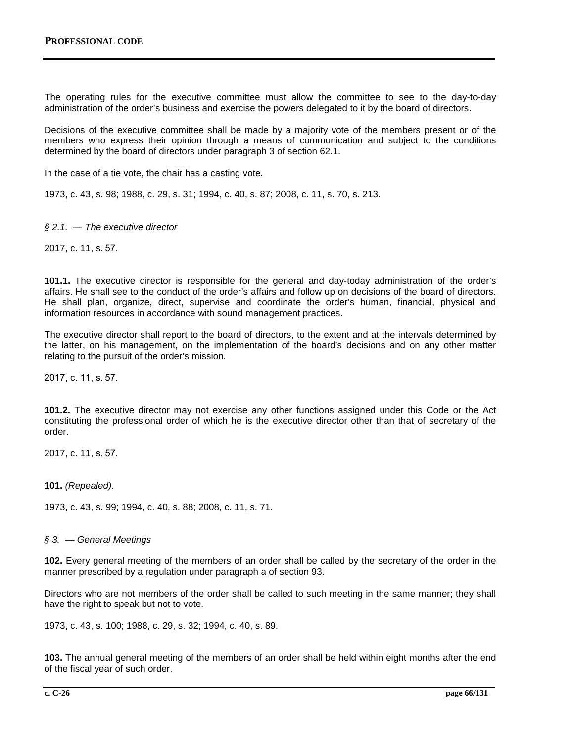The operating rules for the executive committee must allow the committee to see to the day-to-day administration of the order's business and exercise the powers delegated to it by the board of directors.

Decisions of the executive committee shall be made by a majority vote of the members present or of the members who express their opinion through a means of communication and subject to the conditions determined by the board of directors under paragraph 3 of section 62.1.

In the case of a tie vote, the chair has a casting vote.

1973, c. 43, s. 98; 1988, c. 29, s. 31; 1994, c. 40, s. 87; 2008, c. 11, s. 70, s. 213.

*§ 2.1. — The executive director*

2017, c. 11, s. 57.

**101.1.** The executive director is responsible for the general and day-today administration of the order's affairs. He shall see to the conduct of the order's affairs and follow up on decisions of the board of directors. He shall plan, organize, direct, supervise and coordinate the order's human, financial, physical and information resources in accordance with sound management practices.

The executive director shall report to the board of directors, to the extent and at the intervals determined by the latter, on his management, on the implementation of the board's decisions and on any other matter relating to the pursuit of the order's mission.

2017, c. 11, s. 57.

**101.2.** The executive director may not exercise any other functions assigned under this Code or the Act constituting the professional order of which he is the executive director other than that of secretary of the order.

2017, c. 11, s. 57.

**101.** *(Repealed).*

1973, c. 43, s. 99; 1994, c. 40, s. 88; 2008, c. 11, s. 71.

*§ 3. — General Meetings*

**102.** Every general meeting of the members of an order shall be called by the secretary of the order in the manner prescribed by a regulation under paragraph a of section 93.

Directors who are not members of the order shall be called to such meeting in the same manner; they shall have the right to speak but not to vote.

1973, c. 43, s. 100; 1988, c. 29, s. 32; 1994, c. 40, s. 89.

**103.** The annual general meeting of the members of an order shall be held within eight months after the end of the fiscal year of such order.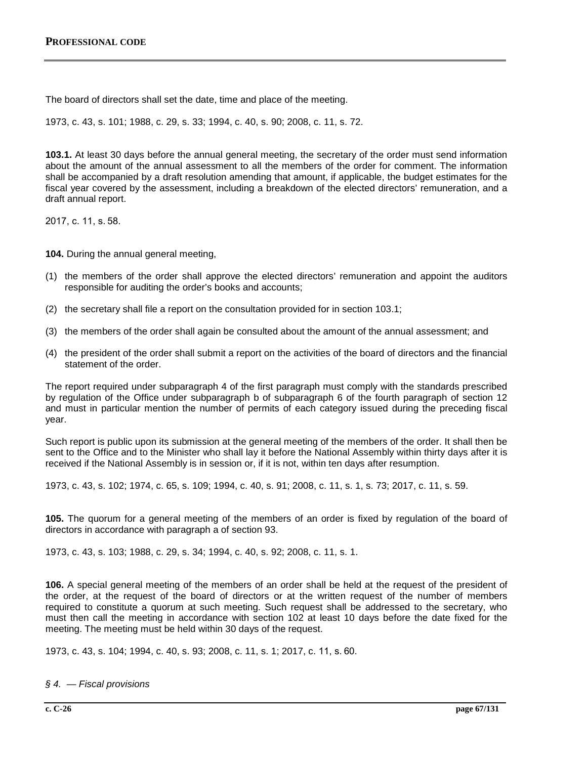The board of directors shall set the date, time and place of the meeting.

1973, c. 43, s. 101; 1988, c. 29, s. 33; 1994, c. 40, s. 90; 2008, c. 11, s. 72.

**103.1.** At least 30 days before the annual general meeting, the secretary of the order must send information about the amount of the annual assessment to all the members of the order for comment. The information shall be accompanied by a draft resolution amending that amount, if applicable, the budget estimates for the fiscal year covered by the assessment, including a breakdown of the elected directors' remuneration, and a draft annual report.

2017, c. 11, s. 58.

**104.** During the annual general meeting,

(1) the members of the order shall approve the elected directors' remuneration and appoint the auditors responsible for auditing the order's books and accounts;

(2) the secretary shall file a report on the consultation provided for in section 103.1;

(3) the members of the order shall again be consulted about the amount of the annual assessment; and

(4) the president of the order shall submit a report on the activities of the board of directors and the financial statement of the order.

The report required under subparagraph 4 of the first paragraph must comply with the standards prescribed by regulation of the Office under subparagraph b of subparagraph 6 of the fourth paragraph of section 12 and must in particular mention the number of permits of each category issued during the preceding fiscal year.

Such report is public upon its submission at the general meeting of the members of the order. It shall then be sent to the Office and to the Minister who shall lay it before the National Assembly within thirty days after it is received if the National Assembly is in session or, if it is not, within ten days after resumption.

1973, c. 43, s. 102; 1974, c. 65, s. 109; 1994, c. 40, s. 91; 2008, c. 11, s. 1, s. 73; 2017, c. 11, s. 59.

**105.** The quorum for a general meeting of the members of an order is fixed by regulation of the board of directors in accordance with paragraph a of section 93.

1973, c. 43, s. 103; 1988, c. 29, s. 34; 1994, c. 40, s. 92; 2008, c. 11, s. 1.

**106.** A special general meeting of the members of an order shall be held at the request of the president of the order, at the request of the board of directors or at the written request of the number of members required to constitute a quorum at such meeting. Such request shall be addressed to the secretary, who must then call the meeting in accordance with section 102 at least 10 days before the date fixed for the meeting. The meeting must be held within 30 days of the request.

1973, c. 43, s. 104; 1994, c. 40, s. 93; 2008, c. 11, s. 1; 2017, c. 11, s. 60.

*§ 4. — Fiscal provisions*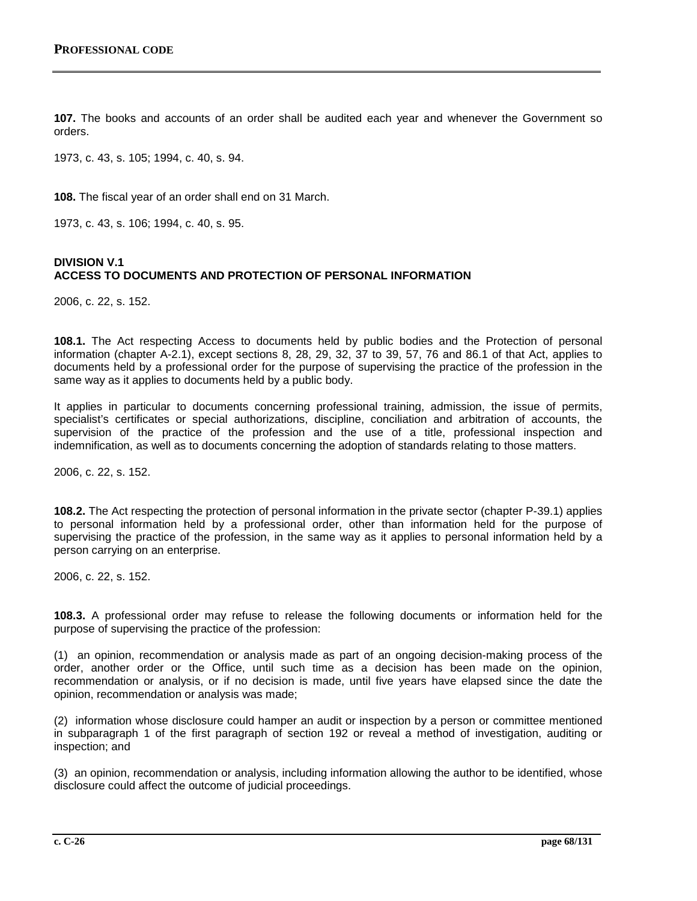**107.** The books and accounts of an order shall be audited each year and whenever the Government so orders.

1973, c. 43, s. 105; 1994, c. 40, s. 94.

**108.** The fiscal year of an order shall end on 31 March.

1973, c. 43, s. 106; 1994, c. 40, s. 95.

### DIVISION V.1
### ACCESS TO DOCUMENTS AND PROTECTION OF PERSONAL INFORMATION

2006, c. 22, s. 152.

**108.1.** The Act respecting Access to documents held by public bodies and the Protection of personal information (chapter A-2.1), except sections 8, 28, 29, 32, 37 to 39, 57, 76 and 86.1 of that Act, applies to documents held by a professional order for the purpose of supervising the practice of the profession in the same way as it applies to documents held by a public body.

It applies in particular to documents concerning professional training, admission, the issue of permits, specialist's certificates or special authorizations, discipline, conciliation and arbitration of accounts, the supervision of the practice of the profession and the use of a title, professional inspection and indemnification, as well as to documents concerning the adoption of standards relating to those matters.

2006, c. 22, s. 152.

**108.2.** The Act respecting the protection of personal information in the private sector (chapter P-39.1) applies to personal information held by a professional order, other than information held for the purpose of supervising the practice of the profession, in the same way as it applies to personal information held by a person carrying on an enterprise.

2006, c. 22, s. 152.

**108.3.** A professional order may refuse to release the following documents or information held for the purpose of supervising the practice of the profession:

(1) an opinion, recommendation or analysis made as part of an ongoing decision-making process of the order, another order or the Office, until such time as a decision has been made on the opinion, recommendation or analysis, or if no decision is made, until five years have elapsed since the date the opinion, recommendation or analysis was made;

(2) information whose disclosure could hamper an audit or inspection by a person or committee mentioned in subparagraph 1 of the first paragraph of section 192 or reveal a method of investigation, auditing or inspection; and

(3) an opinion, recommendation or analysis, including information allowing the author to be identified, whose disclosure could affect the outcome of judicial proceedings.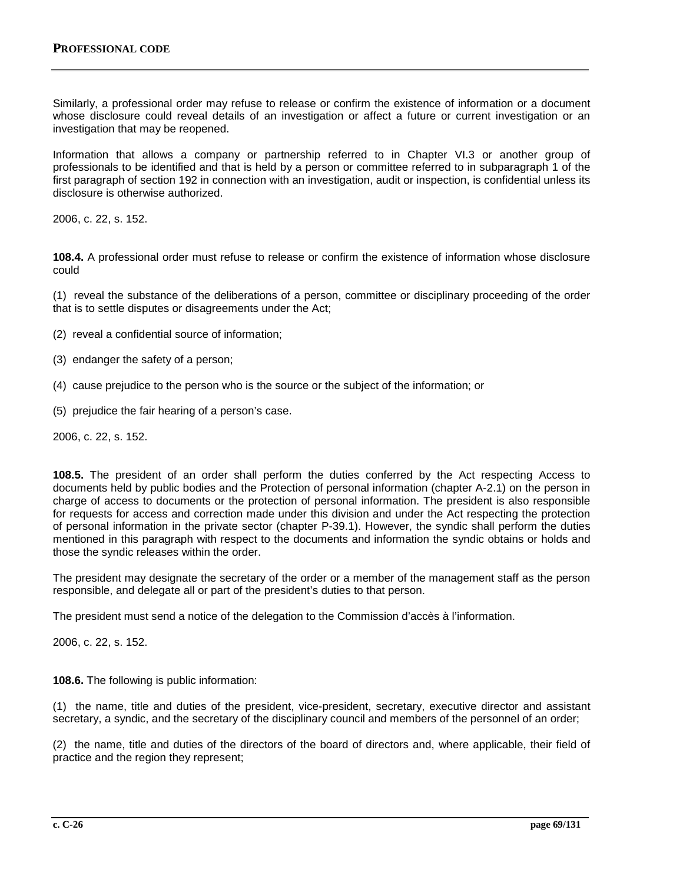Similarly, a professional order may refuse to release or confirm the existence of information or a document whose disclosure could reveal details of an investigation or affect a future or current investigation or an investigation that may be reopened.

Information that allows a company or partnership referred to in Chapter VI.3 or another group of professionals to be identified and that is held by a person or committee referred to in subparagraph 1 of the first paragraph of section 192 in connection with an investigation, audit or inspection, is confidential unless its disclosure is otherwise authorized.

2006, c. 22, s. 152.

**108.4.** A professional order must refuse to release or confirm the existence of information whose disclosure could

(1) reveal the substance of the deliberations of a person, committee or disciplinary proceeding of the order that is to settle disputes or disagreements under the Act;

(2) reveal a confidential source of information;

(3) endanger the safety of a person;

(4) cause prejudice to the person who is the source or the subject of the information; or

(5) prejudice the fair hearing of a person's case.

2006, c. 22, s. 152.

**108.5.** The president of an order shall perform the duties conferred by the Act respecting Access to documents held by public bodies and the Protection of personal information (chapter A-2.1) on the person in charge of access to documents or the protection of personal information. The president is also responsible for requests for access and correction made under this division and under the Act respecting the protection of personal information in the private sector (chapter P-39.1). However, the syndic shall perform the duties mentioned in this paragraph with respect to the documents and information the syndic obtains or holds and those the syndic releases within the order.

The president may designate the secretary of the order or a member of the management staff as the person responsible, and delegate all or part of the president's duties to that person.

The president must send a notice of the delegation to the Commission d'accès à l'information.

2006, c. 22, s. 152.

**108.6.** The following is public information:

(1) the name, title and duties of the president, vice-president, secretary, executive director and assistant secretary, a syndic, and the secretary of the disciplinary council and members of the personnel of an order;

(2) the name, title and duties of the directors of the board of directors and, where applicable, their field of practice and the region they represent;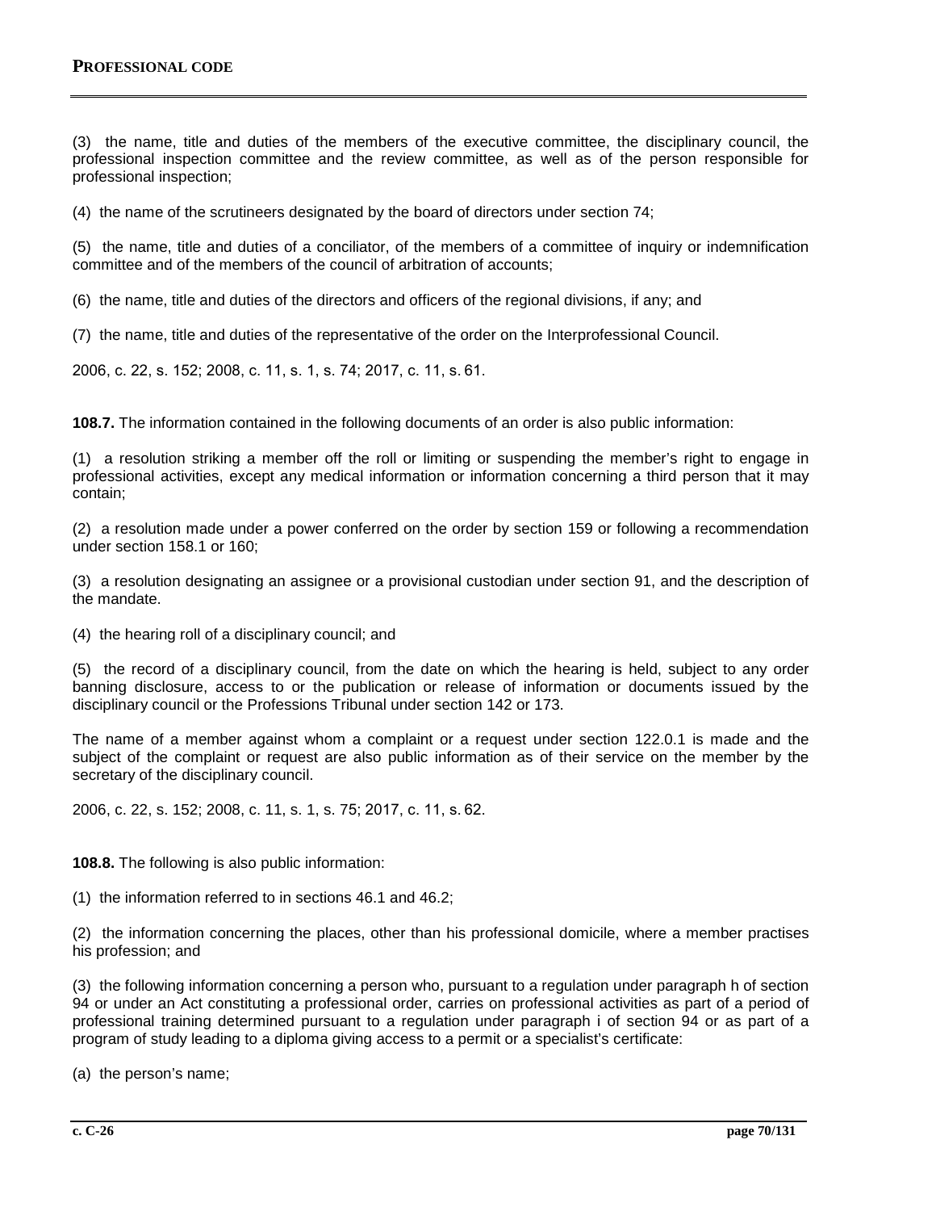(3) the name, title and duties of the members of the executive committee, the disciplinary council, the professional inspection committee and the review committee, as well as of the person responsible for professional inspection;

(4) the name of the scrutineers designated by the board of directors under section 74;

(5) the name, title and duties of a conciliator, of the members of a committee of inquiry or indemnification committee and of the members of the council of arbitration of accounts;

(6) the name, title and duties of the directors and officers of the regional divisions, if any; and

(7) the name, title and duties of the representative of the order on the Interprofessional Council.

2006, c. 22, s. 152; 2008, c. 11, s. 1, s. 74; 2017, c. 11, s. 61.

**108.7.** The information contained in the following documents of an order is also public information:

(1) a resolution striking a member off the roll or limiting or suspending the member's right to engage in professional activities, except any medical information or information concerning a third person that it may contain;

(2) a resolution made under a power conferred on the order by section 159 or following a recommendation under section 158.1 or 160;

(3) a resolution designating an assignee or a provisional custodian under section 91, and the description of the mandate.

(4) the hearing roll of a disciplinary council; and

(5) the record of a disciplinary council, from the date on which the hearing is held, subject to any order banning disclosure, access to or the publication or release of information or documents issued by the disciplinary council or the Professions Tribunal under section 142 or 173.

The name of a member against whom a complaint or a request under section 122.0.1 is made and the subject of the complaint or request are also public information as of their service on the member by the secretary of the disciplinary council.

2006, c. 22, s. 152; 2008, c. 11, s. 1, s. 75; 2017, c. 11, s. 62.

**108.8.** The following is also public information:

(1) the information referred to in sections 46.1 and 46.2;

(2) the information concerning the places, other than his professional domicile, where a member practises his profession; and

(3) the following information concerning a person who, pursuant to a regulation under paragraph h of section 94 or under an Act constituting a professional order, carries on professional activities as part of a period of professional training determined pursuant to a regulation under paragraph i of section 94 or as part of a program of study leading to a diploma giving access to a permit or a specialist's certificate:

(a) the person's name;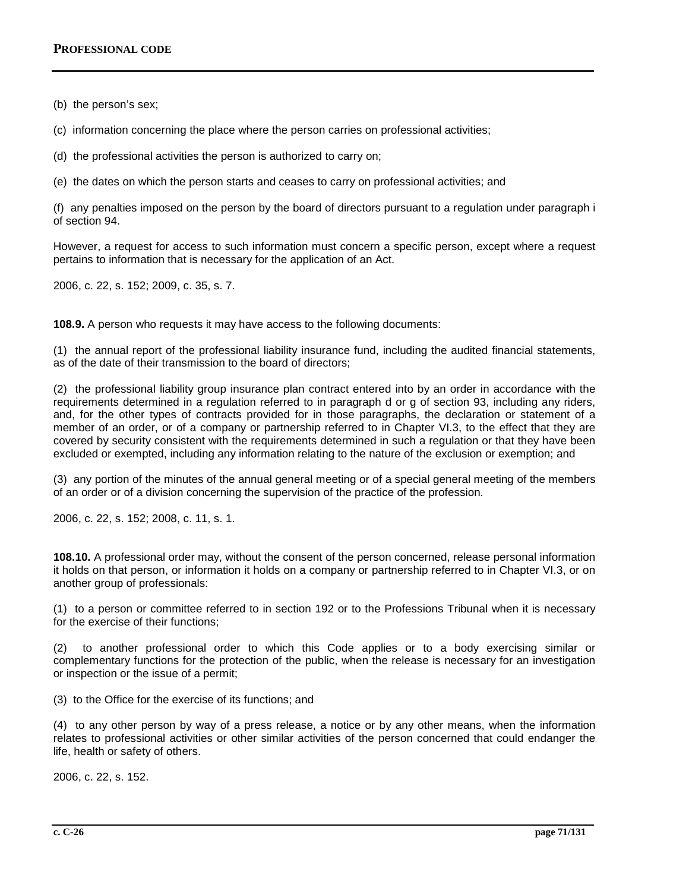(b) the person's sex;

(c) information concerning the place where the person carries on professional activities;

(d) the professional activities the person is authorized to carry on;

(e) the dates on which the person starts and ceases to carry on professional activities; and

(f) any penalties imposed on the person by the board of directors pursuant to a regulation under paragraph i of section 94.

However, a request for access to such information must concern a specific person, except where a request pertains to information that is necessary for the application of an Act.

2006, c. 22, s. 152; 2009, c. 35, s. 7.

**108.9.** A person who requests it may have access to the following documents:

(1) the annual report of the professional liability insurance fund, including the audited financial statements, as of the date of their transmission to the board of directors;

(2) the professional liability group insurance plan contract entered into by an order in accordance with the requirements determined in a regulation referred to in paragraph d or g of section 93, including any riders, and, for the other types of contracts provided for in those paragraphs, the declaration or statement of a member of an order, or of a company or partnership referred to in Chapter VI.3, to the effect that they are covered by security consistent with the requirements determined in such a regulation or that they have been excluded or exempted, including any information relating to the nature of the exclusion or exemption; and

(3) any portion of the minutes of the annual general meeting or of a special general meeting of the members of an order or of a division concerning the supervision of the practice of the profession.

2006, c. 22, s. 152; 2008, c. 11, s. 1.

**108.10.** A professional order may, without the consent of the person concerned, release personal information it holds on that person, or information it holds on a company or partnership referred to in Chapter VI.3, or on another group of professionals:

(1) to a person or committee referred to in section 192 or to the Professions Tribunal when it is necessary for the exercise of their functions;

(2) to another professional order to which this Code applies or to a body exercising similar or complementary functions for the protection of the public, when the release is necessary for an investigation or inspection or the issue of a permit;

(3) to the Office for the exercise of its functions; and

(4) to any other person by way of a press release, a notice or by any other means, when the information relates to professional activities or other similar activities of the person concerned that could endanger the life, health or safety of others.

2006, c. 22, s. 152.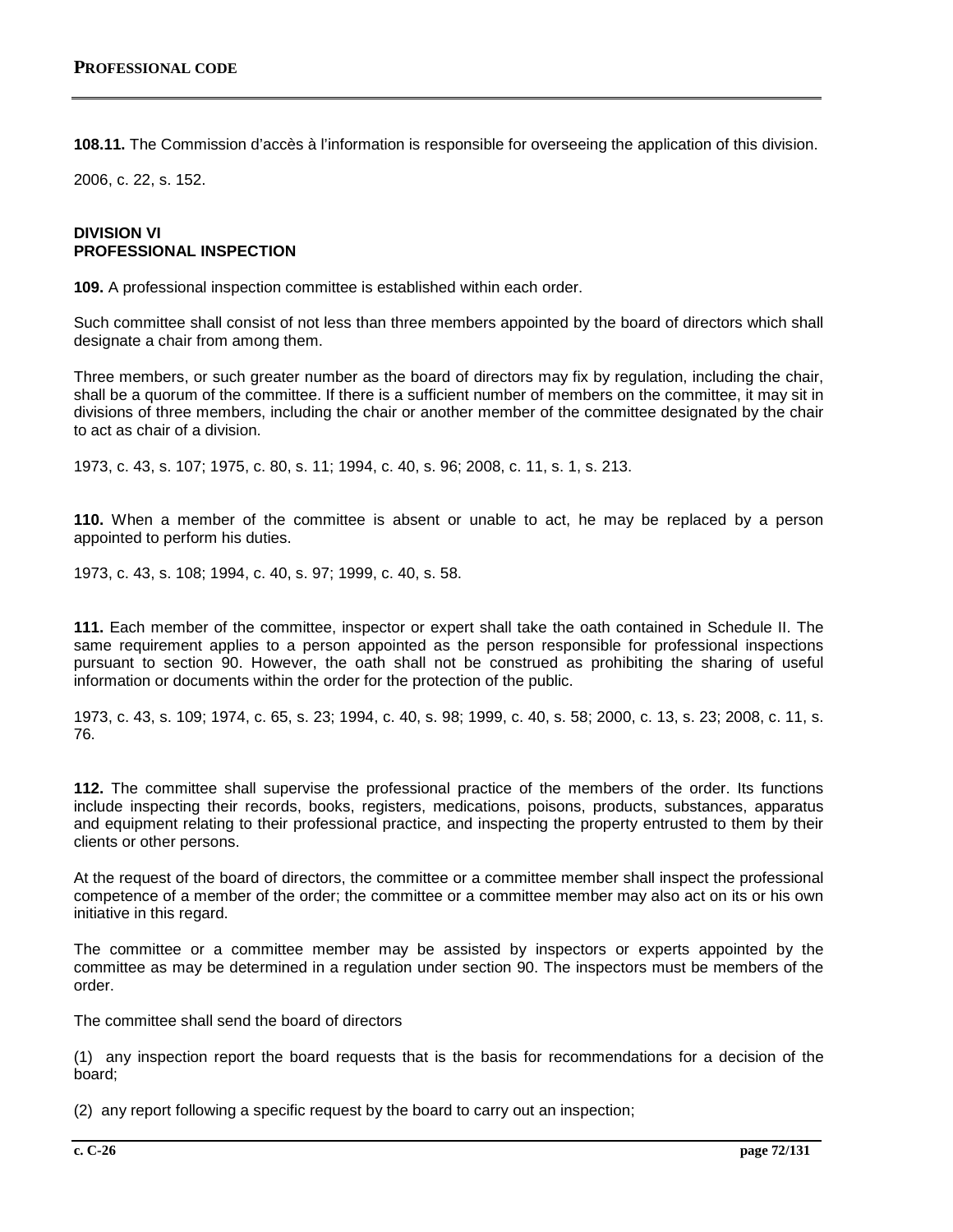**108.11.** The Commission d'accès à l'information is responsible for overseeing the application of this division.

2006, c. 22, s. 152.

## DIVISION VI
## PROFESSIONAL INSPECTION

**109.** A professional inspection committee is established within each order.

Such committee shall consist of not less than three members appointed by the board of directors which shall designate a chair from among them.

Three members, or such greater number as the board of directors may fix by regulation, including the chair, shall be a quorum of the committee. If there is a sufficient number of members on the committee, it may sit in divisions of three members, including the chair or another member of the committee designated by the chair to act as chair of a division.

1973, c. 43, s. 107; 1975, c. 80, s. 11; 1994, c. 40, s. 96; 2008, c. 11, s. 1, s. 213.

**110.** When a member of the committee is absent or unable to act, he may be replaced by a person appointed to perform his duties.

1973, c. 43, s. 108; 1994, c. 40, s. 97; 1999, c. 40, s. 58.

**111.** Each member of the committee, inspector or expert shall take the oath contained in Schedule II. The same requirement applies to a person appointed as the person responsible for professional inspections pursuant to section 90. However, the oath shall not be construed as prohibiting the sharing of useful information or documents within the order for the protection of the public.

1973, c. 43, s. 109; 1974, c. 65, s. 23; 1994, c. 40, s. 98; 1999, c. 40, s. 58; 2000, c. 13, s. 23; 2008, c. 11, s. 76.

**112.** The committee shall supervise the professional practice of the members of the order. Its functions include inspecting their records, books, registers, medications, poisons, products, substances, apparatus and equipment relating to their professional practice, and inspecting the property entrusted to them by their clients or other persons.

At the request of the board of directors, the committee or a committee member shall inspect the professional competence of a member of the order; the committee or a committee member may also act on its or his own initiative in this regard.

The committee or a committee member may be assisted by inspectors or experts appointed by the committee as may be determined in a regulation under section 90. The inspectors must be members of the order.

The committee shall send the board of directors

(1) any inspection report the board requests that is the basis for recommendations for a decision of the board;

(2) any report following a specific request by the board to carry out an inspection;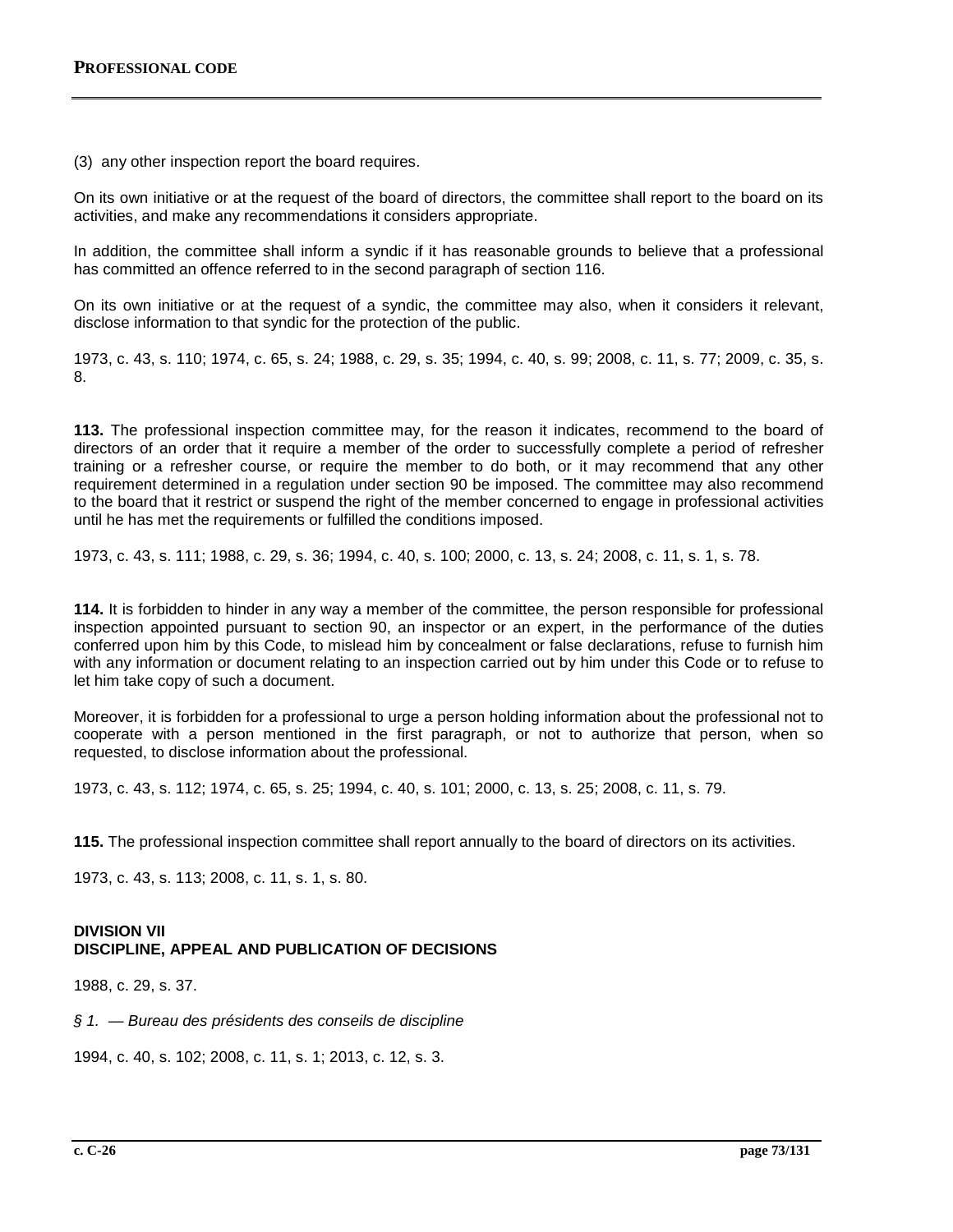(3) any other inspection report the board requires.

On its own initiative or at the request of the board of directors, the committee shall report to the board on its activities, and make any recommendations it considers appropriate.

In addition, the committee shall inform a syndic if it has reasonable grounds to believe that a professional has committed an offence referred to in the second paragraph of section 116.

On its own initiative or at the request of a syndic, the committee may also, when it considers it relevant, disclose information to that syndic for the protection of the public.

1973, c. 43, s. 110; 1974, c. 65, s. 24; 1988, c. 29, s. 35; 1994, c. 40, s. 99; 2008, c. 11, s. 77; 2009, c. 35, s. 8.

**113.** The professional inspection committee may, for the reason it indicates, recommend to the board of directors of an order that it require a member of the order to successfully complete a period of refresher training or a refresher course, or require the member to do both, or it may recommend that any other requirement determined in a regulation under section 90 be imposed. The committee may also recommend to the board that it restrict or suspend the right of the member concerned to engage in professional activities until he has met the requirements or fulfilled the conditions imposed.

1973, c. 43, s. 111; 1988, c. 29, s. 36; 1994, c. 40, s. 100; 2000, c. 13, s. 24; 2008, c. 11, s. 1, s. 78.

**114.** It is forbidden to hinder in any way a member of the committee, the person responsible for professional inspection appointed pursuant to section 90, an inspector or an expert, in the performance of the duties conferred upon him by this Code, to mislead him by concealment or false declarations, refuse to furnish him with any information or document relating to an inspection carried out by him under this Code or to refuse to let him take copy of such a document.

Moreover, it is forbidden for a professional to urge a person holding information about the professional not to cooperate with a person mentioned in the first paragraph, or not to authorize that person, when so requested, to disclose information about the professional.

1973, c. 43, s. 112; 1974, c. 65, s. 25; 1994, c. 40, s. 101; 2000, c. 13, s. 25; 2008, c. 11, s. 79.

**115.** The professional inspection committee shall report annually to the board of directors on its activities.

1973, c. 43, s. 113; 2008, c. 11, s. 1, s. 80.

## DIVISION VII
## DISCIPLINE, APPEAL AND PUBLICATION OF DECISIONS

1988, c. 29, s. 37.

*§ 1. — Bureau des présidents des conseils de discipline*

1994, c. 40, s. 102; 2008, c. 11, s. 1; 2013, c. 12, s. 3.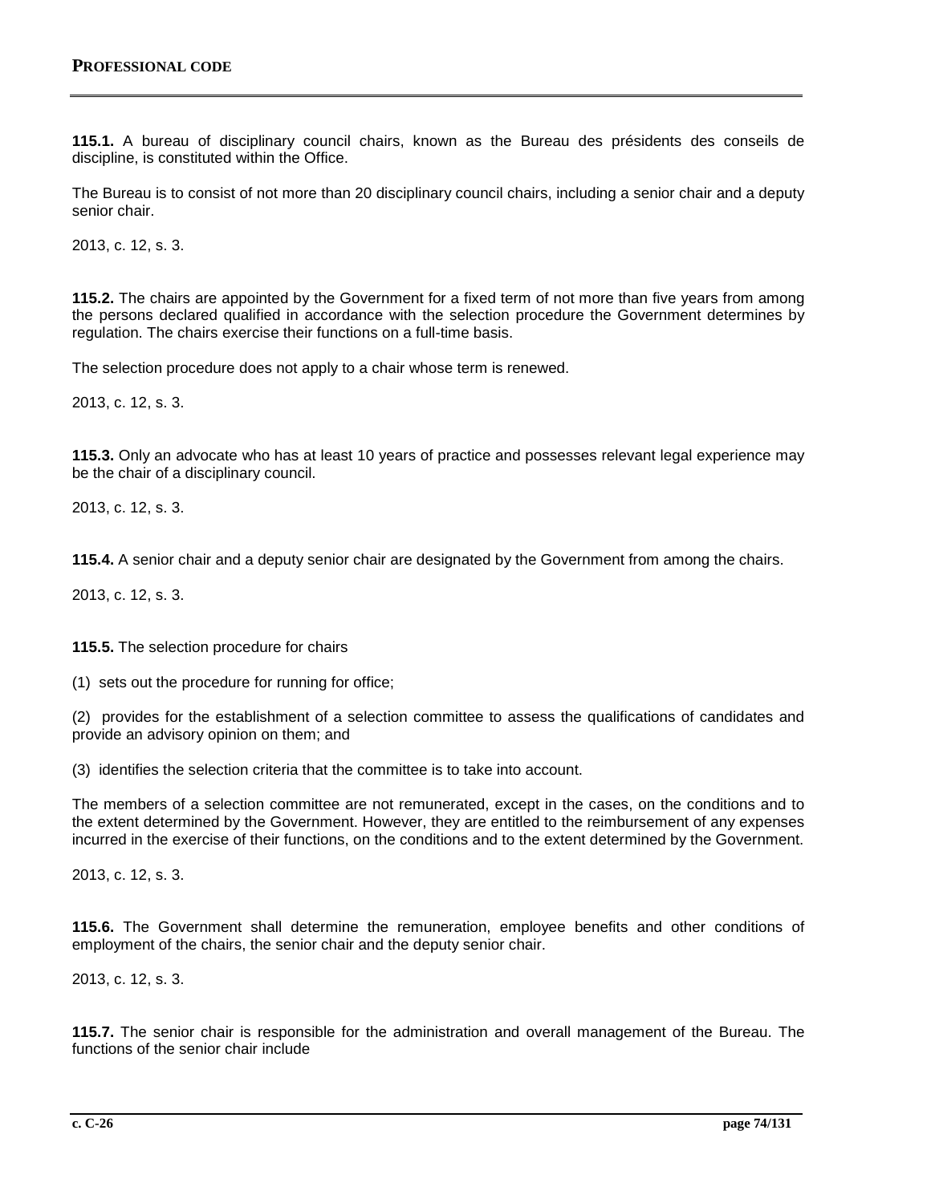**115.1.** A bureau of disciplinary council chairs, known as the Bureau des présidents des conseils de discipline, is constituted within the Office.

The Bureau is to consist of not more than 20 disciplinary council chairs, including a senior chair and a deputy senior chair.

2013, c. 12, s. 3.

**115.2.** The chairs are appointed by the Government for a fixed term of not more than five years from among the persons declared qualified in accordance with the selection procedure the Government determines by regulation. The chairs exercise their functions on a full-time basis.

The selection procedure does not apply to a chair whose term is renewed.

2013, c. 12, s. 3.

**115.3.** Only an advocate who has at least 10 years of practice and possesses relevant legal experience may be the chair of a disciplinary council.

2013, c. 12, s. 3.

**115.4.** A senior chair and a deputy senior chair are designated by the Government from among the chairs.

2013, c. 12, s. 3.

**115.5.** The selection procedure for chairs

(1) sets out the procedure for running for office;

(2) provides for the establishment of a selection committee to assess the qualifications of candidates and provide an advisory opinion on them; and

(3) identifies the selection criteria that the committee is to take into account.

The members of a selection committee are not remunerated, except in the cases, on the conditions and to the extent determined by the Government. However, they are entitled to the reimbursement of any expenses incurred in the exercise of their functions, on the conditions and to the extent determined by the Government.

2013, c. 12, s. 3.

**115.6.** The Government shall determine the remuneration, employee benefits and other conditions of employment of the chairs, the senior chair and the deputy senior chair.

2013, c. 12, s. 3.

**115.7.** The senior chair is responsible for the administration and overall management of the Bureau. The functions of the senior chair include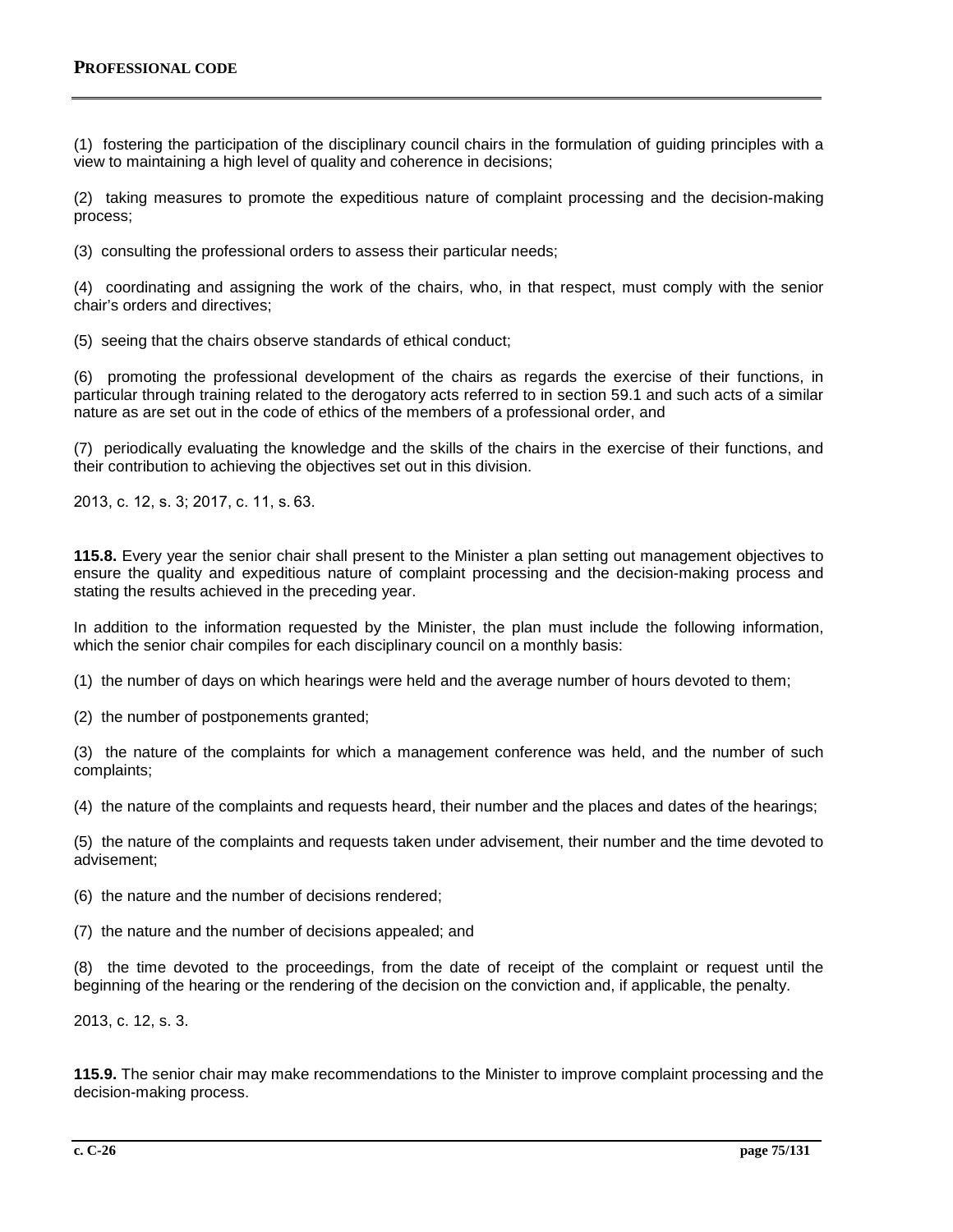(1) fostering the participation of the disciplinary council chairs in the formulation of guiding principles with a view to maintaining a high level of quality and coherence in decisions;

(2) taking measures to promote the expeditious nature of complaint processing and the decision-making process;

(3) consulting the professional orders to assess their particular needs;

(4) coordinating and assigning the work of the chairs, who, in that respect, must comply with the senior chair's orders and directives;

(5) seeing that the chairs observe standards of ethical conduct;

(6) promoting the professional development of the chairs as regards the exercise of their functions, in particular through training related to the derogatory acts referred to in section 59.1 and such acts of a similar nature as are set out in the code of ethics of the members of a professional order, and

(7) periodically evaluating the knowledge and the skills of the chairs in the exercise of their functions, and their contribution to achieving the objectives set out in this division.

2013, c. 12, s. 3; 2017, c. 11, s. 63.

**115.8.** Every year the senior chair shall present to the Minister a plan setting out management objectives to ensure the quality and expeditious nature of complaint processing and the decision-making process and stating the results achieved in the preceding year.

In addition to the information requested by the Minister, the plan must include the following information, which the senior chair compiles for each disciplinary council on a monthly basis:

(1) the number of days on which hearings were held and the average number of hours devoted to them;

(2) the number of postponements granted;

(3) the nature of the complaints for which a management conference was held, and the number of such complaints;

(4) the nature of the complaints and requests heard, their number and the places and dates of the hearings;

(5) the nature of the complaints and requests taken under advisement, their number and the time devoted to advisement;

(6) the nature and the number of decisions rendered;

(7) the nature and the number of decisions appealed; and

(8) the time devoted to the proceedings, from the date of receipt of the complaint or request until the beginning of the hearing or the rendering of the decision on the conviction and, if applicable, the penalty.

2013, c. 12, s. 3.

**115.9.** The senior chair may make recommendations to the Minister to improve complaint processing and the decision-making process.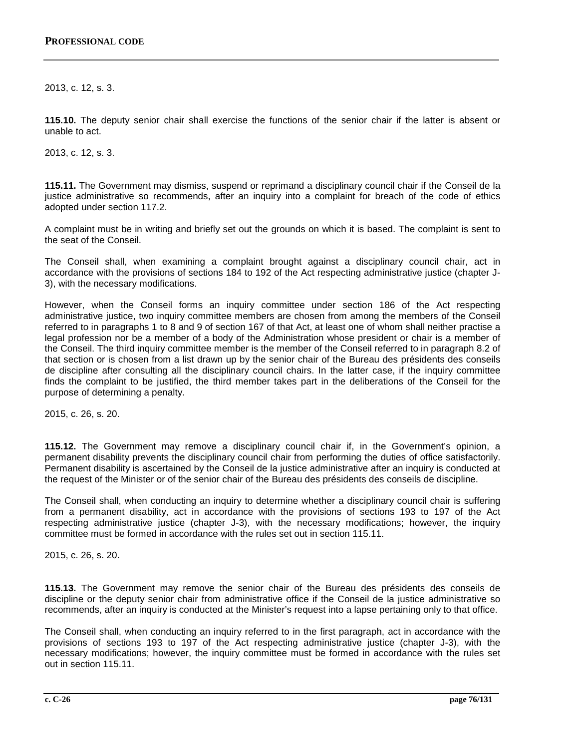2013, c. 12, s. 3.

**115.10.** The deputy senior chair shall exercise the functions of the senior chair if the latter is absent or unable to act.

2013, c. 12, s. 3.

**115.11.** The Government may dismiss, suspend or reprimand a disciplinary council chair if the Conseil de la justice administrative so recommends, after an inquiry into a complaint for breach of the code of ethics adopted under section 117.2.

A complaint must be in writing and briefly set out the grounds on which it is based. The complaint is sent to the seat of the Conseil.

The Conseil shall, when examining a complaint brought against a disciplinary council chair, act in accordance with the provisions of sections 184 to 192 of the Act respecting administrative justice (chapter J-3), with the necessary modifications.

However, when the Conseil forms an inquiry committee under section 186 of the Act respecting administrative justice, two inquiry committee members are chosen from among the members of the Conseil referred to in paragraphs 1 to 8 and 9 of section 167 of that Act, at least one of whom shall neither practise a legal profession nor be a member of a body of the Administration whose president or chair is a member of the Conseil. The third inquiry committee member is the member of the Conseil referred to in paragraph 8.2 of that section or is chosen from a list drawn up by the senior chair of the Bureau des présidents des conseils de discipline after consulting all the disciplinary council chairs. In the latter case, if the inquiry committee finds the complaint to be justified, the third member takes part in the deliberations of the Conseil for the purpose of determining a penalty.

2015, c. 26, s. 20.

**115.12.** The Government may remove a disciplinary council chair if, in the Government's opinion, a permanent disability prevents the disciplinary council chair from performing the duties of office satisfactorily. Permanent disability is ascertained by the Conseil de la justice administrative after an inquiry is conducted at the request of the Minister or of the senior chair of the Bureau des présidents des conseils de discipline.

The Conseil shall, when conducting an inquiry to determine whether a disciplinary council chair is suffering from a permanent disability, act in accordance with the provisions of sections 193 to 197 of the Act respecting administrative justice (chapter J-3), with the necessary modifications; however, the inquiry committee must be formed in accordance with the rules set out in section 115.11.

2015, c. 26, s. 20.

**115.13.** The Government may remove the senior chair of the Bureau des présidents des conseils de discipline or the deputy senior chair from administrative office if the Conseil de la justice administrative so recommends, after an inquiry is conducted at the Minister's request into a lapse pertaining only to that office.

The Conseil shall, when conducting an inquiry referred to in the first paragraph, act in accordance with the provisions of sections 193 to 197 of the Act respecting administrative justice (chapter J-3), with the necessary modifications; however, the inquiry committee must be formed in accordance with the rules set out in section 115.11.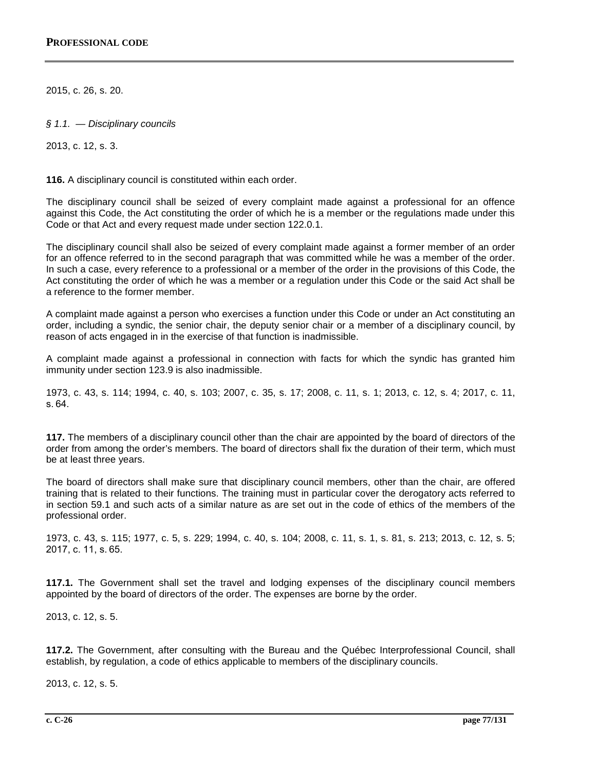2015, c. 26, s. 20.

*§ 1.1. — Disciplinary councils*

2013, c. 12, s. 3.

**116.** A disciplinary council is constituted within each order.

The disciplinary council shall be seized of every complaint made against a professional for an offence against this Code, the Act constituting the order of which he is a member or the regulations made under this Code or that Act and every request made under section 122.0.1.

The disciplinary council shall also be seized of every complaint made against a former member of an order for an offence referred to in the second paragraph that was committed while he was a member of the order. In such a case, every reference to a professional or a member of the order in the provisions of this Code, the Act constituting the order of which he was a member or a regulation under this Code or the said Act shall be a reference to the former member.

A complaint made against a person who exercises a function under this Code or under an Act constituting an order, including a syndic, the senior chair, the deputy senior chair or a member of a disciplinary council, by reason of acts engaged in in the exercise of that function is inadmissible.

A complaint made against a professional in connection with facts for which the syndic has granted him immunity under section 123.9 is also inadmissible.

1973, c. 43, s. 114; 1994, c. 40, s. 103; 2007, c. 35, s. 17; 2008, c. 11, s. 1; 2013, c. 12, s. 4; 2017, c. 11, s. 64.

**117.** The members of a disciplinary council other than the chair are appointed by the board of directors of the order from among the order's members. The board of directors shall fix the duration of their term, which must be at least three years.

The board of directors shall make sure that disciplinary council members, other than the chair, are offered training that is related to their functions. The training must in particular cover the derogatory acts referred to in section 59.1 and such acts of a similar nature as are set out in the code of ethics of the members of the professional order.

1973, c. 43, s. 115; 1977, c. 5, s. 229; 1994, c. 40, s. 104; 2008, c. 11, s. 1, s. 81, s. 213; 2013, c. 12, s. 5; 2017, c. 11, s. 65.

**117.1.** The Government shall set the travel and lodging expenses of the disciplinary council members appointed by the board of directors of the order. The expenses are borne by the order.

2013, c. 12, s. 5.

**117.2.** The Government, after consulting with the Bureau and the Québec Interprofessional Council, shall establish, by regulation, a code of ethics applicable to members of the disciplinary councils.

2013, c. 12, s. 5.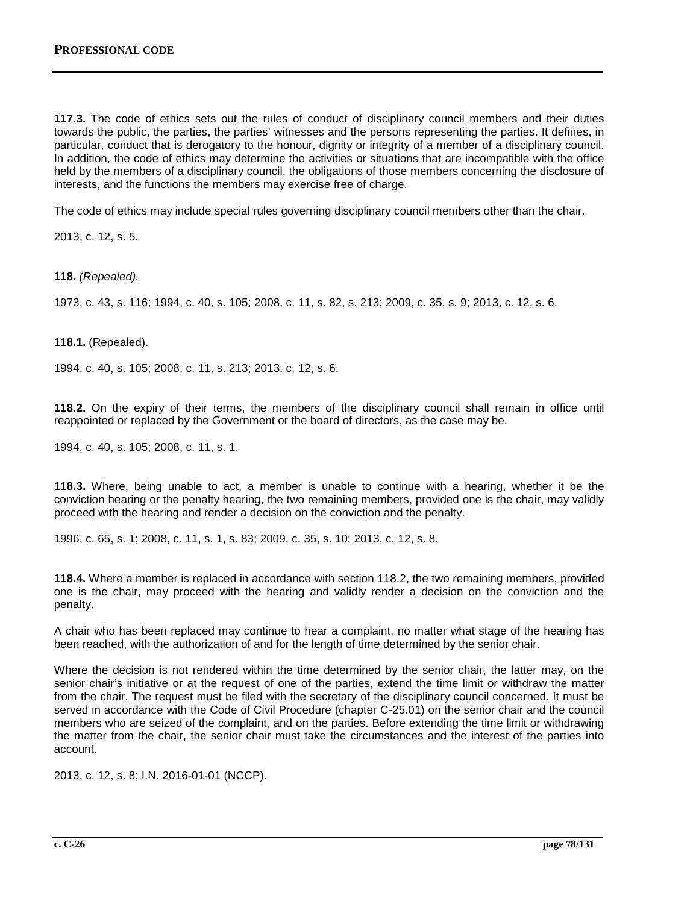**117.3.** The code of ethics sets out the rules of conduct of disciplinary council members and their duties towards the public, the parties, the parties' witnesses and the persons representing the parties. It defines, in particular, conduct that is derogatory to the honour, dignity or integrity of a member of a disciplinary council. In addition, the code of ethics may determine the activities or situations that are incompatible with the office held by the members of a disciplinary council, the obligations of those members concerning the disclosure of interests, and the functions the members may exercise free of charge.

The code of ethics may include special rules governing disciplinary council members other than the chair.

2013, c. 12, s. 5.

**118.** *(Repealed).*

1973, c. 43, s. 116; 1994, c. 40, s. 105; 2008, c. 11, s. 82, s. 213; 2009, c. 35, s. 9; 2013, c. 12, s. 6.

**118.1.** (Repealed).

1994, c. 40, s. 105; 2008, c. 11, s. 213; 2013, c. 12, s. 6.

**118.2.** On the expiry of their terms, the members of the disciplinary council shall remain in office until reappointed or replaced by the Government or the board of directors, as the case may be.

1994, c. 40, s. 105; 2008, c. 11, s. 1.

**118.3.** Where, being unable to act, a member is unable to continue with a hearing, whether it be the conviction hearing or the penalty hearing, the two remaining members, provided one is the chair, may validly proceed with the hearing and render a decision on the conviction and the penalty.

1996, c. 65, s. 1; 2008, c. 11, s. 1, s. 83; 2009, c. 35, s. 10; 2013, c. 12, s. 8.

**118.4.** Where a member is replaced in accordance with section 118.2, the two remaining members, provided one is the chair, may proceed with the hearing and validly render a decision on the conviction and the penalty.

A chair who has been replaced may continue to hear a complaint, no matter what stage of the hearing has been reached, with the authorization of and for the length of time determined by the senior chair.

Where the decision is not rendered within the time determined by the senior chair, the latter may, on the senior chair's initiative or at the request of one of the parties, extend the time limit or withdraw the matter from the chair. The request must be filed with the secretary of the disciplinary council concerned. It must be served in accordance with the Code of Civil Procedure (chapter C-25.01) on the senior chair and the council members who are seized of the complaint, and on the parties. Before extending the time limit or withdrawing the matter from the chair, the senior chair must take the circumstances and the interest of the parties into account.

2013, c. 12, s. 8; I.N. 2016-01-01 (NCCP).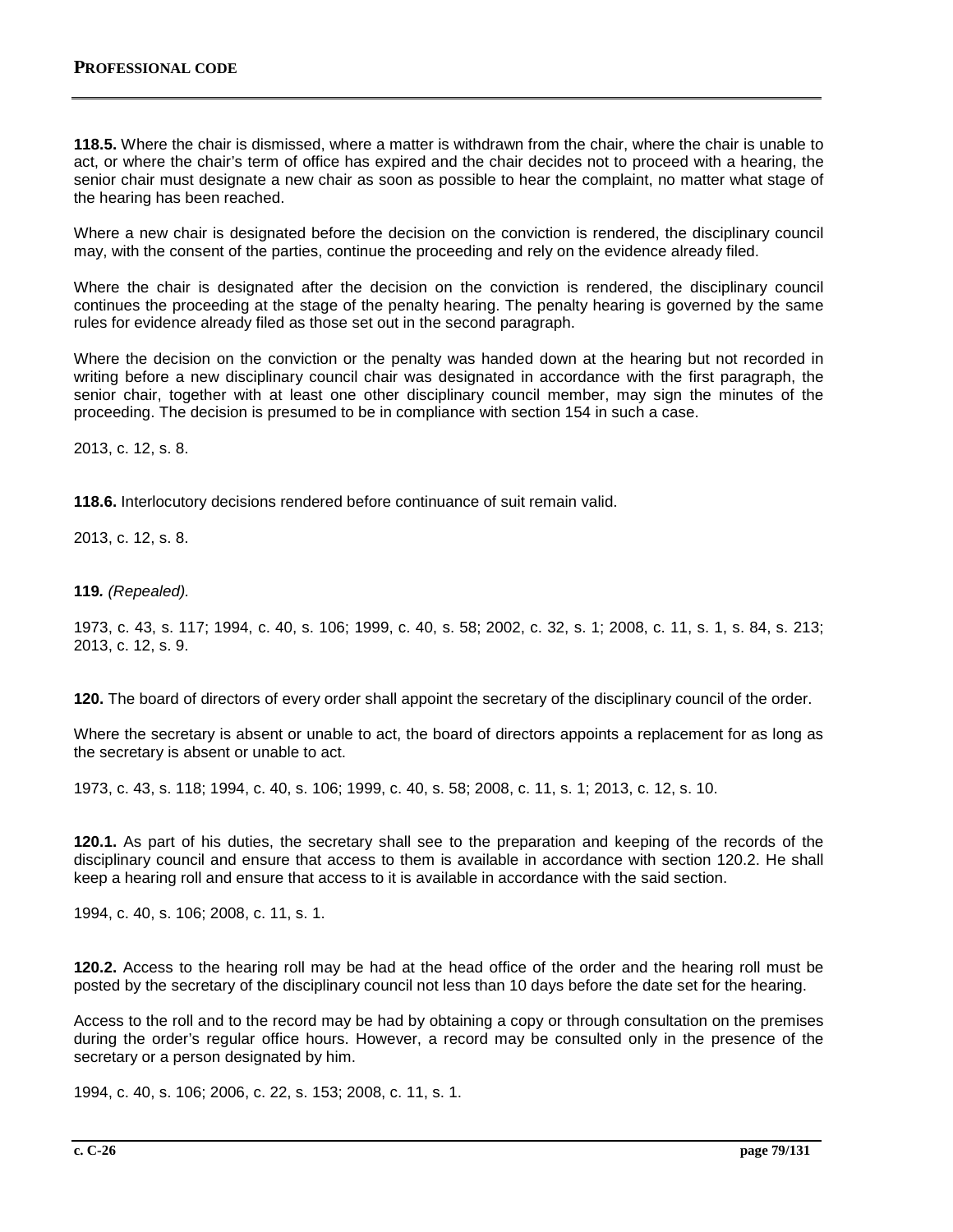**118.5.** Where the chair is dismissed, where a matter is withdrawn from the chair, where the chair is unable to act, or where the chair's term of office has expired and the chair decides not to proceed with a hearing, the senior chair must designate a new chair as soon as possible to hear the complaint, no matter what stage of the hearing has been reached.

Where a new chair is designated before the decision on the conviction is rendered, the disciplinary council may, with the consent of the parties, continue the proceeding and rely on the evidence already filed.

Where the chair is designated after the decision on the conviction is rendered, the disciplinary council continues the proceeding at the stage of the penalty hearing. The penalty hearing is governed by the same rules for evidence already filed as those set out in the second paragraph.

Where the decision on the conviction or the penalty was handed down at the hearing but not recorded in writing before a new disciplinary council chair was designated in accordance with the first paragraph, the senior chair, together with at least one other disciplinary council member, may sign the minutes of the proceeding. The decision is presumed to be in compliance with section 154 in such a case.

2013, c. 12, s. 8.

**118.6.** Interlocutory decisions rendered before continuance of suit remain valid.

2013, c. 12, s. 8.

**119.** *(Repealed).*

1973, c. 43, s. 117; 1994, c. 40, s. 106; 1999, c. 40, s. 58; 2002, c. 32, s. 1; 2008, c. 11, s. 1, s. 84, s. 213; 2013, c. 12, s. 9.

**120.** The board of directors of every order shall appoint the secretary of the disciplinary council of the order.

Where the secretary is absent or unable to act, the board of directors appoints a replacement for as long as the secretary is absent or unable to act.

1973, c. 43, s. 118; 1994, c. 40, s. 106; 1999, c. 40, s. 58; 2008, c. 11, s. 1; 2013, c. 12, s. 10.

**120.1.** As part of his duties, the secretary shall see to the preparation and keeping of the records of the disciplinary council and ensure that access to them is available in accordance with section 120.2. He shall keep a hearing roll and ensure that access to it is available in accordance with the said section.

1994, c. 40, s. 106; 2008, c. 11, s. 1.

**120.2.** Access to the hearing roll may be had at the head office of the order and the hearing roll must be posted by the secretary of the disciplinary council not less than 10 days before the date set for the hearing.

Access to the roll and to the record may be had by obtaining a copy or through consultation on the premises during the order's regular office hours. However, a record may be consulted only in the presence of the secretary or a person designated by him.

1994, c. 40, s. 106; 2006, c. 22, s. 153; 2008, c. 11, s. 1.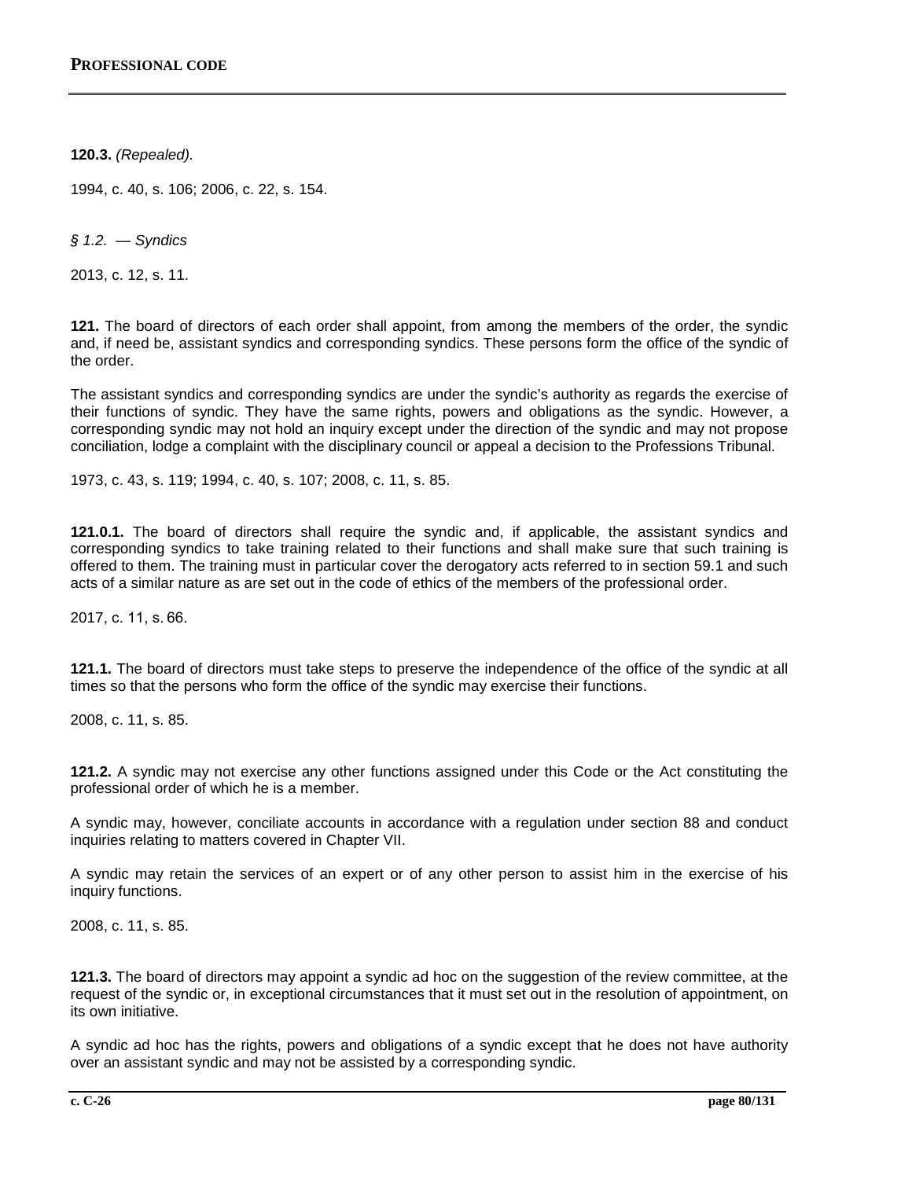**120.3.** *(Repealed).*

1994, c. 40, s. 106; 2006, c. 22, s. 154.

*§ 1.2. — Syndics*

2013, c. 12, s. 11.

**121.** The board of directors of each order shall appoint, from among the members of the order, the syndic and, if need be, assistant syndics and corresponding syndics. These persons form the office of the syndic of the order.

The assistant syndics and corresponding syndics are under the syndic's authority as regards the exercise of their functions of syndic. They have the same rights, powers and obligations as the syndic. However, a corresponding syndic may not hold an inquiry except under the direction of the syndic and may not propose conciliation, lodge a complaint with the disciplinary council or appeal a decision to the Professions Tribunal.

1973, c. 43, s. 119; 1994, c. 40, s. 107; 2008, c. 11, s. 85.

**121.0.1.** The board of directors shall require the syndic and, if applicable, the assistant syndics and corresponding syndics to take training related to their functions and shall make sure that such training is offered to them. The training must in particular cover the derogatory acts referred to in section 59.1 and such acts of a similar nature as are set out in the code of ethics of the members of the professional order.

2017, c. 11, s. 66.

**121.1.** The board of directors must take steps to preserve the independence of the office of the syndic at all times so that the persons who form the office of the syndic may exercise their functions.

2008, c. 11, s. 85.

**121.2.** A syndic may not exercise any other functions assigned under this Code or the Act constituting the professional order of which he is a member.

A syndic may, however, conciliate accounts in accordance with a regulation under section 88 and conduct inquiries relating to matters covered in Chapter VII.

A syndic may retain the services of an expert or of any other person to assist him in the exercise of his inquiry functions.

2008, c. 11, s. 85.

**121.3.** The board of directors may appoint a syndic ad hoc on the suggestion of the review committee, at the request of the syndic or, in exceptional circumstances that it must set out in the resolution of appointment, on its own initiative.

A syndic ad hoc has the rights, powers and obligations of a syndic except that he does not have authority over an assistant syndic and may not be assisted by a corresponding syndic.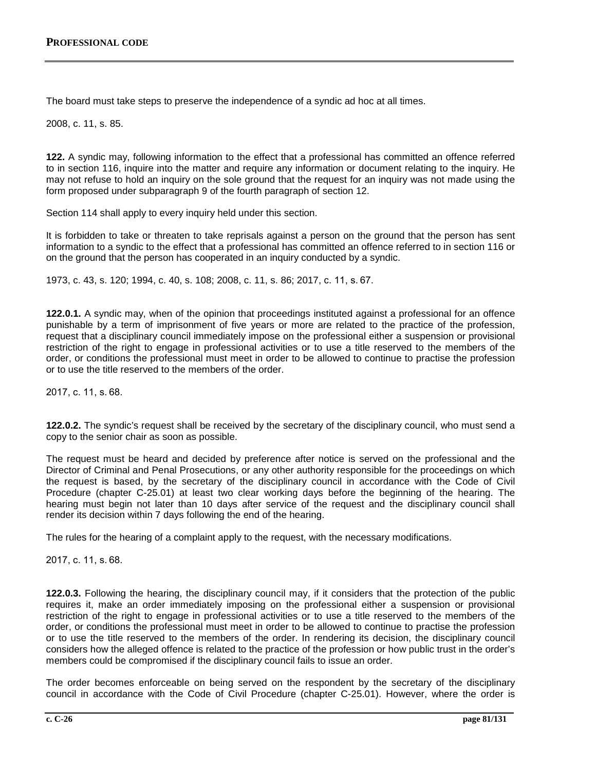The board must take steps to preserve the independence of a syndic ad hoc at all times.

2008, c. 11, s. 85.

**122.** A syndic may, following information to the effect that a professional has committed an offence referred to in section 116, inquire into the matter and require any information or document relating to the inquiry. He may not refuse to hold an inquiry on the sole ground that the request for an inquiry was not made using the form proposed under subparagraph 9 of the fourth paragraph of section 12.

Section 114 shall apply to every inquiry held under this section.

It is forbidden to take or threaten to take reprisals against a person on the ground that the person has sent information to a syndic to the effect that a professional has committed an offence referred to in section 116 or on the ground that the person has cooperated in an inquiry conducted by a syndic.

1973, c. 43, s. 120; 1994, c. 40, s. 108; 2008, c. 11, s. 86; 2017, c. 11, s. 67.

**122.0.1.** A syndic may, when of the opinion that proceedings instituted against a professional for an offence punishable by a term of imprisonment of five years or more are related to the practice of the profession, request that a disciplinary council immediately impose on the professional either a suspension or provisional restriction of the right to engage in professional activities or to use a title reserved to the members of the order, or conditions the professional must meet in order to be allowed to continue to practise the profession or to use the title reserved to the members of the order.

2017, c. 11, s. 68.

**122.0.2.** The syndic's request shall be received by the secretary of the disciplinary council, who must send a copy to the senior chair as soon as possible.

The request must be heard and decided by preference after notice is served on the professional and the Director of Criminal and Penal Prosecutions, or any other authority responsible for the proceedings on which the request is based, by the secretary of the disciplinary council in accordance with the Code of Civil Procedure (chapter C-25.01) at least two clear working days before the beginning of the hearing. The hearing must begin not later than 10 days after service of the request and the disciplinary council shall render its decision within 7 days following the end of the hearing.

The rules for the hearing of a complaint apply to the request, with the necessary modifications.

2017, c. 11, s. 68.

**122.0.3.** Following the hearing, the disciplinary council may, if it considers that the protection of the public requires it, make an order immediately imposing on the professional either a suspension or provisional restriction of the right to engage in professional activities or to use a title reserved to the members of the order, or conditions the professional must meet in order to be allowed to continue to practise the profession or to use the title reserved to the members of the order. In rendering its decision, the disciplinary council considers how the alleged offence is related to the practice of the profession or how public trust in the order's members could be compromised if the disciplinary council fails to issue an order.

The order becomes enforceable on being served on the respondent by the secretary of the disciplinary council in accordance with the Code of Civil Procedure (chapter C-25.01). However, where the order is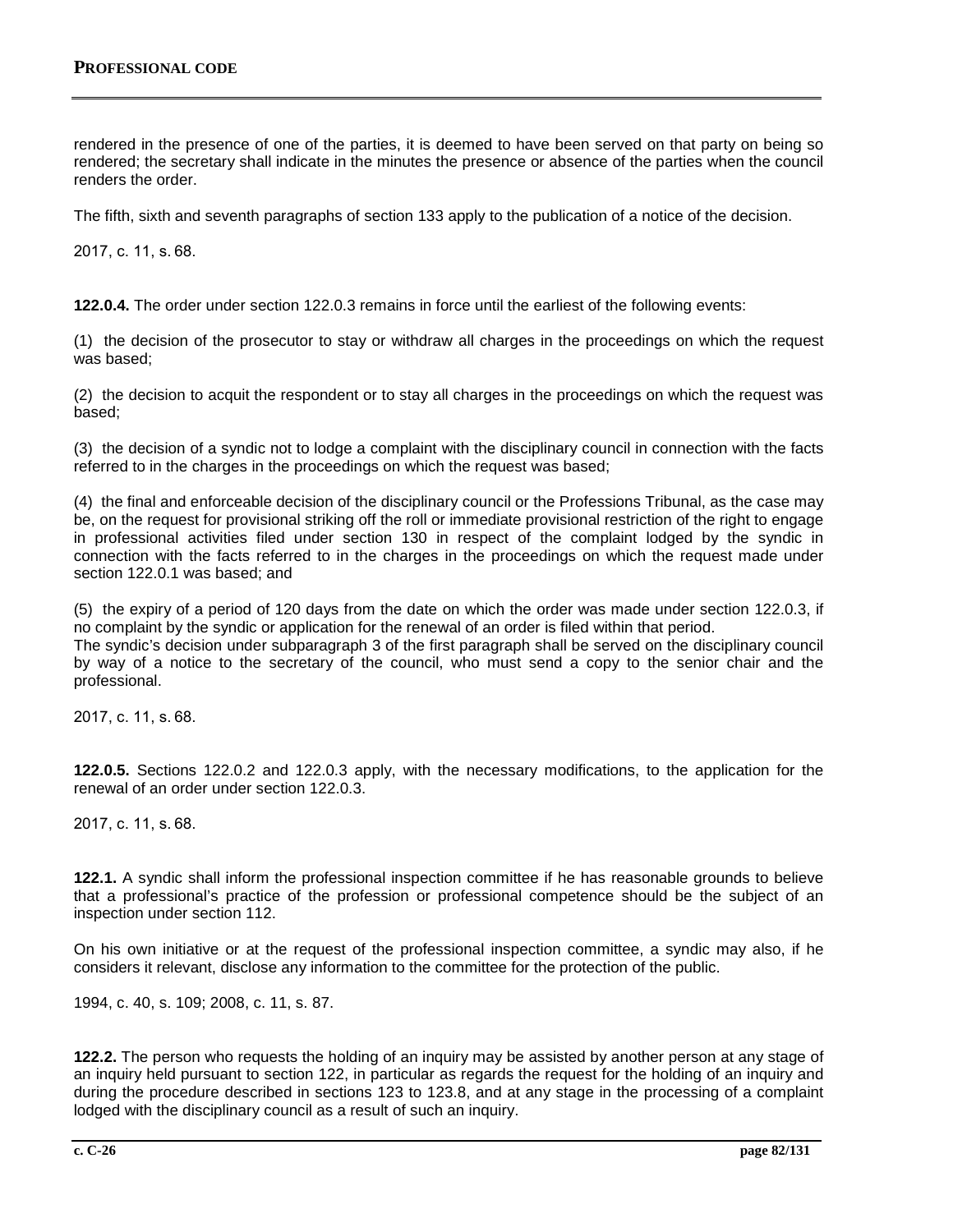rendered in the presence of one of the parties, it is deemed to have been served on that party on being so rendered; the secretary shall indicate in the minutes the presence or absence of the parties when the council renders the order.

The fifth, sixth and seventh paragraphs of section 133 apply to the publication of a notice of the decision.

2017, c. 11, s. 68.

**122.0.4.** The order under section 122.0.3 remains in force until the earliest of the following events:

(1) the decision of the prosecutor to stay or withdraw all charges in the proceedings on which the request was based;

(2) the decision to acquit the respondent or to stay all charges in the proceedings on which the request was based;

(3) the decision of a syndic not to lodge a complaint with the disciplinary council in connection with the facts referred to in the charges in the proceedings on which the request was based;

(4) the final and enforceable decision of the disciplinary council or the Professions Tribunal, as the case may be, on the request for provisional striking off the roll or immediate provisional restriction of the right to engage in professional activities filed under section 130 in respect of the complaint lodged by the syndic in connection with the facts referred to in the charges in the proceedings on which the request made under section 122.0.1 was based; and

(5) the expiry of a period of 120 days from the date on which the order was made under section 122.0.3, if no complaint by the syndic or application for the renewal of an order is filed within that period.

The syndic's decision under subparagraph 3 of the first paragraph shall be served on the disciplinary council by way of a notice to the secretary of the council, who must send a copy to the senior chair and the professional.

2017, c. 11, s. 68.

**122.0.5.** Sections 122.0.2 and 122.0.3 apply, with the necessary modifications, to the application for the renewal of an order under section 122.0.3.

2017, c. 11, s. 68.

**122.1.** A syndic shall inform the professional inspection committee if he has reasonable grounds to believe that a professional's practice of the profession or professional competence should be the subject of an inspection under section 112.

On his own initiative or at the request of the professional inspection committee, a syndic may also, if he considers it relevant, disclose any information to the committee for the protection of the public.

1994, c. 40, s. 109; 2008, c. 11, s. 87.

**122.2.** The person who requests the holding of an inquiry may be assisted by another person at any stage of an inquiry held pursuant to section 122, in particular as regards the request for the holding of an inquiry and during the procedure described in sections 123 to 123.8, and at any stage in the processing of a complaint lodged with the disciplinary council as a result of such an inquiry.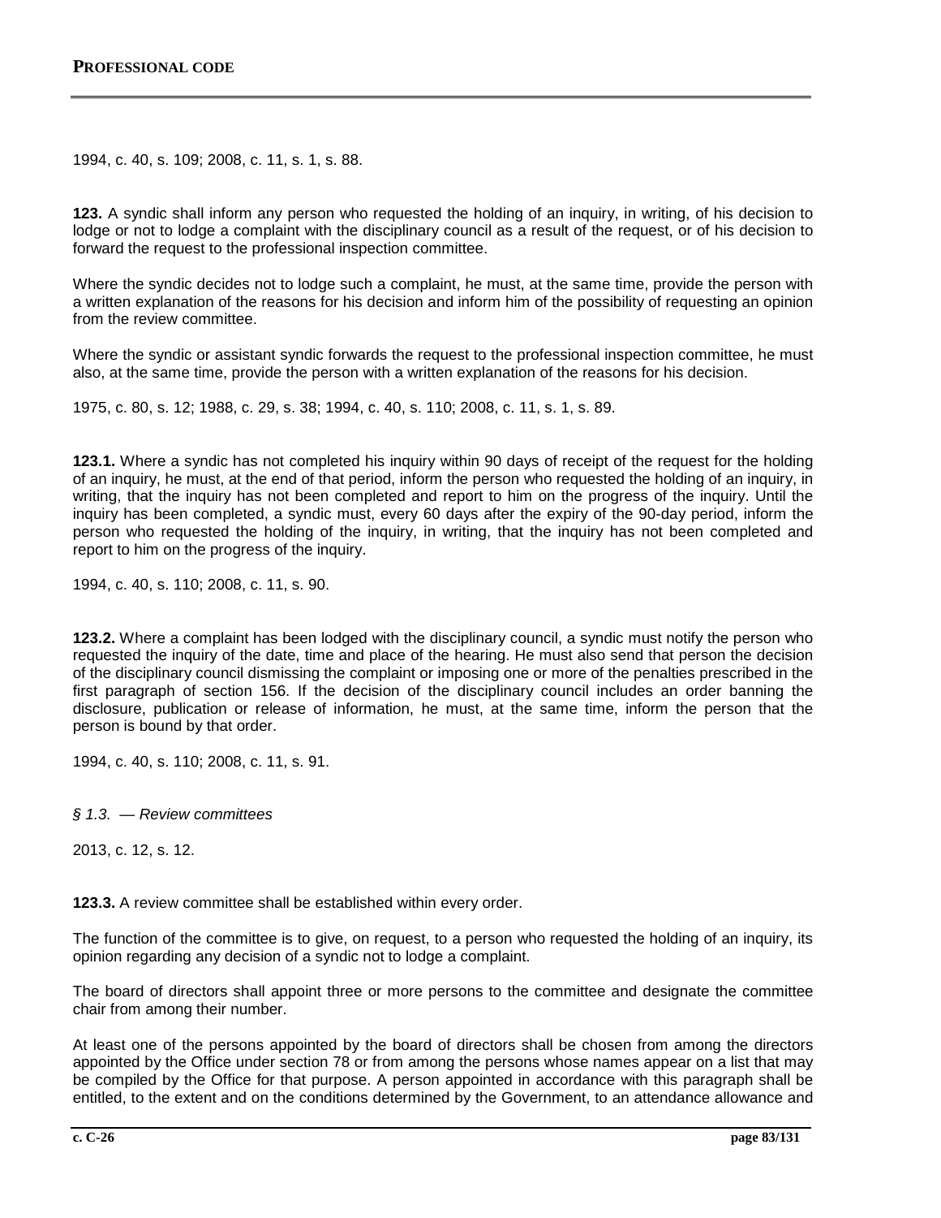1994, c. 40, s. 109; 2008, c. 11, s. 1, s. 88.

**123.** A syndic shall inform any person who requested the holding of an inquiry, in writing, of his decision to lodge or not to lodge a complaint with the disciplinary council as a result of the request, or of his decision to forward the request to the professional inspection committee.

Where the syndic decides not to lodge such a complaint, he must, at the same time, provide the person with a written explanation of the reasons for his decision and inform him of the possibility of requesting an opinion from the review committee.

Where the syndic or assistant syndic forwards the request to the professional inspection committee, he must also, at the same time, provide the person with a written explanation of the reasons for his decision.

1975, c. 80, s. 12; 1988, c. 29, s. 38; 1994, c. 40, s. 110; 2008, c. 11, s. 1, s. 89.

**123.1.** Where a syndic has not completed his inquiry within 90 days of receipt of the request for the holding of an inquiry, he must, at the end of that period, inform the person who requested the holding of an inquiry, in writing, that the inquiry has not been completed and report to him on the progress of the inquiry. Until the inquiry has been completed, a syndic must, every 60 days after the expiry of the 90-day period, inform the person who requested the holding of the inquiry, in writing, that the inquiry has not been completed and report to him on the progress of the inquiry.

1994, c. 40, s. 110; 2008, c. 11, s. 90.

**123.2.** Where a complaint has been lodged with the disciplinary council, a syndic must notify the person who requested the inquiry of the date, time and place of the hearing. He must also send that person the decision of the disciplinary council dismissing the complaint or imposing one or more of the penalties prescribed in the first paragraph of section 156. If the decision of the disciplinary council includes an order banning the disclosure, publication or release of information, he must, at the same time, inform the person that the person is bound by that order.

1994, c. 40, s. 110; 2008, c. 11, s. 91.

*§ 1.3. — Review committees*

2013, c. 12, s. 12.

**123.3.** A review committee shall be established within every order.

The function of the committee is to give, on request, to a person who requested the holding of an inquiry, its opinion regarding any decision of a syndic not to lodge a complaint.

The board of directors shall appoint three or more persons to the committee and designate the committee chair from among their number.

At least one of the persons appointed by the board of directors shall be chosen from among the directors appointed by the Office under section 78 or from among the persons whose names appear on a list that may be compiled by the Office for that purpose. A person appointed in accordance with this paragraph shall be entitled, to the extent and on the conditions determined by the Government, to an attendance allowance and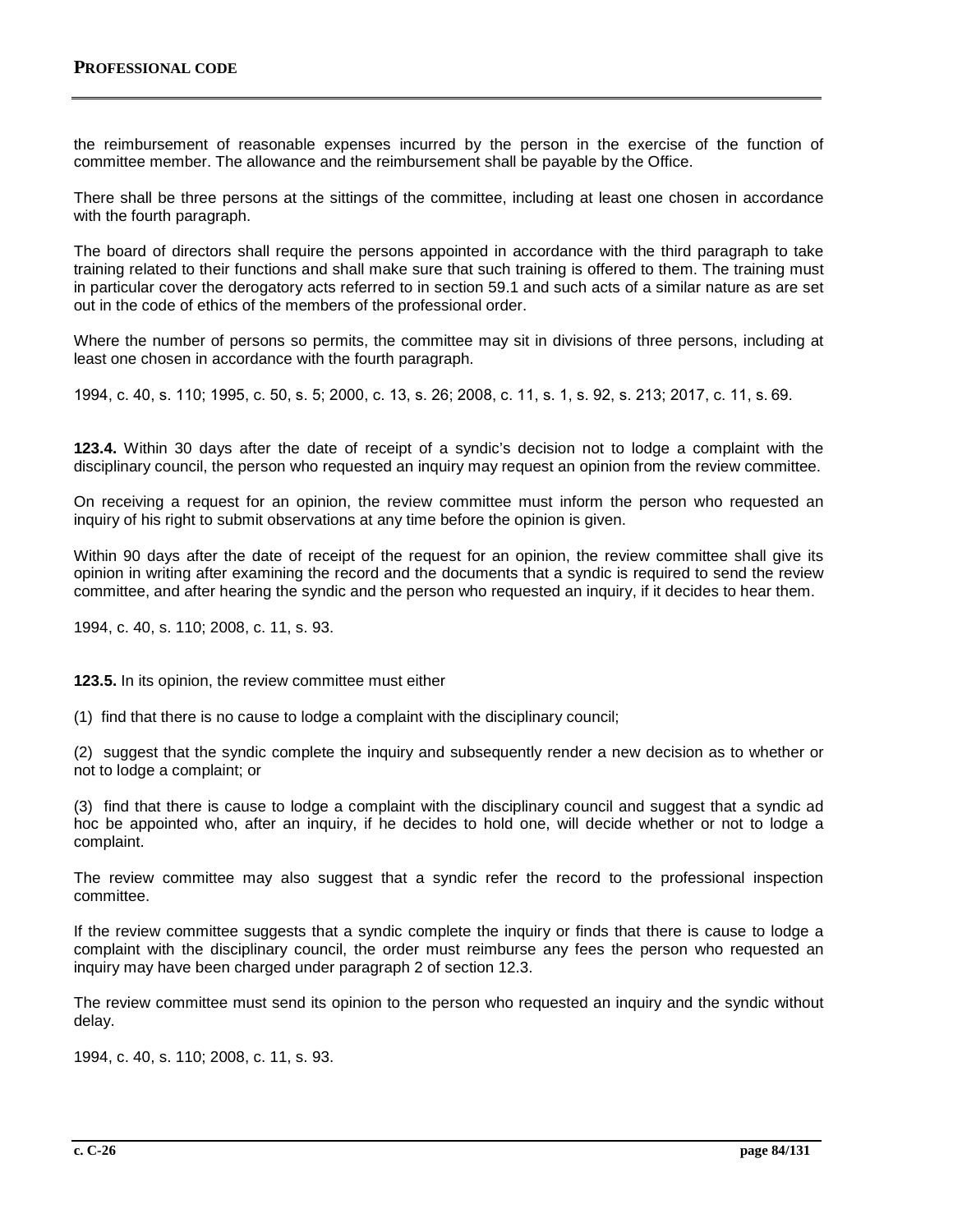the reimbursement of reasonable expenses incurred by the person in the exercise of the function of committee member. The allowance and the reimbursement shall be payable by the Office.

There shall be three persons at the sittings of the committee, including at least one chosen in accordance with the fourth paragraph.

The board of directors shall require the persons appointed in accordance with the third paragraph to take training related to their functions and shall make sure that such training is offered to them. The training must in particular cover the derogatory acts referred to in section 59.1 and such acts of a similar nature as are set out in the code of ethics of the members of the professional order.

Where the number of persons so permits, the committee may sit in divisions of three persons, including at least one chosen in accordance with the fourth paragraph.

1994, c. 40, s. 110; 1995, c. 50, s. 5; 2000, c. 13, s. 26; 2008, c. 11, s. 1, s. 92, s. 213; 2017, c. 11, s. 69.

**123.4.** Within 30 days after the date of receipt of a syndic's decision not to lodge a complaint with the disciplinary council, the person who requested an inquiry may request an opinion from the review committee.

On receiving a request for an opinion, the review committee must inform the person who requested an inquiry of his right to submit observations at any time before the opinion is given.

Within 90 days after the date of receipt of the request for an opinion, the review committee shall give its opinion in writing after examining the record and the documents that a syndic is required to send the review committee, and after hearing the syndic and the person who requested an inquiry, if it decides to hear them.

1994, c. 40, s. 110; 2008, c. 11, s. 93.

**123.5.** In its opinion, the review committee must either

(1) find that there is no cause to lodge a complaint with the disciplinary council;

(2) suggest that the syndic complete the inquiry and subsequently render a new decision as to whether or not to lodge a complaint; or

(3) find that there is cause to lodge a complaint with the disciplinary council and suggest that a syndic ad hoc be appointed who, after an inquiry, if he decides to hold one, will decide whether or not to lodge a complaint.

The review committee may also suggest that a syndic refer the record to the professional inspection committee.

If the review committee suggests that a syndic complete the inquiry or finds that there is cause to lodge a complaint with the disciplinary council, the order must reimburse any fees the person who requested an inquiry may have been charged under paragraph 2 of section 12.3.

The review committee must send its opinion to the person who requested an inquiry and the syndic without delay.

1994, c. 40, s. 110; 2008, c. 11, s. 93.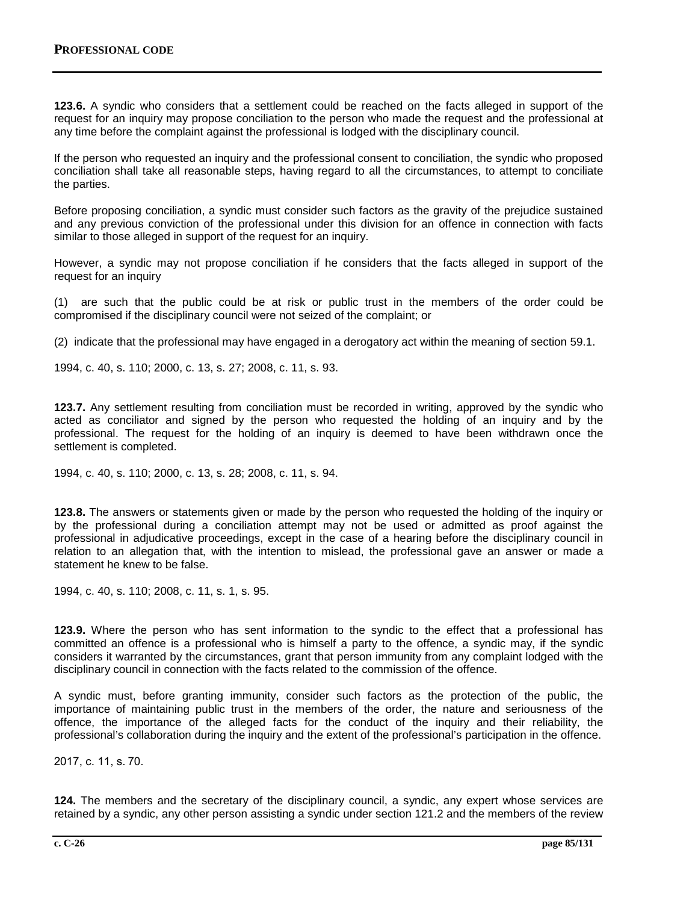**123.6.** A syndic who considers that a settlement could be reached on the facts alleged in support of the request for an inquiry may propose conciliation to the person who made the request and the professional at any time before the complaint against the professional is lodged with the disciplinary council.

If the person who requested an inquiry and the professional consent to conciliation, the syndic who proposed conciliation shall take all reasonable steps, having regard to all the circumstances, to attempt to conciliate the parties.

Before proposing conciliation, a syndic must consider such factors as the gravity of the prejudice sustained and any previous conviction of the professional under this division for an offence in connection with facts similar to those alleged in support of the request for an inquiry.

However, a syndic may not propose conciliation if he considers that the facts alleged in support of the request for an inquiry

(1) are such that the public could be at risk or public trust in the members of the order could be compromised if the disciplinary council were not seized of the complaint; or

(2) indicate that the professional may have engaged in a derogatory act within the meaning of section 59.1.

1994, c. 40, s. 110; 2000, c. 13, s. 27; 2008, c. 11, s. 93.

**123.7.** Any settlement resulting from conciliation must be recorded in writing, approved by the syndic who acted as conciliator and signed by the person who requested the holding of an inquiry and by the professional. The request for the holding of an inquiry is deemed to have been withdrawn once the settlement is completed.

1994, c. 40, s. 110; 2000, c. 13, s. 28; 2008, c. 11, s. 94.

**123.8.** The answers or statements given or made by the person who requested the holding of the inquiry or by the professional during a conciliation attempt may not be used or admitted as proof against the professional in adjudicative proceedings, except in the case of a hearing before the disciplinary council in relation to an allegation that, with the intention to mislead, the professional gave an answer or made a statement he knew to be false.

1994, c. 40, s. 110; 2008, c. 11, s. 1, s. 95.

**123.9.** Where the person who has sent information to the syndic to the effect that a professional has committed an offence is a professional who is himself a party to the offence, a syndic may, if the syndic considers it warranted by the circumstances, grant that person immunity from any complaint lodged with the disciplinary council in connection with the facts related to the commission of the offence.

A syndic must, before granting immunity, consider such factors as the protection of the public, the importance of maintaining public trust in the members of the order, the nature and seriousness of the offence, the importance of the alleged facts for the conduct of the inquiry and their reliability, the professional's collaboration during the inquiry and the extent of the professional's participation in the offence.

2017, c. 11, s. 70.

**124.** The members and the secretary of the disciplinary council, a syndic, any expert whose services are retained by a syndic, any other person assisting a syndic under section 121.2 and the members of the review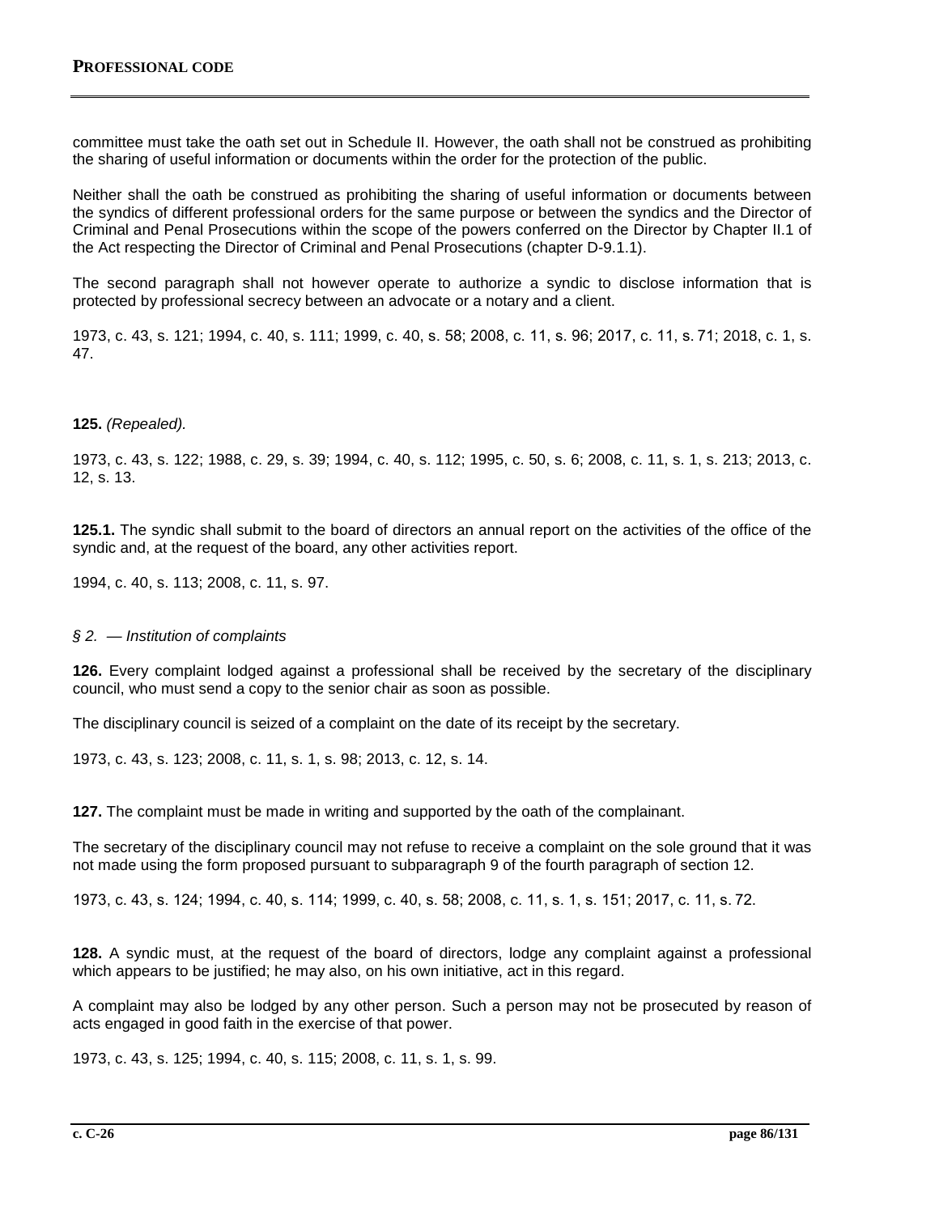committee must take the oath set out in Schedule II. However, the oath shall not be construed as prohibiting the sharing of useful information or documents within the order for the protection of the public.

Neither shall the oath be construed as prohibiting the sharing of useful information or documents between the syndics of different professional orders for the same purpose or between the syndics and the Director of Criminal and Penal Prosecutions within the scope of the powers conferred on the Director by Chapter II.1 of the Act respecting the Director of Criminal and Penal Prosecutions (chapter D-9.1.1).

The second paragraph shall not however operate to authorize a syndic to disclose information that is protected by professional secrecy between an advocate or a notary and a client.

1973, c. 43, s. 121; 1994, c. 40, s. 111; 1999, c. 40, s. 58; 2008, c. 11, s. 96; 2017, c. 11, s. 71; 2018, c. 1, s. 47.

**125.** *(Repealed).*

1973, c. 43, s. 122; 1988, c. 29, s. 39; 1994, c. 40, s. 112; 1995, c. 50, s. 6; 2008, c. 11, s. 1, s. 213; 2013, c. 12, s. 13.

**125.1.** The syndic shall submit to the board of directors an annual report on the activities of the office of the syndic and, at the request of the board, any other activities report.

1994, c. 40, s. 113; 2008, c. 11, s. 97.

*§ 2. — Institution of complaints*

**126.** Every complaint lodged against a professional shall be received by the secretary of the disciplinary council, who must send a copy to the senior chair as soon as possible.

The disciplinary council is seized of a complaint on the date of its receipt by the secretary.

1973, c. 43, s. 123; 2008, c. 11, s. 1, s. 98; 2013, c. 12, s. 14.

**127.** The complaint must be made in writing and supported by the oath of the complainant.

The secretary of the disciplinary council may not refuse to receive a complaint on the sole ground that it was not made using the form proposed pursuant to subparagraph 9 of the fourth paragraph of section 12.

1973, c. 43, s. 124; 1994, c. 40, s. 114; 1999, c. 40, s. 58; 2008, c. 11, s. 1, s. 151; 2017, c. 11, s. 72.

**128.** A syndic must, at the request of the board of directors, lodge any complaint against a professional which appears to be justified; he may also, on his own initiative, act in this regard.

A complaint may also be lodged by any other person. Such a person may not be prosecuted by reason of acts engaged in good faith in the exercise of that power.

1973, c. 43, s. 125; 1994, c. 40, s. 115; 2008, c. 11, s. 1, s. 99.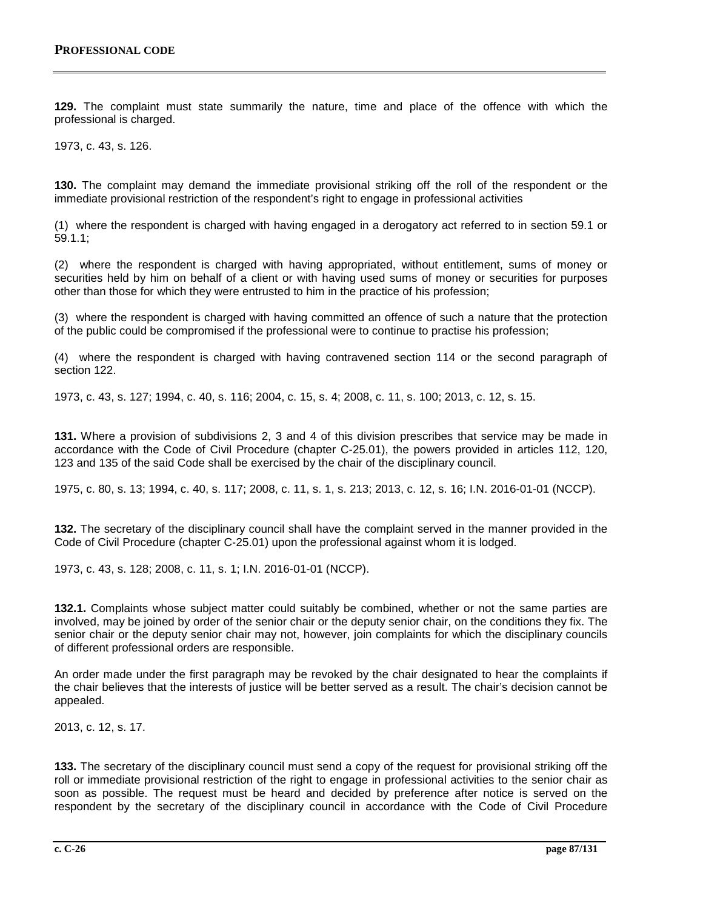**129.** The complaint must state summarily the nature, time and place of the offence with which the professional is charged.

1973, c. 43, s. 126.

**130.** The complaint may demand the immediate provisional striking off the roll of the respondent or the immediate provisional restriction of the respondent's right to engage in professional activities

(1) where the respondent is charged with having engaged in a derogatory act referred to in section 59.1 or 59.1.1;

(2) where the respondent is charged with having appropriated, without entitlement, sums of money or securities held by him on behalf of a client or with having used sums of money or securities for purposes other than those for which they were entrusted to him in the practice of his profession;

(3) where the respondent is charged with having committed an offence of such a nature that the protection of the public could be compromised if the professional were to continue to practise his profession;

(4) where the respondent is charged with having contravened section 114 or the second paragraph of section 122.

1973, c. 43, s. 127; 1994, c. 40, s. 116; 2004, c. 15, s. 4; 2008, c. 11, s. 100; 2013, c. 12, s. 15.

**131.** Where a provision of subdivisions 2, 3 and 4 of this division prescribes that service may be made in accordance with the Code of Civil Procedure (chapter C-25.01), the powers provided in articles 112, 120, 123 and 135 of the said Code shall be exercised by the chair of the disciplinary council.

1975, c. 80, s. 13; 1994, c. 40, s. 117; 2008, c. 11, s. 1, s. 213; 2013, c. 12, s. 16; I.N. 2016-01-01 (NCCP).

**132.** The secretary of the disciplinary council shall have the complaint served in the manner provided in the Code of Civil Procedure (chapter C-25.01) upon the professional against whom it is lodged.

1973, c. 43, s. 128; 2008, c. 11, s. 1; I.N. 2016-01-01 (NCCP).

**132.1.** Complaints whose subject matter could suitably be combined, whether or not the same parties are involved, may be joined by order of the senior chair or the deputy senior chair, on the conditions they fix. The senior chair or the deputy senior chair may not, however, join complaints for which the disciplinary councils of different professional orders are responsible.

An order made under the first paragraph may be revoked by the chair designated to hear the complaints if the chair believes that the interests of justice will be better served as a result. The chair's decision cannot be appealed.

2013, c. 12, s. 17.

**133.** The secretary of the disciplinary council must send a copy of the request for provisional striking off the roll or immediate provisional restriction of the right to engage in professional activities to the senior chair as soon as possible. The request must be heard and decided by preference after notice is served on the respondent by the secretary of the disciplinary council in accordance with the Code of Civil Procedure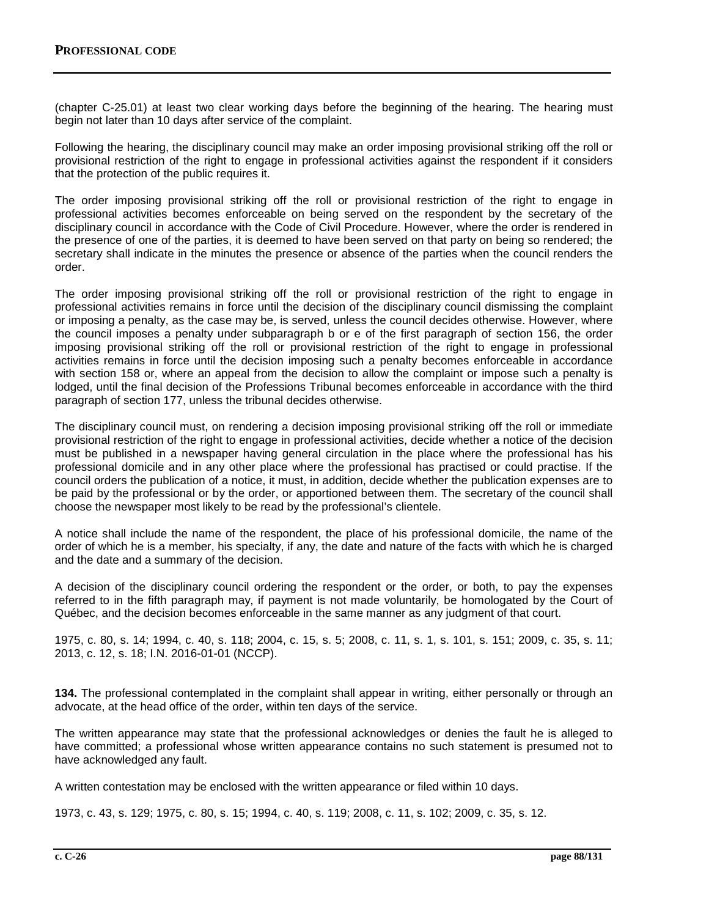(chapter C-25.01) at least two clear working days before the beginning of the hearing. The hearing must begin not later than 10 days after service of the complaint.

Following the hearing, the disciplinary council may make an order imposing provisional striking off the roll or provisional restriction of the right to engage in professional activities against the respondent if it considers that the protection of the public requires it.

The order imposing provisional striking off the roll or provisional restriction of the right to engage in professional activities becomes enforceable on being served on the respondent by the secretary of the disciplinary council in accordance with the Code of Civil Procedure. However, where the order is rendered in the presence of one of the parties, it is deemed to have been served on that party on being so rendered; the secretary shall indicate in the minutes the presence or absence of the parties when the council renders the order.

The order imposing provisional striking off the roll or provisional restriction of the right to engage in professional activities remains in force until the decision of the disciplinary council dismissing the complaint or imposing a penalty, as the case may be, is served, unless the council decides otherwise. However, where the council imposes a penalty under subparagraph b or e of the first paragraph of section 156, the order imposing provisional striking off the roll or provisional restriction of the right to engage in professional activities remains in force until the decision imposing such a penalty becomes enforceable in accordance with section 158 or, where an appeal from the decision to allow the complaint or impose such a penalty is lodged, until the final decision of the Professions Tribunal becomes enforceable in accordance with the third paragraph of section 177, unless the tribunal decides otherwise.

The disciplinary council must, on rendering a decision imposing provisional striking off the roll or immediate provisional restriction of the right to engage in professional activities, decide whether a notice of the decision must be published in a newspaper having general circulation in the place where the professional has his professional domicile and in any other place where the professional has practised or could practise. If the council orders the publication of a notice, it must, in addition, decide whether the publication expenses are to be paid by the professional or by the order, or apportioned between them. The secretary of the council shall choose the newspaper most likely to be read by the professional's clientele.

A notice shall include the name of the respondent, the place of his professional domicile, the name of the order of which he is a member, his specialty, if any, the date and nature of the facts with which he is charged and the date and a summary of the decision.

A decision of the disciplinary council ordering the respondent or the order, or both, to pay the expenses referred to in the fifth paragraph may, if payment is not made voluntarily, be homologated by the Court of Québec, and the decision becomes enforceable in the same manner as any judgment of that court.

1975, c. 80, s. 14; 1994, c. 40, s. 118; 2004, c. 15, s. 5; 2008, c. 11, s. 1, s. 101, s. 151; 2009, c. 35, s. 11; 2013, c. 12, s. 18; I.N. 2016-01-01 (NCCP).

**134.** The professional contemplated in the complaint shall appear in writing, either personally or through an advocate, at the head office of the order, within ten days of the service.

The written appearance may state that the professional acknowledges or denies the fault he is alleged to have committed; a professional whose written appearance contains no such statement is presumed not to have acknowledged any fault.

A written contestation may be enclosed with the written appearance or filed within 10 days.

1973, c. 43, s. 129; 1975, c. 80, s. 15; 1994, c. 40, s. 119; 2008, c. 11, s. 102; 2009, c. 35, s. 12.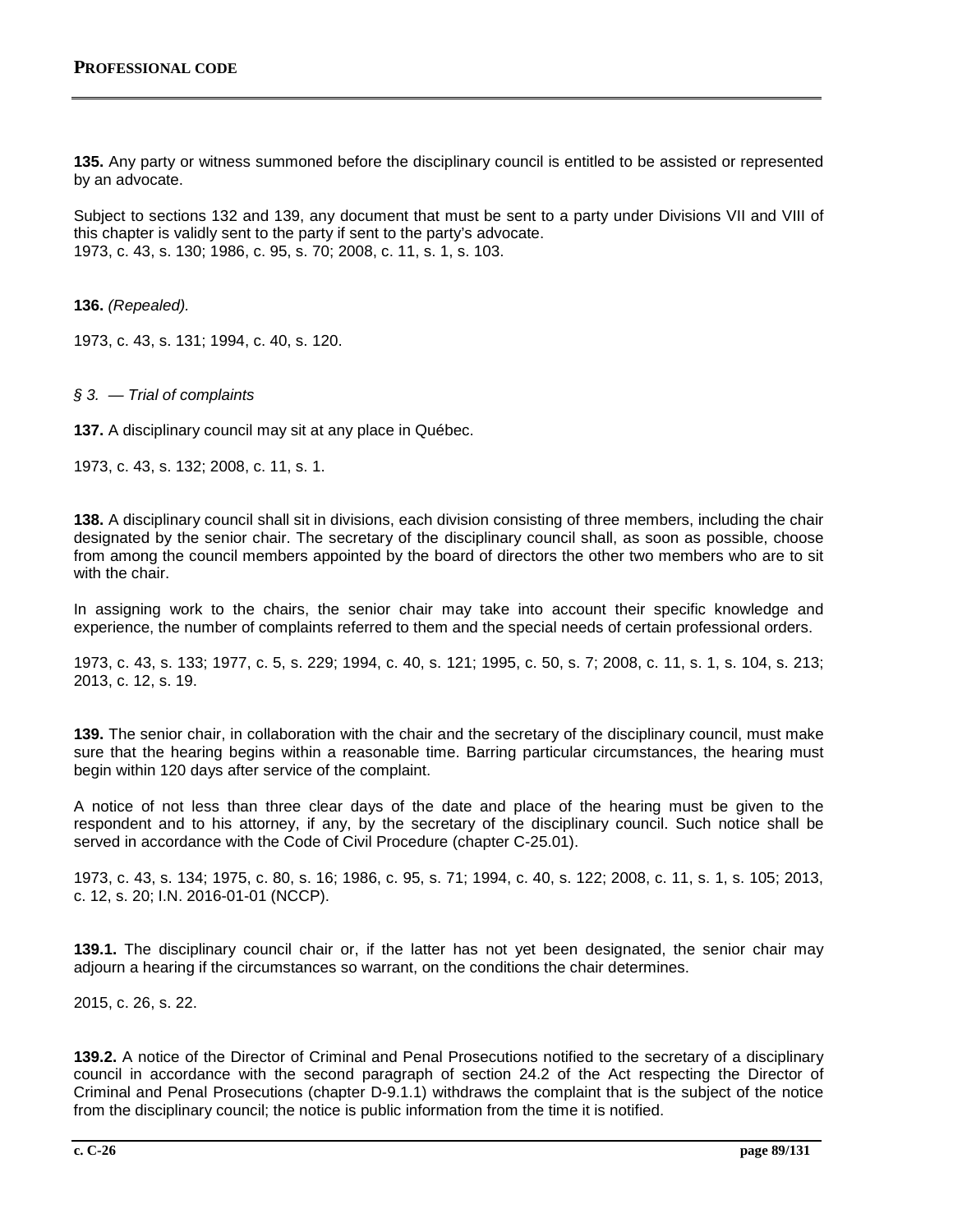**135.** Any party or witness summoned before the disciplinary council is entitled to be assisted or represented by an advocate.

Subject to sections 132 and 139, any document that must be sent to a party under Divisions VII and VIII of this chapter is validly sent to the party if sent to the party's advocate.
1973, c. 43, s. 130; 1986, c. 95, s. 70; 2008, c. 11, s. 1, s. 103.

**136.** *(Repealed).*

1973, c. 43, s. 131; 1994, c. 40, s. 120.

*§ 3. — Trial of complaints*

**137.** A disciplinary council may sit at any place in Québec.

1973, c. 43, s. 132; 2008, c. 11, s. 1.

**138.** A disciplinary council shall sit in divisions, each division consisting of three members, including the chair designated by the senior chair. The secretary of the disciplinary council shall, as soon as possible, choose from among the council members appointed by the board of directors the other two members who are to sit with the chair.

In assigning work to the chairs, the senior chair may take into account their specific knowledge and experience, the number of complaints referred to them and the special needs of certain professional orders.

1973, c. 43, s. 133; 1977, c. 5, s. 229; 1994, c. 40, s. 121; 1995, c. 50, s. 7; 2008, c. 11, s. 1, s. 104, s. 213; 2013, c. 12, s. 19.

**139.** The senior chair, in collaboration with the chair and the secretary of the disciplinary council, must make sure that the hearing begins within a reasonable time. Barring particular circumstances, the hearing must begin within 120 days after service of the complaint.

A notice of not less than three clear days of the date and place of the hearing must be given to the respondent and to his attorney, if any, by the secretary of the disciplinary council. Such notice shall be served in accordance with the Code of Civil Procedure (chapter C-25.01).

1973, c. 43, s. 134; 1975, c. 80, s. 16; 1986, c. 95, s. 71; 1994, c. 40, s. 122; 2008, c. 11, s. 1, s. 105; 2013, c. 12, s. 20; I.N. 2016-01-01 (NCCP).

**139.1.** The disciplinary council chair or, if the latter has not yet been designated, the senior chair may adjourn a hearing if the circumstances so warrant, on the conditions the chair determines.

2015, c. 26, s. 22.

**139.2.** A notice of the Director of Criminal and Penal Prosecutions notified to the secretary of a disciplinary council in accordance with the second paragraph of section 24.2 of the Act respecting the Director of Criminal and Penal Prosecutions (chapter D-9.1.1) withdraws the complaint that is the subject of the notice from the disciplinary council; the notice is public information from the time it is notified.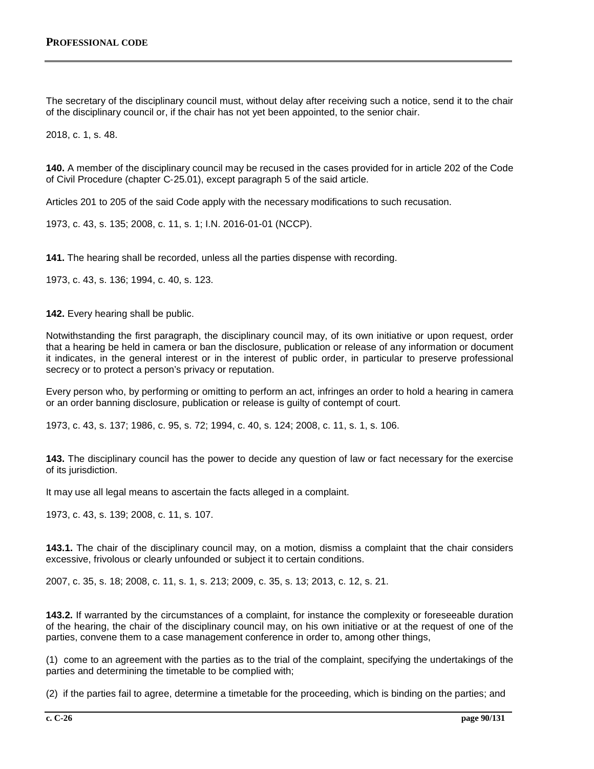The secretary of the disciplinary council must, without delay after receiving such a notice, send it to the chair of the disciplinary council or, if the chair has not yet been appointed, to the senior chair.

2018, c. 1, s. 48.

**140.** A member of the disciplinary council may be recused in the cases provided for in article 202 of the Code of Civil Procedure (chapter C-25.01), except paragraph 5 of the said article.

Articles 201 to 205 of the said Code apply with the necessary modifications to such recusation.

1973, c. 43, s. 135; 2008, c. 11, s. 1; I.N. 2016-01-01 (NCCP).

**141.** The hearing shall be recorded, unless all the parties dispense with recording.

1973, c. 43, s. 136; 1994, c. 40, s. 123.

**142.** Every hearing shall be public.

Notwithstanding the first paragraph, the disciplinary council may, of its own initiative or upon request, order that a hearing be held in camera or ban the disclosure, publication or release of any information or document it indicates, in the general interest or in the interest of public order, in particular to preserve professional secrecy or to protect a person's privacy or reputation.

Every person who, by performing or omitting to perform an act, infringes an order to hold a hearing in camera or an order banning disclosure, publication or release is guilty of contempt of court.

1973, c. 43, s. 137; 1986, c. 95, s. 72; 1994, c. 40, s. 124; 2008, c. 11, s. 1, s. 106.

**143.** The disciplinary council has the power to decide any question of law or fact necessary for the exercise of its jurisdiction.

It may use all legal means to ascertain the facts alleged in a complaint.

1973, c. 43, s. 139; 2008, c. 11, s. 107.

**143.1.** The chair of the disciplinary council may, on a motion, dismiss a complaint that the chair considers excessive, frivolous or clearly unfounded or subject it to certain conditions.

2007, c. 35, s. 18; 2008, c. 11, s. 1, s. 213; 2009, c. 35, s. 13; 2013, c. 12, s. 21.

**143.2.** If warranted by the circumstances of a complaint, for instance the complexity or foreseeable duration of the hearing, the chair of the disciplinary council may, on his own initiative or at the request of one of the parties, convene them to a case management conference in order to, among other things,

(1) come to an agreement with the parties as to the trial of the complaint, specifying the undertakings of the parties and determining the timetable to be complied with;

(2) if the parties fail to agree, determine a timetable for the proceeding, which is binding on the parties; and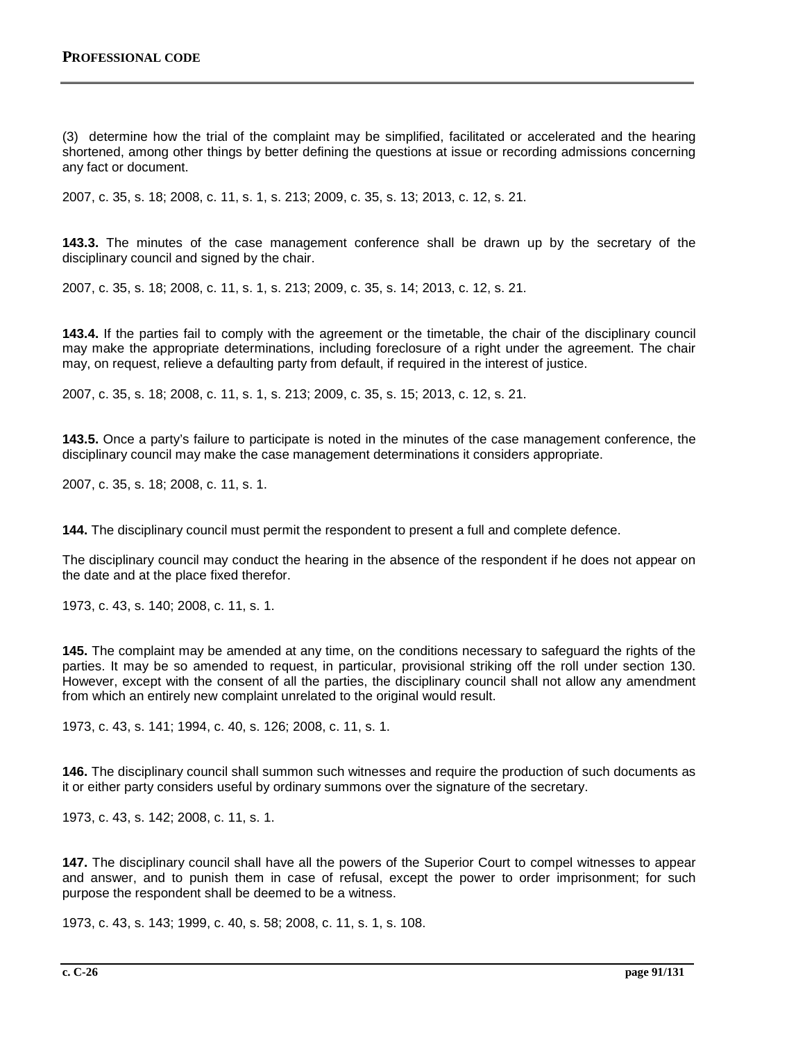(3) determine how the trial of the complaint may be simplified, facilitated or accelerated and the hearing shortened, among other things by better defining the questions at issue or recording admissions concerning any fact or document.

2007, c. 35, s. 18; 2008, c. 11, s. 1, s. 213; 2009, c. 35, s. 13; 2013, c. 12, s. 21.

**143.3.** The minutes of the case management conference shall be drawn up by the secretary of the disciplinary council and signed by the chair.

2007, c. 35, s. 18; 2008, c. 11, s. 1, s. 213; 2009, c. 35, s. 14; 2013, c. 12, s. 21.

**143.4.** If the parties fail to comply with the agreement or the timetable, the chair of the disciplinary council may make the appropriate determinations, including foreclosure of a right under the agreement. The chair may, on request, relieve a defaulting party from default, if required in the interest of justice.

2007, c. 35, s. 18; 2008, c. 11, s. 1, s. 213; 2009, c. 35, s. 15; 2013, c. 12, s. 21.

**143.5.** Once a party's failure to participate is noted in the minutes of the case management conference, the disciplinary council may make the case management determinations it considers appropriate.

2007, c. 35, s. 18; 2008, c. 11, s. 1.

**144.** The disciplinary council must permit the respondent to present a full and complete defence.

The disciplinary council may conduct the hearing in the absence of the respondent if he does not appear on the date and at the place fixed therefor.

1973, c. 43, s. 140; 2008, c. 11, s. 1.

**145.** The complaint may be amended at any time, on the conditions necessary to safeguard the rights of the parties. It may be so amended to request, in particular, provisional striking off the roll under section 130. However, except with the consent of all the parties, the disciplinary council shall not allow any amendment from which an entirely new complaint unrelated to the original would result.

1973, c. 43, s. 141; 1994, c. 40, s. 126; 2008, c. 11, s. 1.

**146.** The disciplinary council shall summon such witnesses and require the production of such documents as it or either party considers useful by ordinary summons over the signature of the secretary.

1973, c. 43, s. 142; 2008, c. 11, s. 1.

**147.** The disciplinary council shall have all the powers of the Superior Court to compel witnesses to appear and answer, and to punish them in case of refusal, except the power to order imprisonment; for such purpose the respondent shall be deemed to be a witness.

1973, c. 43, s. 143; 1999, c. 40, s. 58; 2008, c. 11, s. 1, s. 108.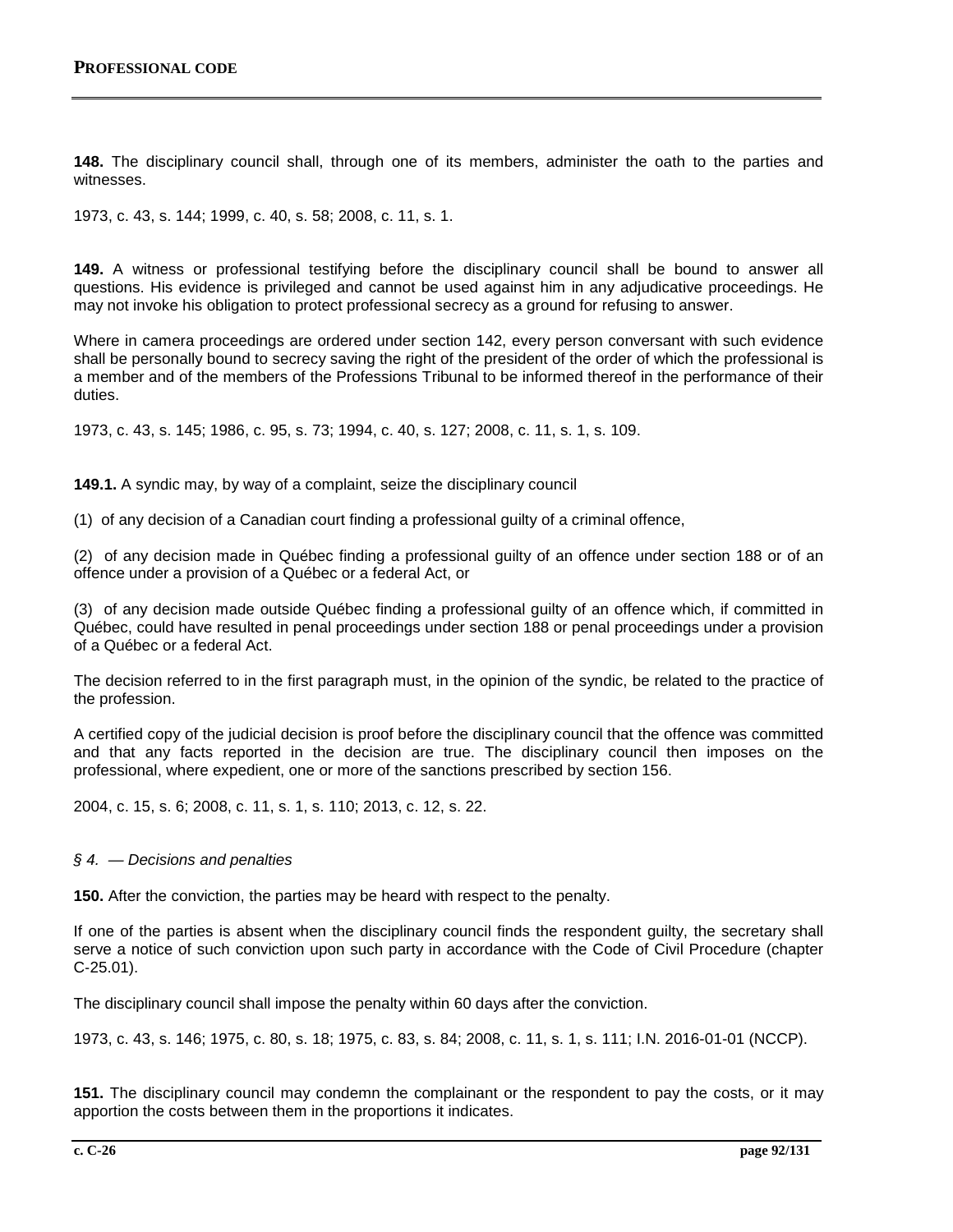**148.** The disciplinary council shall, through one of its members, administer the oath to the parties and witnesses.

1973, c. 43, s. 144; 1999, c. 40, s. 58; 2008, c. 11, s. 1.

**149.** A witness or professional testifying before the disciplinary council shall be bound to answer all questions. His evidence is privileged and cannot be used against him in any adjudicative proceedings. He may not invoke his obligation to protect professional secrecy as a ground for refusing to answer.

Where in camera proceedings are ordered under section 142, every person conversant with such evidence shall be personally bound to secrecy saving the right of the president of the order of which the professional is a member and of the members of the Professions Tribunal to be informed thereof in the performance of their duties.

1973, c. 43, s. 145; 1986, c. 95, s. 73; 1994, c. 40, s. 127; 2008, c. 11, s. 1, s. 109.

**149.1.** A syndic may, by way of a complaint, seize the disciplinary council

(1) of any decision of a Canadian court finding a professional guilty of a criminal offence,

(2) of any decision made in Québec finding a professional guilty of an offence under section 188 or of an offence under a provision of a Québec or a federal Act, or

(3) of any decision made outside Québec finding a professional guilty of an offence which, if committed in Québec, could have resulted in penal proceedings under section 188 or penal proceedings under a provision of a Québec or a federal Act.

The decision referred to in the first paragraph must, in the opinion of the syndic, be related to the practice of the profession.

A certified copy of the judicial decision is proof before the disciplinary council that the offence was committed and that any facts reported in the decision are true. The disciplinary council then imposes on the professional, where expedient, one or more of the sanctions prescribed by section 156.

2004, c. 15, s. 6; 2008, c. 11, s. 1, s. 110; 2013, c. 12, s. 22.

*§ 4. — Decisions and penalties*

**150.** After the conviction, the parties may be heard with respect to the penalty.

If one of the parties is absent when the disciplinary council finds the respondent guilty, the secretary shall serve a notice of such conviction upon such party in accordance with the Code of Civil Procedure (chapter C-25.01).

The disciplinary council shall impose the penalty within 60 days after the conviction.

1973, c. 43, s. 146; 1975, c. 80, s. 18; 1975, c. 83, s. 84; 2008, c. 11, s. 1, s. 111; I.N. 2016-01-01 (NCCP).

**151.** The disciplinary council may condemn the complainant or the respondent to pay the costs, or it may apportion the costs between them in the proportions it indicates.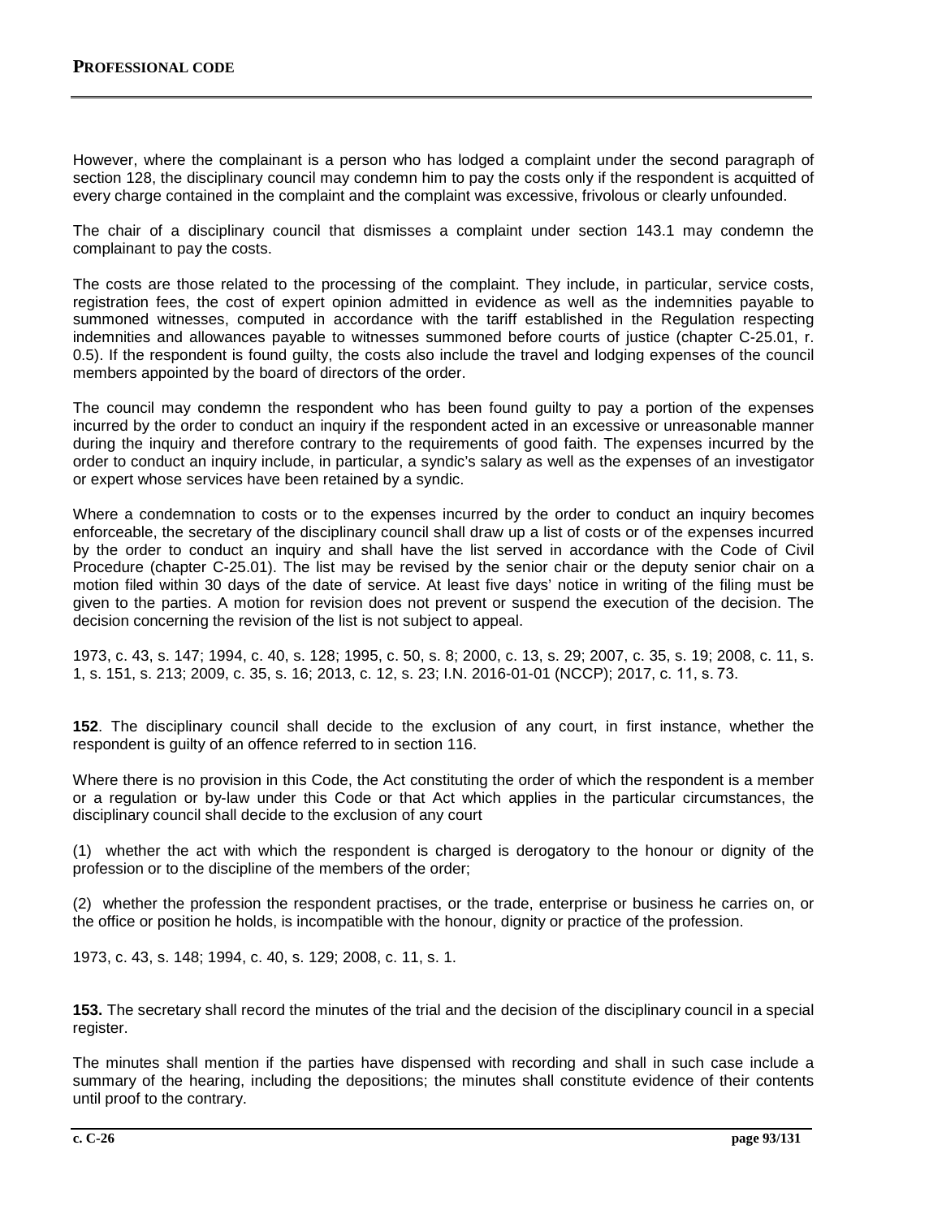However, where the complainant is a person who has lodged a complaint under the second paragraph of section 128, the disciplinary council may condemn him to pay the costs only if the respondent is acquitted of every charge contained in the complaint and the complaint was excessive, frivolous or clearly unfounded.

The chair of a disciplinary council that dismisses a complaint under section 143.1 may condemn the complainant to pay the costs.

The costs are those related to the processing of the complaint. They include, in particular, service costs, registration fees, the cost of expert opinion admitted in evidence as well as the indemnities payable to summoned witnesses, computed in accordance with the tariff established in the Regulation respecting indemnities and allowances payable to witnesses summoned before courts of justice (chapter C-25.01, r. 0.5). If the respondent is found guilty, the costs also include the travel and lodging expenses of the council members appointed by the board of directors of the order.

The council may condemn the respondent who has been found guilty to pay a portion of the expenses incurred by the order to conduct an inquiry if the respondent acted in an excessive or unreasonable manner during the inquiry and therefore contrary to the requirements of good faith. The expenses incurred by the order to conduct an inquiry include, in particular, a syndic's salary as well as the expenses of an investigator or expert whose services have been retained by a syndic.

Where a condemnation to costs or to the expenses incurred by the order to conduct an inquiry becomes enforceable, the secretary of the disciplinary council shall draw up a list of costs or of the expenses incurred by the order to conduct an inquiry and shall have the list served in accordance with the Code of Civil Procedure (chapter C-25.01). The list may be revised by the senior chair or the deputy senior chair on a motion filed within 30 days of the date of service. At least five days' notice in writing of the filing must be given to the parties. A motion for revision does not prevent or suspend the execution of the decision. The decision concerning the revision of the list is not subject to appeal.

1973, c. 43, s. 147; 1994, c. 40, s. 128; 1995, c. 50, s. 8; 2000, c. 13, s. 29; 2007, c. 35, s. 19; 2008, c. 11, s. 1, s. 151, s. 213; 2009, c. 35, s. 16; 2013, c. 12, s. 23; I.N. 2016-01-01 (NCCP); 2017, c. 11, s. 73.

**152**. The disciplinary council shall decide to the exclusion of any court, in first instance, whether the respondent is guilty of an offence referred to in section 116.

Where there is no provision in this Code, the Act constituting the order of which the respondent is a member or a regulation or by-law under this Code or that Act which applies in the particular circumstances, the disciplinary council shall decide to the exclusion of any court

(1) whether the act with which the respondent is charged is derogatory to the honour or dignity of the profession or to the discipline of the members of the order;

(2) whether the profession the respondent practises, or the trade, enterprise or business he carries on, or the office or position he holds, is incompatible with the honour, dignity or practice of the profession.

1973, c. 43, s. 148; 1994, c. 40, s. 129; 2008, c. 11, s. 1.

**153.** The secretary shall record the minutes of the trial and the decision of the disciplinary council in a special register.

The minutes shall mention if the parties have dispensed with recording and shall in such case include a summary of the hearing, including the depositions; the minutes shall constitute evidence of their contents until proof to the contrary.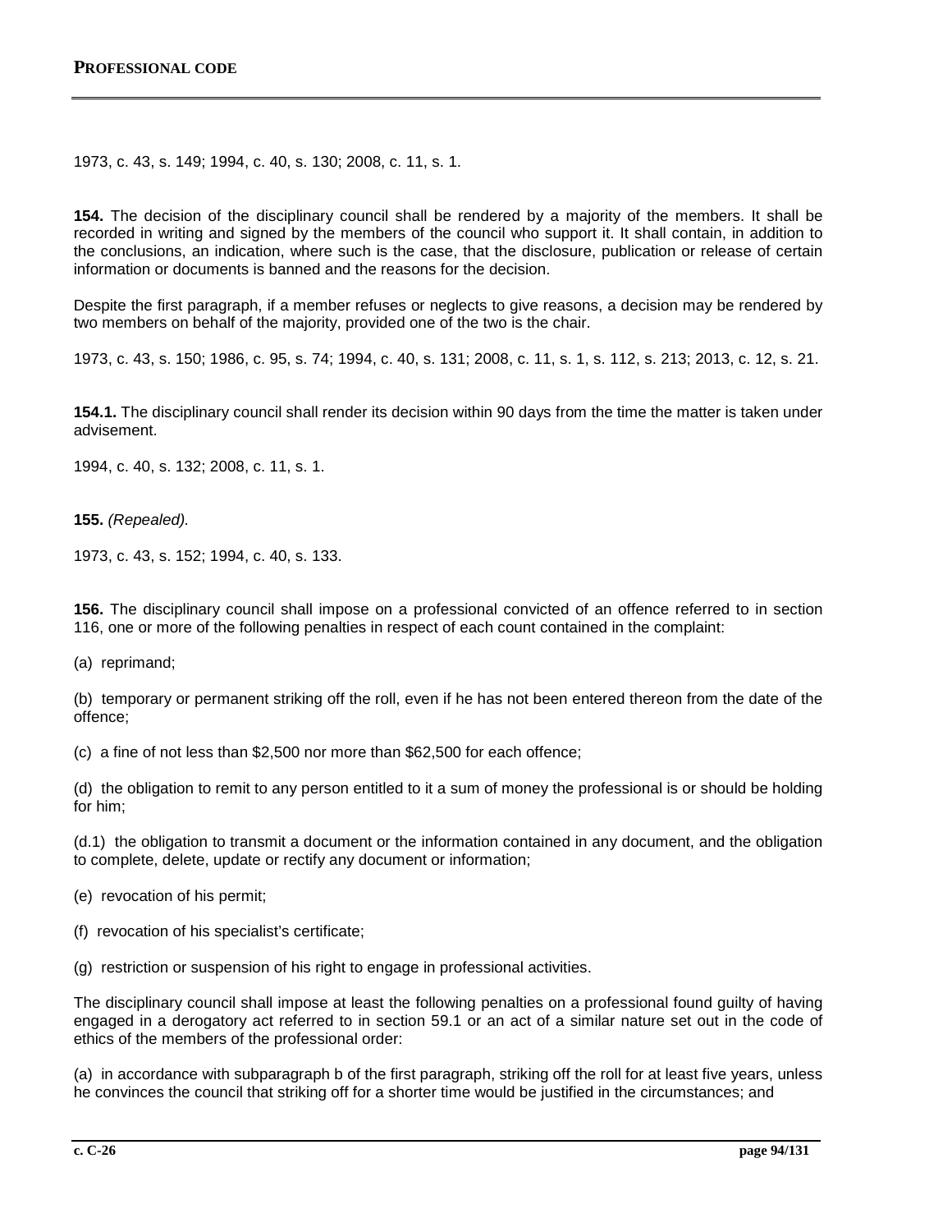1973, c. 43, s. 149; 1994, c. 40, s. 130; 2008, c. 11, s. 1.

**154.** The decision of the disciplinary council shall be rendered by a majority of the members. It shall be recorded in writing and signed by the members of the council who support it. It shall contain, in addition to the conclusions, an indication, where such is the case, that the disclosure, publication or release of certain information or documents is banned and the reasons for the decision.

Despite the first paragraph, if a member refuses or neglects to give reasons, a decision may be rendered by two members on behalf of the majority, provided one of the two is the chair.

1973, c. 43, s. 150; 1986, c. 95, s. 74; 1994, c. 40, s. 131; 2008, c. 11, s. 1, s. 112, s. 213; 2013, c. 12, s. 21.

**154.1.** The disciplinary council shall render its decision within 90 days from the time the matter is taken under advisement.

1994, c. 40, s. 132; 2008, c. 11, s. 1.

**155.** *(Repealed).*

1973, c. 43, s. 152; 1994, c. 40, s. 133.

**156.** The disciplinary council shall impose on a professional convicted of an offence referred to in section 116, one or more of the following penalties in respect of each count contained in the complaint:

(a) reprimand;

(b) temporary or permanent striking off the roll, even if he has not been entered thereon from the date of the offence;

(c) a fine of not less than $2,500 nor more than $62,500 for each offence;

(d) the obligation to remit to any person entitled to it a sum of money the professional is or should be holding for him;

(d.1) the obligation to transmit a document or the information contained in any document, and the obligation to complete, delete, update or rectify any document or information;

(e) revocation of his permit;

(f) revocation of his specialist's certificate;

(g) restriction or suspension of his right to engage in professional activities.

The disciplinary council shall impose at least the following penalties on a professional found guilty of having engaged in a derogatory act referred to in section 59.1 or an act of a similar nature set out in the code of ethics of the members of the professional order:

(a) in accordance with subparagraph b of the first paragraph, striking off the roll for at least five years, unless he convinces the council that striking off for a shorter time would be justified in the circumstances; and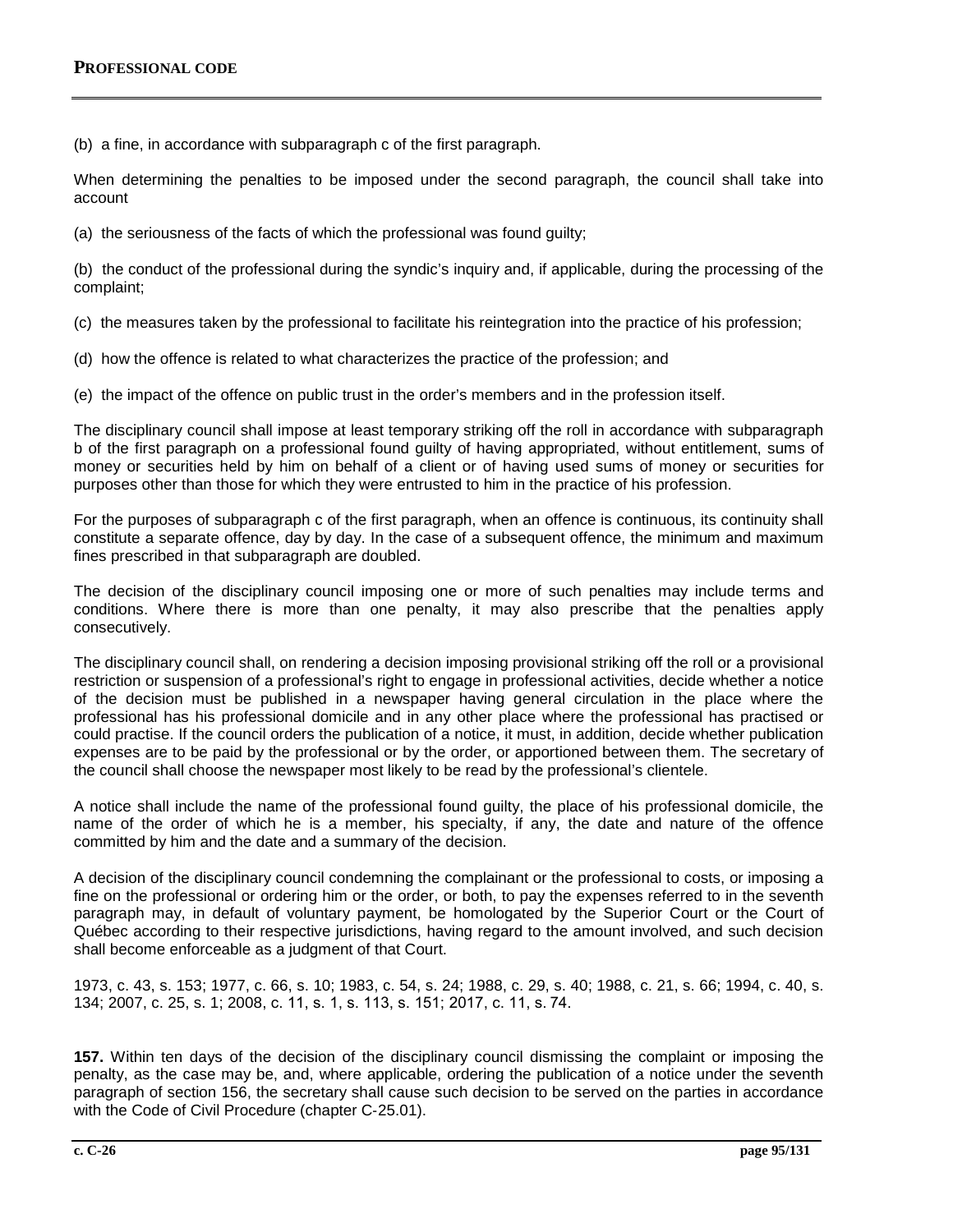(b) a fine, in accordance with subparagraph c of the first paragraph.

When determining the penalties to be imposed under the second paragraph, the council shall take into account

(a) the seriousness of the facts of which the professional was found guilty;

(b) the conduct of the professional during the syndic's inquiry and, if applicable, during the processing of the complaint;

(c) the measures taken by the professional to facilitate his reintegration into the practice of his profession;

(d) how the offence is related to what characterizes the practice of the profession; and

(e) the impact of the offence on public trust in the order's members and in the profession itself.

The disciplinary council shall impose at least temporary striking off the roll in accordance with subparagraph b of the first paragraph on a professional found guilty of having appropriated, without entitlement, sums of money or securities held by him on behalf of a client or of having used sums of money or securities for purposes other than those for which they were entrusted to him in the practice of his profession.

For the purposes of subparagraph c of the first paragraph, when an offence is continuous, its continuity shall constitute a separate offence, day by day. In the case of a subsequent offence, the minimum and maximum fines prescribed in that subparagraph are doubled.

The decision of the disciplinary council imposing one or more of such penalties may include terms and conditions. Where there is more than one penalty, it may also prescribe that the penalties apply consecutively.

The disciplinary council shall, on rendering a decision imposing provisional striking off the roll or a provisional restriction or suspension of a professional's right to engage in professional activities, decide whether a notice of the decision must be published in a newspaper having general circulation in the place where the professional has his professional domicile and in any other place where the professional has practised or could practise. If the council orders the publication of a notice, it must, in addition, decide whether publication expenses are to be paid by the professional or by the order, or apportioned between them. The secretary of the council shall choose the newspaper most likely to be read by the professional's clientele.

A notice shall include the name of the professional found guilty, the place of his professional domicile, the name of the order of which he is a member, his specialty, if any, the date and nature of the offence committed by him and the date and a summary of the decision.

A decision of the disciplinary council condemning the complainant or the professional to costs, or imposing a fine on the professional or ordering him or the order, or both, to pay the expenses referred to in the seventh paragraph may, in default of voluntary payment, be homologated by the Superior Court or the Court of Québec according to their respective jurisdictions, having regard to the amount involved, and such decision shall become enforceable as a judgment of that Court.

1973, c. 43, s. 153; 1977, c. 66, s. 10; 1983, c. 54, s. 24; 1988, c. 29, s. 40; 1988, c. 21, s. 66; 1994, c. 40, s. 134; 2007, c. 25, s. 1; 2008, c. 11, s. 1, s. 113, s. 151; 2017, c. 11, s. 74.

**157.** Within ten days of the decision of the disciplinary council dismissing the complaint or imposing the penalty, as the case may be, and, where applicable, ordering the publication of a notice under the seventh paragraph of section 156, the secretary shall cause such decision to be served on the parties in accordance with the Code of Civil Procedure (chapter C-25.01).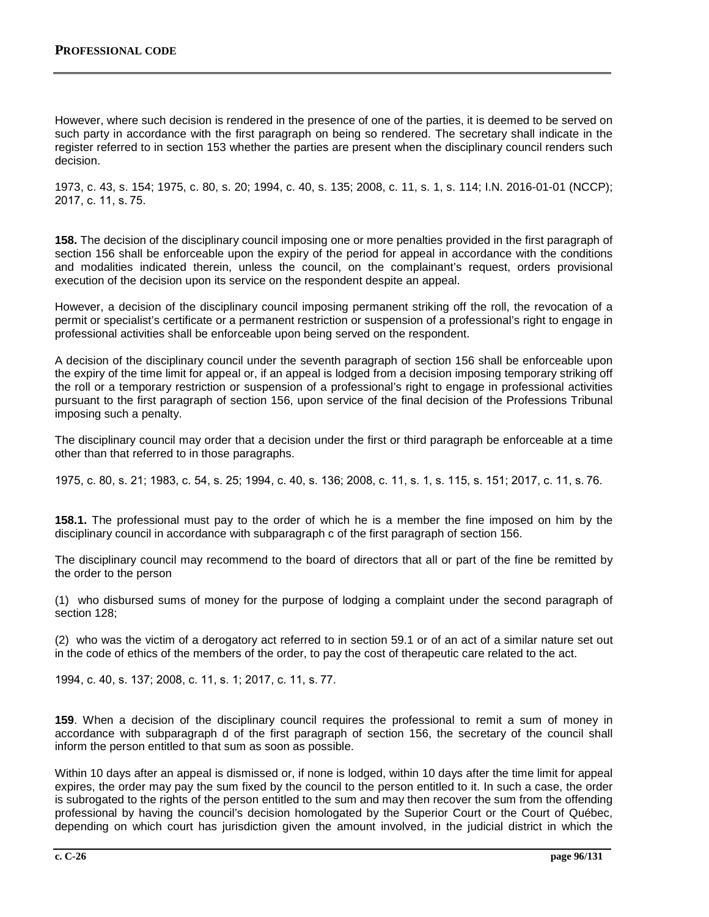However, where such decision is rendered in the presence of one of the parties, it is deemed to be served on such party in accordance with the first paragraph on being so rendered. The secretary shall indicate in the register referred to in section 153 whether the parties are present when the disciplinary council renders such decision.

1973, c. 43, s. 154; 1975, c. 80, s. 20; 1994, c. 40, s. 135; 2008, c. 11, s. 1, s. 114; I.N. 2016-01-01 (NCCP); 2017, c. 11, s. 75.

**158.** The decision of the disciplinary council imposing one or more penalties provided in the first paragraph of section 156 shall be enforceable upon the expiry of the period for appeal in accordance with the conditions and modalities indicated therein, unless the council, on the complainant's request, orders provisional execution of the decision upon its service on the respondent despite an appeal.

However, a decision of the disciplinary council imposing permanent striking off the roll, the revocation of a permit or specialist's certificate or a permanent restriction or suspension of a professional's right to engage in professional activities shall be enforceable upon being served on the respondent.

A decision of the disciplinary council under the seventh paragraph of section 156 shall be enforceable upon the expiry of the time limit for appeal or, if an appeal is lodged from a decision imposing temporary striking off the roll or a temporary restriction or suspension of a professional's right to engage in professional activities pursuant to the first paragraph of section 156, upon service of the final decision of the Professions Tribunal imposing such a penalty.

The disciplinary council may order that a decision under the first or third paragraph be enforceable at a time other than that referred to in those paragraphs.

1975, c. 80, s. 21; 1983, c. 54, s. 25; 1994, c. 40, s. 136; 2008, c. 11, s. 1, s. 115, s. 151; 2017, c. 11, s. 76.

**158.1.** The professional must pay to the order of which he is a member the fine imposed on him by the disciplinary council in accordance with subparagraph c of the first paragraph of section 156.

The disciplinary council may recommend to the board of directors that all or part of the fine be remitted by the order to the person

(1) who disbursed sums of money for the purpose of lodging a complaint under the second paragraph of section 128;

(2) who was the victim of a derogatory act referred to in section 59.1 or of an act of a similar nature set out in the code of ethics of the members of the order, to pay the cost of therapeutic care related to the act.

1994, c. 40, s. 137; 2008, c. 11, s. 1; 2017, c. 11, s. 77.

**159**. When a decision of the disciplinary council requires the professional to remit a sum of money in accordance with subparagraph d of the first paragraph of section 156, the secretary of the council shall inform the person entitled to that sum as soon as possible.

Within 10 days after an appeal is dismissed or, if none is lodged, within 10 days after the time limit for appeal expires, the order may pay the sum fixed by the council to the person entitled to it. In such a case, the order is subrogated to the rights of the person entitled to the sum and may then recover the sum from the offending professional by having the council's decision homologated by the Superior Court or the Court of Québec, depending on which court has jurisdiction given the amount involved, in the judicial district in which the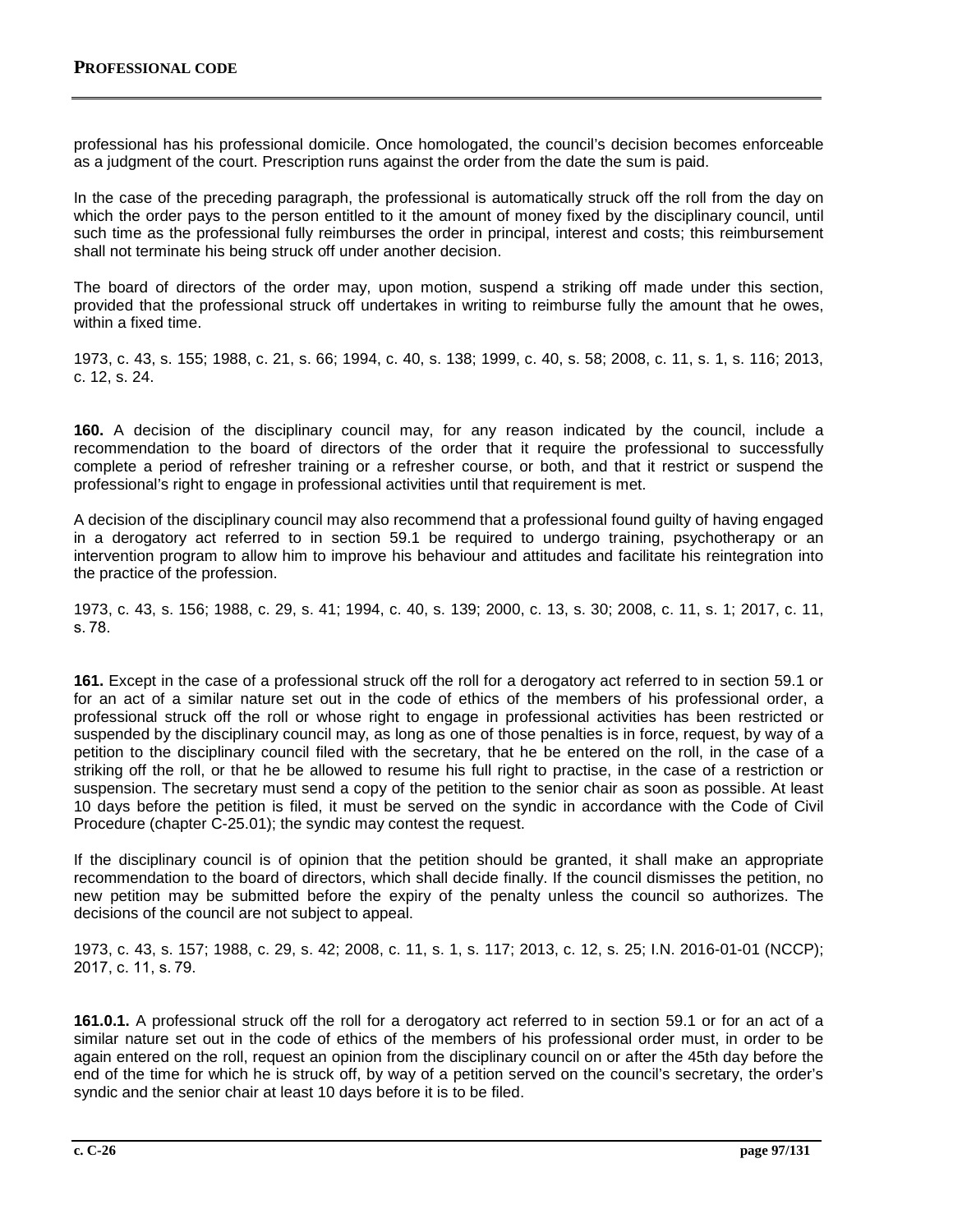professional has his professional domicile. Once homologated, the council's decision becomes enforceable as a judgment of the court. Prescription runs against the order from the date the sum is paid.

In the case of the preceding paragraph, the professional is automatically struck off the roll from the day on which the order pays to the person entitled to it the amount of money fixed by the disciplinary council, until such time as the professional fully reimburses the order in principal, interest and costs; this reimbursement shall not terminate his being struck off under another decision.

The board of directors of the order may, upon motion, suspend a striking off made under this section, provided that the professional struck off undertakes in writing to reimburse fully the amount that he owes, within a fixed time.

1973, c. 43, s. 155; 1988, c. 21, s. 66; 1994, c. 40, s. 138; 1999, c. 40, s. 58; 2008, c. 11, s. 1, s. 116; 2013, c. 12, s. 24.

**160.** A decision of the disciplinary council may, for any reason indicated by the council, include a recommendation to the board of directors of the order that it require the professional to successfully complete a period of refresher training or a refresher course, or both, and that it restrict or suspend the professional's right to engage in professional activities until that requirement is met.

A decision of the disciplinary council may also recommend that a professional found guilty of having engaged in a derogatory act referred to in section 59.1 be required to undergo training, psychotherapy or an intervention program to allow him to improve his behaviour and attitudes and facilitate his reintegration into the practice of the profession.

1973, c. 43, s. 156; 1988, c. 29, s. 41; 1994, c. 40, s. 139; 2000, c. 13, s. 30; 2008, c. 11, s. 1; 2017, c. 11, s. 78.

**161.** Except in the case of a professional struck off the roll for a derogatory act referred to in section 59.1 or for an act of a similar nature set out in the code of ethics of the members of his professional order, a professional struck off the roll or whose right to engage in professional activities has been restricted or suspended by the disciplinary council may, as long as one of those penalties is in force, request, by way of a petition to the disciplinary council filed with the secretary, that he be entered on the roll, in the case of a striking off the roll, or that he be allowed to resume his full right to practise, in the case of a restriction or suspension. The secretary must send a copy of the petition to the senior chair as soon as possible. At least 10 days before the petition is filed, it must be served on the syndic in accordance with the Code of Civil Procedure (chapter C-25.01); the syndic may contest the request.

If the disciplinary council is of opinion that the petition should be granted, it shall make an appropriate recommendation to the board of directors, which shall decide finally. If the council dismisses the petition, no new petition may be submitted before the expiry of the penalty unless the council so authorizes. The decisions of the council are not subject to appeal.

1973, c. 43, s. 157; 1988, c. 29, s. 42; 2008, c. 11, s. 1, s. 117; 2013, c. 12, s. 25; I.N. 2016-01-01 (NCCP); 2017, c. 11, s. 79.

**161.0.1.** A professional struck off the roll for a derogatory act referred to in section 59.1 or for an act of a similar nature set out in the code of ethics of the members of his professional order must, in order to be again entered on the roll, request an opinion from the disciplinary council on or after the 45th day before the end of the time for which he is struck off, by way of a petition served on the council's secretary, the order's syndic and the senior chair at least 10 days before it is to be filed.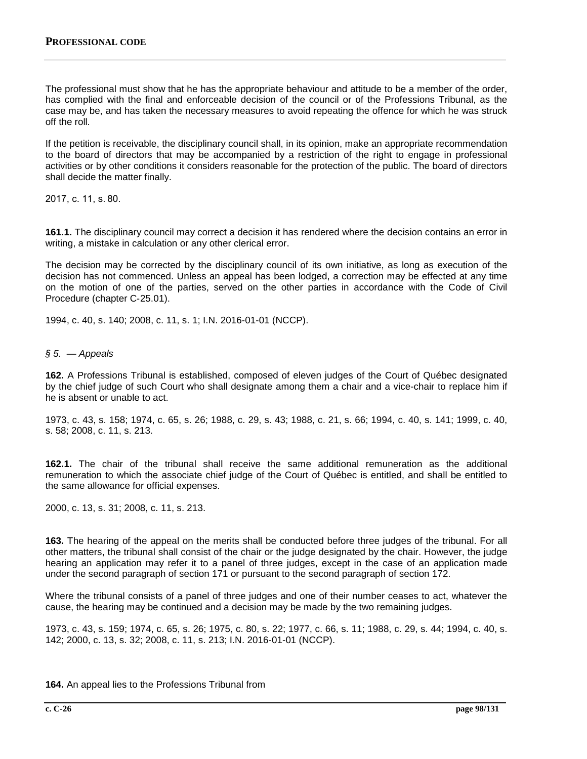The professional must show that he has the appropriate behaviour and attitude to be a member of the order, has complied with the final and enforceable decision of the council or of the Professions Tribunal, as the case may be, and has taken the necessary measures to avoid repeating the offence for which he was struck off the roll.

If the petition is receivable, the disciplinary council shall, in its opinion, make an appropriate recommendation to the board of directors that may be accompanied by a restriction of the right to engage in professional activities or by other conditions it considers reasonable for the protection of the public. The board of directors shall decide the matter finally.

2017, c. 11, s. 80.

**161.1.** The disciplinary council may correct a decision it has rendered where the decision contains an error in writing, a mistake in calculation or any other clerical error.

The decision may be corrected by the disciplinary council of its own initiative, as long as execution of the decision has not commenced. Unless an appeal has been lodged, a correction may be effected at any time on the motion of one of the parties, served on the other parties in accordance with the Code of Civil Procedure (chapter C-25.01).

1994, c. 40, s. 140; 2008, c. 11, s. 1; I.N. 2016-01-01 (NCCP).

*§ 5. — Appeals*

**162.** A Professions Tribunal is established, composed of eleven judges of the Court of Québec designated by the chief judge of such Court who shall designate among them a chair and a vice-chair to replace him if he is absent or unable to act.

1973, c. 43, s. 158; 1974, c. 65, s. 26; 1988, c. 29, s. 43; 1988, c. 21, s. 66; 1994, c. 40, s. 141; 1999, c. 40, s. 58; 2008, c. 11, s. 213.

**162.1.** The chair of the tribunal shall receive the same additional remuneration as the additional remuneration to which the associate chief judge of the Court of Québec is entitled, and shall be entitled to the same allowance for official expenses.

2000, c. 13, s. 31; 2008, c. 11, s. 213.

**163.** The hearing of the appeal on the merits shall be conducted before three judges of the tribunal. For all other matters, the tribunal shall consist of the chair or the judge designated by the chair. However, the judge hearing an application may refer it to a panel of three judges, except in the case of an application made under the second paragraph of section 171 or pursuant to the second paragraph of section 172.

Where the tribunal consists of a panel of three judges and one of their number ceases to act, whatever the cause, the hearing may be continued and a decision may be made by the two remaining judges.

1973, c. 43, s. 159; 1974, c. 65, s. 26; 1975, c. 80, s. 22; 1977, c. 66, s. 11; 1988, c. 29, s. 44; 1994, c. 40, s. 142; 2000, c. 13, s. 32; 2008, c. 11, s. 213; I.N. 2016-01-01 (NCCP).

**164.** An appeal lies to the Professions Tribunal from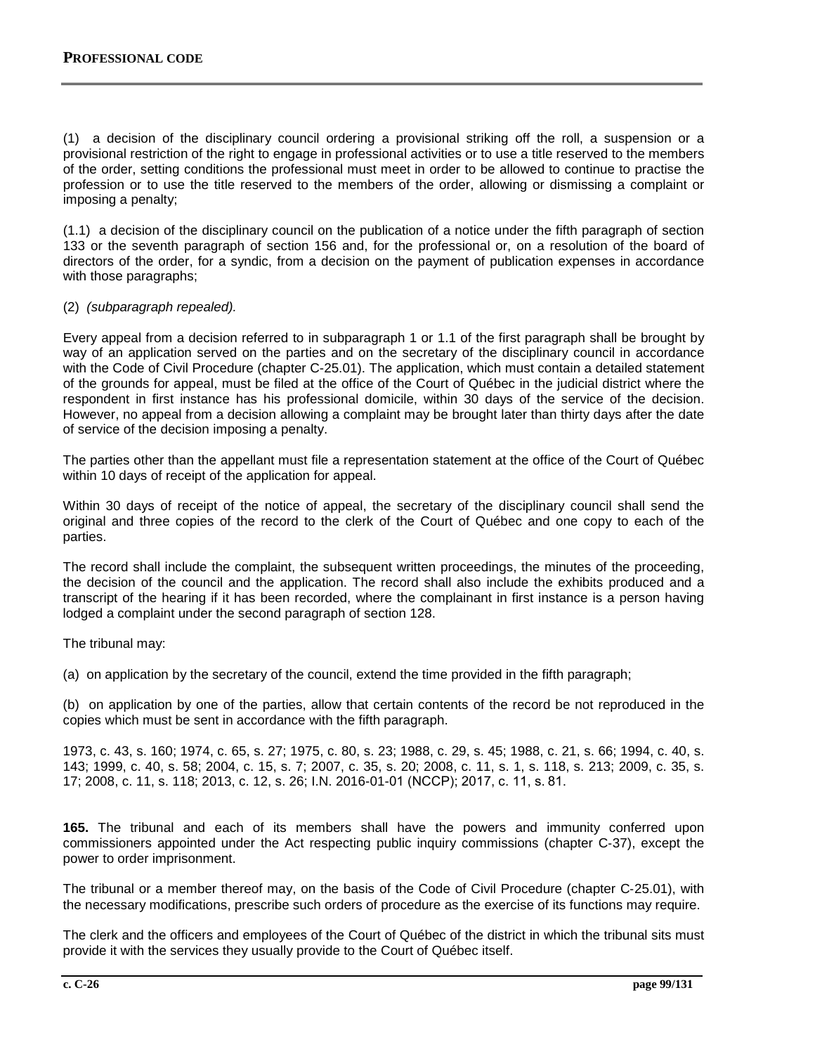(1) a decision of the disciplinary council ordering a provisional striking off the roll, a suspension or a provisional restriction of the right to engage in professional activities or to use a title reserved to the members of the order, setting conditions the professional must meet in order to be allowed to continue to practise the profession or to use the title reserved to the members of the order, allowing or dismissing a complaint or imposing a penalty;

(1.1) a decision of the disciplinary council on the publication of a notice under the fifth paragraph of section 133 or the seventh paragraph of section 156 and, for the professional or, on a resolution of the board of directors of the order, for a syndic, from a decision on the payment of publication expenses in accordance with those paragraphs;

(2) *(subparagraph repealed).*

Every appeal from a decision referred to in subparagraph 1 or 1.1 of the first paragraph shall be brought by way of an application served on the parties and on the secretary of the disciplinary council in accordance with the Code of Civil Procedure (chapter C-25.01). The application, which must contain a detailed statement of the grounds for appeal, must be filed at the office of the Court of Québec in the judicial district where the respondent in first instance has his professional domicile, within 30 days of the service of the decision. However, no appeal from a decision allowing a complaint may be brought later than thirty days after the date of service of the decision imposing a penalty.

The parties other than the appellant must file a representation statement at the office of the Court of Québec within 10 days of receipt of the application for appeal.

Within 30 days of receipt of the notice of appeal, the secretary of the disciplinary council shall send the original and three copies of the record to the clerk of the Court of Québec and one copy to each of the parties.

The record shall include the complaint, the subsequent written proceedings, the minutes of the proceeding, the decision of the council and the application. The record shall also include the exhibits produced and a transcript of the hearing if it has been recorded, where the complainant in first instance is a person having lodged a complaint under the second paragraph of section 128.

The tribunal may:

(a) on application by the secretary of the council, extend the time provided in the fifth paragraph;

(b) on application by one of the parties, allow that certain contents of the record be not reproduced in the copies which must be sent in accordance with the fifth paragraph.

1973, c. 43, s. 160; 1974, c. 65, s. 27; 1975, c. 80, s. 23; 1988, c. 29, s. 45; 1988, c. 21, s. 66; 1994, c. 40, s. 143; 1999, c. 40, s. 58; 2004, c. 15, s. 7; 2007, c. 35, s. 20; 2008, c. 11, s. 1, s. 118, s. 213; 2009, c. 35, s. 17; 2008, c. 11, s. 118; 2013, c. 12, s. 26; I.N. 2016-01-01 (NCCP); 2017, c. 11, s. 81.

**165.** The tribunal and each of its members shall have the powers and immunity conferred upon commissioners appointed under the Act respecting public inquiry commissions (chapter C-37), except the power to order imprisonment.

The tribunal or a member thereof may, on the basis of the Code of Civil Procedure (chapter C-25.01), with the necessary modifications, prescribe such orders of procedure as the exercise of its functions may require.

The clerk and the officers and employees of the Court of Québec of the district in which the tribunal sits must provide it with the services they usually provide to the Court of Québec itself.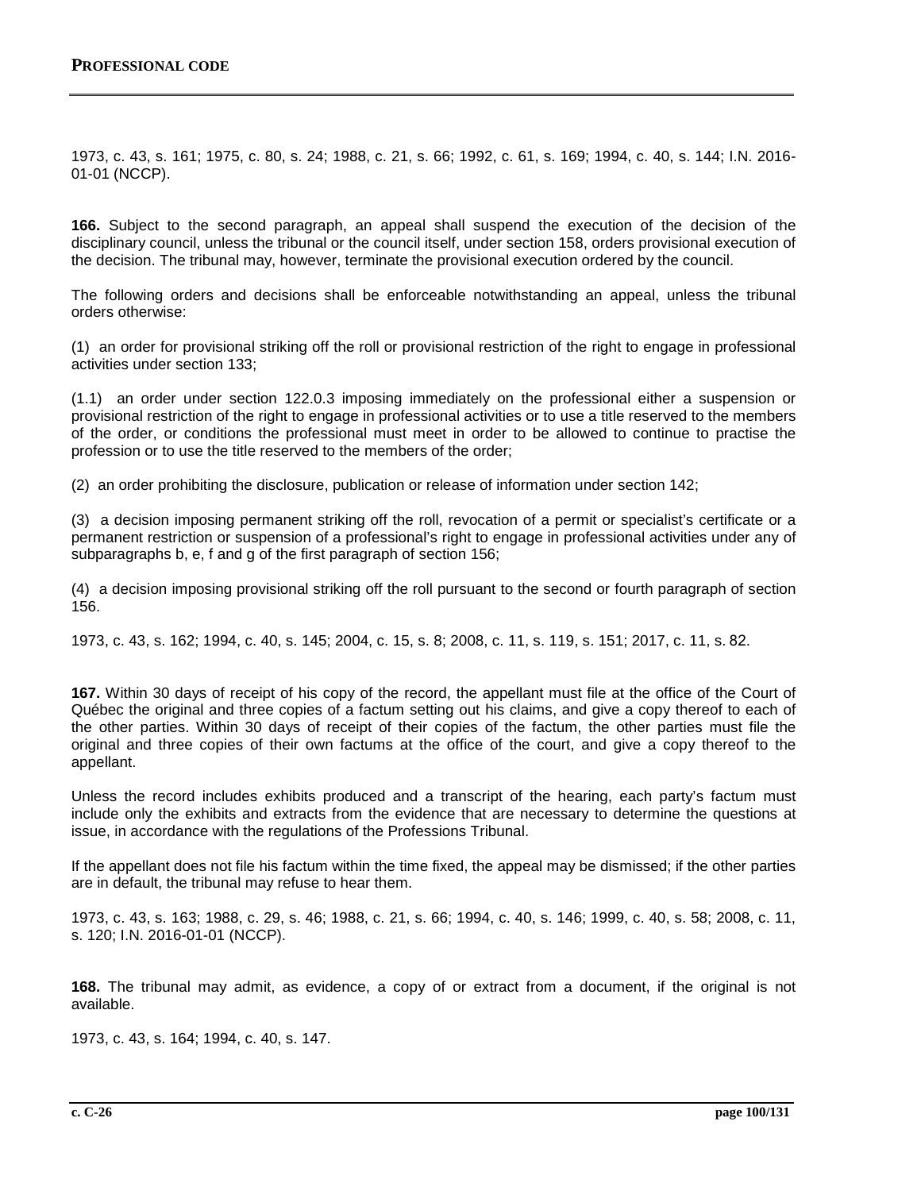1973, c. 43, s. 161; 1975, c. 80, s. 24; 1988, c. 21, s. 66; 1992, c. 61, s. 169; 1994, c. 40, s. 144; I.N. 2016-01-01 (NCCP).

**166.** Subject to the second paragraph, an appeal shall suspend the execution of the decision of the disciplinary council, unless the tribunal or the council itself, under section 158, orders provisional execution of the decision. The tribunal may, however, terminate the provisional execution ordered by the council.

The following orders and decisions shall be enforceable notwithstanding an appeal, unless the tribunal orders otherwise:

(1) an order for provisional striking off the roll or provisional restriction of the right to engage in professional activities under section 133;

(1.1) an order under section 122.0.3 imposing immediately on the professional either a suspension or provisional restriction of the right to engage in professional activities or to use a title reserved to the members of the order, or conditions the professional must meet in order to be allowed to continue to practise the profession or to use the title reserved to the members of the order;

(2) an order prohibiting the disclosure, publication or release of information under section 142;

(3) a decision imposing permanent striking off the roll, revocation of a permit or specialist's certificate or a permanent restriction or suspension of a professional's right to engage in professional activities under any of subparagraphs b, e, f and g of the first paragraph of section 156;

(4) a decision imposing provisional striking off the roll pursuant to the second or fourth paragraph of section 156.

1973, c. 43, s. 162; 1994, c. 40, s. 145; 2004, c. 15, s. 8; 2008, c. 11, s. 119, s. 151; 2017, c. 11, s. 82.

**167.** Within 30 days of receipt of his copy of the record, the appellant must file at the office of the Court of Québec the original and three copies of a factum setting out his claims, and give a copy thereof to each of the other parties. Within 30 days of receipt of their copies of the factum, the other parties must file the original and three copies of their own factums at the office of the court, and give a copy thereof to the appellant.

Unless the record includes exhibits produced and a transcript of the hearing, each party's factum must include only the exhibits and extracts from the evidence that are necessary to determine the questions at issue, in accordance with the regulations of the Professions Tribunal.

If the appellant does not file his factum within the time fixed, the appeal may be dismissed; if the other parties are in default, the tribunal may refuse to hear them.

1973, c. 43, s. 163; 1988, c. 29, s. 46; 1988, c. 21, s. 66; 1994, c. 40, s. 146; 1999, c. 40, s. 58; 2008, c. 11, s. 120; I.N. 2016-01-01 (NCCP).

**168.** The tribunal may admit, as evidence, a copy of or extract from a document, if the original is not available.

1973, c. 43, s. 164; 1994, c. 40, s. 147.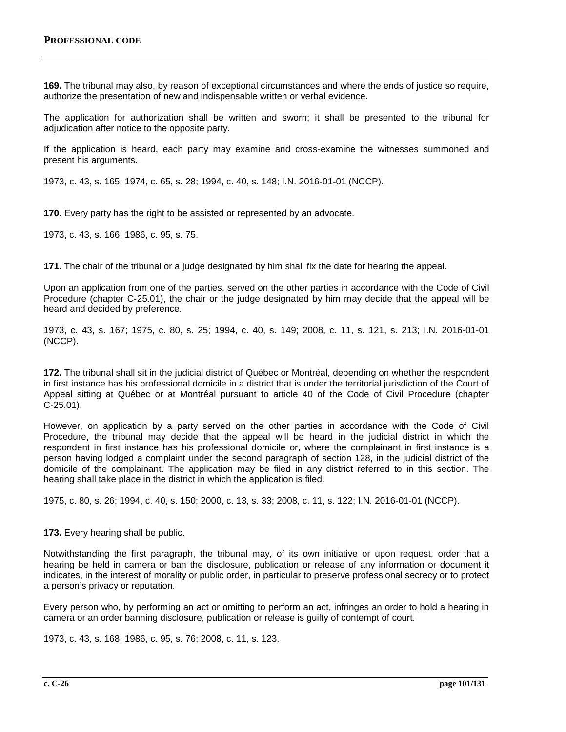**169.** The tribunal may also, by reason of exceptional circumstances and where the ends of justice so require, authorize the presentation of new and indispensable written or verbal evidence.

The application for authorization shall be written and sworn; it shall be presented to the tribunal for adjudication after notice to the opposite party.

If the application is heard, each party may examine and cross-examine the witnesses summoned and present his arguments.

1973, c. 43, s. 165; 1974, c. 65, s. 28; 1994, c. 40, s. 148; I.N. 2016-01-01 (NCCP).

**170.** Every party has the right to be assisted or represented by an advocate.

1973, c. 43, s. 166; 1986, c. 95, s. 75.

**171**. The chair of the tribunal or a judge designated by him shall fix the date for hearing the appeal.

Upon an application from one of the parties, served on the other parties in accordance with the Code of Civil Procedure (chapter C-25.01), the chair or the judge designated by him may decide that the appeal will be heard and decided by preference.

1973, c. 43, s. 167; 1975, c. 80, s. 25; 1994, c. 40, s. 149; 2008, c. 11, s. 121, s. 213; I.N. 2016-01-01 (NCCP).

**172.** The tribunal shall sit in the judicial district of Québec or Montréal, depending on whether the respondent in first instance has his professional domicile in a district that is under the territorial jurisdiction of the Court of Appeal sitting at Québec or at Montréal pursuant to article 40 of the Code of Civil Procedure (chapter C-25.01).

However, on application by a party served on the other parties in accordance with the Code of Civil Procedure, the tribunal may decide that the appeal will be heard in the judicial district in which the respondent in first instance has his professional domicile or, where the complainant in first instance is a person having lodged a complaint under the second paragraph of section 128, in the judicial district of the domicile of the complainant. The application may be filed in any district referred to in this section. The hearing shall take place in the district in which the application is filed.

1975, c. 80, s. 26; 1994, c. 40, s. 150; 2000, c. 13, s. 33; 2008, c. 11, s. 122; I.N. 2016-01-01 (NCCP).

**173.** Every hearing shall be public.

Notwithstanding the first paragraph, the tribunal may, of its own initiative or upon request, order that a hearing be held in camera or ban the disclosure, publication or release of any information or document it indicates, in the interest of morality or public order, in particular to preserve professional secrecy or to protect a person's privacy or reputation.

Every person who, by performing an act or omitting to perform an act, infringes an order to hold a hearing in camera or an order banning disclosure, publication or release is guilty of contempt of court.

1973, c. 43, s. 168; 1986, c. 95, s. 76; 2008, c. 11, s. 123.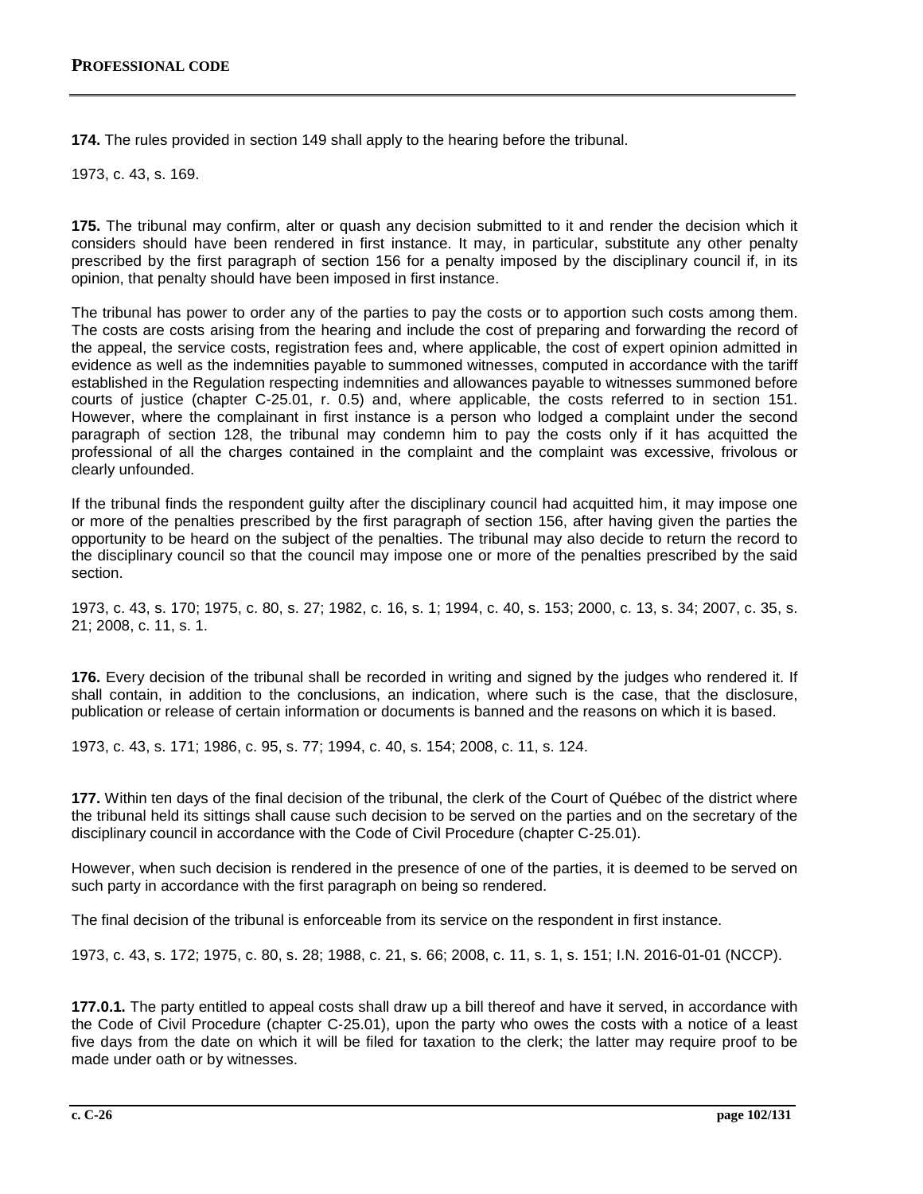**174.** The rules provided in section 149 shall apply to the hearing before the tribunal.

1973, c. 43, s. 169.

**175.** The tribunal may confirm, alter or quash any decision submitted to it and render the decision which it considers should have been rendered in first instance. It may, in particular, substitute any other penalty prescribed by the first paragraph of section 156 for a penalty imposed by the disciplinary council if, in its opinion, that penalty should have been imposed in first instance.

The tribunal has power to order any of the parties to pay the costs or to apportion such costs among them. The costs are costs arising from the hearing and include the cost of preparing and forwarding the record of the appeal, the service costs, registration fees and, where applicable, the cost of expert opinion admitted in evidence as well as the indemnities payable to summoned witnesses, computed in accordance with the tariff established in the Regulation respecting indemnities and allowances payable to witnesses summoned before courts of justice (chapter C-25.01, r. 0.5) and, where applicable, the costs referred to in section 151. However, where the complainant in first instance is a person who lodged a complaint under the second paragraph of section 128, the tribunal may condemn him to pay the costs only if it has acquitted the professional of all the charges contained in the complaint and the complaint was excessive, frivolous or clearly unfounded.

If the tribunal finds the respondent guilty after the disciplinary council had acquitted him, it may impose one or more of the penalties prescribed by the first paragraph of section 156, after having given the parties the opportunity to be heard on the subject of the penalties. The tribunal may also decide to return the record to the disciplinary council so that the council may impose one or more of the penalties prescribed by the said section.

1973, c. 43, s. 170; 1975, c. 80, s. 27; 1982, c. 16, s. 1; 1994, c. 40, s. 153; 2000, c. 13, s. 34; 2007, c. 35, s. 21; 2008, c. 11, s. 1.

**176.** Every decision of the tribunal shall be recorded in writing and signed by the judges who rendered it. If shall contain, in addition to the conclusions, an indication, where such is the case, that the disclosure, publication or release of certain information or documents is banned and the reasons on which it is based.

1973, c. 43, s. 171; 1986, c. 95, s. 77; 1994, c. 40, s. 154; 2008, c. 11, s. 124.

**177.** Within ten days of the final decision of the tribunal, the clerk of the Court of Québec of the district where the tribunal held its sittings shall cause such decision to be served on the parties and on the secretary of the disciplinary council in accordance with the Code of Civil Procedure (chapter C-25.01).

However, when such decision is rendered in the presence of one of the parties, it is deemed to be served on such party in accordance with the first paragraph on being so rendered.

The final decision of the tribunal is enforceable from its service on the respondent in first instance.

1973, c. 43, s. 172; 1975, c. 80, s. 28; 1988, c. 21, s. 66; 2008, c. 11, s. 1, s. 151; I.N. 2016-01-01 (NCCP).

**177.0.1.** The party entitled to appeal costs shall draw up a bill thereof and have it served, in accordance with the Code of Civil Procedure (chapter C-25.01), upon the party who owes the costs with a notice of a least five days from the date on which it will be filed for taxation to the clerk; the latter may require proof to be made under oath or by witnesses.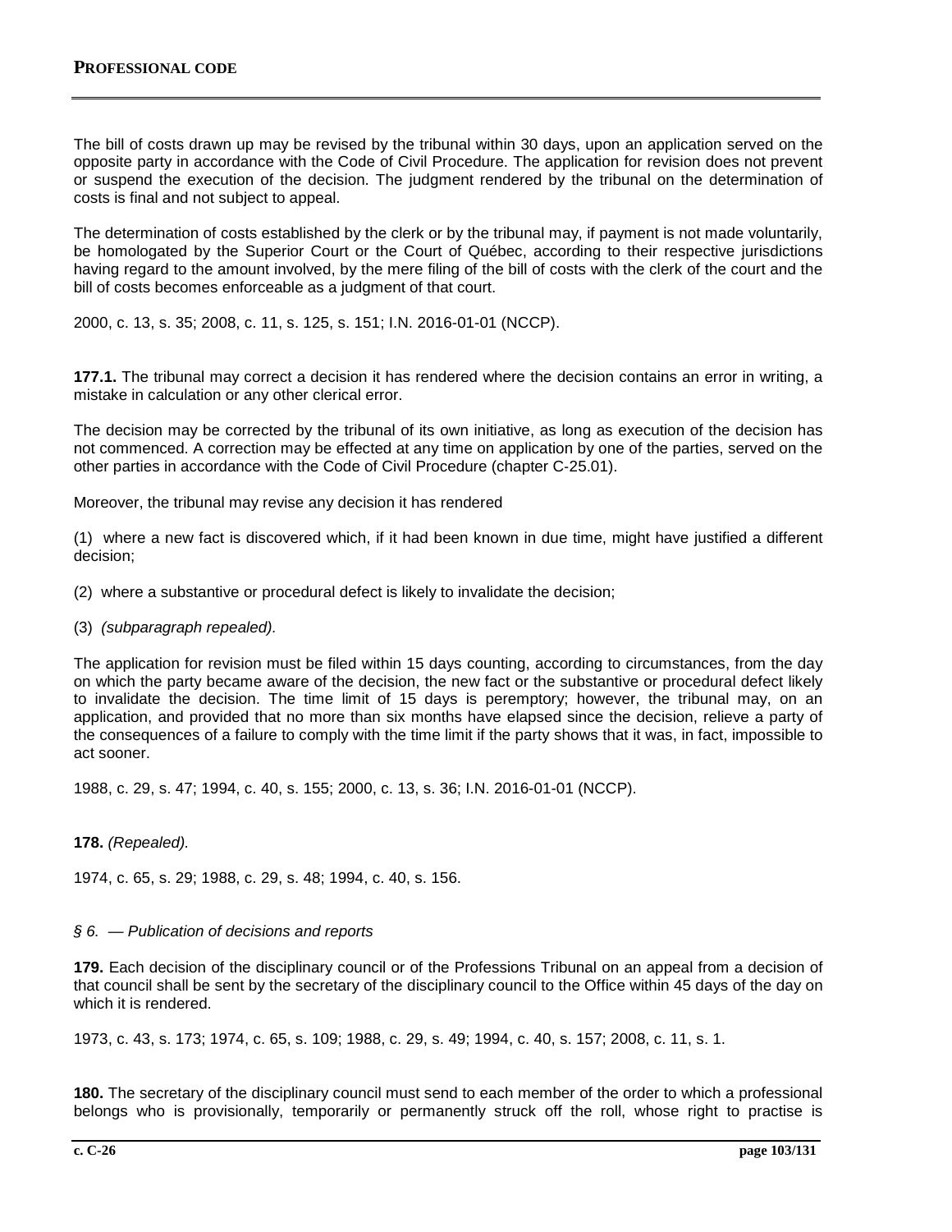The bill of costs drawn up may be revised by the tribunal within 30 days, upon an application served on the opposite party in accordance with the Code of Civil Procedure. The application for revision does not prevent or suspend the execution of the decision. The judgment rendered by the tribunal on the determination of costs is final and not subject to appeal.

The determination of costs established by the clerk or by the tribunal may, if payment is not made voluntarily, be homologated by the Superior Court or the Court of Québec, according to their respective jurisdictions having regard to the amount involved, by the mere filing of the bill of costs with the clerk of the court and the bill of costs becomes enforceable as a judgment of that court.

2000, c. 13, s. 35; 2008, c. 11, s. 125, s. 151; I.N. 2016-01-01 (NCCP).

**177.1.** The tribunal may correct a decision it has rendered where the decision contains an error in writing, a mistake in calculation or any other clerical error.

The decision may be corrected by the tribunal of its own initiative, as long as execution of the decision has not commenced. A correction may be effected at any time on application by one of the parties, served on the other parties in accordance with the Code of Civil Procedure (chapter C-25.01).

Moreover, the tribunal may revise any decision it has rendered

(1) where a new fact is discovered which, if it had been known in due time, might have justified a different decision;

(2) where a substantive or procedural defect is likely to invalidate the decision;

(3) *(subparagraph repealed).*

The application for revision must be filed within 15 days counting, according to circumstances, from the day on which the party became aware of the decision, the new fact or the substantive or procedural defect likely to invalidate the decision. The time limit of 15 days is peremptory; however, the tribunal may, on an application, and provided that no more than six months have elapsed since the decision, relieve a party of the consequences of a failure to comply with the time limit if the party shows that it was, in fact, impossible to act sooner.

1988, c. 29, s. 47; 1994, c. 40, s. 155; 2000, c. 13, s. 36; I.N. 2016-01-01 (NCCP).

**178.** *(Repealed).*

1974, c. 65, s. 29; 1988, c. 29, s. 48; 1994, c. 40, s. 156.

*§ 6. — Publication of decisions and reports*

**179.** Each decision of the disciplinary council or of the Professions Tribunal on an appeal from a decision of that council shall be sent by the secretary of the disciplinary council to the Office within 45 days of the day on which it is rendered.

1973, c. 43, s. 173; 1974, c. 65, s. 109; 1988, c. 29, s. 49; 1994, c. 40, s. 157; 2008, c. 11, s. 1.

**180.** The secretary of the disciplinary council must send to each member of the order to which a professional belongs who is provisionally, temporarily or permanently struck off the roll, whose right to practise is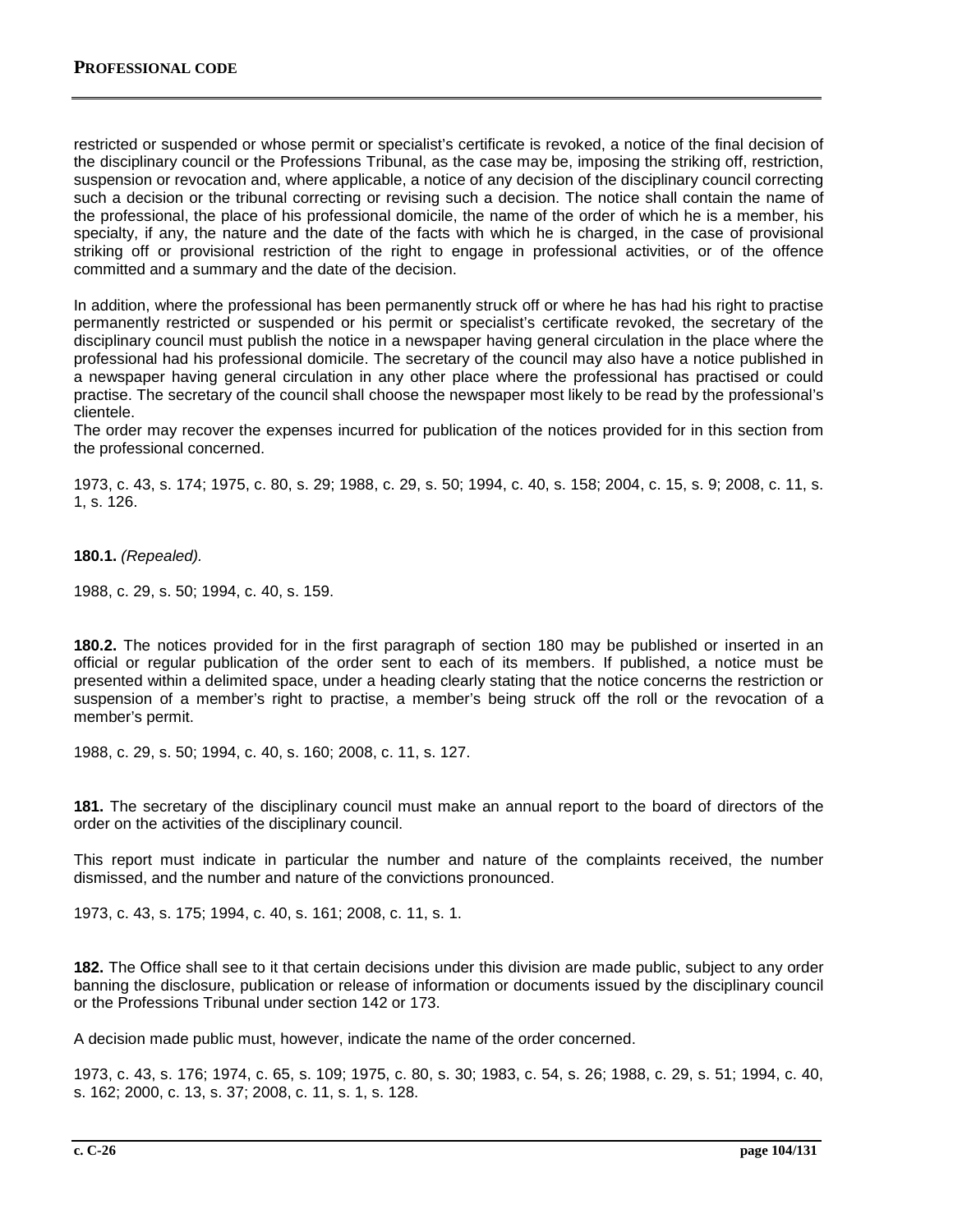restricted or suspended or whose permit or specialist's certificate is revoked, a notice of the final decision of the disciplinary council or the Professions Tribunal, as the case may be, imposing the striking off, restriction, suspension or revocation and, where applicable, a notice of any decision of the disciplinary council correcting such a decision or the tribunal correcting or revising such a decision. The notice shall contain the name of the professional, the place of his professional domicile, the name of the order of which he is a member, his specialty, if any, the nature and the date of the facts with which he is charged, in the case of provisional striking off or provisional restriction of the right to engage in professional activities, or of the offence committed and a summary and the date of the decision.

In addition, where the professional has been permanently struck off or where he has had his right to practise permanently restricted or suspended or his permit or specialist's certificate revoked, the secretary of the disciplinary council must publish the notice in a newspaper having general circulation in the place where the professional had his professional domicile. The secretary of the council may also have a notice published in a newspaper having general circulation in any other place where the professional has practised or could practise. The secretary of the council shall choose the newspaper most likely to be read by the professional's clientele.
The order may recover the expenses incurred for publication of the notices provided for in this section from the professional concerned.

1973, c. 43, s. 174; 1975, c. 80, s. 29; 1988, c. 29, s. 50; 1994, c. 40, s. 158; 2004, c. 15, s. 9; 2008, c. 11, s. 1, s. 126.

**180.1.** *(Repealed).*

1988, c. 29, s. 50; 1994, c. 40, s. 159.

**180.2.** The notices provided for in the first paragraph of section 180 may be published or inserted in an official or regular publication of the order sent to each of its members. If published, a notice must be presented within a delimited space, under a heading clearly stating that the notice concerns the restriction or suspension of a member's right to practise, a member's being struck off the roll or the revocation of a member's permit.

1988, c. 29, s. 50; 1994, c. 40, s. 160; 2008, c. 11, s. 127.

**181.** The secretary of the disciplinary council must make an annual report to the board of directors of the order on the activities of the disciplinary council.

This report must indicate in particular the number and nature of the complaints received, the number dismissed, and the number and nature of the convictions pronounced.

1973, c. 43, s. 175; 1994, c. 40, s. 161; 2008, c. 11, s. 1.

**182.** The Office shall see to it that certain decisions under this division are made public, subject to any order banning the disclosure, publication or release of information or documents issued by the disciplinary council or the Professions Tribunal under section 142 or 173.

A decision made public must, however, indicate the name of the order concerned.

1973, c. 43, s. 176; 1974, c. 65, s. 109; 1975, c. 80, s. 30; 1983, c. 54, s. 26; 1988, c. 29, s. 51; 1994, c. 40, s. 162; 2000, c. 13, s. 37; 2008, c. 11, s. 1, s. 128.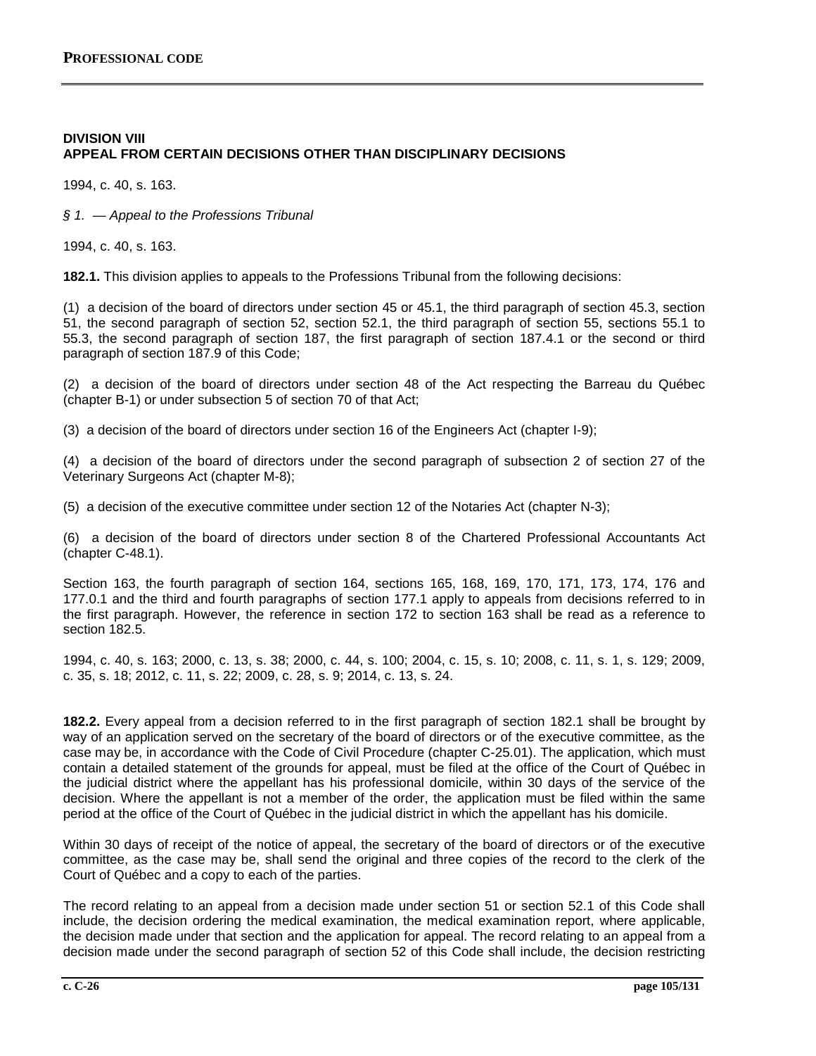## DIVISION VIII
## APPEAL FROM CERTAIN DECISIONS OTHER THAN DISCIPLINARY DECISIONS

1994, c. 40, s. 163.

*§ 1. — Appeal to the Professions Tribunal*

1994, c. 40, s. 163.

**182.1.** This division applies to appeals to the Professions Tribunal from the following decisions:

(1) a decision of the board of directors under section 45 or 45.1, the third paragraph of section 45.3, section 51, the second paragraph of section 52, section 52.1, the third paragraph of section 55, sections 55.1 to 55.3, the second paragraph of section 187, the first paragraph of section 187.4.1 or the second or third paragraph of section 187.9 of this Code;

(2) a decision of the board of directors under section 48 of the Act respecting the Barreau du Québec (chapter B-1) or under subsection 5 of section 70 of that Act;

(3) a decision of the board of directors under section 16 of the Engineers Act (chapter I-9);

(4) a decision of the board of directors under the second paragraph of subsection 2 of section 27 of the Veterinary Surgeons Act (chapter M-8);

(5) a decision of the executive committee under section 12 of the Notaries Act (chapter N-3);

(6) a decision of the board of directors under section 8 of the Chartered Professional Accountants Act (chapter C-48.1).

Section 163, the fourth paragraph of section 164, sections 165, 168, 169, 170, 171, 173, 174, 176 and 177.0.1 and the third and fourth paragraphs of section 177.1 apply to appeals from decisions referred to in the first paragraph. However, the reference in section 172 to section 163 shall be read as a reference to section 182.5.

1994, c. 40, s. 163; 2000, c. 13, s. 38; 2000, c. 44, s. 100; 2004, c. 15, s. 10; 2008, c. 11, s. 1, s. 129; 2009, c. 35, s. 18; 2012, c. 11, s. 22; 2009, c. 28, s. 9; 2014, c. 13, s. 24.

**182.2.** Every appeal from a decision referred to in the first paragraph of section 182.1 shall be brought by way of an application served on the secretary of the board of directors or of the executive committee, as the case may be, in accordance with the Code of Civil Procedure (chapter C-25.01). The application, which must contain a detailed statement of the grounds for appeal, must be filed at the office of the Court of Québec in the judicial district where the appellant has his professional domicile, within 30 days of the service of the decision. Where the appellant is not a member of the order, the application must be filed within the same period at the office of the Court of Québec in the judicial district in which the appellant has his domicile.

Within 30 days of receipt of the notice of appeal, the secretary of the board of directors or of the executive committee, as the case may be, shall send the original and three copies of the record to the clerk of the Court of Québec and a copy to each of the parties.

The record relating to an appeal from a decision made under section 51 or section 52.1 of this Code shall include, the decision ordering the medical examination, the medical examination report, where applicable, the decision made under that section and the application for appeal. The record relating to an appeal from a decision made under the second paragraph of section 52 of this Code shall include, the decision restricting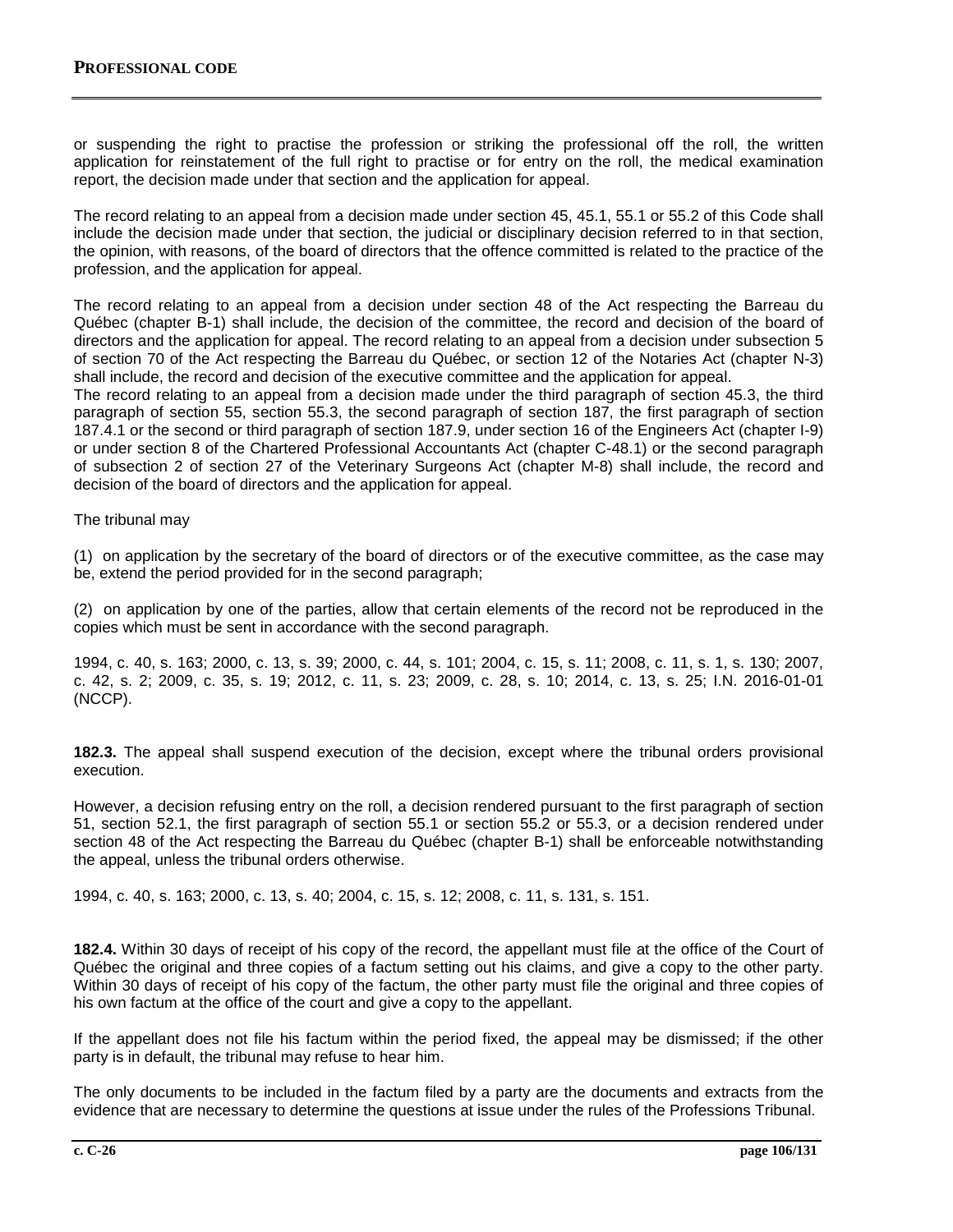or suspending the right to practise the profession or striking the professional off the roll, the written application for reinstatement of the full right to practise or for entry on the roll, the medical examination report, the decision made under that section and the application for appeal.

The record relating to an appeal from a decision made under section 45, 45.1, 55.1 or 55.2 of this Code shall include the decision made under that section, the judicial or disciplinary decision referred to in that section, the opinion, with reasons, of the board of directors that the offence committed is related to the practice of the profession, and the application for appeal.

The record relating to an appeal from a decision under section 48 of the Act respecting the Barreau du Québec (chapter B-1) shall include, the decision of the committee, the record and decision of the board of directors and the application for appeal. The record relating to an appeal from a decision under subsection 5 of section 70 of the Act respecting the Barreau du Québec, or section 12 of the Notaries Act (chapter N-3) shall include, the record and decision of the executive committee and the application for appeal.

The record relating to an appeal from a decision made under the third paragraph of section 45.3, the third paragraph of section 55, section 55.3, the second paragraph of section 187, the first paragraph of section 187.4.1 or the second or third paragraph of section 187.9, under section 16 of the Engineers Act (chapter I-9) or under section 8 of the Chartered Professional Accountants Act (chapter C-48.1) or the second paragraph of subsection 2 of section 27 of the Veterinary Surgeons Act (chapter M-8) shall include, the record and decision of the board of directors and the application for appeal.

The tribunal may

(1) on application by the secretary of the board of directors or of the executive committee, as the case may be, extend the period provided for in the second paragraph;

(2) on application by one of the parties, allow that certain elements of the record not be reproduced in the copies which must be sent in accordance with the second paragraph.

1994, c. 40, s. 163; 2000, c. 13, s. 39; 2000, c. 44, s. 101; 2004, c. 15, s. 11; 2008, c. 11, s. 1, s. 130; 2007, c. 42, s. 2; 2009, c. 35, s. 19; 2012, c. 11, s. 23; 2009, c. 28, s. 10; 2014, c. 13, s. 25; I.N. 2016-01-01 (NCCP).

**182.3.** The appeal shall suspend execution of the decision, except where the tribunal orders provisional execution.

However, a decision refusing entry on the roll, a decision rendered pursuant to the first paragraph of section 51, section 52.1, the first paragraph of section 55.1 or section 55.2 or 55.3, or a decision rendered under section 48 of the Act respecting the Barreau du Québec (chapter B-1) shall be enforceable notwithstanding the appeal, unless the tribunal orders otherwise.

1994, c. 40, s. 163; 2000, c. 13, s. 40; 2004, c. 15, s. 12; 2008, c. 11, s. 131, s. 151.

**182.4.** Within 30 days of receipt of his copy of the record, the appellant must file at the office of the Court of Québec the original and three copies of a factum setting out his claims, and give a copy to the other party. Within 30 days of receipt of his copy of the factum, the other party must file the original and three copies of his own factum at the office of the court and give a copy to the appellant.

If the appellant does not file his factum within the period fixed, the appeal may be dismissed; if the other party is in default, the tribunal may refuse to hear him.

The only documents to be included in the factum filed by a party are the documents and extracts from the evidence that are necessary to determine the questions at issue under the rules of the Professions Tribunal.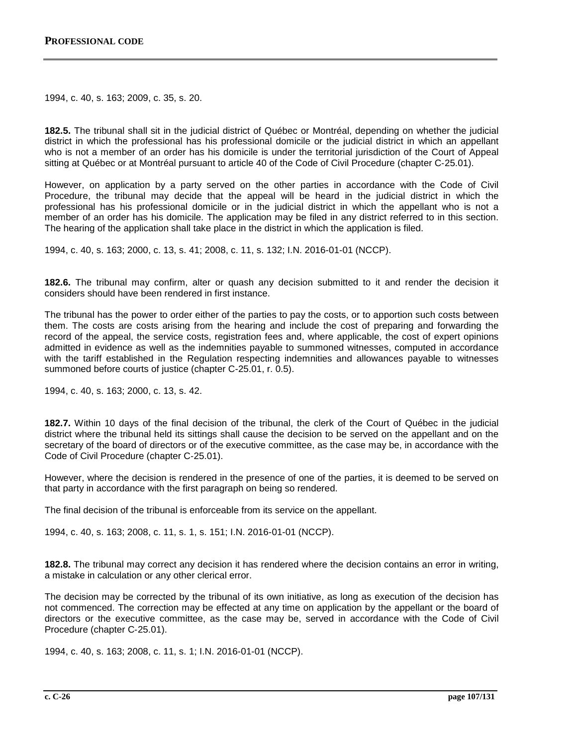1994, c. 40, s. 163; 2009, c. 35, s. 20.

**182.5.** The tribunal shall sit in the judicial district of Québec or Montréal, depending on whether the judicial district in which the professional has his professional domicile or the judicial district in which an appellant who is not a member of an order has his domicile is under the territorial jurisdiction of the Court of Appeal sitting at Québec or at Montréal pursuant to article 40 of the Code of Civil Procedure (chapter C-25.01).

However, on application by a party served on the other parties in accordance with the Code of Civil Procedure, the tribunal may decide that the appeal will be heard in the judicial district in which the professional has his professional domicile or in the judicial district in which the appellant who is not a member of an order has his domicile. The application may be filed in any district referred to in this section. The hearing of the application shall take place in the district in which the application is filed.

1994, c. 40, s. 163; 2000, c. 13, s. 41; 2008, c. 11, s. 132; I.N. 2016-01-01 (NCCP).

**182.6.** The tribunal may confirm, alter or quash any decision submitted to it and render the decision it considers should have been rendered in first instance.

The tribunal has the power to order either of the parties to pay the costs, or to apportion such costs between them. The costs are costs arising from the hearing and include the cost of preparing and forwarding the record of the appeal, the service costs, registration fees and, where applicable, the cost of expert opinions admitted in evidence as well as the indemnities payable to summoned witnesses, computed in accordance with the tariff established in the Regulation respecting indemnities and allowances payable to witnesses summoned before courts of justice (chapter C-25.01, r. 0.5).

1994, c. 40, s. 163; 2000, c. 13, s. 42.

**182.7.** Within 10 days of the final decision of the tribunal, the clerk of the Court of Québec in the judicial district where the tribunal held its sittings shall cause the decision to be served on the appellant and on the secretary of the board of directors or of the executive committee, as the case may be, in accordance with the Code of Civil Procedure (chapter C-25.01).

However, where the decision is rendered in the presence of one of the parties, it is deemed to be served on that party in accordance with the first paragraph on being so rendered.

The final decision of the tribunal is enforceable from its service on the appellant.

1994, c. 40, s. 163; 2008, c. 11, s. 1, s. 151; I.N. 2016-01-01 (NCCP).

**182.8.** The tribunal may correct any decision it has rendered where the decision contains an error in writing, a mistake in calculation or any other clerical error.

The decision may be corrected by the tribunal of its own initiative, as long as execution of the decision has not commenced. The correction may be effected at any time on application by the appellant or the board of directors or the executive committee, as the case may be, served in accordance with the Code of Civil Procedure (chapter C-25.01).

1994, c. 40, s. 163; 2008, c. 11, s. 1; I.N. 2016-01-01 (NCCP).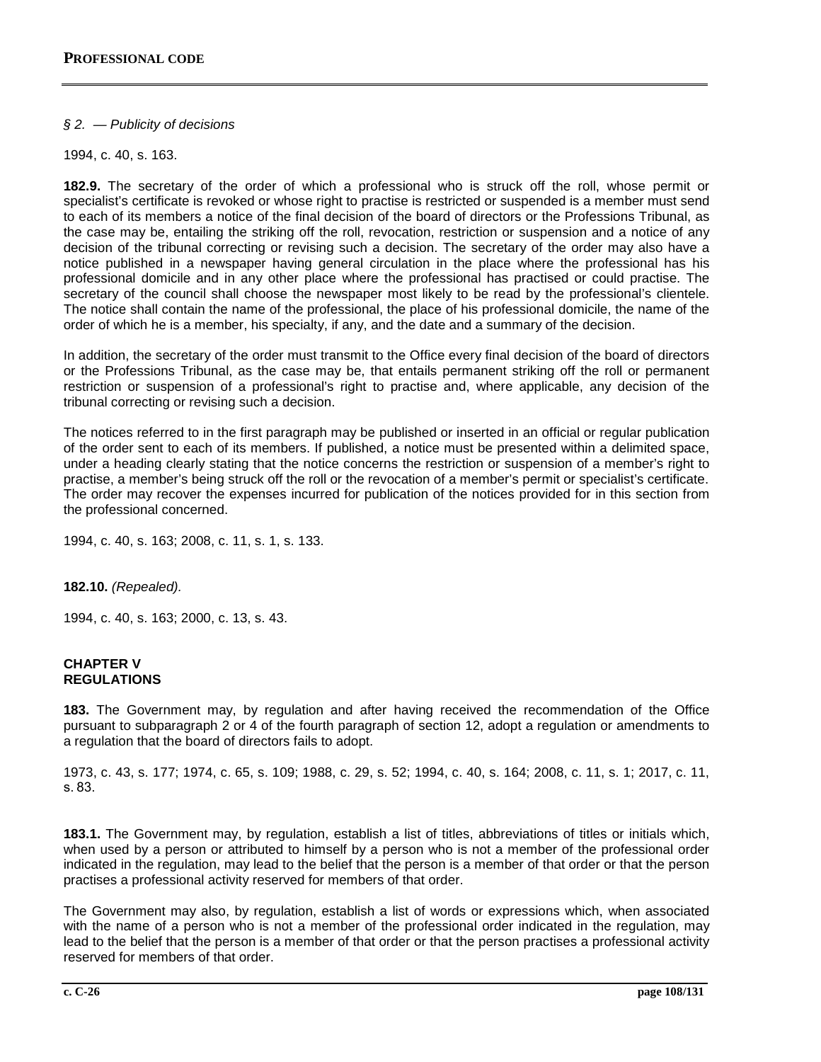*§ 2. — Publicity of decisions*

1994, c. 40, s. 163.

**182.9.** The secretary of the order of which a professional who is struck off the roll, whose permit or specialist's certificate is revoked or whose right to practise is restricted or suspended is a member must send to each of its members a notice of the final decision of the board of directors or the Professions Tribunal, as the case may be, entailing the striking off the roll, revocation, restriction or suspension and a notice of any decision of the tribunal correcting or revising such a decision. The secretary of the order may also have a notice published in a newspaper having general circulation in the place where the professional has his professional domicile and in any other place where the professional has practised or could practise. The secretary of the council shall choose the newspaper most likely to be read by the professional's clientele. The notice shall contain the name of the professional, the place of his professional domicile, the name of the order of which he is a member, his specialty, if any, and the date and a summary of the decision.

In addition, the secretary of the order must transmit to the Office every final decision of the board of directors or the Professions Tribunal, as the case may be, that entails permanent striking off the roll or permanent restriction or suspension of a professional's right to practise and, where applicable, any decision of the tribunal correcting or revising such a decision.

The notices referred to in the first paragraph may be published or inserted in an official or regular publication of the order sent to each of its members. If published, a notice must be presented within a delimited space, under a heading clearly stating that the notice concerns the restriction or suspension of a member's right to practise, a member's being struck off the roll or the revocation of a member's permit or specialist's certificate. The order may recover the expenses incurred for publication of the notices provided for in this section from the professional concerned.

1994, c. 40, s. 163; 2008, c. 11, s. 1, s. 133.

**182.10.** *(Repealed).*

1994, c. 40, s. 163; 2000, c. 13, s. 43.

## CHAPTER V
## REGULATIONS

**183.** The Government may, by regulation and after having received the recommendation of the Office pursuant to subparagraph 2 or 4 of the fourth paragraph of section 12, adopt a regulation or amendments to a regulation that the board of directors fails to adopt.

1973, c. 43, s. 177; 1974, c. 65, s. 109; 1988, c. 29, s. 52; 1994, c. 40, s. 164; 2008, c. 11, s. 1; 2017, c. 11, s. 83.

**183.1.** The Government may, by regulation, establish a list of titles, abbreviations of titles or initials which, when used by a person or attributed to himself by a person who is not a member of the professional order indicated in the regulation, may lead to the belief that the person is a member of that order or that the person practises a professional activity reserved for members of that order.

The Government may also, by regulation, establish a list of words or expressions which, when associated with the name of a person who is not a member of the professional order indicated in the regulation, may lead to the belief that the person is a member of that order or that the person practises a professional activity reserved for members of that order.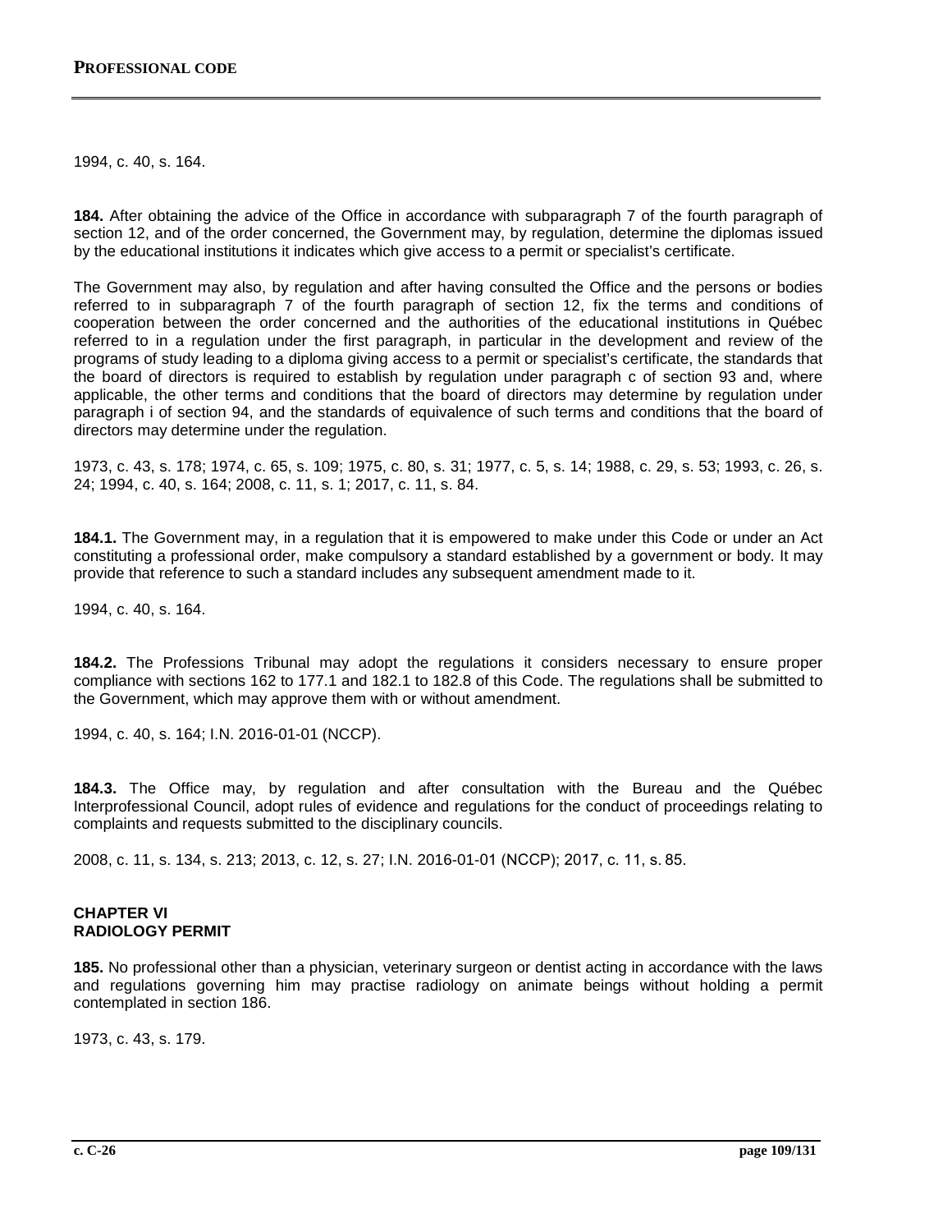1994, c. 40, s. 164.

**184.** After obtaining the advice of the Office in accordance with subparagraph 7 of the fourth paragraph of section 12, and of the order concerned, the Government may, by regulation, determine the diplomas issued by the educational institutions it indicates which give access to a permit or specialist's certificate.

The Government may also, by regulation and after having consulted the Office and the persons or bodies referred to in subparagraph 7 of the fourth paragraph of section 12, fix the terms and conditions of cooperation between the order concerned and the authorities of the educational institutions in Québec referred to in a regulation under the first paragraph, in particular in the development and review of the programs of study leading to a diploma giving access to a permit or specialist's certificate, the standards that the board of directors is required to establish by regulation under paragraph c of section 93 and, where applicable, the other terms and conditions that the board of directors may determine by regulation under paragraph i of section 94, and the standards of equivalence of such terms and conditions that the board of directors may determine under the regulation.

1973, c. 43, s. 178; 1974, c. 65, s. 109; 1975, c. 80, s. 31; 1977, c. 5, s. 14; 1988, c. 29, s. 53; 1993, c. 26, s. 24; 1994, c. 40, s. 164; 2008, c. 11, s. 1; 2017, c. 11, s. 84.

**184.1.** The Government may, in a regulation that it is empowered to make under this Code or under an Act constituting a professional order, make compulsory a standard established by a government or body. It may provide that reference to such a standard includes any subsequent amendment made to it.

1994, c. 40, s. 164.

**184.2.** The Professions Tribunal may adopt the regulations it considers necessary to ensure proper compliance with sections 162 to 177.1 and 182.1 to 182.8 of this Code. The regulations shall be submitted to the Government, which may approve them with or without amendment.

1994, c. 40, s. 164; I.N. 2016-01-01 (NCCP).

**184.3.** The Office may, by regulation and after consultation with the Bureau and the Québec Interprofessional Council, adopt rules of evidence and regulations for the conduct of proceedings relating to complaints and requests submitted to the disciplinary councils.

2008, c. 11, s. 134, s. 213; 2013, c. 12, s. 27; I.N. 2016-01-01 (NCCP); 2017, c. 11, s. 85.

## CHAPTER VI
## RADIOLOGY PERMIT

**185.** No professional other than a physician, veterinary surgeon or dentist acting in accordance with the laws and regulations governing him may practise radiology on animate beings without holding a permit contemplated in section 186.

1973, c. 43, s. 179.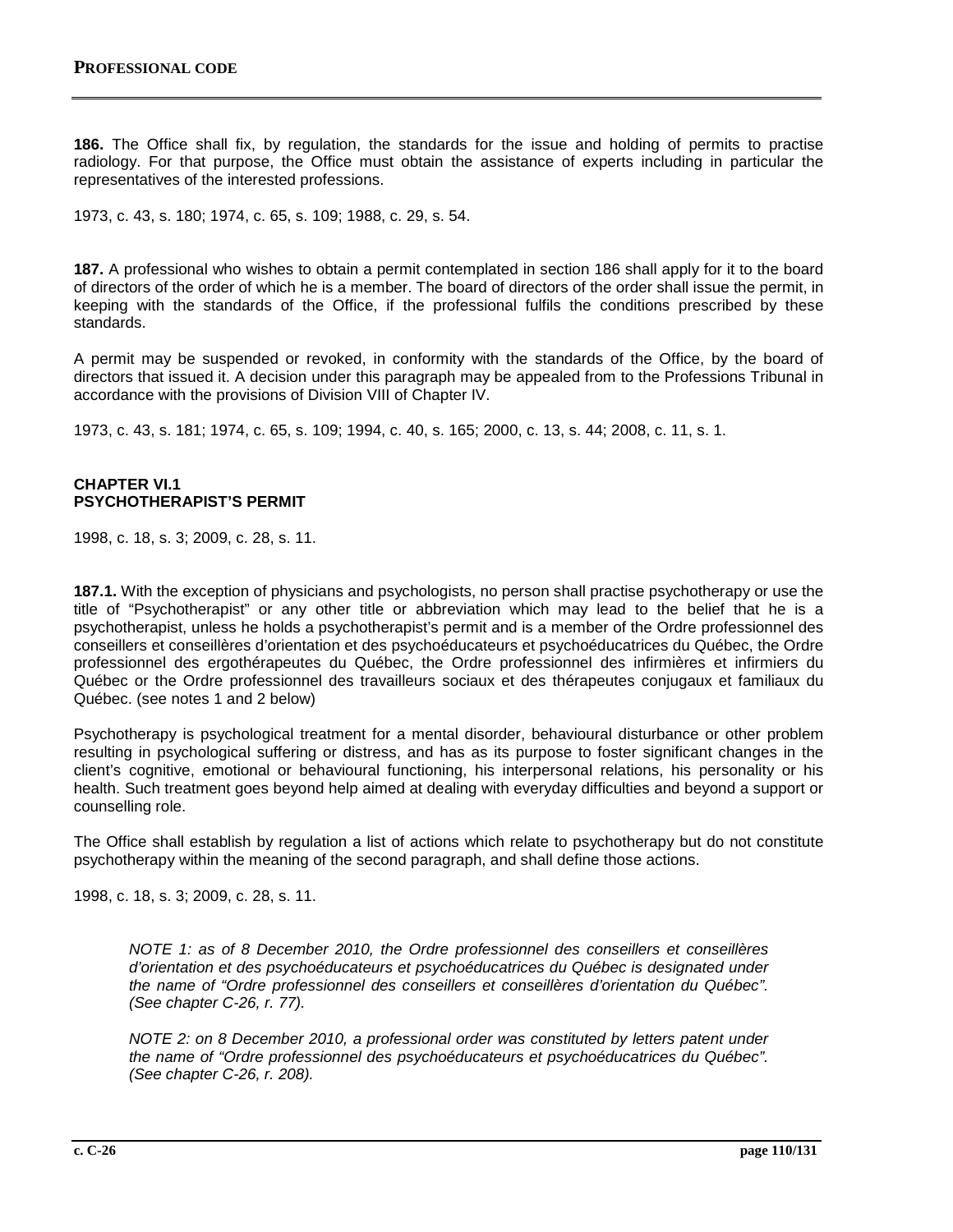**186.** The Office shall fix, by regulation, the standards for the issue and holding of permits to practise radiology. For that purpose, the Office must obtain the assistance of experts including in particular the representatives of the interested professions.

1973, c. 43, s. 180; 1974, c. 65, s. 109; 1988, c. 29, s. 54.

**187.** A professional who wishes to obtain a permit contemplated in section 186 shall apply for it to the board of directors of the order of which he is a member. The board of directors of the order shall issue the permit, in keeping with the standards of the Office, if the professional fulfils the conditions prescribed by these standards.

A permit may be suspended or revoked, in conformity with the standards of the Office, by the board of directors that issued it. A decision under this paragraph may be appealed from to the Professions Tribunal in accordance with the provisions of Division VIII of Chapter IV.

1973, c. 43, s. 181; 1974, c. 65, s. 109; 1994, c. 40, s. 165; 2000, c. 13, s. 44; 2008, c. 11, s. 1.

## CHAPTER VI.1
## PSYCHOTHERAPIST'S PERMIT

1998, c. 18, s. 3; 2009, c. 28, s. 11.

**187.1.** With the exception of physicians and psychologists, no person shall practise psychotherapy or use the title of "Psychotherapist" or any other title or abbreviation which may lead to the belief that he is a psychotherapist, unless he holds a psychotherapist's permit and is a member of the Ordre professionnel des conseillers et conseillères d'orientation et des psychoéducateurs et psychoéducatrices du Québec, the Ordre professionnel des ergothérapeutes du Québec, the Ordre professionnel des infirmières et infirmiers du Québec or the Ordre professionnel des travailleurs sociaux et des thérapeutes conjugaux et familiaux du Québec. (see notes 1 and 2 below)

Psychotherapy is psychological treatment for a mental disorder, behavioural disturbance or other problem resulting in psychological suffering or distress, and has as its purpose to foster significant changes in the client's cognitive, emotional or behavioural functioning, his interpersonal relations, his personality or his health. Such treatment goes beyond help aimed at dealing with everyday difficulties and beyond a support or counselling role.

The Office shall establish by regulation a list of actions which relate to psychotherapy but do not constitute psychotherapy within the meaning of the second paragraph, and shall define those actions.

1998, c. 18, s. 3; 2009, c. 28, s. 11.

> *NOTE 1: as of 8 December 2010, the Ordre professionnel des conseillers et conseillères d'orientation et des psychoéducateurs et psychoéducatrices du Québec is designated under the name of "Ordre professionnel des conseillers et conseillères d'orientation du Québec". (See chapter C-26, r. 77).*
>
> *NOTE 2: on 8 December 2010, a professional order was constituted by letters patent under the name of "Ordre professionnel des psychoéducateurs et psychoéducatrices du Québec". (See chapter C-26, r. 208).*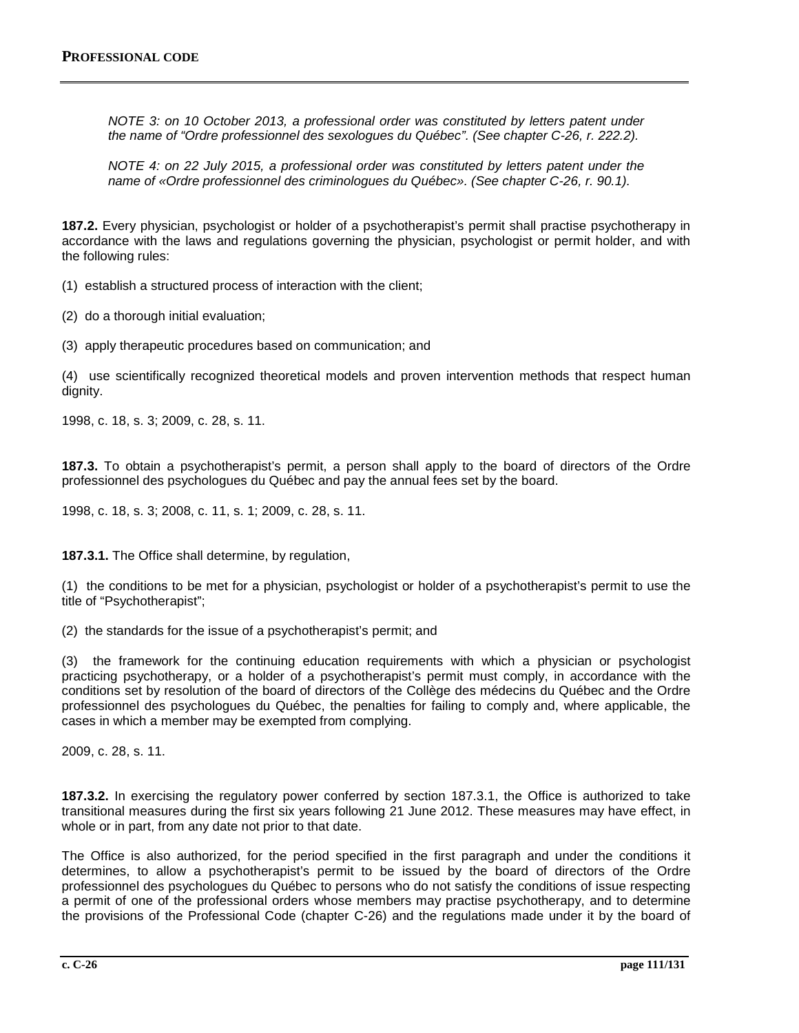*NOTE 3: on 10 October 2013, a professional order was constituted by letters patent under the name of "Ordre professionnel des sexologues du Québec". (See chapter C-26, r. 222.2).*

*NOTE 4: on 22 July 2015, a professional order was constituted by letters patent under the name of «Ordre professionnel des criminologues du Québec». (See chapter C-26, r. 90.1).*

**187.2.** Every physician, psychologist or holder of a psychotherapist's permit shall practise psychotherapy in accordance with the laws and regulations governing the physician, psychologist or permit holder, and with the following rules:

(1) establish a structured process of interaction with the client;

(2) do a thorough initial evaluation;

(3) apply therapeutic procedures based on communication; and

(4) use scientifically recognized theoretical models and proven intervention methods that respect human dignity.

1998, c. 18, s. 3; 2009, c. 28, s. 11.

**187.3.** To obtain a psychotherapist's permit, a person shall apply to the board of directors of the Ordre professionnel des psychologues du Québec and pay the annual fees set by the board.

1998, c. 18, s. 3; 2008, c. 11, s. 1; 2009, c. 28, s. 11.

**187.3.1.** The Office shall determine, by regulation,

(1) the conditions to be met for a physician, psychologist or holder of a psychotherapist's permit to use the title of "Psychotherapist";

(2) the standards for the issue of a psychotherapist's permit; and

(3) the framework for the continuing education requirements with which a physician or psychologist practicing psychotherapy, or a holder of a psychotherapist's permit must comply, in accordance with the conditions set by resolution of the board of directors of the Collège des médecins du Québec and the Ordre professionnel des psychologues du Québec, the penalties for failing to comply and, where applicable, the cases in which a member may be exempted from complying.

2009, c. 28, s. 11.

**187.3.2.** In exercising the regulatory power conferred by section 187.3.1, the Office is authorized to take transitional measures during the first six years following 21 June 2012. These measures may have effect, in whole or in part, from any date not prior to that date.

The Office is also authorized, for the period specified in the first paragraph and under the conditions it determines, to allow a psychotherapist's permit to be issued by the board of directors of the Ordre professionnel des psychologues du Québec to persons who do not satisfy the conditions of issue respecting a permit of one of the professional orders whose members may practise psychotherapy, and to determine the provisions of the Professional Code (chapter C-26) and the regulations made under it by the board of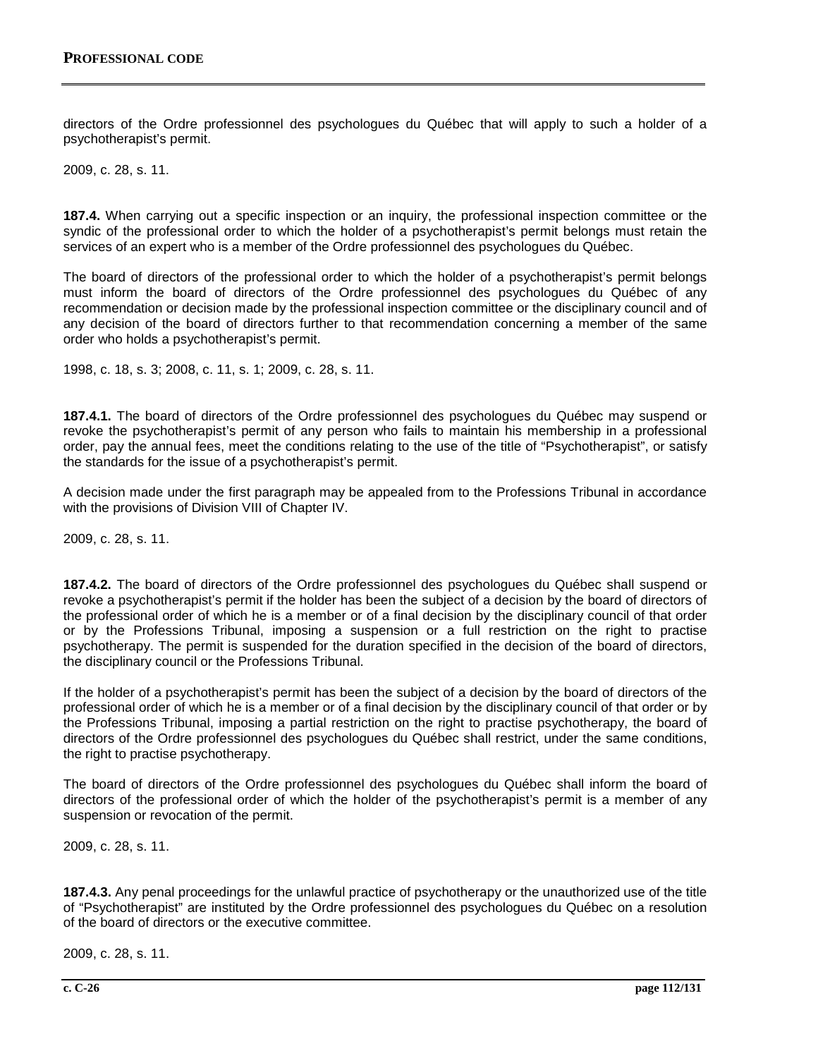directors of the Ordre professionnel des psychologues du Québec that will apply to such a holder of a psychotherapist's permit.

2009, c. 28, s. 11.

**187.4.** When carrying out a specific inspection or an inquiry, the professional inspection committee or the syndic of the professional order to which the holder of a psychotherapist's permit belongs must retain the services of an expert who is a member of the Ordre professionnel des psychologues du Québec.

The board of directors of the professional order to which the holder of a psychotherapist's permit belongs must inform the board of directors of the Ordre professionnel des psychologues du Québec of any recommendation or decision made by the professional inspection committee or the disciplinary council and of any decision of the board of directors further to that recommendation concerning a member of the same order who holds a psychotherapist's permit.

1998, c. 18, s. 3; 2008, c. 11, s. 1; 2009, c. 28, s. 11.

**187.4.1.** The board of directors of the Ordre professionnel des psychologues du Québec may suspend or revoke the psychotherapist's permit of any person who fails to maintain his membership in a professional order, pay the annual fees, meet the conditions relating to the use of the title of "Psychotherapist", or satisfy the standards for the issue of a psychotherapist's permit.

A decision made under the first paragraph may be appealed from to the Professions Tribunal in accordance with the provisions of Division VIII of Chapter IV.

2009, c. 28, s. 11.

**187.4.2.** The board of directors of the Ordre professionnel des psychologues du Québec shall suspend or revoke a psychotherapist's permit if the holder has been the subject of a decision by the board of directors of the professional order of which he is a member or of a final decision by the disciplinary council of that order or by the Professions Tribunal, imposing a suspension or a full restriction on the right to practise psychotherapy. The permit is suspended for the duration specified in the decision of the board of directors, the disciplinary council or the Professions Tribunal.

If the holder of a psychotherapist's permit has been the subject of a decision by the board of directors of the professional order of which he is a member or of a final decision by the disciplinary council of that order or by the Professions Tribunal, imposing a partial restriction on the right to practise psychotherapy, the board of directors of the Ordre professionnel des psychologues du Québec shall restrict, under the same conditions, the right to practise psychotherapy.

The board of directors of the Ordre professionnel des psychologues du Québec shall inform the board of directors of the professional order of which the holder of the psychotherapist's permit is a member of any suspension or revocation of the permit.

2009, c. 28, s. 11.

**187.4.3.** Any penal proceedings for the unlawful practice of psychotherapy or the unauthorized use of the title of "Psychotherapist" are instituted by the Ordre professionnel des psychologues du Québec on a resolution of the board of directors or the executive committee.

2009, c. 28, s. 11.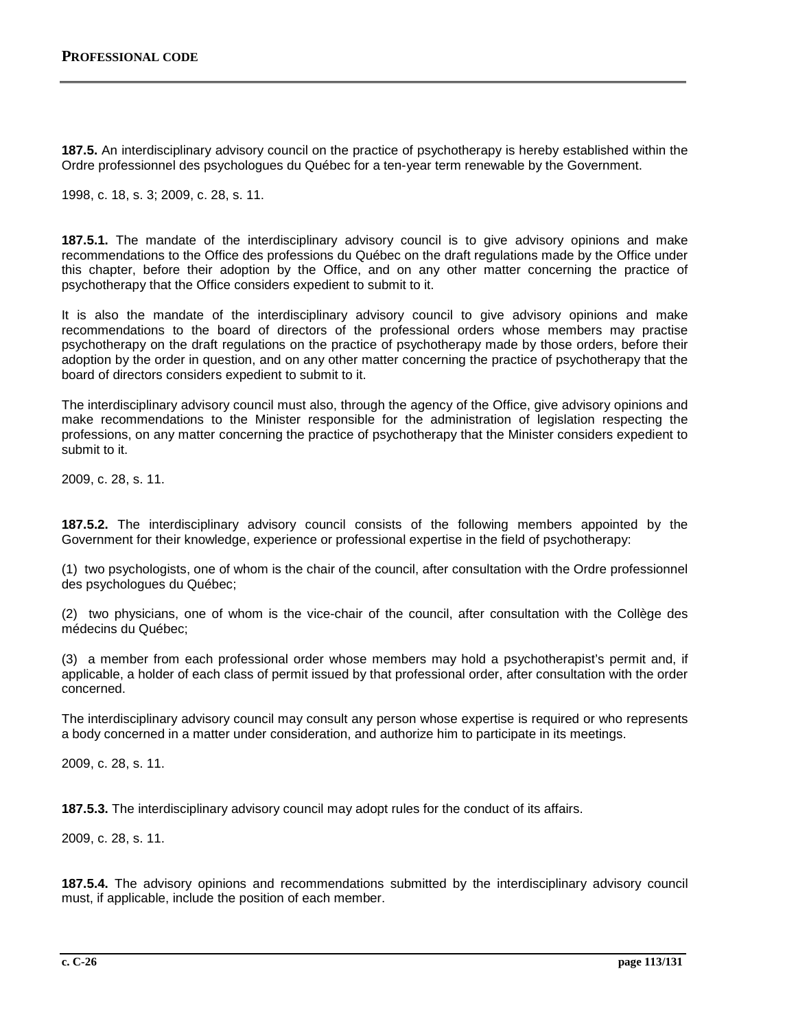**187.5.** An interdisciplinary advisory council on the practice of psychotherapy is hereby established within the Ordre professionnel des psychologues du Québec for a ten-year term renewable by the Government.

1998, c. 18, s. 3; 2009, c. 28, s. 11.

**187.5.1.** The mandate of the interdisciplinary advisory council is to give advisory opinions and make recommendations to the Office des professions du Québec on the draft regulations made by the Office under this chapter, before their adoption by the Office, and on any other matter concerning the practice of psychotherapy that the Office considers expedient to submit to it.

It is also the mandate of the interdisciplinary advisory council to give advisory opinions and make recommendations to the board of directors of the professional orders whose members may practise psychotherapy on the draft regulations on the practice of psychotherapy made by those orders, before their adoption by the order in question, and on any other matter concerning the practice of psychotherapy that the board of directors considers expedient to submit to it.

The interdisciplinary advisory council must also, through the agency of the Office, give advisory opinions and make recommendations to the Minister responsible for the administration of legislation respecting the professions, on any matter concerning the practice of psychotherapy that the Minister considers expedient to submit to it.

2009, c. 28, s. 11.

**187.5.2.** The interdisciplinary advisory council consists of the following members appointed by the Government for their knowledge, experience or professional expertise in the field of psychotherapy:

(1) two psychologists, one of whom is the chair of the council, after consultation with the Ordre professionnel des psychologues du Québec;

(2) two physicians, one of whom is the vice-chair of the council, after consultation with the Collège des médecins du Québec;

(3) a member from each professional order whose members may hold a psychotherapist's permit and, if applicable, a holder of each class of permit issued by that professional order, after consultation with the order concerned.

The interdisciplinary advisory council may consult any person whose expertise is required or who represents a body concerned in a matter under consideration, and authorize him to participate in its meetings.

2009, c. 28, s. 11.

**187.5.3.** The interdisciplinary advisory council may adopt rules for the conduct of its affairs.

2009, c. 28, s. 11.

**187.5.4.** The advisory opinions and recommendations submitted by the interdisciplinary advisory council must, if applicable, include the position of each member.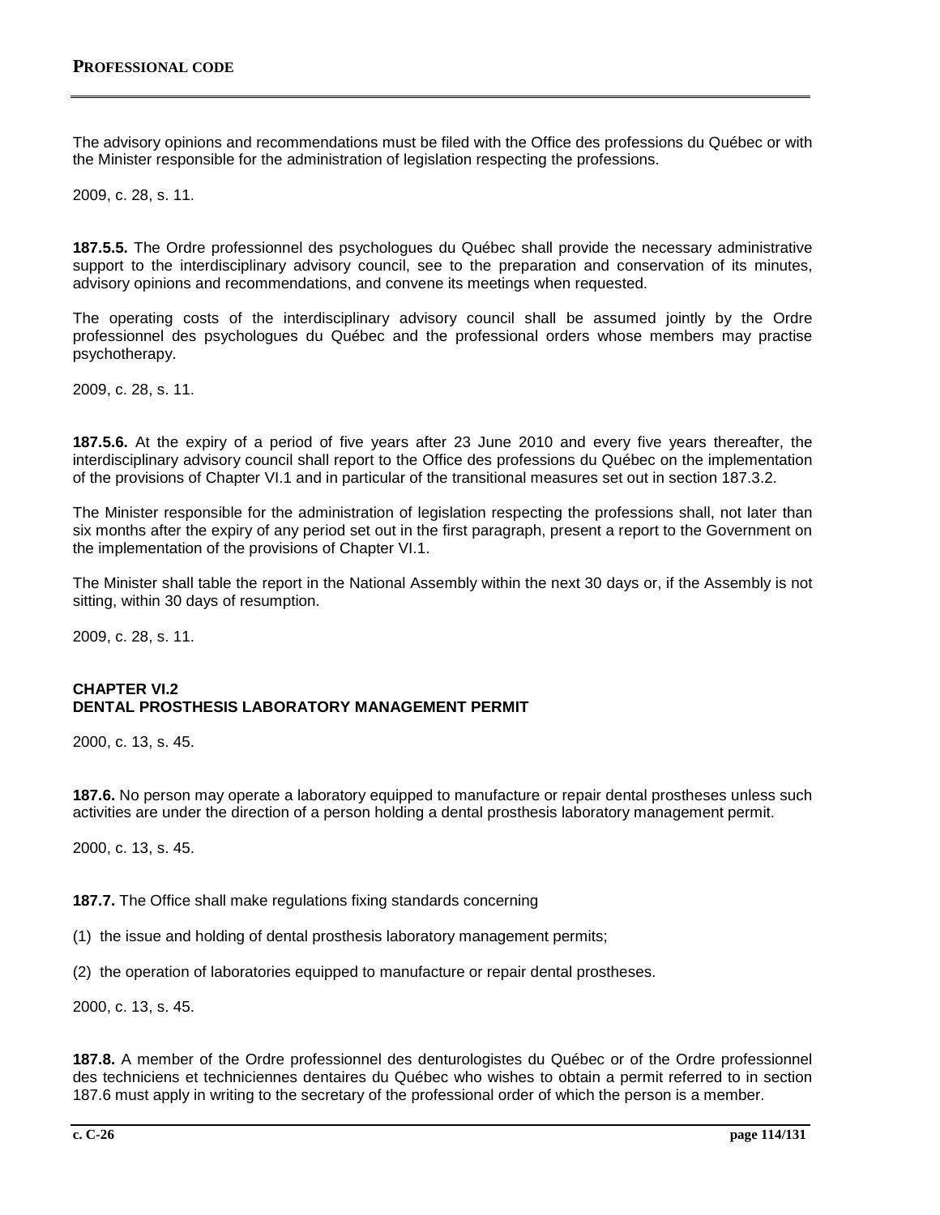The advisory opinions and recommendations must be filed with the Office des professions du Québec or with the Minister responsible for the administration of legislation respecting the professions.

2009, c. 28, s. 11.

**187.5.5.** The Ordre professionnel des psychologues du Québec shall provide the necessary administrative support to the interdisciplinary advisory council, see to the preparation and conservation of its minutes, advisory opinions and recommendations, and convene its meetings when requested.

The operating costs of the interdisciplinary advisory council shall be assumed jointly by the Ordre professionnel des psychologues du Québec and the professional orders whose members may practise psychotherapy.

2009, c. 28, s. 11.

**187.5.6.** At the expiry of a period of five years after 23 June 2010 and every five years thereafter, the interdisciplinary advisory council shall report to the Office des professions du Québec on the implementation of the provisions of Chapter VI.1 and in particular of the transitional measures set out in section 187.3.2.

The Minister responsible for the administration of legislation respecting the professions shall, not later than six months after the expiry of any period set out in the first paragraph, present a report to the Government on the implementation of the provisions of Chapter VI.1.

The Minister shall table the report in the National Assembly within the next 30 days or, if the Assembly is not sitting, within 30 days of resumption.

2009, c. 28, s. 11.

### CHAPTER VI.2
### DENTAL PROSTHESIS LABORATORY MANAGEMENT PERMIT

2000, c. 13, s. 45.

**187.6.** No person may operate a laboratory equipped to manufacture or repair dental prostheses unless such activities are under the direction of a person holding a dental prosthesis laboratory management permit.

2000, c. 13, s. 45.

**187.7.** The Office shall make regulations fixing standards concerning

(1) the issue and holding of dental prosthesis laboratory management permits;

(2) the operation of laboratories equipped to manufacture or repair dental prostheses.

2000, c. 13, s. 45.

**187.8.** A member of the Ordre professionnel des denturologistes du Québec or of the Ordre professionnel des techniciens et techniciennes dentaires du Québec who wishes to obtain a permit referred to in section 187.6 must apply in writing to the secretary of the professional order of which the person is a member.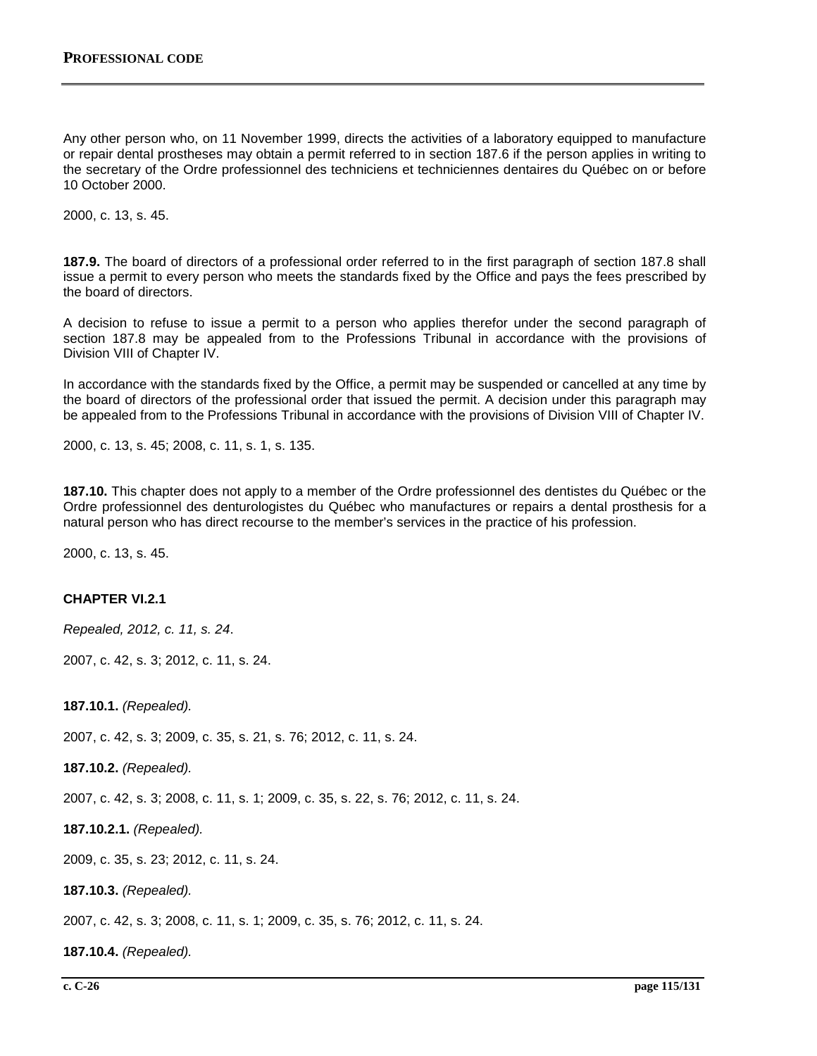Any other person who, on 11 November 1999, directs the activities of a laboratory equipped to manufacture or repair dental prostheses may obtain a permit referred to in section 187.6 if the person applies in writing to the secretary of the Ordre professionnel des techniciens et techniciennes dentaires du Québec on or before 10 October 2000.

2000, c. 13, s. 45.

**187.9.** The board of directors of a professional order referred to in the first paragraph of section 187.8 shall issue a permit to every person who meets the standards fixed by the Office and pays the fees prescribed by the board of directors.

A decision to refuse to issue a permit to a person who applies therefor under the second paragraph of section 187.8 may be appealed from to the Professions Tribunal in accordance with the provisions of Division VIII of Chapter IV.

In accordance with the standards fixed by the Office, a permit may be suspended or cancelled at any time by the board of directors of the professional order that issued the permit. A decision under this paragraph may be appealed from to the Professions Tribunal in accordance with the provisions of Division VIII of Chapter IV.

2000, c. 13, s. 45; 2008, c. 11, s. 1, s. 135.

**187.10.** This chapter does not apply to a member of the Ordre professionnel des dentistes du Québec or the Ordre professionnel des denturologistes du Québec who manufactures or repairs a dental prosthesis for a natural person who has direct recourse to the member's services in the practice of his profession.

2000, c. 13, s. 45.

### CHAPTER VI.2.1

*Repealed, 2012, c. 11, s. 24*.

2007, c. 42, s. 3; 2012, c. 11, s. 24.

**187.10.1.** *(Repealed).*

2007, c. 42, s. 3; 2009, c. 35, s. 21, s. 76; 2012, c. 11, s. 24.

**187.10.2.** *(Repealed).*

2007, c. 42, s. 3; 2008, c. 11, s. 1; 2009, c. 35, s. 22, s. 76; 2012, c. 11, s. 24.

**187.10.2.1.** *(Repealed).*

2009, c. 35, s. 23; 2012, c. 11, s. 24.

**187.10.3.** *(Repealed).*

2007, c. 42, s. 3; 2008, c. 11, s. 1; 2009, c. 35, s. 76; 2012, c. 11, s. 24.

**187.10.4.** *(Repealed).*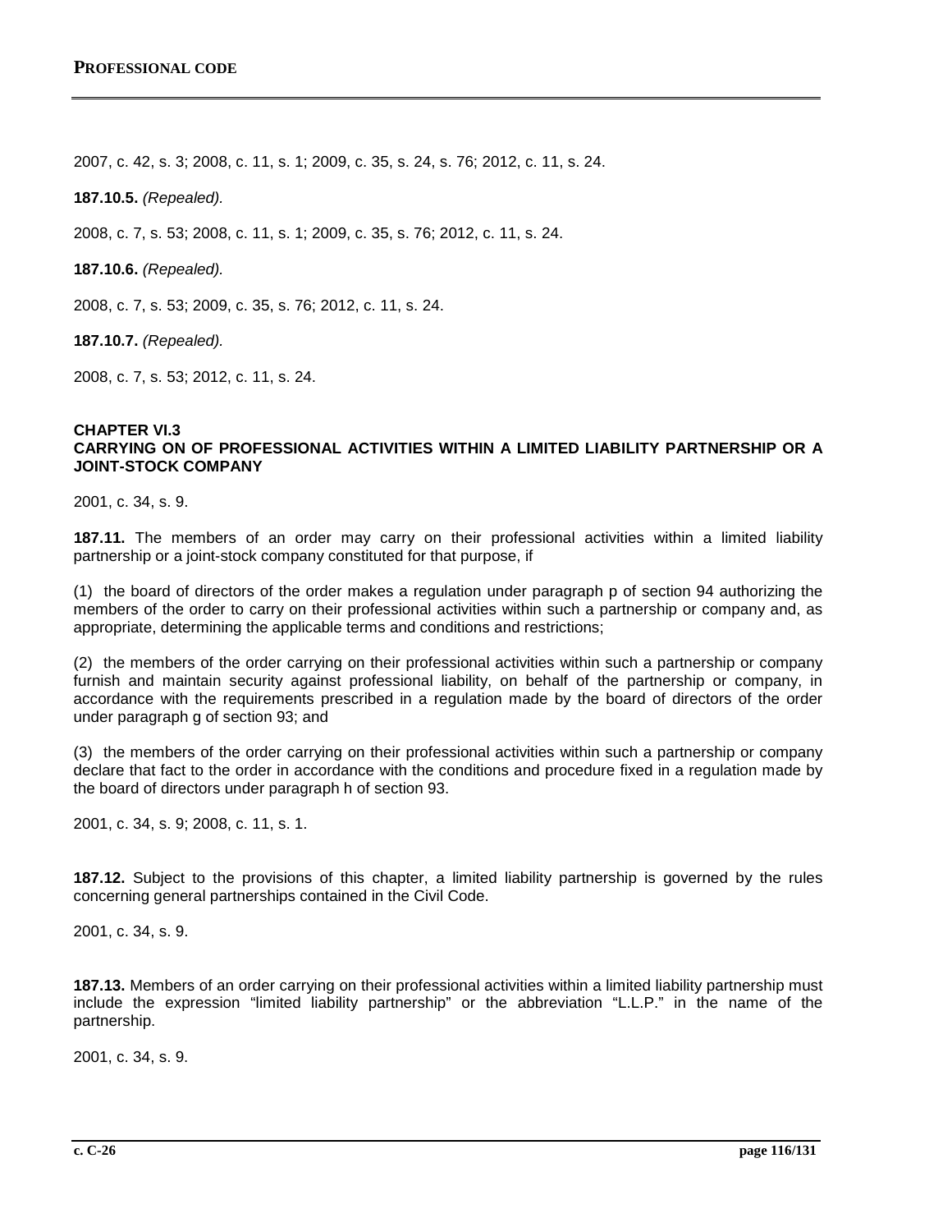2007, c. 42, s. 3; 2008, c. 11, s. 1; 2009, c. 35, s. 24, s. 76; 2012, c. 11, s. 24.

**187.10.5.** *(Repealed).*

2008, c. 7, s. 53; 2008, c. 11, s. 1; 2009, c. 35, s. 76; 2012, c. 11, s. 24.

**187.10.6.** *(Repealed).*

2008, c. 7, s. 53; 2009, c. 35, s. 76; 2012, c. 11, s. 24.

**187.10.7.** *(Repealed).*

2008, c. 7, s. 53; 2012, c. 11, s. 24.

## CHAPTER VI.3
## CARRYING ON OF PROFESSIONAL ACTIVITIES WITHIN A LIMITED LIABILITY PARTNERSHIP OR A JOINT-STOCK COMPANY

2001, c. 34, s. 9.

**187.11.** The members of an order may carry on their professional activities within a limited liability partnership or a joint-stock company constituted for that purpose, if

(1) the board of directors of the order makes a regulation under paragraph p of section 94 authorizing the members of the order to carry on their professional activities within such a partnership or company and, as appropriate, determining the applicable terms and conditions and restrictions;

(2) the members of the order carrying on their professional activities within such a partnership or company furnish and maintain security against professional liability, on behalf of the partnership or company, in accordance with the requirements prescribed in a regulation made by the board of directors of the order under paragraph g of section 93; and

(3) the members of the order carrying on their professional activities within such a partnership or company declare that fact to the order in accordance with the conditions and procedure fixed in a regulation made by the board of directors under paragraph h of section 93.

2001, c. 34, s. 9; 2008, c. 11, s. 1.

**187.12.** Subject to the provisions of this chapter, a limited liability partnership is governed by the rules concerning general partnerships contained in the Civil Code.

2001, c. 34, s. 9.

**187.13.** Members of an order carrying on their professional activities within a limited liability partnership must include the expression “limited liability partnership” or the abbreviation “L.L.P.” in the name of the partnership.

2001, c. 34, s. 9.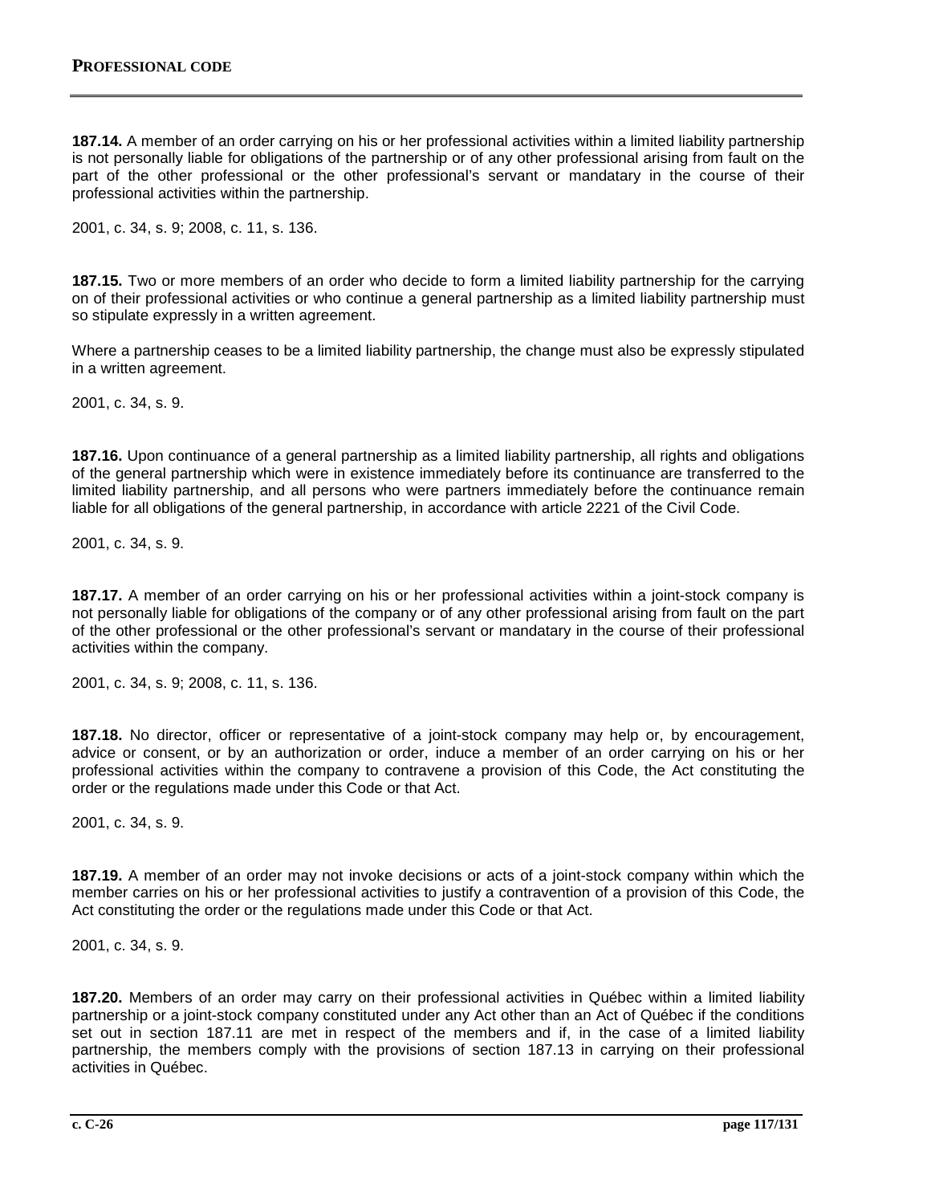**187.14.** A member of an order carrying on his or her professional activities within a limited liability partnership is not personally liable for obligations of the partnership or of any other professional arising from fault on the part of the other professional or the other professional's servant or mandatary in the course of their professional activities within the partnership.

2001, c. 34, s. 9; 2008, c. 11, s. 136.

**187.15.** Two or more members of an order who decide to form a limited liability partnership for the carrying on of their professional activities or who continue a general partnership as a limited liability partnership must so stipulate expressly in a written agreement.

Where a partnership ceases to be a limited liability partnership, the change must also be expressly stipulated in a written agreement.

2001, c. 34, s. 9.

**187.16.** Upon continuance of a general partnership as a limited liability partnership, all rights and obligations of the general partnership which were in existence immediately before its continuance are transferred to the limited liability partnership, and all persons who were partners immediately before the continuance remain liable for all obligations of the general partnership, in accordance with article 2221 of the Civil Code.

2001, c. 34, s. 9.

**187.17.** A member of an order carrying on his or her professional activities within a joint-stock company is not personally liable for obligations of the company or of any other professional arising from fault on the part of the other professional or the other professional's servant or mandatary in the course of their professional activities within the company.

2001, c. 34, s. 9; 2008, c. 11, s. 136.

**187.18.** No director, officer or representative of a joint-stock company may help or, by encouragement, advice or consent, or by an authorization or order, induce a member of an order carrying on his or her professional activities within the company to contravene a provision of this Code, the Act constituting the order or the regulations made under this Code or that Act.

2001, c. 34, s. 9.

**187.19.** A member of an order may not invoke decisions or acts of a joint-stock company within which the member carries on his or her professional activities to justify a contravention of a provision of this Code, the Act constituting the order or the regulations made under this Code or that Act.

2001, c. 34, s. 9.

**187.20.** Members of an order may carry on their professional activities in Québec within a limited liability partnership or a joint-stock company constituted under any Act other than an Act of Québec if the conditions set out in section 187.11 are met in respect of the members and if, in the case of a limited liability partnership, the members comply with the provisions of section 187.13 in carrying on their professional activities in Québec.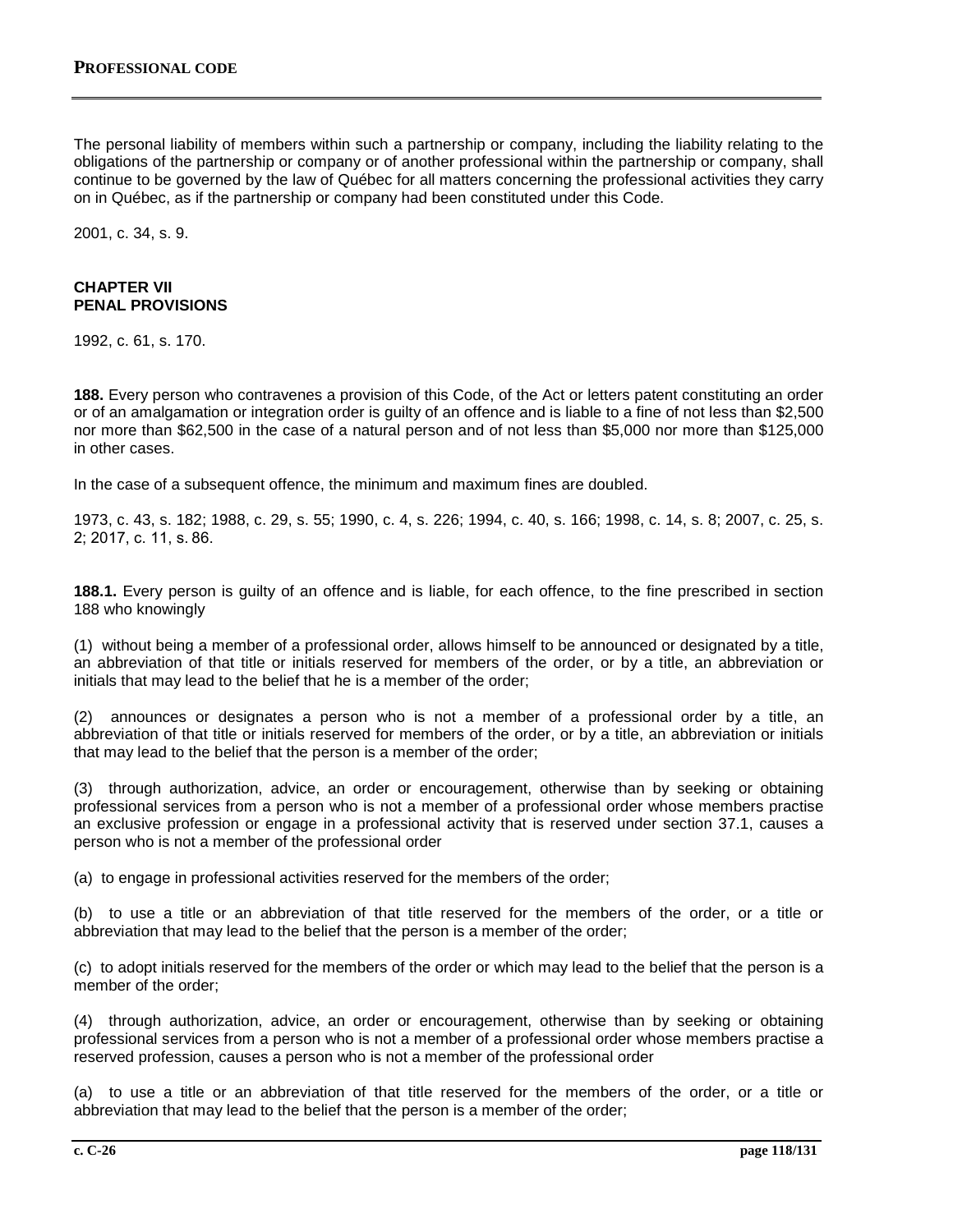The personal liability of members within such a partnership or company, including the liability relating to the obligations of the partnership or company or of another professional within the partnership or company, shall continue to be governed by the law of Québec for all matters concerning the professional activities they carry on in Québec, as if the partnership or company had been constituted under this Code.

2001, c. 34, s. 9.

## CHAPTER VII
## PENAL PROVISIONS

1992, c. 61, s. 170.

**188.** Every person who contravenes a provision of this Code, of the Act or letters patent constituting an order or of an amalgamation or integration order is guilty of an offence and is liable to a fine of not less than $2,500 nor more than $62,500 in the case of a natural person and of not less than $5,000 nor more than $125,000 in other cases.

In the case of a subsequent offence, the minimum and maximum fines are doubled.

1973, c. 43, s. 182; 1988, c. 29, s. 55; 1990, c. 4, s. 226; 1994, c. 40, s. 166; 1998, c. 14, s. 8; 2007, c. 25, s. 2; 2017, c. 11, s. 86.

**188.1.** Every person is guilty of an offence and is liable, for each offence, to the fine prescribed in section 188 who knowingly

(1) without being a member of a professional order, allows himself to be announced or designated by a title, an abbreviation of that title or initials reserved for members of the order, or by a title, an abbreviation or initials that may lead to the belief that he is a member of the order;

(2) announces or designates a person who is not a member of a professional order by a title, an abbreviation of that title or initials reserved for members of the order, or by a title, an abbreviation or initials that may lead to the belief that the person is a member of the order;

(3) through authorization, advice, an order or encouragement, otherwise than by seeking or obtaining professional services from a person who is not a member of a professional order whose members practise an exclusive profession or engage in a professional activity that is reserved under section 37.1, causes a person who is not a member of the professional order

(a) to engage in professional activities reserved for the members of the order;

(b) to use a title or an abbreviation of that title reserved for the members of the order, or a title or abbreviation that may lead to the belief that the person is a member of the order;

(c) to adopt initials reserved for the members of the order or which may lead to the belief that the person is a member of the order;

(4) through authorization, advice, an order or encouragement, otherwise than by seeking or obtaining professional services from a person who is not a member of a professional order whose members practise a reserved profession, causes a person who is not a member of the professional order

(a) to use a title or an abbreviation of that title reserved for the members of the order, or a title or abbreviation that may lead to the belief that the person is a member of the order;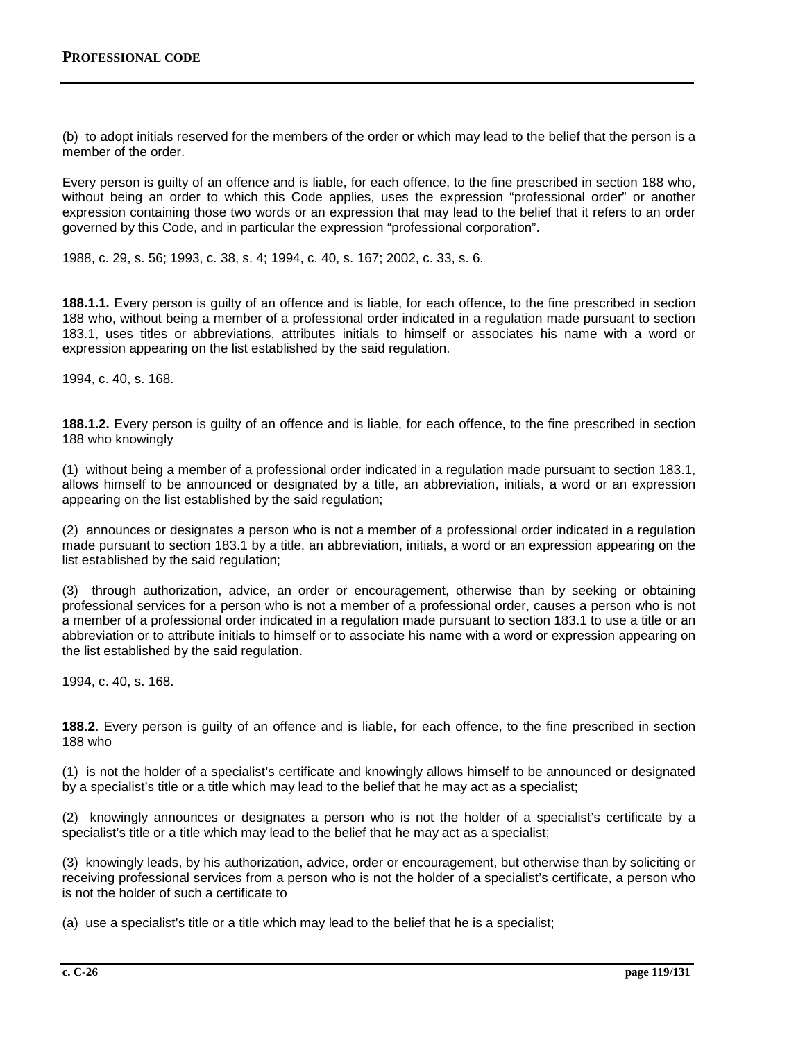(b) to adopt initials reserved for the members of the order or which may lead to the belief that the person is a member of the order.

Every person is guilty of an offence and is liable, for each offence, to the fine prescribed in section 188 who, without being an order to which this Code applies, uses the expression “professional order” or another expression containing those two words or an expression that may lead to the belief that it refers to an order governed by this Code, and in particular the expression “professional corporation”.

1988, c. 29, s. 56; 1993, c. 38, s. 4; 1994, c. 40, s. 167; 2002, c. 33, s. 6.

**188.1.1.** Every person is guilty of an offence and is liable, for each offence, to the fine prescribed in section 188 who, without being a member of a professional order indicated in a regulation made pursuant to section 183.1, uses titles or abbreviations, attributes initials to himself or associates his name with a word or expression appearing on the list established by the said regulation.

1994, c. 40, s. 168.

**188.1.2.** Every person is guilty of an offence and is liable, for each offence, to the fine prescribed in section 188 who knowingly

(1) without being a member of a professional order indicated in a regulation made pursuant to section 183.1, allows himself to be announced or designated by a title, an abbreviation, initials, a word or an expression appearing on the list established by the said regulation;

(2) announces or designates a person who is not a member of a professional order indicated in a regulation made pursuant to section 183.1 by a title, an abbreviation, initials, a word or an expression appearing on the list established by the said regulation;

(3) through authorization, advice, an order or encouragement, otherwise than by seeking or obtaining professional services for a person who is not a member of a professional order, causes a person who is not a member of a professional order indicated in a regulation made pursuant to section 183.1 to use a title or an abbreviation or to attribute initials to himself or to associate his name with a word or expression appearing on the list established by the said regulation.

1994, c. 40, s. 168.

**188.2.** Every person is guilty of an offence and is liable, for each offence, to the fine prescribed in section 188 who

(1) is not the holder of a specialist’s certificate and knowingly allows himself to be announced or designated by a specialist’s title or a title which may lead to the belief that he may act as a specialist;

(2) knowingly announces or designates a person who is not the holder of a specialist’s certificate by a specialist’s title or a title which may lead to the belief that he may act as a specialist;

(3) knowingly leads, by his authorization, advice, order or encouragement, but otherwise than by soliciting or receiving professional services from a person who is not the holder of a specialist’s certificate, a person who is not the holder of such a certificate to

(a) use a specialist’s title or a title which may lead to the belief that he is a specialist;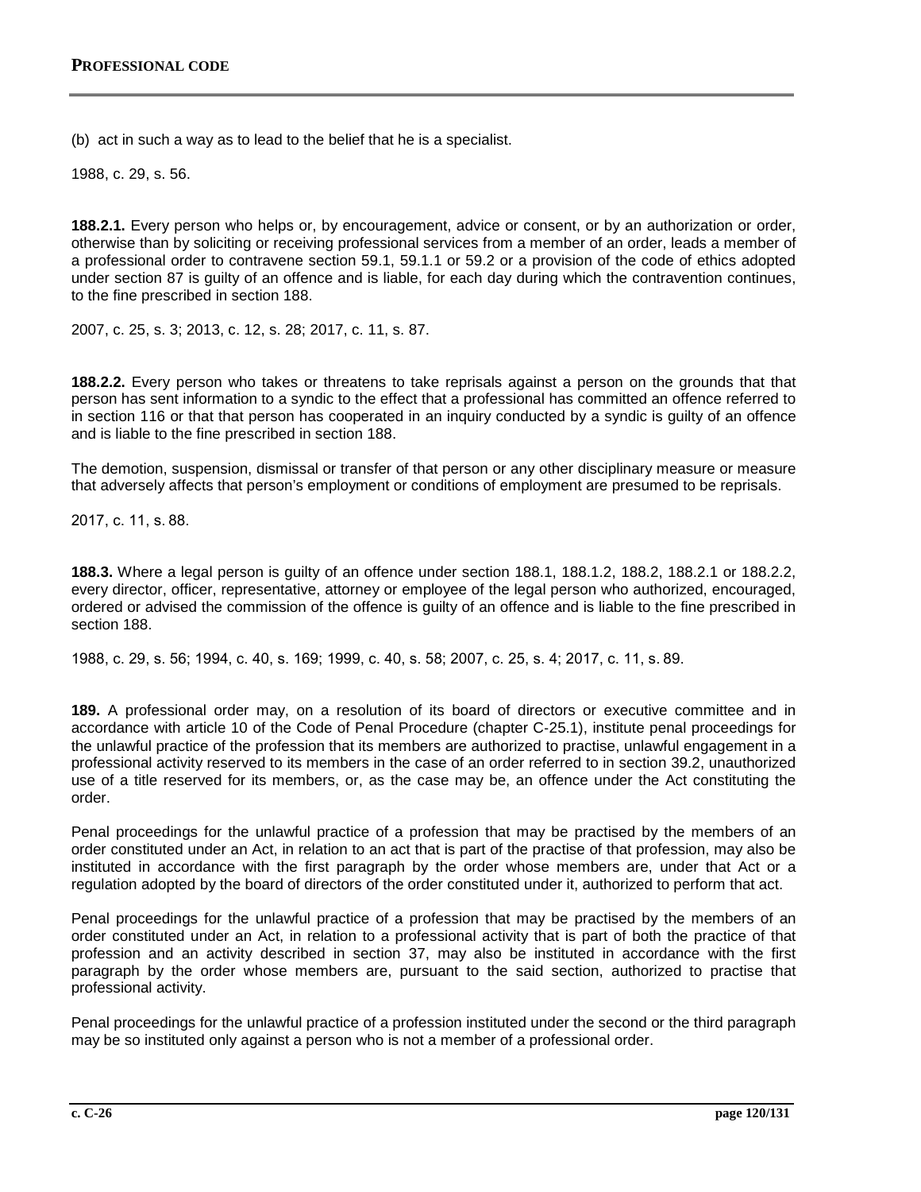(b) act in such a way as to lead to the belief that he is a specialist.

1988, c. 29, s. 56.

**188.2.1.** Every person who helps or, by encouragement, advice or consent, or by an authorization or order, otherwise than by soliciting or receiving professional services from a member of an order, leads a member of a professional order to contravene section 59.1, 59.1.1 or 59.2 or a provision of the code of ethics adopted under section 87 is guilty of an offence and is liable, for each day during which the contravention continues, to the fine prescribed in section 188.

2007, c. 25, s. 3; 2013, c. 12, s. 28; 2017, c. 11, s. 87.

**188.2.2.** Every person who takes or threatens to take reprisals against a person on the grounds that that person has sent information to a syndic to the effect that a professional has committed an offence referred to in section 116 or that that person has cooperated in an inquiry conducted by a syndic is guilty of an offence and is liable to the fine prescribed in section 188.

The demotion, suspension, dismissal or transfer of that person or any other disciplinary measure or measure that adversely affects that person's employment or conditions of employment are presumed to be reprisals.

2017, c. 11, s. 88.

**188.3.** Where a legal person is guilty of an offence under section 188.1, 188.1.2, 188.2, 188.2.1 or 188.2.2, every director, officer, representative, attorney or employee of the legal person who authorized, encouraged, ordered or advised the commission of the offence is guilty of an offence and is liable to the fine prescribed in section 188.

1988, c. 29, s. 56; 1994, c. 40, s. 169; 1999, c. 40, s. 58; 2007, c. 25, s. 4; 2017, c. 11, s. 89.

**189.** A professional order may, on a resolution of its board of directors or executive committee and in accordance with article 10 of the Code of Penal Procedure (chapter C-25.1), institute penal proceedings for the unlawful practice of the profession that its members are authorized to practise, unlawful engagement in a professional activity reserved to its members in the case of an order referred to in section 39.2, unauthorized use of a title reserved for its members, or, as the case may be, an offence under the Act constituting the order.

Penal proceedings for the unlawful practice of a profession that may be practised by the members of an order constituted under an Act, in relation to an act that is part of the practise of that profession, may also be instituted in accordance with the first paragraph by the order whose members are, under that Act or a regulation adopted by the board of directors of the order constituted under it, authorized to perform that act.

Penal proceedings for the unlawful practice of a profession that may be practised by the members of an order constituted under an Act, in relation to a professional activity that is part of both the practice of that profession and an activity described in section 37, may also be instituted in accordance with the first paragraph by the order whose members are, pursuant to the said section, authorized to practise that professional activity.

Penal proceedings for the unlawful practice of a profession instituted under the second or the third paragraph may be so instituted only against a person who is not a member of a professional order.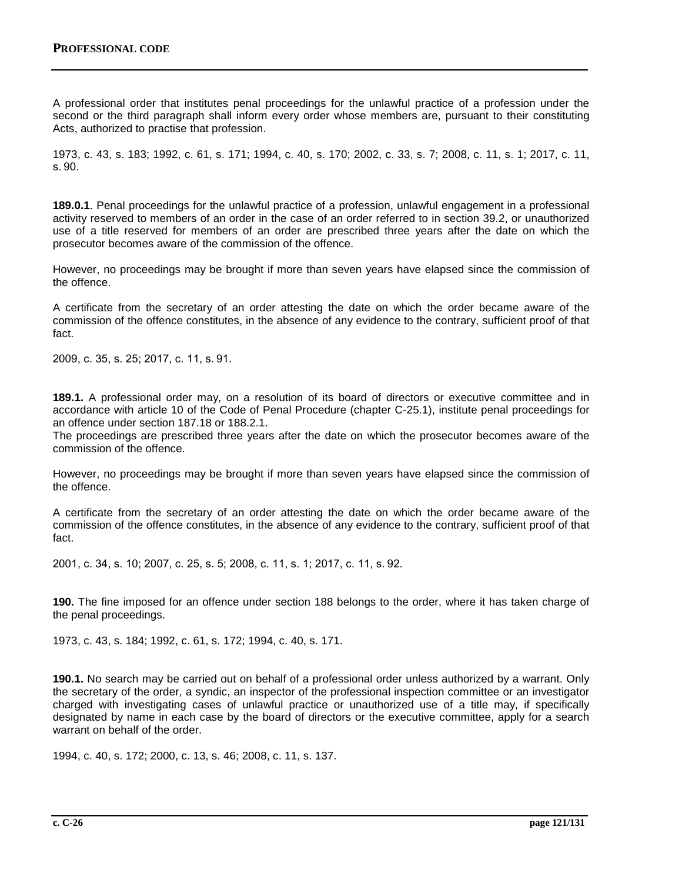A professional order that institutes penal proceedings for the unlawful practice of a profession under the second or the third paragraph shall inform every order whose members are, pursuant to their constituting Acts, authorized to practise that profession.

1973, c. 43, s. 183; 1992, c. 61, s. 171; 1994, c. 40, s. 170; 2002, c. 33, s. 7; 2008, c. 11, s. 1; 2017, c. 11, s. 90.

**189.0.1**. Penal proceedings for the unlawful practice of a profession, unlawful engagement in a professional activity reserved to members of an order in the case of an order referred to in section 39.2, or unauthorized use of a title reserved for members of an order are prescribed three years after the date on which the prosecutor becomes aware of the commission of the offence.

However, no proceedings may be brought if more than seven years have elapsed since the commission of the offence.

A certificate from the secretary of an order attesting the date on which the order became aware of the commission of the offence constitutes, in the absence of any evidence to the contrary, sufficient proof of that fact.

2009, c. 35, s. 25; 2017, c. 11, s. 91.

**189.1.** A professional order may, on a resolution of its board of directors or executive committee and in accordance with article 10 of the Code of Penal Procedure (chapter C-25.1), institute penal proceedings for an offence under section 187.18 or 188.2.1.
The proceedings are prescribed three years after the date on which the prosecutor becomes aware of the commission of the offence.

However, no proceedings may be brought if more than seven years have elapsed since the commission of the offence.

A certificate from the secretary of an order attesting the date on which the order became aware of the commission of the offence constitutes, in the absence of any evidence to the contrary, sufficient proof of that fact.

2001, c. 34, s. 10; 2007, c. 25, s. 5; 2008, c. 11, s. 1; 2017, c. 11, s. 92.

**190.** The fine imposed for an offence under section 188 belongs to the order, where it has taken charge of the penal proceedings.

1973, c. 43, s. 184; 1992, c. 61, s. 172; 1994, c. 40, s. 171.

**190.1.** No search may be carried out on behalf of a professional order unless authorized by a warrant. Only the secretary of the order, a syndic, an inspector of the professional inspection committee or an investigator charged with investigating cases of unlawful practice or unauthorized use of a title may, if specifically designated by name in each case by the board of directors or the executive committee, apply for a search warrant on behalf of the order.

1994, c. 40, s. 172; 2000, c. 13, s. 46; 2008, c. 11, s. 137.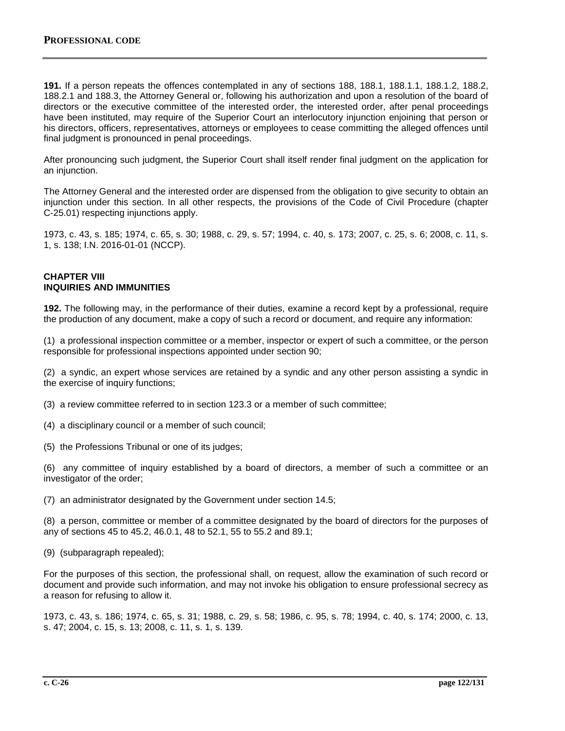**191.** If a person repeats the offences contemplated in any of sections 188, 188.1, 188.1.1, 188.1.2, 188.2, 188.2.1 and 188.3, the Attorney General or, following his authorization and upon a resolution of the board of directors or the executive committee of the interested order, the interested order, after penal proceedings have been instituted, may require of the Superior Court an interlocutory injunction enjoining that person or his directors, officers, representatives, attorneys or employees to cease committing the alleged offences until final judgment is pronounced in penal proceedings.

After pronouncing such judgment, the Superior Court shall itself render final judgment on the application for an injunction.

The Attorney General and the interested order are dispensed from the obligation to give security to obtain an injunction under this section. In all other respects, the provisions of the Code of Civil Procedure (chapter C-25.01) respecting injunctions apply.

1973, c. 43, s. 185; 1974, c. 65, s. 30; 1988, c. 29, s. 57; 1994, c. 40, s. 173; 2007, c. 25, s. 6; 2008, c. 11, s. 1, s. 138; I.N. 2016-01-01 (NCCP).

## CHAPTER VIII
## INQUIRIES AND IMMUNITIES

**192.** The following may, in the performance of their duties, examine a record kept by a professional, require the production of any document, make a copy of such a record or document, and require any information:

(1) a professional inspection committee or a member, inspector or expert of such a committee, or the person responsible for professional inspections appointed under section 90;

(2) a syndic, an expert whose services are retained by a syndic and any other person assisting a syndic in the exercise of inquiry functions;

(3) a review committee referred to in section 123.3 or a member of such committee;

(4) a disciplinary council or a member of such council;

(5) the Professions Tribunal or one of its judges;

(6) any committee of inquiry established by a board of directors, a member of such a committee or an investigator of the order;

(7) an administrator designated by the Government under section 14.5;

(8) a person, committee or member of a committee designated by the board of directors for the purposes of any of sections 45 to 45.2, 46.0.1, 48 to 52.1, 55 to 55.2 and 89.1;

(9) (subparagraph repealed);

For the purposes of this section, the professional shall, on request, allow the examination of such record or document and provide such information, and may not invoke his obligation to ensure professional secrecy as a reason for refusing to allow it.

1973, c. 43, s. 186; 1974, c. 65, s. 31; 1988, c. 29, s. 58; 1986, c. 95, s. 78; 1994, c. 40, s. 174; 2000, c. 13, s. 47; 2004, c. 15, s. 13; 2008, c. 11, s. 1, s. 139.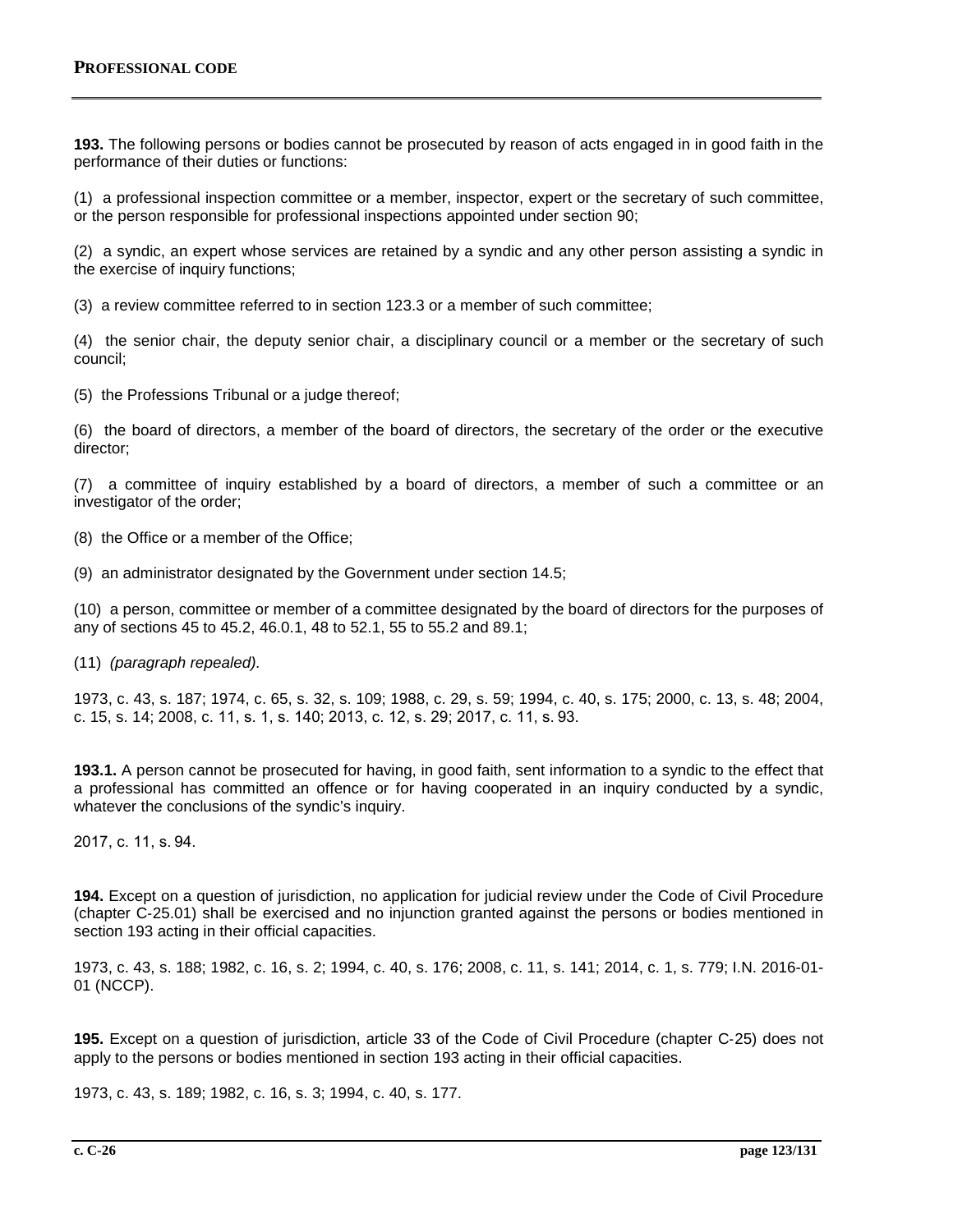**193.** The following persons or bodies cannot be prosecuted by reason of acts engaged in in good faith in the performance of their duties or functions:

(1) a professional inspection committee or a member, inspector, expert or the secretary of such committee, or the person responsible for professional inspections appointed under section 90;

(2) a syndic, an expert whose services are retained by a syndic and any other person assisting a syndic in the exercise of inquiry functions;

(3) a review committee referred to in section 123.3 or a member of such committee;

(4) the senior chair, the deputy senior chair, a disciplinary council or a member or the secretary of such council;

(5) the Professions Tribunal or a judge thereof;

(6) the board of directors, a member of the board of directors, the secretary of the order or the executive director;

(7) a committee of inquiry established by a board of directors, a member of such a committee or an investigator of the order;

(8) the Office or a member of the Office;

(9) an administrator designated by the Government under section 14.5;

(10) a person, committee or member of a committee designated by the board of directors for the purposes of any of sections 45 to 45.2, 46.0.1, 48 to 52.1, 55 to 55.2 and 89.1;

(11) *(paragraph repealed).*

1973, c. 43, s. 187; 1974, c. 65, s. 32, s. 109; 1988, c. 29, s. 59; 1994, c. 40, s. 175; 2000, c. 13, s. 48; 2004, c. 15, s. 14; 2008, c. 11, s. 1, s. 140; 2013, c. 12, s. 29; 2017, c. 11, s. 93.

**193.1.** A person cannot be prosecuted for having, in good faith, sent information to a syndic to the effect that a professional has committed an offence or for having cooperated in an inquiry conducted by a syndic, whatever the conclusions of the syndic's inquiry.

2017, c. 11, s. 94.

**194.** Except on a question of jurisdiction, no application for judicial review under the Code of Civil Procedure (chapter C-25.01) shall be exercised and no injunction granted against the persons or bodies mentioned in section 193 acting in their official capacities.

1973, c. 43, s. 188; 1982, c. 16, s. 2; 1994, c. 40, s. 176; 2008, c. 11, s. 141; 2014, c. 1, s. 779; I.N. 2016-01-01 (NCCP).

**195.** Except on a question of jurisdiction, article 33 of the Code of Civil Procedure (chapter C-25) does not apply to the persons or bodies mentioned in section 193 acting in their official capacities.

1973, c. 43, s. 189; 1982, c. 16, s. 3; 1994, c. 40, s. 177.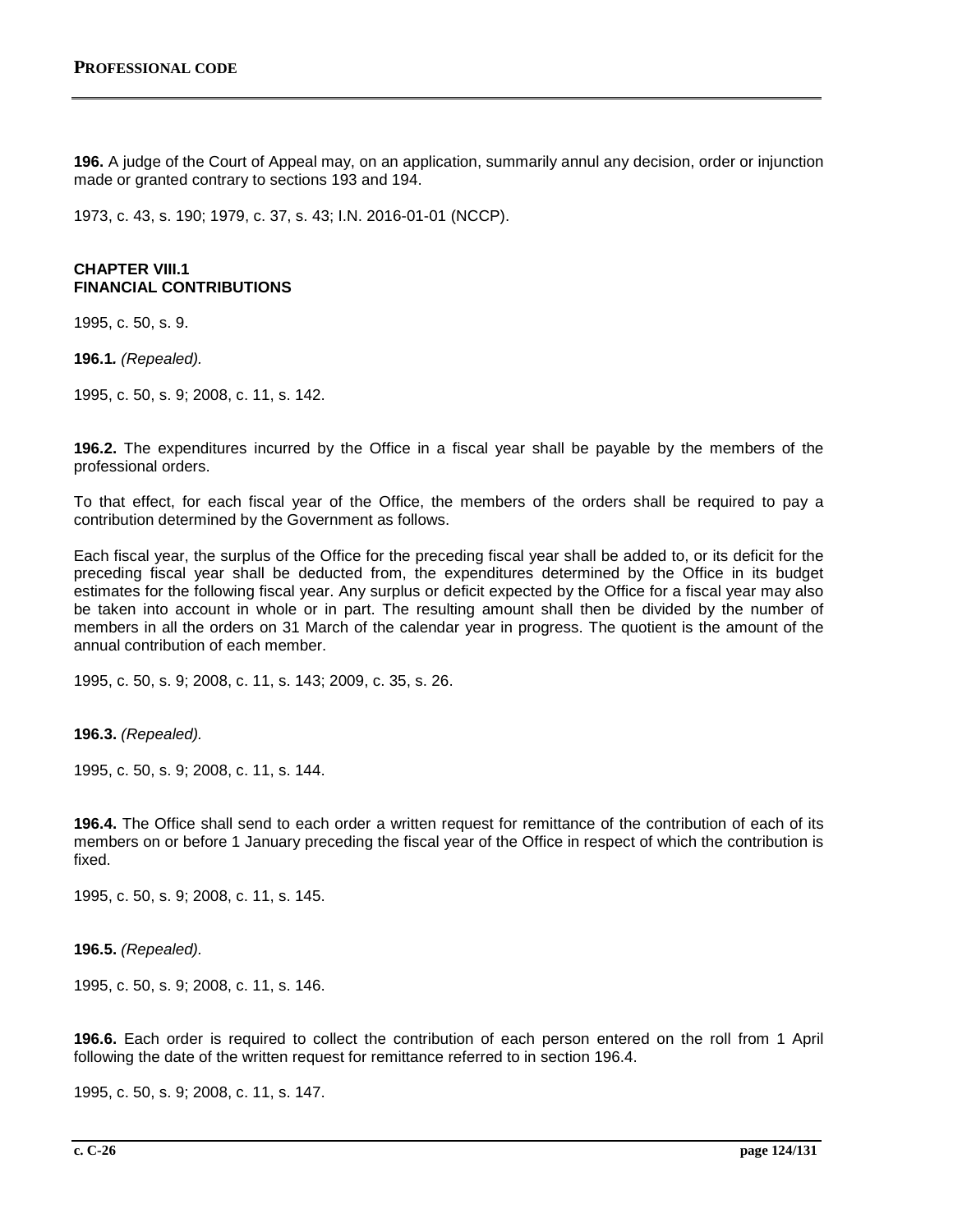**196.** A judge of the Court of Appeal may, on an application, summarily annul any decision, order or injunction made or granted contrary to sections 193 and 194.

1973, c. 43, s. 190; 1979, c. 37, s. 43; I.N. 2016-01-01 (NCCP).

## CHAPTER VIII.1
## FINANCIAL CONTRIBUTIONS

1995, c. 50, s. 9.

**196.1.** *(Repealed).*

1995, c. 50, s. 9; 2008, c. 11, s. 142.

**196.2.** The expenditures incurred by the Office in a fiscal year shall be payable by the members of the professional orders.

To that effect, for each fiscal year of the Office, the members of the orders shall be required to pay a contribution determined by the Government as follows.

Each fiscal year, the surplus of the Office for the preceding fiscal year shall be added to, or its deficit for the preceding fiscal year shall be deducted from, the expenditures determined by the Office in its budget estimates for the following fiscal year. Any surplus or deficit expected by the Office for a fiscal year may also be taken into account in whole or in part. The resulting amount shall then be divided by the number of members in all the orders on 31 March of the calendar year in progress. The quotient is the amount of the annual contribution of each member.

1995, c. 50, s. 9; 2008, c. 11, s. 143; 2009, c. 35, s. 26.

**196.3.** *(Repealed).*

1995, c. 50, s. 9; 2008, c. 11, s. 144.

**196.4.** The Office shall send to each order a written request for remittance of the contribution of each of its members on or before 1 January preceding the fiscal year of the Office in respect of which the contribution is fixed.

1995, c. 50, s. 9; 2008, c. 11, s. 145.

**196.5.** *(Repealed).*

1995, c. 50, s. 9; 2008, c. 11, s. 146.

**196.6.** Each order is required to collect the contribution of each person entered on the roll from 1 April following the date of the written request for remittance referred to in section 196.4.

1995, c. 50, s. 9; 2008, c. 11, s. 147.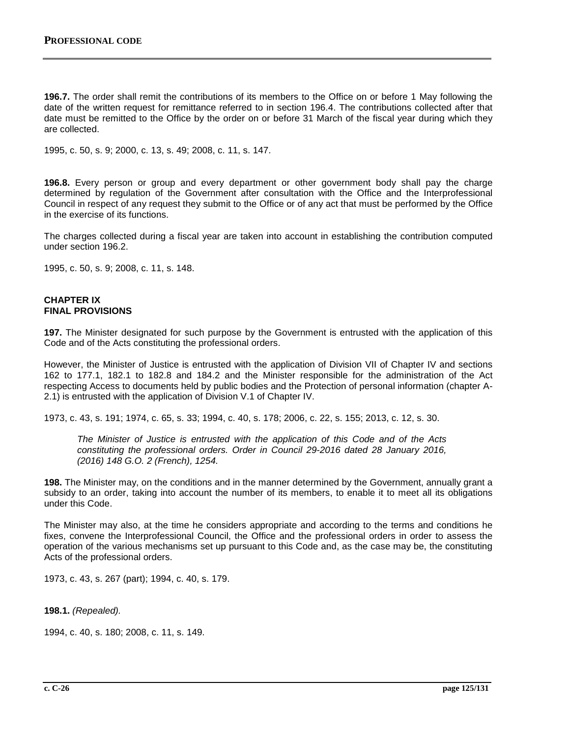**196.7.** The order shall remit the contributions of its members to the Office on or before 1 May following the date of the written request for remittance referred to in section 196.4. The contributions collected after that date must be remitted to the Office by the order on or before 31 March of the fiscal year during which they are collected.

1995, c. 50, s. 9; 2000, c. 13, s. 49; 2008, c. 11, s. 147.

**196.8.** Every person or group and every department or other government body shall pay the charge determined by regulation of the Government after consultation with the Office and the Interprofessional Council in respect of any request they submit to the Office or of any act that must be performed by the Office in the exercise of its functions.

The charges collected during a fiscal year are taken into account in establishing the contribution computed under section 196.2.

1995, c. 50, s. 9; 2008, c. 11, s. 148.

## CHAPTER IX
## FINAL PROVISIONS

**197.** The Minister designated for such purpose by the Government is entrusted with the application of this Code and of the Acts constituting the professional orders.

However, the Minister of Justice is entrusted with the application of Division VII of Chapter IV and sections 162 to 177.1, 182.1 to 182.8 and 184.2 and the Minister responsible for the administration of the Act respecting Access to documents held by public bodies and the Protection of personal information (chapter A-2.1) is entrusted with the application of Division V.1 of Chapter IV.

1973, c. 43, s. 191; 1974, c. 65, s. 33; 1994, c. 40, s. 178; 2006, c. 22, s. 155; 2013, c. 12, s. 30.

*The Minister of Justice is entrusted with the application of this Code and of the Acts constituting the professional orders. Order in Council 29-2016 dated 28 January 2016, (2016) 148 G.O. 2 (French), 1254.*

**198.** The Minister may, on the conditions and in the manner determined by the Government, annually grant a subsidy to an order, taking into account the number of its members, to enable it to meet all its obligations under this Code.

The Minister may also, at the time he considers appropriate and according to the terms and conditions he fixes, convene the Interprofessional Council, the Office and the professional orders in order to assess the operation of the various mechanisms set up pursuant to this Code and, as the case may be, the constituting Acts of the professional orders.

1973, c. 43, s. 267 (part); 1994, c. 40, s. 179.

**198.1.** *(Repealed).*

1994, c. 40, s. 180; 2008, c. 11, s. 149.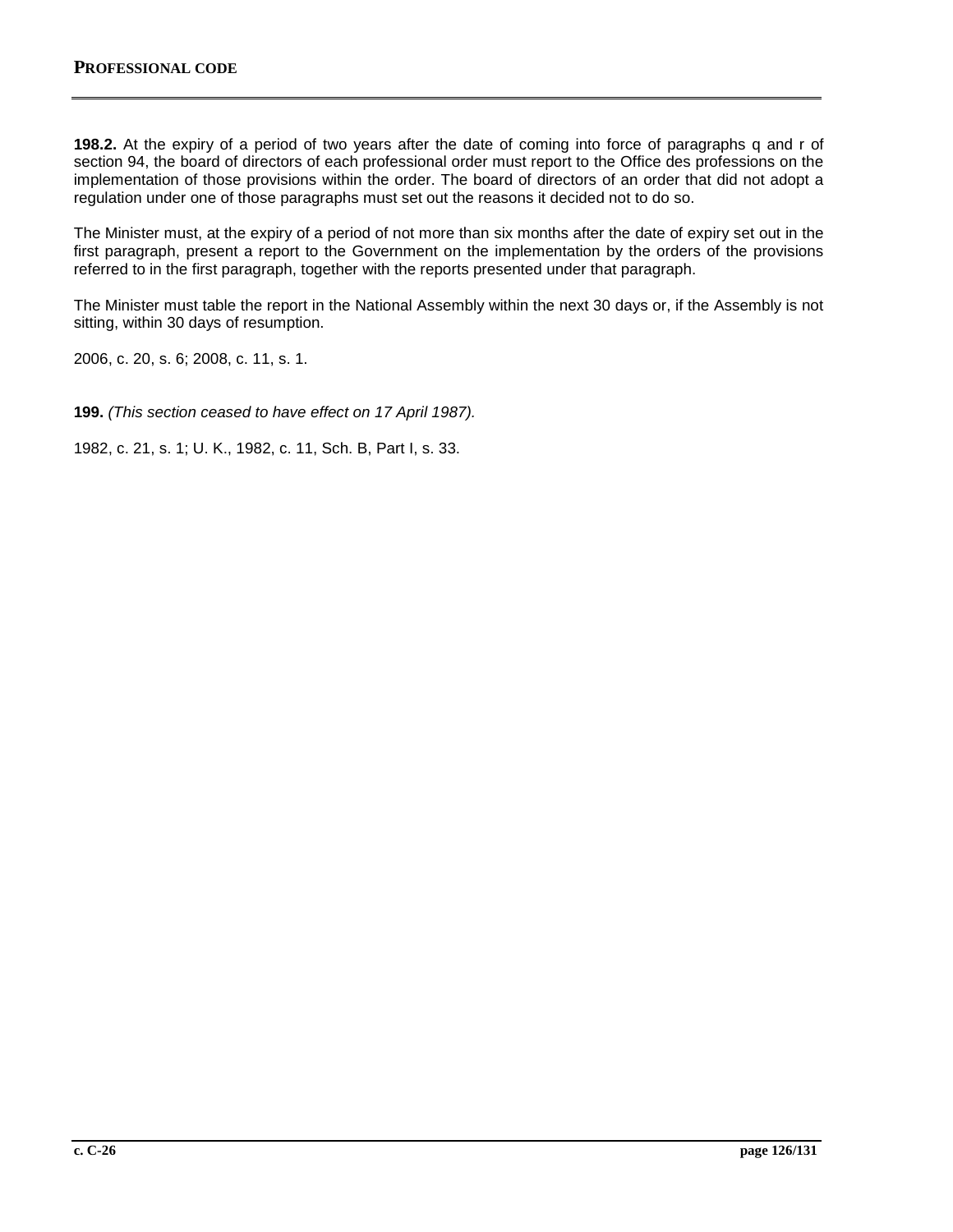**198.2.** At the expiry of a period of two years after the date of coming into force of paragraphs q and r of section 94, the board of directors of each professional order must report to the Office des professions on the implementation of those provisions within the order. The board of directors of an order that did not adopt a regulation under one of those paragraphs must set out the reasons it decided not to do so.

The Minister must, at the expiry of a period of not more than six months after the date of expiry set out in the first paragraph, present a report to the Government on the implementation by the orders of the provisions referred to in the first paragraph, together with the reports presented under that paragraph.

The Minister must table the report in the National Assembly within the next 30 days or, if the Assembly is not sitting, within 30 days of resumption.

2006, c. 20, s. 6; 2008, c. 11, s. 1.

**199.** *(This section ceased to have effect on 17 April 1987).*

1982, c. 21, s. 1; U. K., 1982, c. 11, Sch. B, Part I, s. 33.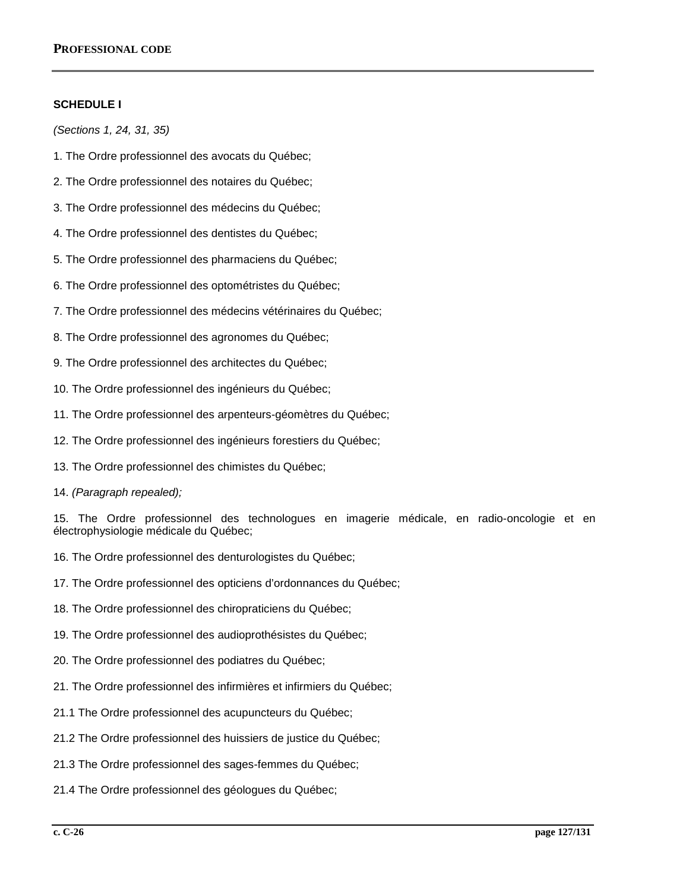**SCHEDULE I**

*(Sections 1, 24, 31, 35)*

1. The Ordre professionnel des avocats du Québec;

2. The Ordre professionnel des notaires du Québec;

3. The Ordre professionnel des médecins du Québec;

4. The Ordre professionnel des dentistes du Québec;

5. The Ordre professionnel des pharmaciens du Québec;

6. The Ordre professionnel des optométristes du Québec;

7. The Ordre professionnel des médecins vétérinaires du Québec;

8. The Ordre professionnel des agronomes du Québec;

9. The Ordre professionnel des architectes du Québec;

10. The Ordre professionnel des ingénieurs du Québec;

11. The Ordre professionnel des arpenteurs-géomètres du Québec;

12. The Ordre professionnel des ingénieurs forestiers du Québec;

13. The Ordre professionnel des chimistes du Québec;

14. *(Paragraph repealed);*

15. The Ordre professionnel des technologues en imagerie médicale, en radio-oncologie et en électrophysiologie médicale du Québec;

16. The Ordre professionnel des denturologistes du Québec;

17. The Ordre professionnel des opticiens d'ordonnances du Québec;

18. The Ordre professionnel des chiropraticiens du Québec;

19. The Ordre professionnel des audioprothésistes du Québec;

20. The Ordre professionnel des podiatres du Québec;

21. The Ordre professionnel des infirmières et infirmiers du Québec;

21.1 The Ordre professionnel des acupuncteurs du Québec;

21.2 The Ordre professionnel des huissiers de justice du Québec;

21.3 The Ordre professionnel des sages-femmes du Québec;

21.4 The Ordre professionnel des géologues du Québec;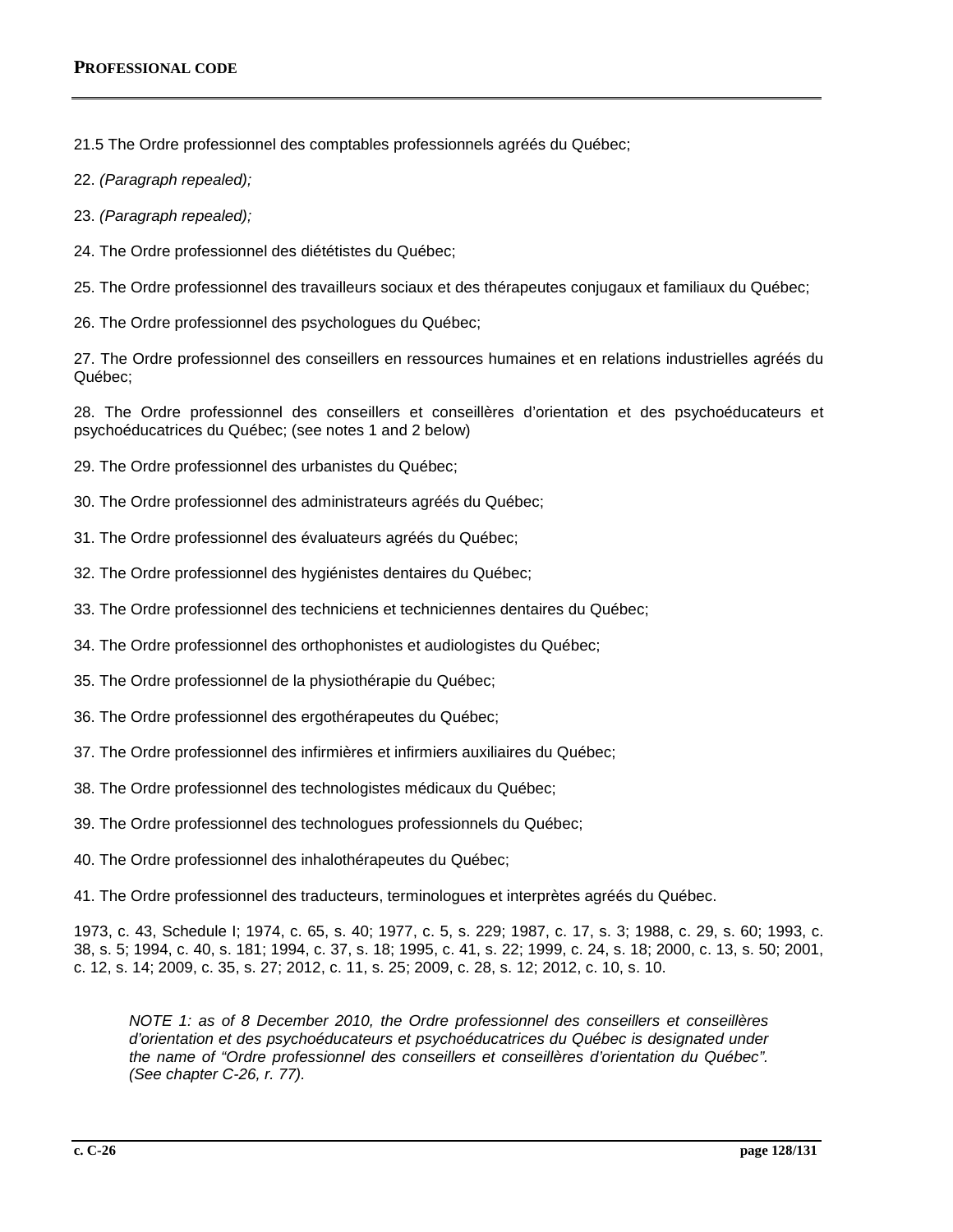21.5 The Ordre professionnel des comptables professionnels agréés du Québec;

22. *(Paragraph repealed);*

23. *(Paragraph repealed);*

24. The Ordre professionnel des diététistes du Québec;

25. The Ordre professionnel des travailleurs sociaux et des thérapeutes conjugaux et familiaux du Québec;

26. The Ordre professionnel des psychologues du Québec;

27. The Ordre professionnel des conseillers en ressources humaines et en relations industrielles agréés du Québec;

28. The Ordre professionnel des conseillers et conseillères d'orientation et des psychoéducateurs et psychoéducatrices du Québec; (see notes 1 and 2 below)

29. The Ordre professionnel des urbanistes du Québec;

30. The Ordre professionnel des administrateurs agréés du Québec;

31. The Ordre professionnel des évaluateurs agréés du Québec;

32. The Ordre professionnel des hygiénistes dentaires du Québec;

33. The Ordre professionnel des techniciens et techniciennes dentaires du Québec;

34. The Ordre professionnel des orthophonistes et audiologistes du Québec;

35. The Ordre professionnel de la physiothérapie du Québec;

36. The Ordre professionnel des ergothérapeutes du Québec;

37. The Ordre professionnel des infirmières et infirmiers auxiliaires du Québec;

38. The Ordre professionnel des technologistes médicaux du Québec;

39. The Ordre professionnel des technologues professionnels du Québec;

40. The Ordre professionnel des inhalothérapeutes du Québec;

41. The Ordre professionnel des traducteurs, terminologues et interprètes agréés du Québec.

1973, c. 43, Schedule I; 1974, c. 65, s. 40; 1977, c. 5, s. 229; 1987, c. 17, s. 3; 1988, c. 29, s. 60; 1993, c. 38, s. 5; 1994, c. 40, s. 181; 1994, c. 37, s. 18; 1995, c. 41, s. 22; 1999, c. 24, s. 18; 2000, c. 13, s. 50; 2001, c. 12, s. 14; 2009, c. 35, s. 27; 2012, c. 11, s. 25; 2009, c. 28, s. 12; 2012, c. 10, s. 10.

*NOTE 1: as of 8 December 2010, the Ordre professionnel des conseillers et conseillères d'orientation et des psychoéducateurs et psychoéducatrices du Québec is designated under the name of "Ordre professionnel des conseillers et conseillères d'orientation du Québec". (See chapter C-26, r. 77).*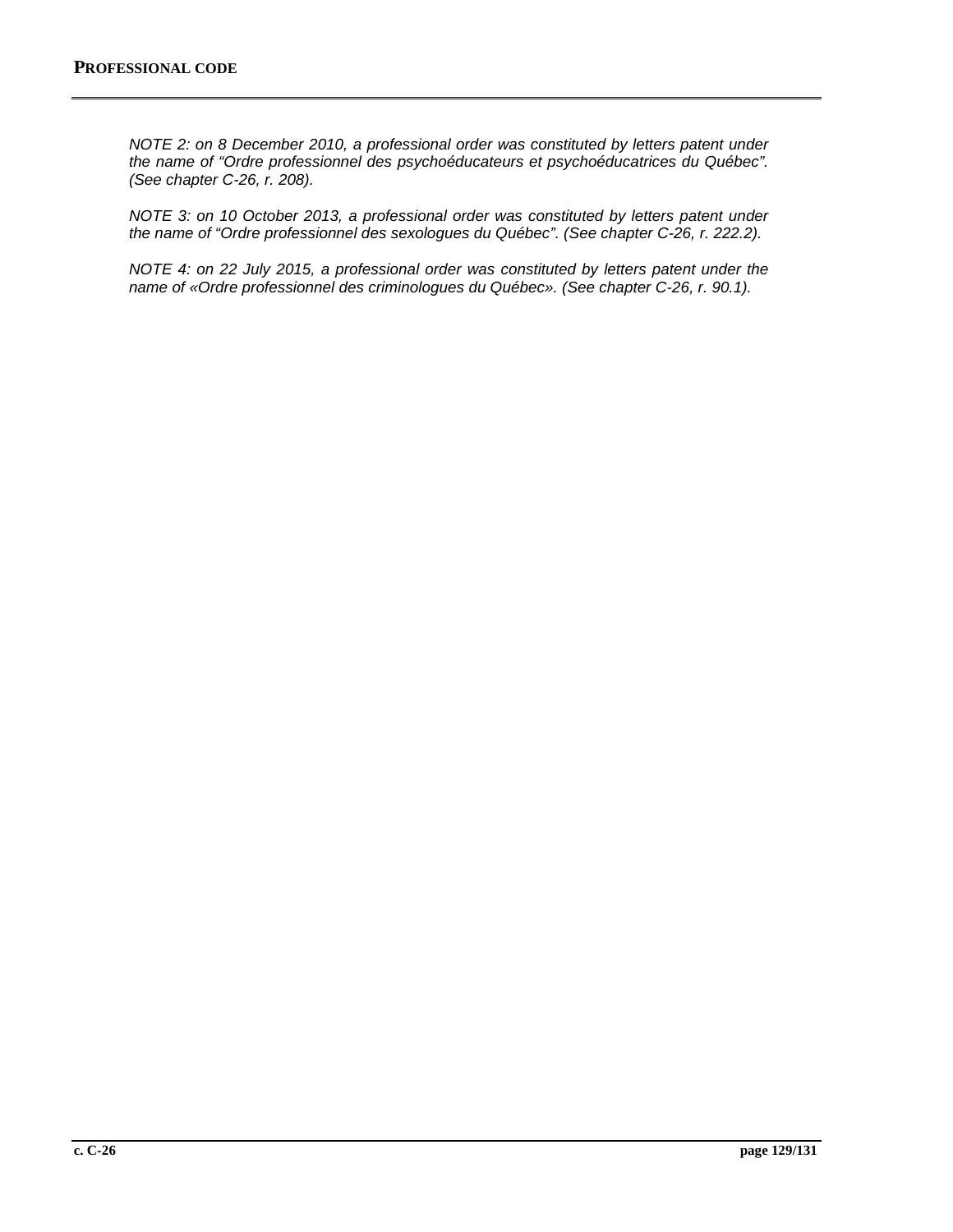*NOTE 2: on 8 December 2010, a professional order was constituted by letters patent under the name of "Ordre professionnel des psychoéducateurs et psychoéducatrices du Québec". (See chapter C-26, r. 208).*

*NOTE 3: on 10 October 2013, a professional order was constituted by letters patent under the name of "Ordre professionnel des sexologues du Québec". (See chapter C-26, r. 222.2).*

*NOTE 4: on 22 July 2015, a professional order was constituted by letters patent under the name of «Ordre professionnel des criminologues du Québec». (See chapter C-26, r. 90.1).*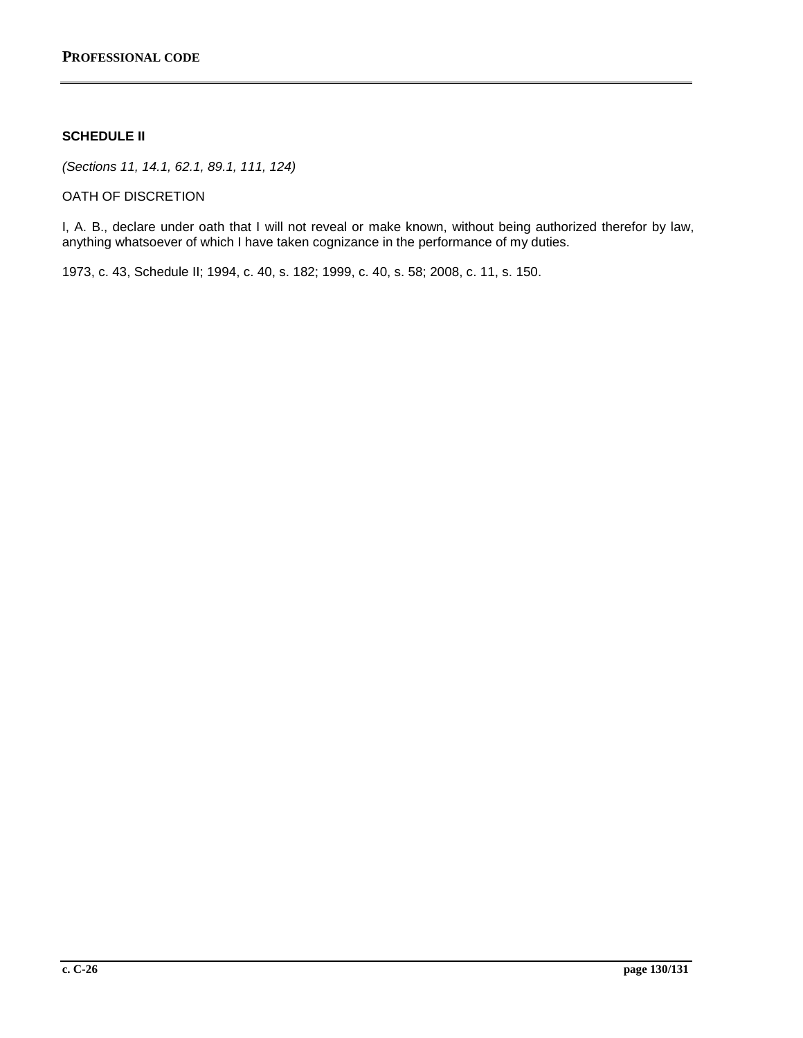## SCHEDULE II

*(Sections 11, 14.1, 62.1, 89.1, 111, 124)*

OATH OF DISCRETION

I, A. B., declare under oath that I will not reveal or make known, without being authorized therefor by law, anything whatsoever of which I have taken cognizance in the performance of my duties.

1973, c. 43, Schedule II; 1994, c. 40, s. 182; 1999, c. 40, s. 58; 2008, c. 11, s. 150.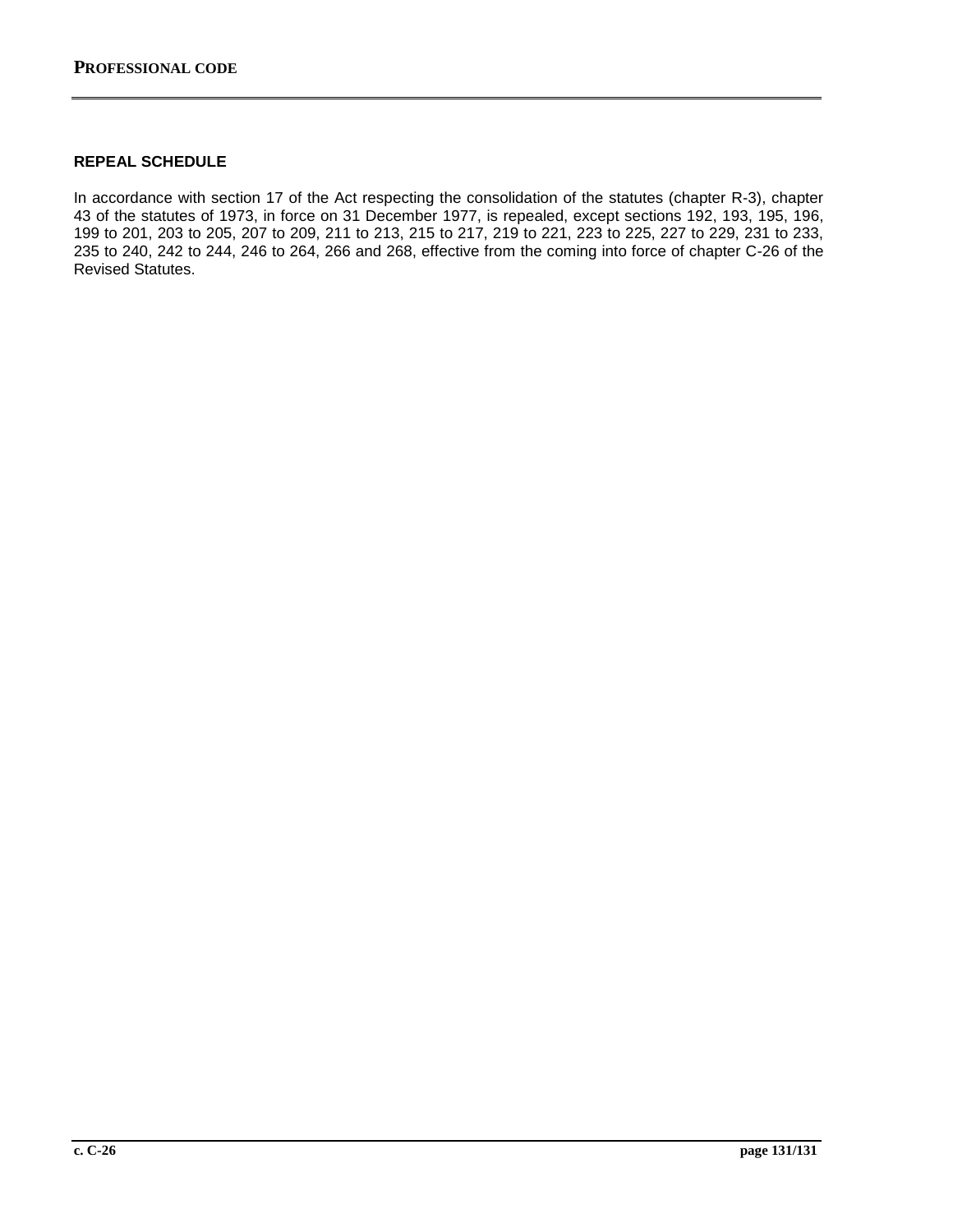## REPEAL SCHEDULE

In accordance with section 17 of the Act respecting the consolidation of the statutes (chapter R-3), chapter 43 of the statutes of 1973, in force on 31 December 1977, is repealed, except sections 192, 193, 195, 196, 199 to 201, 203 to 205, 207 to 209, 211 to 213, 215 to 217, 219 to 221, 223 to 225, 227 to 229, 231 to 233, 235 to 240, 242 to 244, 246 to 264, 266 and 268, effective from the coming into force of chapter C-26 of the Revised Statutes.